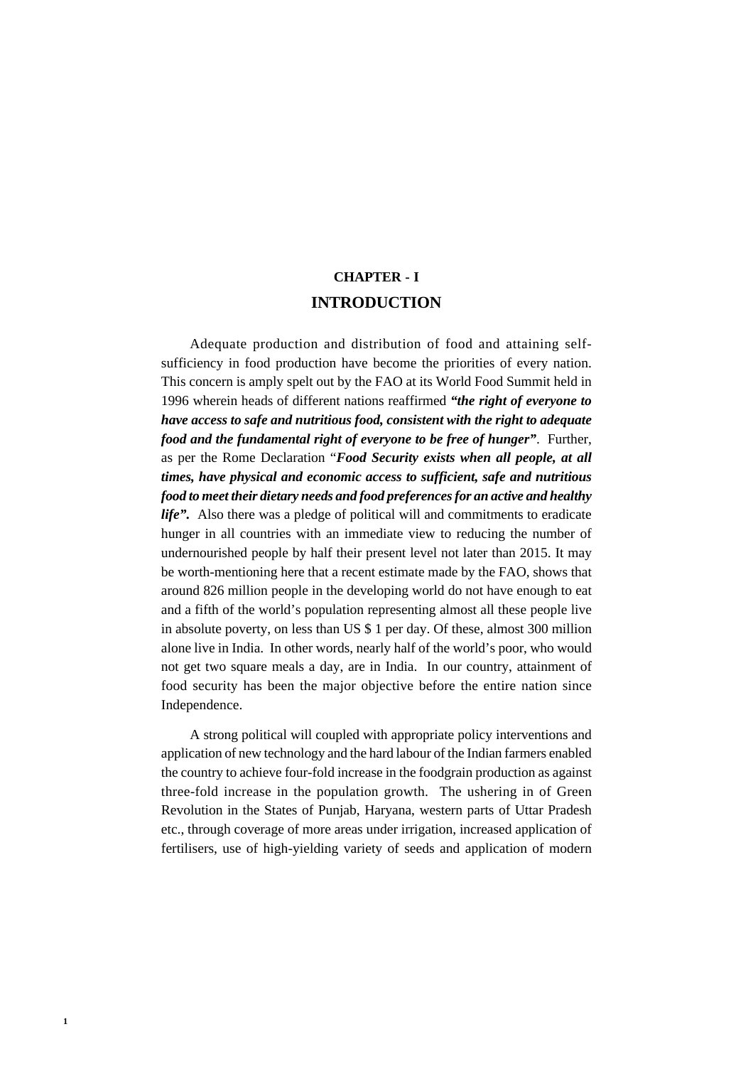# CHAPTER - I

# INTRODUCTION

Adequate production and distribution of food and attaining self-sufficiency in food production have become the priorities of every nation. This concern is amply spelt out by the FAO at its World Food Summit held in 1996 wherein heads of different nations reaffirmed ***"the right of everyone to have access to safe and nutritious food, consistent with the right to adequate food and the fundamental right of everyone to be free of hunger"***. Further, as per the Rome Declaration "***Food Security exists when all people, at all times, have physical and economic access to sufficient, safe and nutritious food to meet their dietary needs and food preferences for an active and healthy life".*** Also there was a pledge of political will and commitments to eradicate hunger in all countries with an immediate view to reducing the number of undernourished people by half their present level not later than 2015. It may be worth-mentioning here that a recent estimate made by the FAO, shows that around 826 million people in the developing world do not have enough to eat and a fifth of the world's population representing almost all these people live in absolute poverty, on less than US $ 1 per day. Of these, almost 300 million alone live in India. In other words, nearly half of the world's poor, who would not get two square meals a day, are in India. In our country, attainment of food security has been the major objective before the entire nation since Independence.

A strong political will coupled with appropriate policy interventions and application of new technology and the hard labour of the Indian farmers enabled the country to achieve four-fold increase in the foodgrain production as against three-fold increase in the population growth. The ushering in of Green Revolution in the States of Punjab, Haryana, western parts of Uttar Pradesh etc., through coverage of more areas under irrigation, increased application of fertilisers, use of high-yielding variety of seeds and application of modern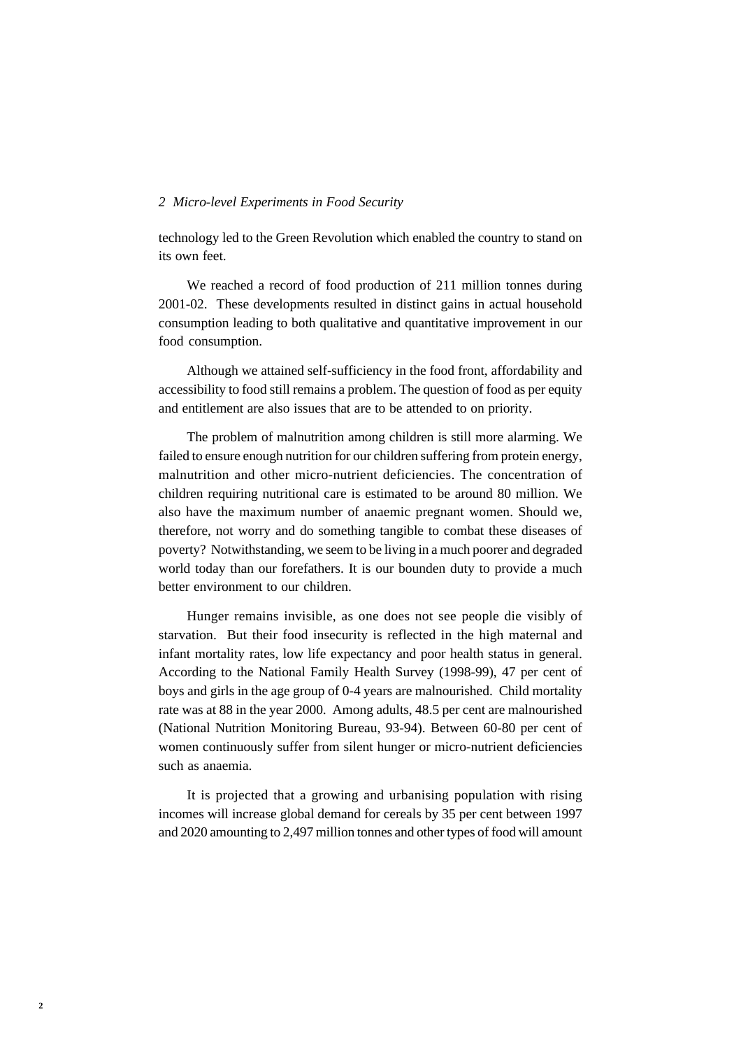technology led to the Green Revolution which enabled the country to stand on its own feet.

We reached a record of food production of 211 million tonnes during 2001-02. These developments resulted in distinct gains in actual household consumption leading to both qualitative and quantitative improvement in our food consumption.

Although we attained self-sufficiency in the food front, affordability and accessibility to food still remains a problem. The question of food as per equity and entitlement are also issues that are to be attended to on priority.

The problem of malnutrition among children is still more alarming. We failed to ensure enough nutrition for our children suffering from protein energy, malnutrition and other micro-nutrient deficiencies. The concentration of children requiring nutritional care is estimated to be around 80 million. We also have the maximum number of anaemic pregnant women. Should we, therefore, not worry and do something tangible to combat these diseases of poverty? Notwithstanding, we seem to be living in a much poorer and degraded world today than our forefathers. It is our bounden duty to provide a much better environment to our children.

Hunger remains invisible, as one does not see people die visibly of starvation. But their food insecurity is reflected in the high maternal and infant mortality rates, low life expectancy and poor health status in general. According to the National Family Health Survey (1998-99), 47 per cent of boys and girls in the age group of 0-4 years are malnourished. Child mortality rate was at 88 in the year 2000. Among adults, 48.5 per cent are malnourished (National Nutrition Monitoring Bureau, 93-94). Between 60-80 per cent of women continuously suffer from silent hunger or micro-nutrient deficiencies such as anaemia.

It is projected that a growing and urbanising population with rising incomes will increase global demand for cereals by 35 per cent between 1997 and 2020 amounting to 2,497 million tonnes and other types of food will amount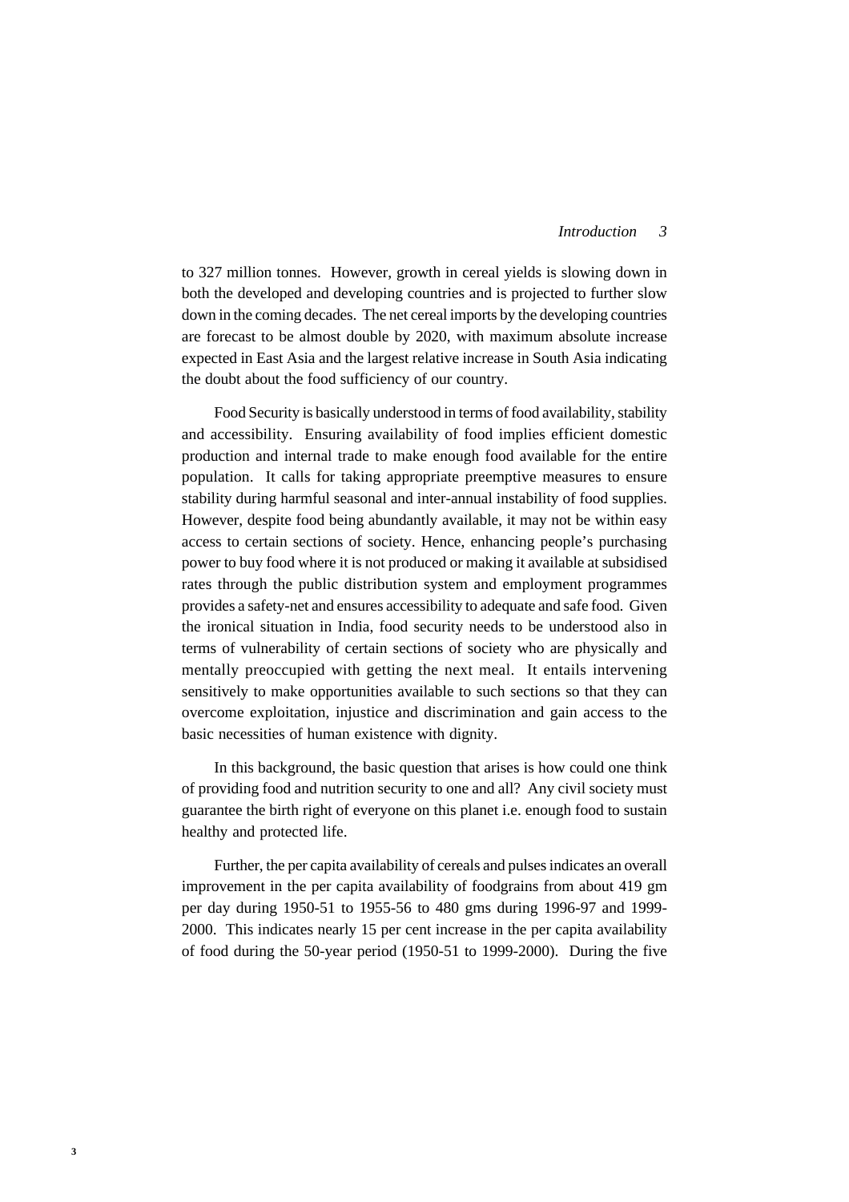to 327 million tonnes. However, growth in cereal yields is slowing down in both the developed and developing countries and is projected to further slow down in the coming decades. The net cereal imports by the developing countries are forecast to be almost double by 2020, with maximum absolute increase expected in East Asia and the largest relative increase in South Asia indicating the doubt about the food sufficiency of our country.

Food Security is basically understood in terms of food availability, stability and accessibility. Ensuring availability of food implies efficient domestic production and internal trade to make enough food available for the entire population. It calls for taking appropriate preemptive measures to ensure stability during harmful seasonal and inter-annual instability of food supplies. However, despite food being abundantly available, it may not be within easy access to certain sections of society. Hence, enhancing people's purchasing power to buy food where it is not produced or making it available at subsidised rates through the public distribution system and employment programmes provides a safety-net and ensures accessibility to adequate and safe food. Given the ironical situation in India, food security needs to be understood also in terms of vulnerability of certain sections of society who are physically and mentally preoccupied with getting the next meal. It entails intervening sensitively to make opportunities available to such sections so that they can overcome exploitation, injustice and discrimination and gain access to the basic necessities of human existence with dignity.

In this background, the basic question that arises is how could one think of providing food and nutrition security to one and all? Any civil society must guarantee the birth right of everyone on this planet i.e. enough food to sustain healthy and protected life.

Further, the per capita availability of cereals and pulses indicates an overall improvement in the per capita availability of foodgrains from about 419 gm per day during 1950-51 to 1955-56 to 480 gms during 1996-97 and 1999-2000. This indicates nearly 15 per cent increase in the per capita availability of food during the 50-year period (1950-51 to 1999-2000). During the five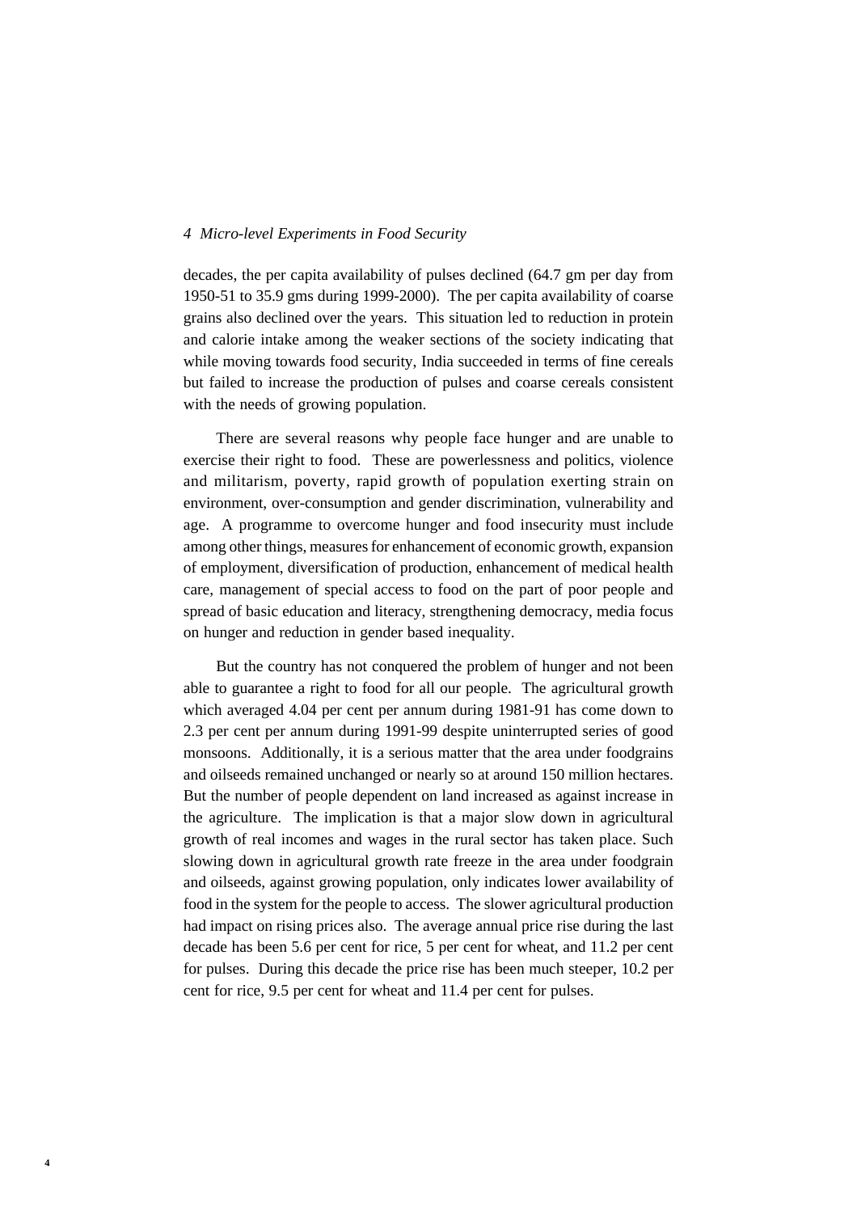decades, the per capita availability of pulses declined (64.7 gm per day from 1950-51 to 35.9 gms during 1999-2000). The per capita availability of coarse grains also declined over the years. This situation led to reduction in protein and calorie intake among the weaker sections of the society indicating that while moving towards food security, India succeeded in terms of fine cereals but failed to increase the production of pulses and coarse cereals consistent with the needs of growing population.

There are several reasons why people face hunger and are unable to exercise their right to food. These are powerlessness and politics, violence and militarism, poverty, rapid growth of population exerting strain on environment, over-consumption and gender discrimination, vulnerability and age. A programme to overcome hunger and food insecurity must include among other things, measures for enhancement of economic growth, expansion of employment, diversification of production, enhancement of medical health care, management of special access to food on the part of poor people and spread of basic education and literacy, strengthening democracy, media focus on hunger and reduction in gender based inequality.

But the country has not conquered the problem of hunger and not been able to guarantee a right to food for all our people. The agricultural growth which averaged 4.04 per cent per annum during 1981-91 has come down to 2.3 per cent per annum during 1991-99 despite uninterrupted series of good monsoons. Additionally, it is a serious matter that the area under foodgrains and oilseeds remained unchanged or nearly so at around 150 million hectares. But the number of people dependent on land increased as against increase in the agriculture. The implication is that a major slow down in agricultural growth of real incomes and wages in the rural sector has taken place. Such slowing down in agricultural growth rate freeze in the area under foodgrain and oilseeds, against growing population, only indicates lower availability of food in the system for the people to access. The slower agricultural production had impact on rising prices also. The average annual price rise during the last decade has been 5.6 per cent for rice, 5 per cent for wheat, and 11.2 per cent for pulses. During this decade the price rise has been much steeper, 10.2 per cent for rice, 9.5 per cent for wheat and 11.4 per cent for pulses.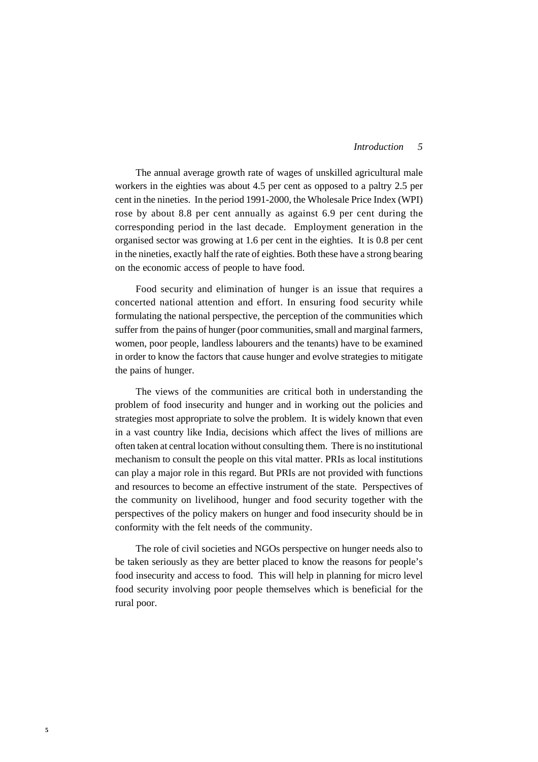The annual average growth rate of wages of unskilled agricultural male workers in the eighties was about 4.5 per cent as opposed to a paltry 2.5 per cent in the nineties. In the period 1991-2000, the Wholesale Price Index (WPI) rose by about 8.8 per cent annually as against 6.9 per cent during the corresponding period in the last decade. Employment generation in the organised sector was growing at 1.6 per cent in the eighties. It is 0.8 per cent in the nineties, exactly half the rate of eighties. Both these have a strong bearing on the economic access of people to have food.

Food security and elimination of hunger is an issue that requires a concerted national attention and effort. In ensuring food security while formulating the national perspective, the perception of the communities which suffer from the pains of hunger (poor communities, small and marginal farmers, women, poor people, landless labourers and the tenants) have to be examined in order to know the factors that cause hunger and evolve strategies to mitigate the pains of hunger.

The views of the communities are critical both in understanding the problem of food insecurity and hunger and in working out the policies and strategies most appropriate to solve the problem. It is widely known that even in a vast country like India, decisions which affect the lives of millions are often taken at central location without consulting them. There is no institutional mechanism to consult the people on this vital matter. PRIs as local institutions can play a major role in this regard. But PRIs are not provided with functions and resources to become an effective instrument of the state. Perspectives of the community on livelihood, hunger and food security together with the perspectives of the policy makers on hunger and food insecurity should be in conformity with the felt needs of the community.

The role of civil societies and NGOs perspective on hunger needs also to be taken seriously as they are better placed to know the reasons for people's food insecurity and access to food. This will help in planning for micro level food security involving poor people themselves which is beneficial for the rural poor.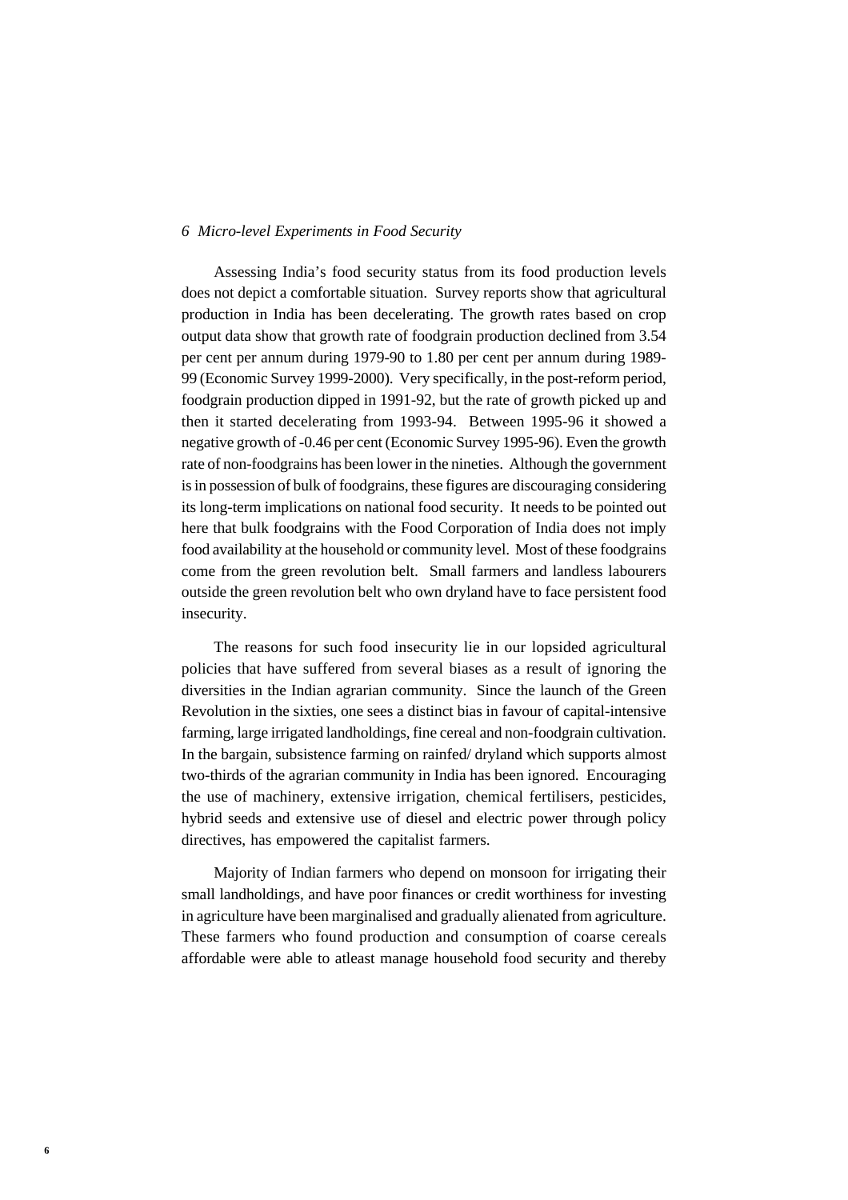Assessing India's food security status from its food production levels does not depict a comfortable situation. Survey reports show that agricultural production in India has been decelerating. The growth rates based on crop output data show that growth rate of foodgrain production declined from 3.54 per cent per annum during 1979-90 to 1.80 per cent per annum during 1989-99 (Economic Survey 1999-2000). Very specifically, in the post-reform period, foodgrain production dipped in 1991-92, but the rate of growth picked up and then it started decelerating from 1993-94. Between 1995-96 it showed a negative growth of -0.46 per cent (Economic Survey 1995-96). Even the growth rate of non-foodgrains has been lower in the nineties. Although the government is in possession of bulk of foodgrains, these figures are discouraging considering its long-term implications on national food security. It needs to be pointed out here that bulk foodgrains with the Food Corporation of India does not imply food availability at the household or community level. Most of these foodgrains come from the green revolution belt. Small farmers and landless labourers outside the green revolution belt who own dryland have to face persistent food insecurity.

The reasons for such food insecurity lie in our lopsided agricultural policies that have suffered from several biases as a result of ignoring the diversities in the Indian agrarian community. Since the launch of the Green Revolution in the sixties, one sees a distinct bias in favour of capital-intensive farming, large irrigated landholdings, fine cereal and non-foodgrain cultivation. In the bargain, subsistence farming on rainfed/ dryland which supports almost two-thirds of the agrarian community in India has been ignored. Encouraging the use of machinery, extensive irrigation, chemical fertilisers, pesticides, hybrid seeds and extensive use of diesel and electric power through policy directives, has empowered the capitalist farmers.

Majority of Indian farmers who depend on monsoon for irrigating their small landholdings, and have poor finances or credit worthiness for investing in agriculture have been marginalised and gradually alienated from agriculture. These farmers who found production and consumption of coarse cereals affordable were able to atleast manage household food security and thereby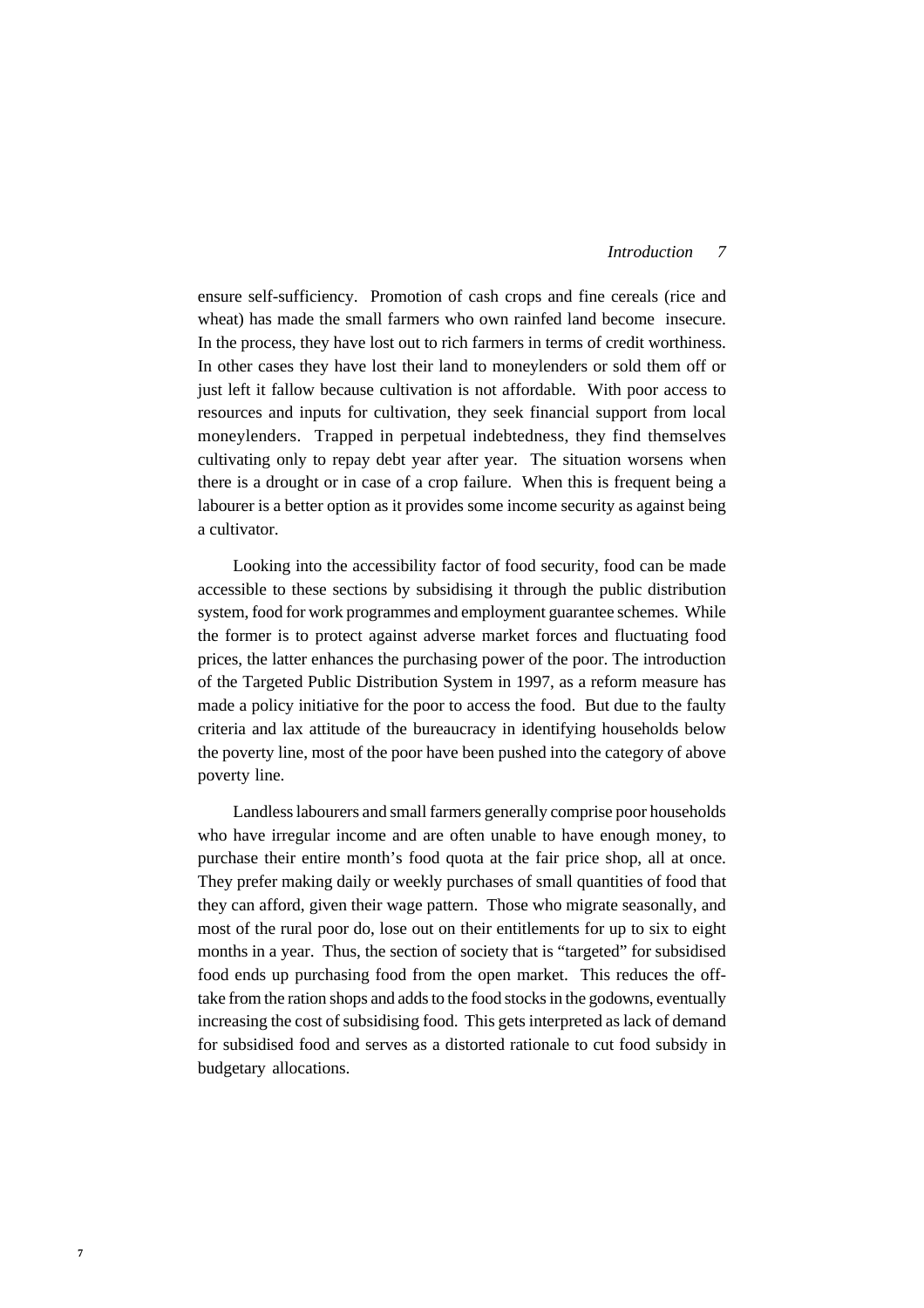ensure self-sufficiency. Promotion of cash crops and fine cereals (rice and wheat) has made the small farmers who own rainfed land become insecure. In the process, they have lost out to rich farmers in terms of credit worthiness. In other cases they have lost their land to moneylenders or sold them off or just left it fallow because cultivation is not affordable. With poor access to resources and inputs for cultivation, they seek financial support from local moneylenders. Trapped in perpetual indebtedness, they find themselves cultivating only to repay debt year after year. The situation worsens when there is a drought or in case of a crop failure. When this is frequent being a labourer is a better option as it provides some income security as against being a cultivator.

Looking into the accessibility factor of food security, food can be made accessible to these sections by subsidising it through the public distribution system, food for work programmes and employment guarantee schemes. While the former is to protect against adverse market forces and fluctuating food prices, the latter enhances the purchasing power of the poor. The introduction of the Targeted Public Distribution System in 1997, as a reform measure has made a policy initiative for the poor to access the food. But due to the faulty criteria and lax attitude of the bureaucracy in identifying households below the poverty line, most of the poor have been pushed into the category of above poverty line.

Landless labourers and small farmers generally comprise poor households who have irregular income and are often unable to have enough money, to purchase their entire month's food quota at the fair price shop, all at once. They prefer making daily or weekly purchases of small quantities of food that they can afford, given their wage pattern. Those who migrate seasonally, and most of the rural poor do, lose out on their entitlements for up to six to eight months in a year. Thus, the section of society that is "targeted" for subsidised food ends up purchasing food from the open market. This reduces the off-take from the ration shops and adds to the food stocks in the godowns, eventually increasing the cost of subsidising food. This gets interpreted as lack of demand for subsidised food and serves as a distorted rationale to cut food subsidy in budgetary allocations.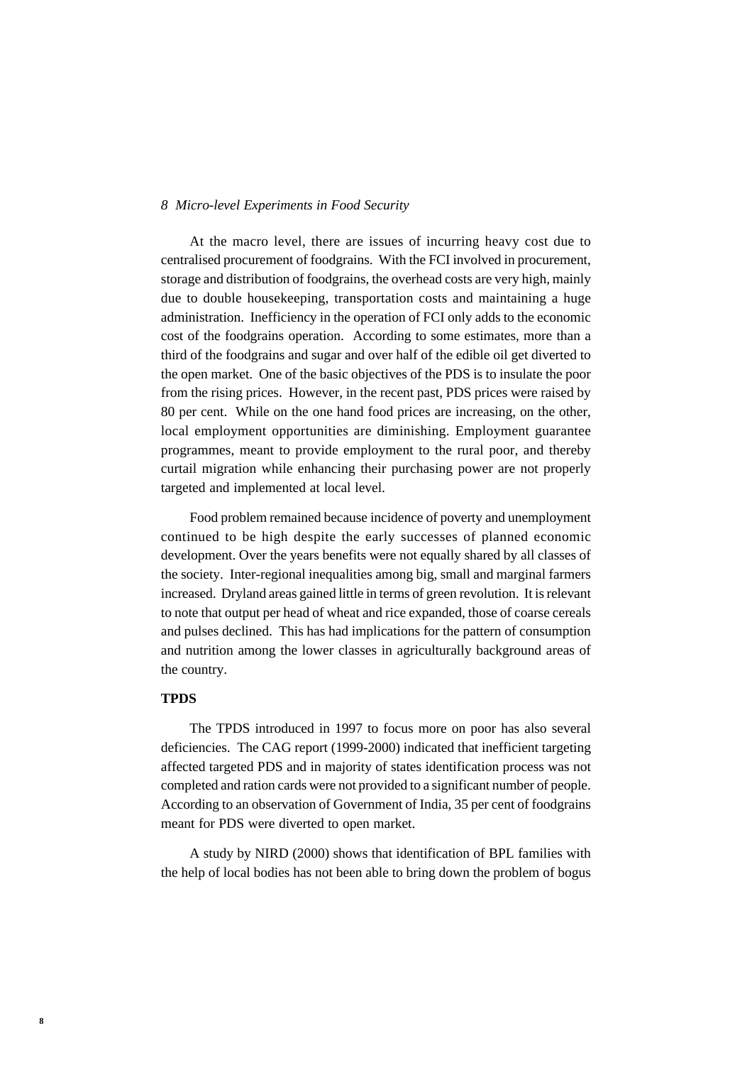At the macro level, there are issues of incurring heavy cost due to centralised procurement of foodgrains. With the FCI involved in procurement, storage and distribution of foodgrains, the overhead costs are very high, mainly due to double housekeeping, transportation costs and maintaining a huge administration. Inefficiency in the operation of FCI only adds to the economic cost of the foodgrains operation. According to some estimates, more than a third of the foodgrains and sugar and over half of the edible oil get diverted to the open market. One of the basic objectives of the PDS is to insulate the poor from the rising prices. However, in the recent past, PDS prices were raised by 80 per cent. While on the one hand food prices are increasing, on the other, local employment opportunities are diminishing. Employment guarantee programmes, meant to provide employment to the rural poor, and thereby curtail migration while enhancing their purchasing power are not properly targeted and implemented at local level.

Food problem remained because incidence of poverty and unemployment continued to be high despite the early successes of planned economic development. Over the years benefits were not equally shared by all classes of the society. Inter-regional inequalities among big, small and marginal farmers increased. Dryland areas gained little in terms of green revolution. It is relevant to note that output per head of wheat and rice expanded, those of coarse cereals and pulses declined. This has had implications for the pattern of consumption and nutrition among the lower classes in agriculturally background areas of the country.

**TPDS**

The TPDS introduced in 1997 to focus more on poor has also several deficiencies. The CAG report (1999-2000) indicated that inefficient targeting affected targeted PDS and in majority of states identification process was not completed and ration cards were not provided to a significant number of people. According to an observation of Government of India, 35 per cent of foodgrains meant for PDS were diverted to open market.

A study by NIRD (2000) shows that identification of BPL families with the help of local bodies has not been able to bring down the problem of bogus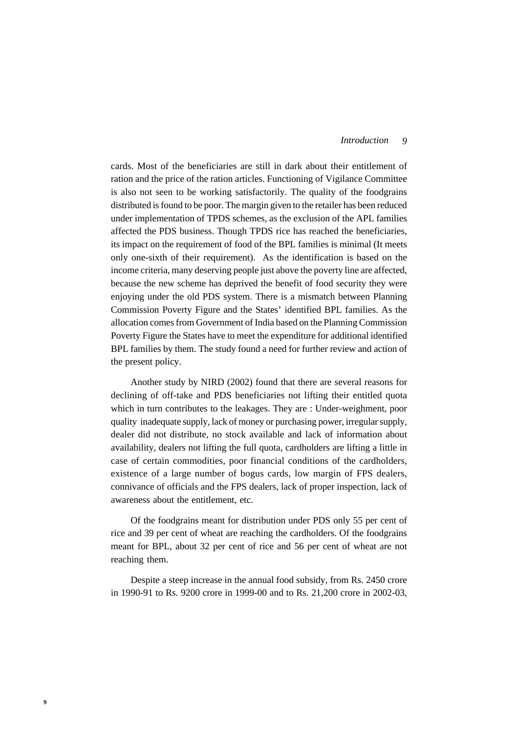cards. Most of the beneficiaries are still in dark about their entitlement of ration and the price of the ration articles. Functioning of Vigilance Committee is also not seen to be working satisfactorily. The quality of the foodgrains distributed is found to be poor. The margin given to the retailer has been reduced under implementation of TPDS schemes, as the exclusion of the APL families affected the PDS business. Though TPDS rice has reached the beneficiaries, its impact on the requirement of food of the BPL families is minimal (It meets only one-sixth of their requirement). As the identification is based on the income criteria, many deserving people just above the poverty line are affected, because the new scheme has deprived the benefit of food security they were enjoying under the old PDS system. There is a mismatch between Planning Commission Poverty Figure and the States' identified BPL families. As the allocation comes from Government of India based on the Planning Commission Poverty Figure the States have to meet the expenditure for additional identified BPL families by them. The study found a need for further review and action of the present policy.

Another study by NIRD (2002) found that there are several reasons for declining of off-take and PDS beneficiaries not lifting their entitled quota which in turn contributes to the leakages. They are : Under-weighment, poor quality inadequate supply, lack of money or purchasing power, irregular supply, dealer did not distribute, no stock available and lack of information about availability, dealers not lifting the full quota, cardholders are lifting a little in case of certain commodities, poor financial conditions of the cardholders, existence of a large number of bogus cards, low margin of FPS dealers, connivance of officials and the FPS dealers, lack of proper inspection, lack of awareness about the entitlement, etc.

Of the foodgrains meant for distribution under PDS only 55 per cent of rice and 39 per cent of wheat are reaching the cardholders. Of the foodgrains meant for BPL, about 32 per cent of rice and 56 per cent of wheat are not reaching them.

Despite a steep increase in the annual food subsidy, from Rs. 2450 crore in 1990-91 to Rs. 9200 crore in 1999-00 and to Rs. 21,200 crore in 2002-03,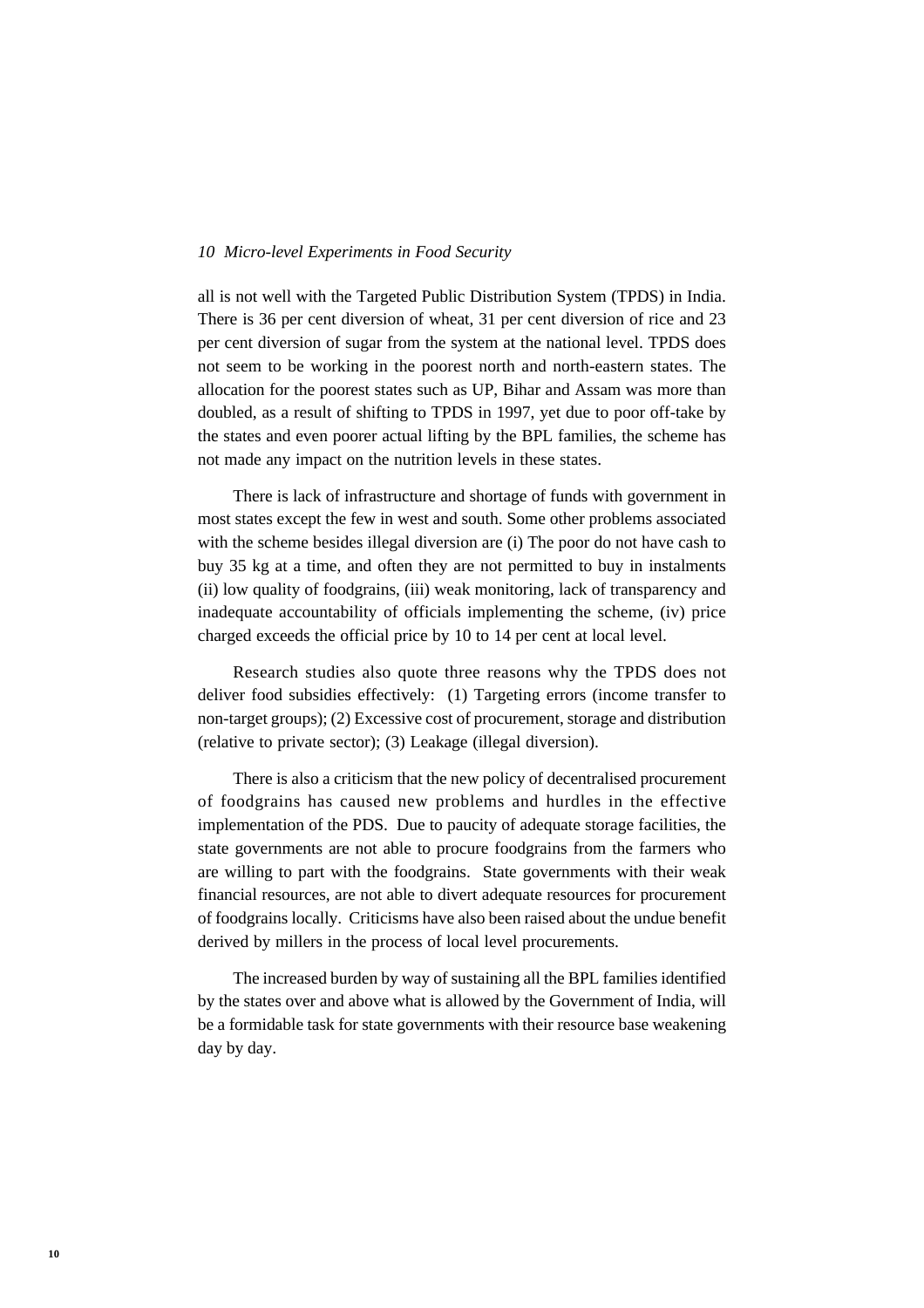all is not well with the Targeted Public Distribution System (TPDS) in India. There is 36 per cent diversion of wheat, 31 per cent diversion of rice and 23 per cent diversion of sugar from the system at the national level. TPDS does not seem to be working in the poorest north and north-eastern states. The allocation for the poorest states such as UP, Bihar and Assam was more than doubled, as a result of shifting to TPDS in 1997, yet due to poor off-take by the states and even poorer actual lifting by the BPL families, the scheme has not made any impact on the nutrition levels in these states.

There is lack of infrastructure and shortage of funds with government in most states except the few in west and south. Some other problems associated with the scheme besides illegal diversion are (i) The poor do not have cash to buy 35 kg at a time, and often they are not permitted to buy in instalments (ii) low quality of foodgrains, (iii) weak monitoring, lack of transparency and inadequate accountability of officials implementing the scheme, (iv) price charged exceeds the official price by 10 to 14 per cent at local level.

Research studies also quote three reasons why the TPDS does not deliver food subsidies effectively: (1) Targeting errors (income transfer to non-target groups); (2) Excessive cost of procurement, storage and distribution (relative to private sector); (3) Leakage (illegal diversion).

There is also a criticism that the new policy of decentralised procurement of foodgrains has caused new problems and hurdles in the effective implementation of the PDS. Due to paucity of adequate storage facilities, the state governments are not able to procure foodgrains from the farmers who are willing to part with the foodgrains. State governments with their weak financial resources, are not able to divert adequate resources for procurement of foodgrains locally. Criticisms have also been raised about the undue benefit derived by millers in the process of local level procurements.

The increased burden by way of sustaining all the BPL families identified by the states over and above what is allowed by the Government of India, will be a formidable task for state governments with their resource base weakening day by day.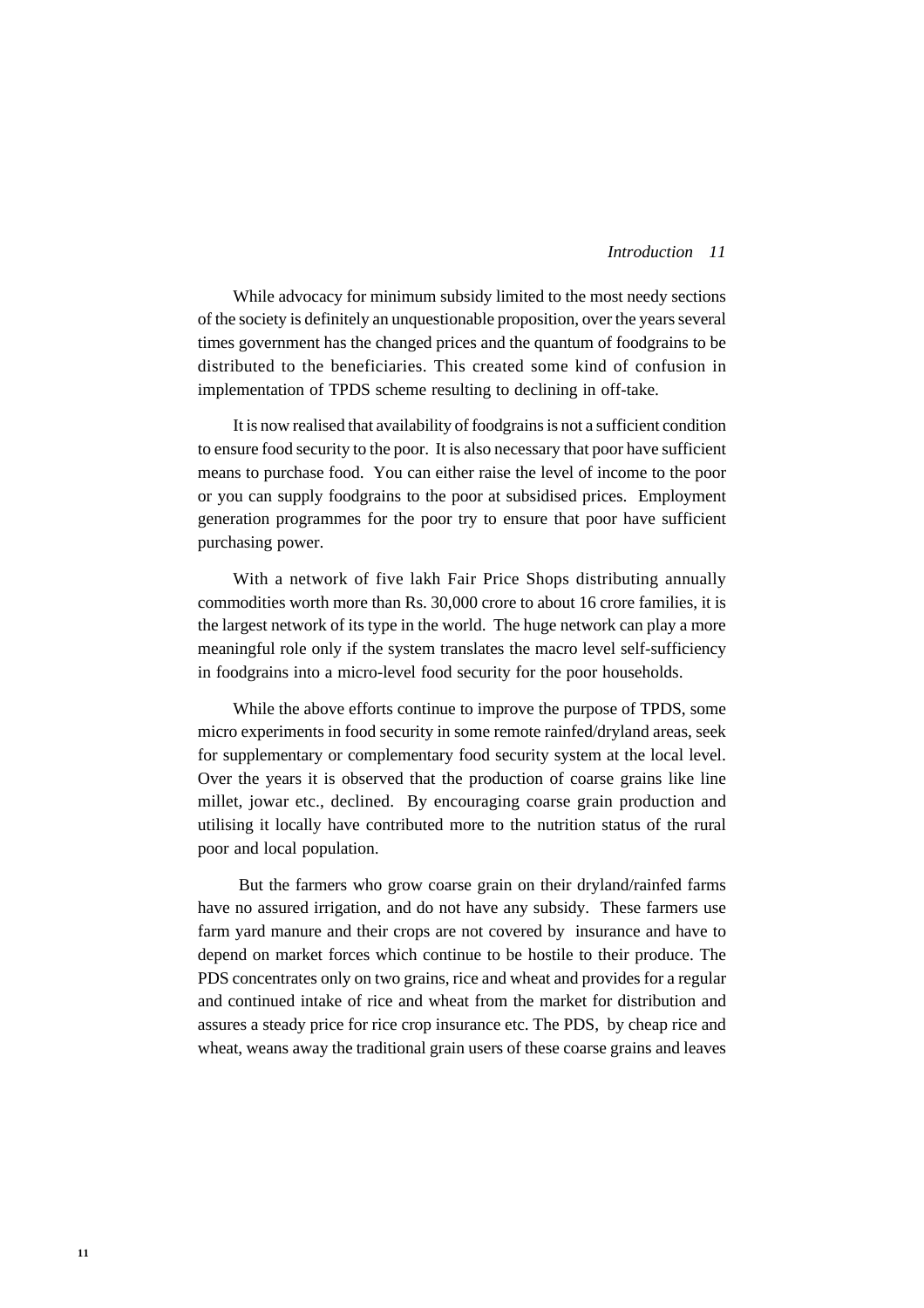While advocacy for minimum subsidy limited to the most needy sections of the society is definitely an unquestionable proposition, over the years several times government has the changed prices and the quantum of foodgrains to be distributed to the beneficiaries. This created some kind of confusion in implementation of TPDS scheme resulting to declining in off-take.

It is now realised that availability of foodgrains is not a sufficient condition to ensure food security to the poor. It is also necessary that poor have sufficient means to purchase food. You can either raise the level of income to the poor or you can supply foodgrains to the poor at subsidised prices. Employment generation programmes for the poor try to ensure that poor have sufficient purchasing power.

With a network of five lakh Fair Price Shops distributing annually commodities worth more than Rs. 30,000 crore to about 16 crore families, it is the largest network of its type in the world. The huge network can play a more meaningful role only if the system translates the macro level self-sufficiency in foodgrains into a micro-level food security for the poor households.

While the above efforts continue to improve the purpose of TPDS, some micro experiments in food security in some remote rainfed/dryland areas, seek for supplementary or complementary food security system at the local level. Over the years it is observed that the production of coarse grains like line millet, jowar etc., declined. By encouraging coarse grain production and utilising it locally have contributed more to the nutrition status of the rural poor and local population.

But the farmers who grow coarse grain on their dryland/rainfed farms have no assured irrigation, and do not have any subsidy. These farmers use farm yard manure and their crops are not covered by insurance and have to depend on market forces which continue to be hostile to their produce. The PDS concentrates only on two grains, rice and wheat and provides for a regular and continued intake of rice and wheat from the market for distribution and assures a steady price for rice crop insurance etc. The PDS, by cheap rice and wheat, weans away the traditional grain users of these coarse grains and leaves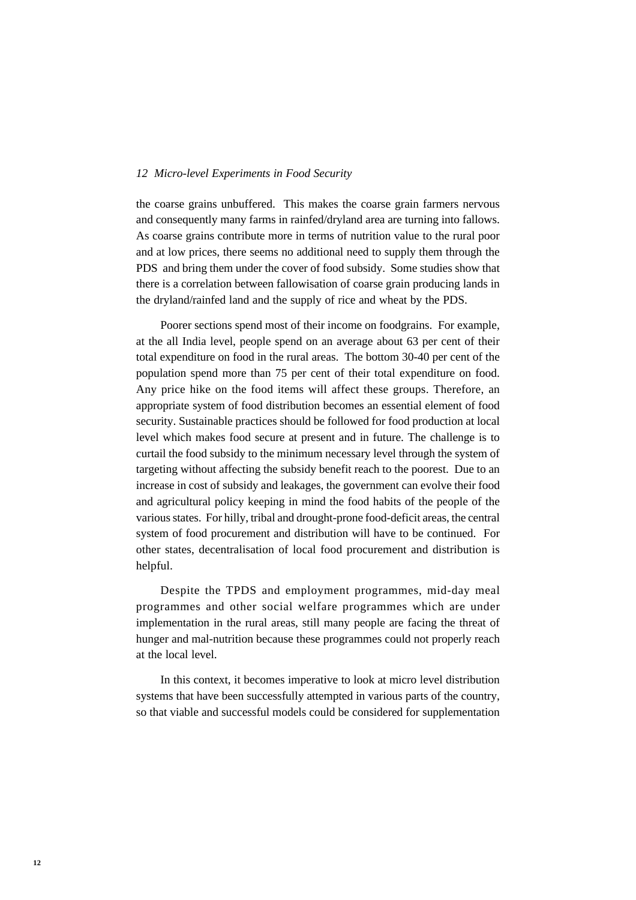the coarse grains unbuffered. This makes the coarse grain farmers nervous and consequently many farms in rainfed/dryland area are turning into fallows. As coarse grains contribute more in terms of nutrition value to the rural poor and at low prices, there seems no additional need to supply them through the PDS and bring them under the cover of food subsidy. Some studies show that there is a correlation between fallowisation of coarse grain producing lands in the dryland/rainfed land and the supply of rice and wheat by the PDS.

Poorer sections spend most of their income on foodgrains. For example, at the all India level, people spend on an average about 63 per cent of their total expenditure on food in the rural areas. The bottom 30-40 per cent of the population spend more than 75 per cent of their total expenditure on food. Any price hike on the food items will affect these groups. Therefore, an appropriate system of food distribution becomes an essential element of food security. Sustainable practices should be followed for food production at local level which makes food secure at present and in future. The challenge is to curtail the food subsidy to the minimum necessary level through the system of targeting without affecting the subsidy benefit reach to the poorest. Due to an increase in cost of subsidy and leakages, the government can evolve their food and agricultural policy keeping in mind the food habits of the people of the various states. For hilly, tribal and drought-prone food-deficit areas, the central system of food procurement and distribution will have to be continued. For other states, decentralisation of local food procurement and distribution is helpful.

Despite the TPDS and employment programmes, mid-day meal programmes and other social welfare programmes which are under implementation in the rural areas, still many people are facing the threat of hunger and mal-nutrition because these programmes could not properly reach at the local level.

In this context, it becomes imperative to look at micro level distribution systems that have been successfully attempted in various parts of the country, so that viable and successful models could be considered for supplementation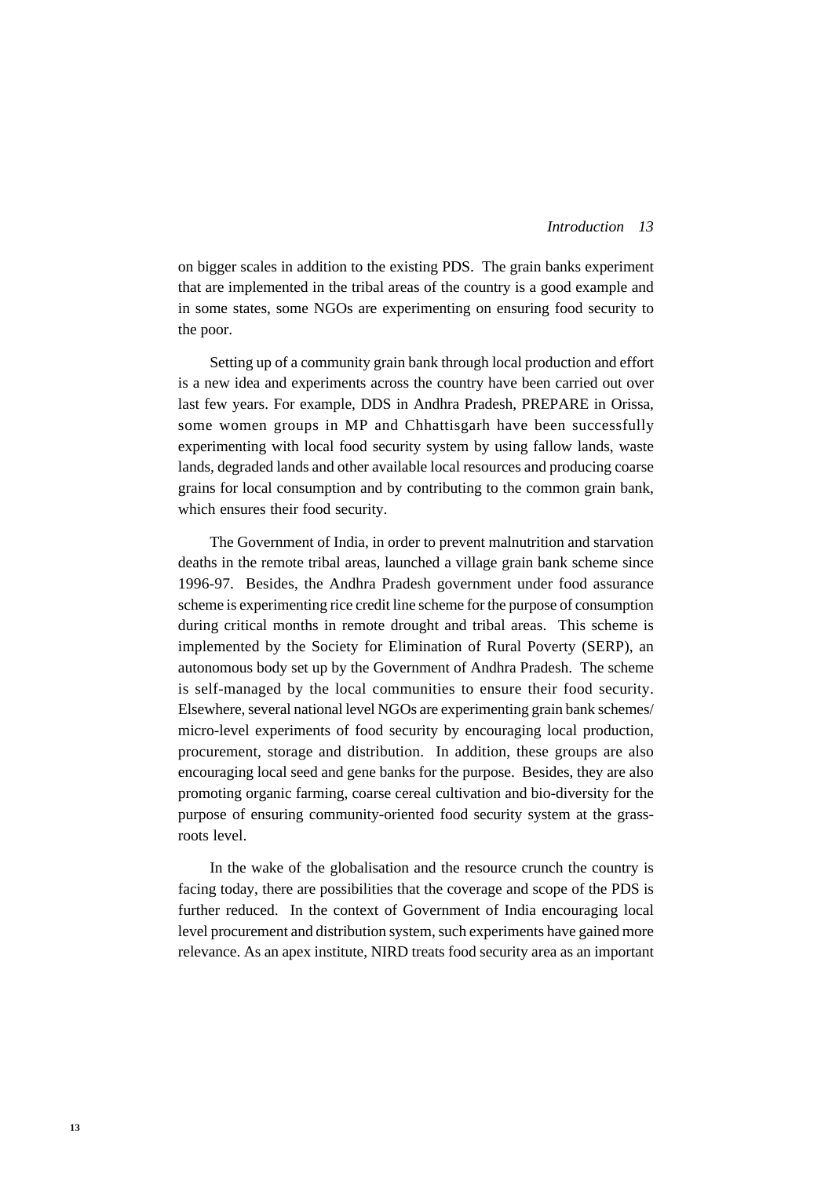on bigger scales in addition to the existing PDS. The grain banks experiment that are implemented in the tribal areas of the country is a good example and in some states, some NGOs are experimenting on ensuring food security to the poor.

Setting up of a community grain bank through local production and effort is a new idea and experiments across the country have been carried out over last few years. For example, DDS in Andhra Pradesh, PREPARE in Orissa, some women groups in MP and Chhattisgarh have been successfully experimenting with local food security system by using fallow lands, waste lands, degraded lands and other available local resources and producing coarse grains for local consumption and by contributing to the common grain bank, which ensures their food security.

The Government of India, in order to prevent malnutrition and starvation deaths in the remote tribal areas, launched a village grain bank scheme since 1996-97. Besides, the Andhra Pradesh government under food assurance scheme is experimenting rice credit line scheme for the purpose of consumption during critical months in remote drought and tribal areas. This scheme is implemented by the Society for Elimination of Rural Poverty (SERP), an autonomous body set up by the Government of Andhra Pradesh. The scheme is self-managed by the local communities to ensure their food security. Elsewhere, several national level NGOs are experimenting grain bank schemes/ micro-level experiments of food security by encouraging local production, procurement, storage and distribution. In addition, these groups are also encouraging local seed and gene banks for the purpose. Besides, they are also promoting organic farming, coarse cereal cultivation and bio-diversity for the purpose of ensuring community-oriented food security system at the grass-roots level.

In the wake of the globalisation and the resource crunch the country is facing today, there are possibilities that the coverage and scope of the PDS is further reduced. In the context of Government of India encouraging local level procurement and distribution system, such experiments have gained more relevance. As an apex institute, NIRD treats food security area as an important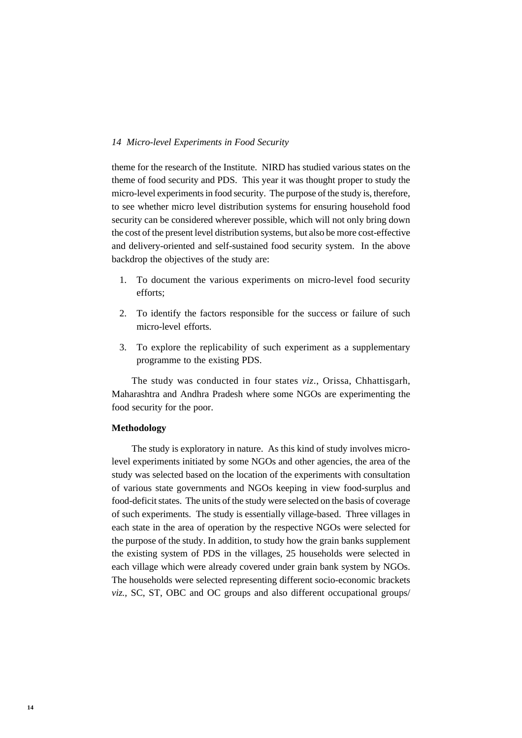theme for the research of the Institute. NIRD has studied various states on the theme of food security and PDS. This year it was thought proper to study the micro-level experiments in food security. The purpose of the study is, therefore, to see whether micro level distribution systems for ensuring household food security can be considered wherever possible, which will not only bring down the cost of the present level distribution systems, but also be more cost-effective and delivery-oriented and self-sustained food security system. In the above backdrop the objectives of the study are:

1. To document the various experiments on micro-level food security efforts;
2. To identify the factors responsible for the success or failure of such micro-level efforts.
3. To explore the replicability of such experiment as a supplementary programme to the existing PDS.

The study was conducted in four states *viz*., Orissa, Chhattisgarh, Maharashtra and Andhra Pradesh where some NGOs are experimenting the food security for the poor.

**Methodology**

The study is exploratory in nature. As this kind of study involves micro-level experiments initiated by some NGOs and other agencies, the area of the study was selected based on the location of the experiments with consultation of various state governments and NGOs keeping in view food-surplus and food-deficit states. The units of the study were selected on the basis of coverage of such experiments. The study is essentially village-based. Three villages in each state in the area of operation by the respective NGOs were selected for the purpose of the study. In addition, to study how the grain banks supplement the existing system of PDS in the villages, 25 households were selected in each village which were already covered under grain bank system by NGOs. The households were selected representing different socio-economic brackets *viz.,* SC, ST, OBC and OC groups and also different occupational groups/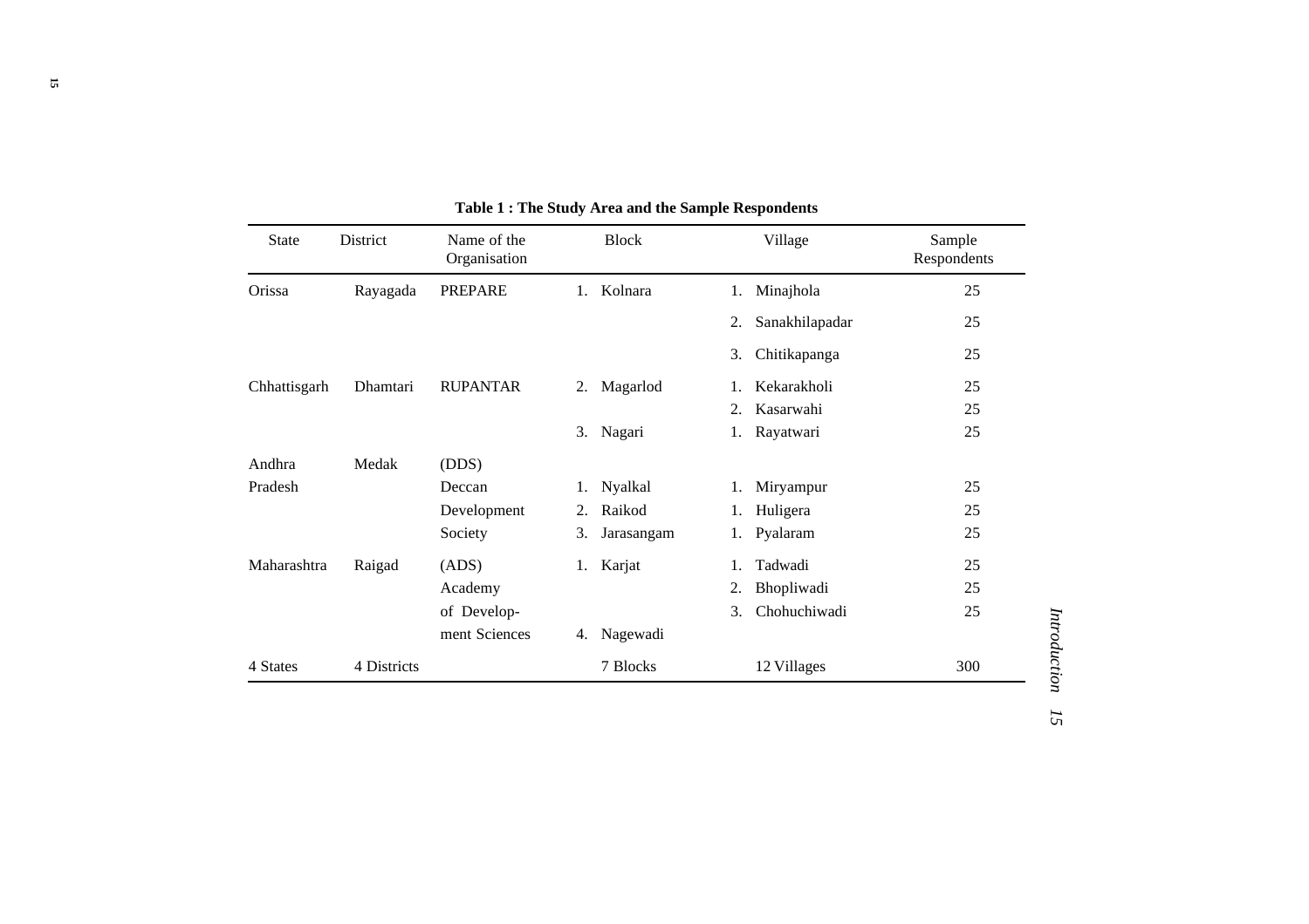**Table 1 : The Study Area and the Sample Respondents**

| State | District | Name of the Organisation | Block | Village | Sample Respondents |
|---|---|---|---|---|---|
| Orissa | Rayagada | PREPARE | 1. Kolnara | 1. Minajhola | 25 |
| | | | | 2. Sanakhilapadar | 25 |
| | | | | 3. Chitikapanga | 25 |
| Chhattisgarh | Dhamtari | RUPANTAR | 2. Magarlod | 1. Kekarakholi | 25 |
| | | | | 2. Kasarwahi | 25 |
| | | | 3. Nagari | 1. Rayatwari | 25 |
| Andhra Pradesh | Medak | (DDS) Deccan Development Society | 1. Nyalkal | 1. Miryampur | 25 |
| | | | 2. Raikod | 1. Huligera | 25 |
| | | | 3. Jarasangam | 1. Pyalaram | 25 |
| Maharashtra | Raigad | (ADS) Academy of Development Sciences | 1. Karjat | 1. Tadwadi | 25 |
| | | | | 2. Bhopliwadi | 25 |
| | | | | 3. Chohuchiwadi | 25 |
| | | | 4. Nagewadi | | |
| 4 States | 4 Districts | | 7 Blocks | 12 Villages | 300 |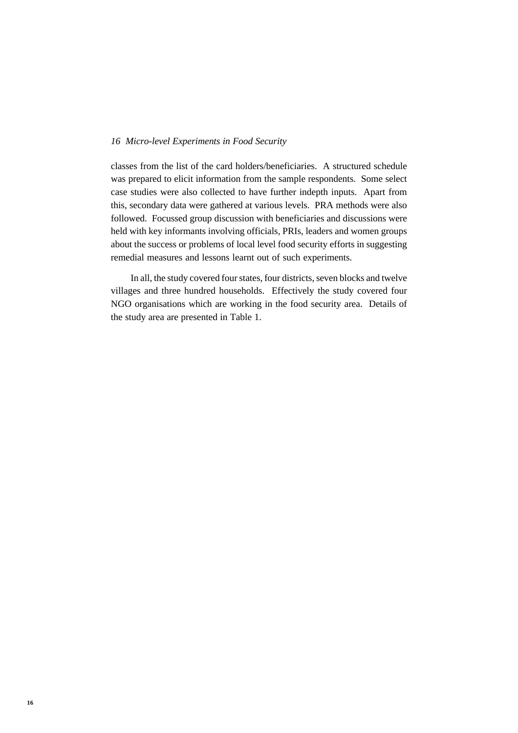classes from the list of the card holders/beneficiaries. A structured schedule was prepared to elicit information from the sample respondents. Some select case studies were also collected to have further indepth inputs. Apart from this, secondary data were gathered at various levels. PRA methods were also followed. Focussed group discussion with beneficiaries and discussions were held with key informants involving officials, PRIs, leaders and women groups about the success or problems of local level food security efforts in suggesting remedial measures and lessons learnt out of such experiments.

In all, the study covered four states, four districts, seven blocks and twelve villages and three hundred households. Effectively the study covered four NGO organisations which are working in the food security area. Details of the study area are presented in Table 1.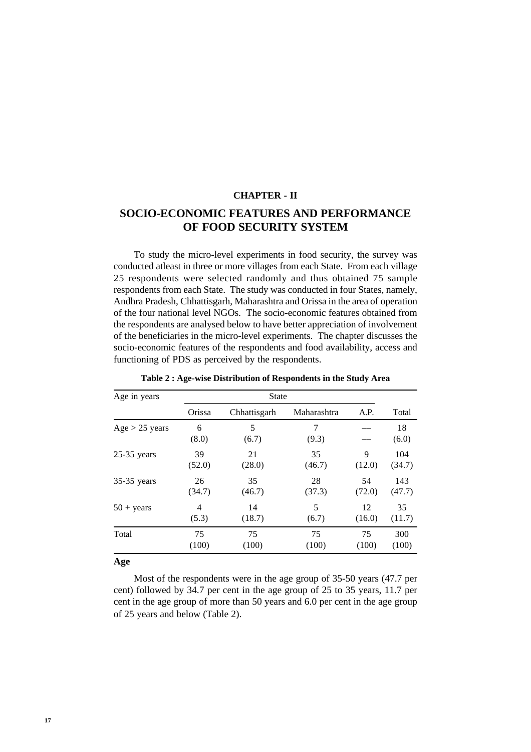**CHAPTER - II**

# SOCIO-ECONOMIC FEATURES AND PERFORMANCE OF FOOD SECURITY SYSTEM

To study the micro-level experiments in food security, the survey was conducted atleast in three or more villages from each State. From each village 25 respondents were selected randomly and thus obtained 75 sample respondents from each State. The study was conducted in four States, namely, Andhra Pradesh, Chhattisgarh, Maharashtra and Orissa in the area of operation of the four national level NGOs. The socio-economic features obtained from the respondents are analysed below to have better appreciation of involvement of the beneficiaries in the micro-level experiments. The chapter discusses the socio-economic features of the respondents and food availability, access and functioning of PDS as perceived by the respondents.

**Table 2 : Age-wise Distribution of Respondents in the Study Area**

| Age in years | State | | | | Total |
|---|---|---|---|---|---|
| | Orissa | Chhattisgarh | Maharashtra | A.P. | |
| Age > 25 years | 6 (8.0) | 5 (6.7) | 7 (9.3) | — — | 18 (6.0) |
| 25-35 years | 39 (52.0) | 21 (28.0) | 35 (46.7) | 9 (12.0) | 104 (34.7) |
| 35-35 years | 26 (34.7) | 35 (46.7) | 28 (37.3) | 54 (72.0) | 143 (47.7) |
| 50 + years | 4 (5.3) | 14 (18.7) | 5 (6.7) | 12 (16.0) | 35 (11.7) |
| Total | 75 (100) | 75 (100) | 75 (100) | 75 (100) | 300 (100) |

**Age**

Most of the respondents were in the age group of 35-50 years (47.7 per cent) followed by 34.7 per cent in the age group of 25 to 35 years, 11.7 per cent in the age group of more than 50 years and 6.0 per cent in the age group of 25 years and below (Table 2).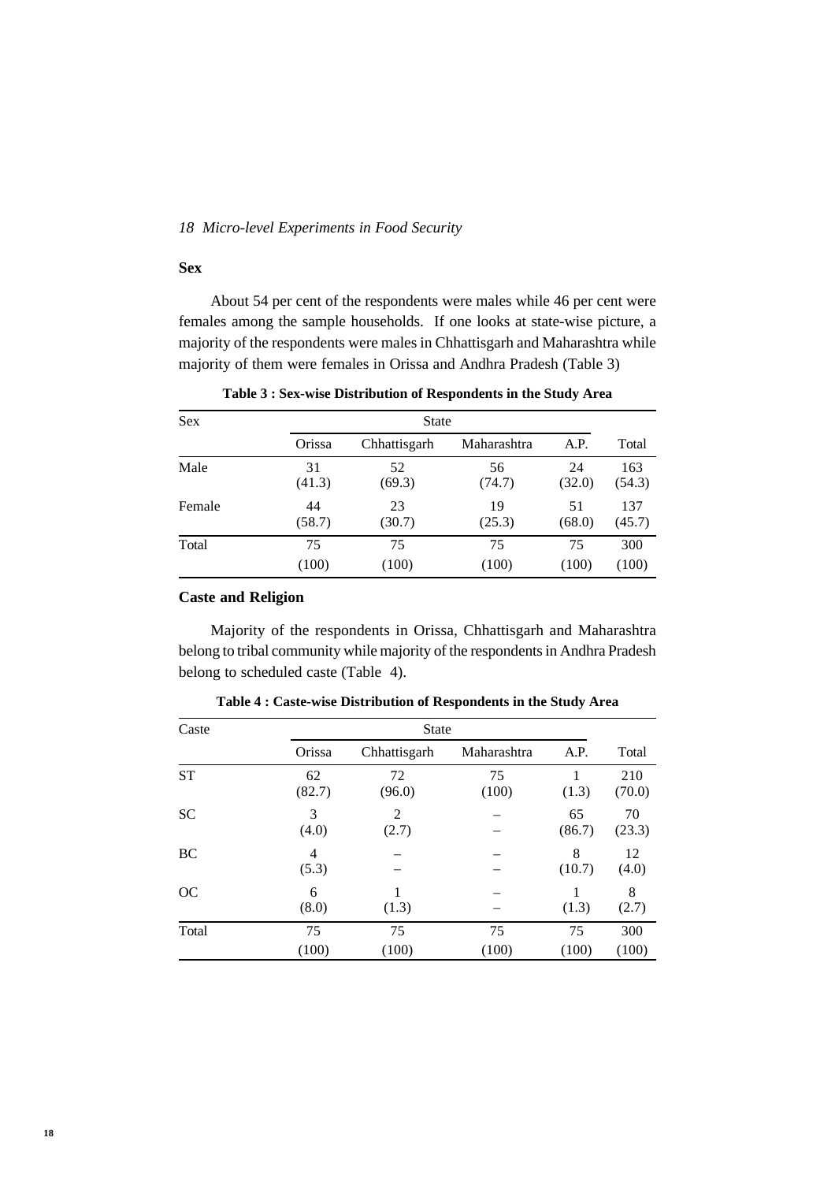## Sex

About 54 per cent of the respondents were males while 46 per cent were females among the sample households. If one looks at state-wise picture, a majority of the respondents were males in Chhattisgarh and Maharashtra while majority of them were females in Orissa and Andhra Pradesh (Table 3)

**Table 3 : Sex-wise Distribution of Respondents in the Study Area**

| Sex | State | | | | |
|---|---|---|---|---|---|
| | Orissa | Chhattisgarh | Maharashtra | A.P. | Total |
| Male | 31 (41.3) | 52 (69.3) | 56 (74.7) | 24 (32.0) | 163 (54.3) |
| Female | 44 (58.7) | 23 (30.7) | 19 (25.3) | 51 (68.0) | 137 (45.7) |
| Total | 75 (100) | 75 (100) | 75 (100) | 75 (100) | 300 (100) |

## Caste and Religion

Majority of the respondents in Orissa, Chhattisgarh and Maharashtra belong to tribal community while majority of the respondents in Andhra Pradesh belong to scheduled caste (Table 4).

**Table 4 : Caste-wise Distribution of Respondents in the Study Area**

| Caste | State | | | | |
|---|---|---|---|---|---|
| | Orissa | Chhattisgarh | Maharashtra | A.P. | Total |
| ST | 62 (82.7) | 72 (96.0) | 75 (100) | 1 (1.3) | 210 (70.0) |
| SC | 3 (4.0) | 2 (2.7) | – | 65 (86.7) | 70 (23.3) |
| BC | 4 (5.3) | – | – | 8 (10.7) | 12 (4.0) |
| OC | 6 (8.0) | 1 (1.3) | – | 1 (1.3) | 8 (2.7) |
| Total | 75 (100) | 75 (100) | 75 (100) | 75 (100) | 300 (100) |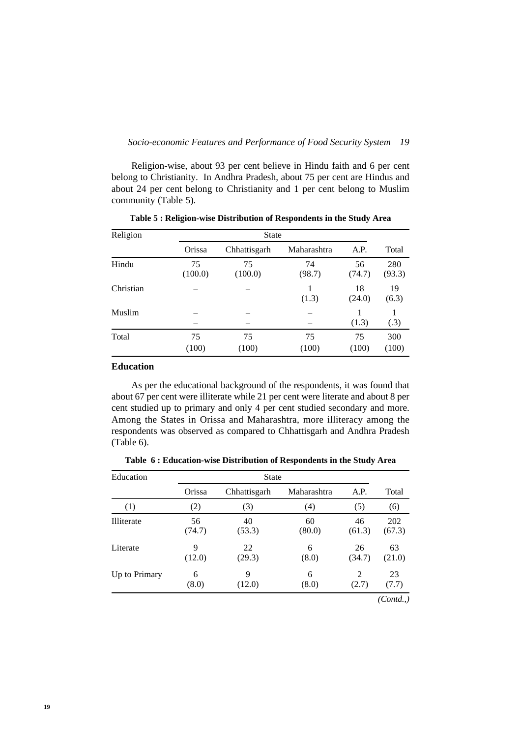Religion-wise, about 93 per cent believe in Hindu faith and 6 per cent belong to Christianity. In Andhra Pradesh, about 75 per cent are Hindus and about 24 per cent belong to Christianity and 1 per cent belong to Muslim community (Table 5).

**Table 5 : Religion-wise Distribution of Respondents in the Study Area**

| Religion | State | | | | |
|---|---|---|---|---|---|
| | Orissa | Chhattisgarh | Maharashtra | A.P. | Total |
| Hindu | 75 (100.0) | 75 (100.0) | 74 (98.7) | 56 (74.7) | 280 (93.3) |
| Christian | – | – | 1 (1.3) | 18 (24.0) | 19 (6.3) |
| Muslim | – – | – – | – – | 1 (1.3) | 1 (.3) |
| Total | 75 (100) | 75 (100) | 75 (100) | 75 (100) | 300 (100) |

## Education

As per the educational background of the respondents, it was found that about 67 per cent were illiterate while 21 per cent were literate and about 8 per cent studied up to primary and only 4 per cent studied secondary and more. Among the States in Orissa and Maharashtra, more illiteracy among the respondents was observed as compared to Chhattisgarh and Andhra Pradesh (Table 6).

**Table 6 : Education-wise Distribution of Respondents in the Study Area**

| Education | State | | | | |
|---|---|---|---|---|---|
| | Orissa | Chhattisgarh | Maharashtra | A.P. | Total |
| (1) | (2) | (3) | (4) | (5) | (6) |
| Illiterate | 56 (74.7) | 40 (53.3) | 60 (80.0) | 46 (61.3) | 202 (67.3) |
| Literate | 9 (12.0) | 22 (29.3) | 6 (8.0) | 26 (34.7) | 63 (21.0) |
| Up to Primary | 6 (8.0) | 9 (12.0) | 6 (8.0) | 2 (2.7) | 23 (7.7) |

*(Contd.,)*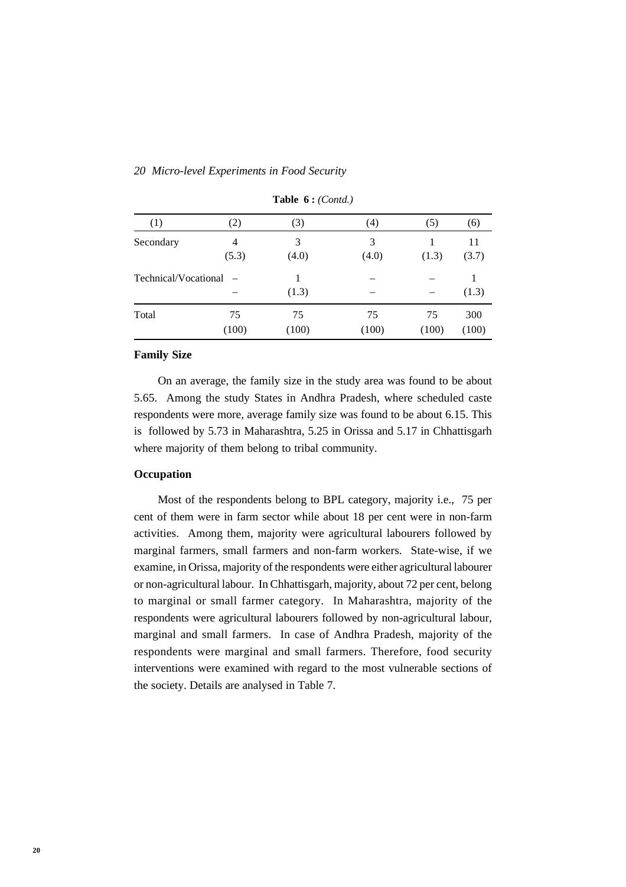**Table 6 :** *(Contd.)*

| (1) | (2) | (3) | (4) | (5) | (6) |
|---|---|---|---|---|---|
| Secondary | 4<br>(5.3) | 3<br>(4.0) | 3<br>(4.0) | 1<br>(1.3) | 11<br>(3.7) |
| Technical/Vocational | –<br>– | 1<br>(1.3) | –<br>– | –<br>– | 1<br>(1.3) |
| Total | 75<br>(100) | 75<br>(100) | 75<br>(100) | 75<br>(100) | 300<br>(100) |

### Family Size

On an average, the family size in the study area was found to be about 5.65. Among the study States in Andhra Pradesh, where scheduled caste respondents were more, average family size was found to be about 6.15. This is followed by 5.73 in Maharashtra, 5.25 in Orissa and 5.17 in Chhattisgarh where majority of them belong to tribal community.

### Occupation

Most of the respondents belong to BPL category, majority i.e., 75 per cent of them were in farm sector while about 18 per cent were in non-farm activities. Among them, majority were agricultural labourers followed by marginal farmers, small farmers and non-farm workers. State-wise, if we examine, in Orissa, majority of the respondents were either agricultural labourer or non-agricultural labour. In Chhattisgarh, majority, about 72 per cent, belong to marginal or small farmer category. In Maharashtra, majority of the respondents were agricultural labourers followed by non-agricultural labour, marginal and small farmers. In case of Andhra Pradesh, majority of the respondents were marginal and small farmers. Therefore, food security interventions were examined with regard to the most vulnerable sections of the society. Details are analysed in Table 7.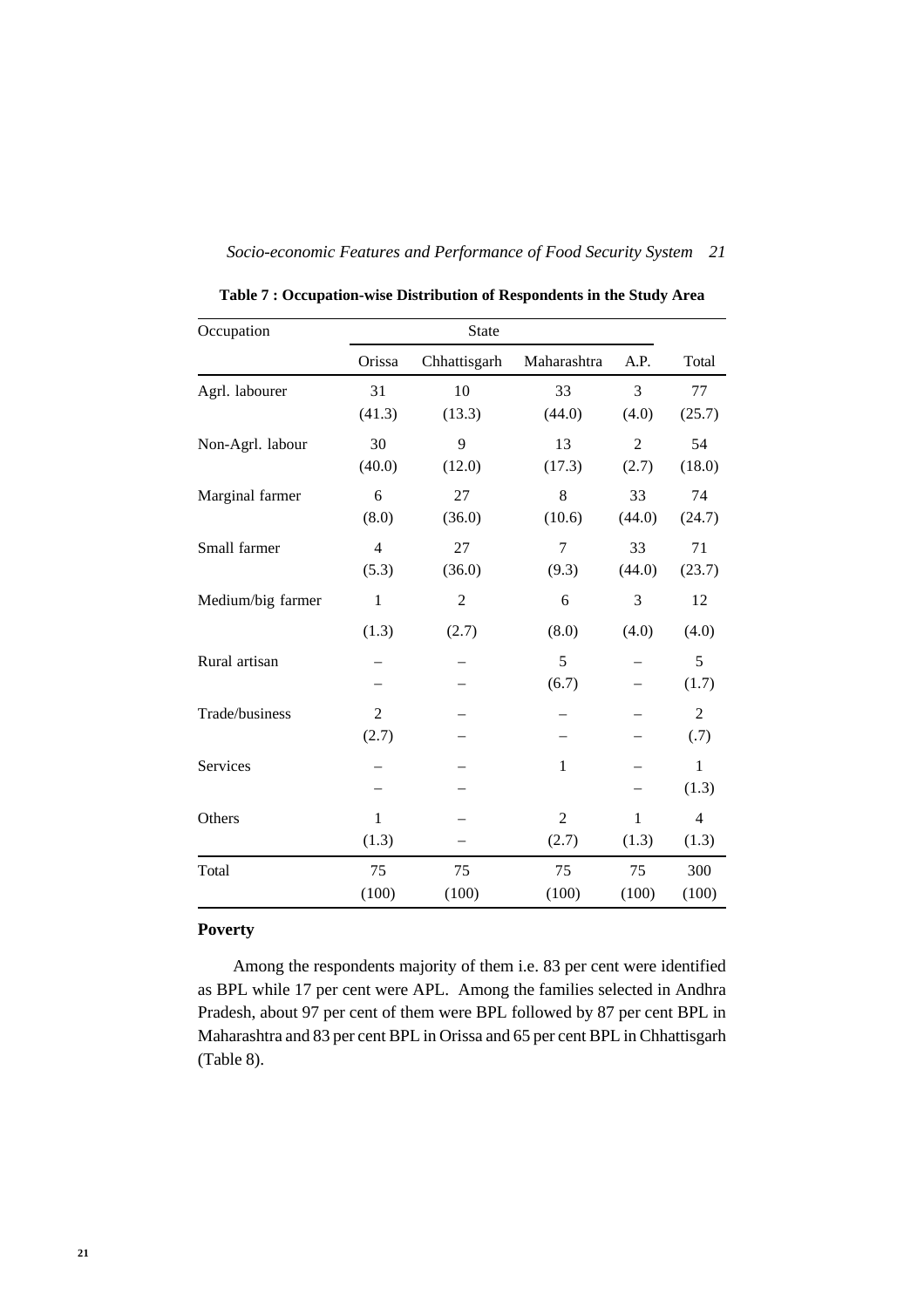**Table 7 : Occupation-wise Distribution of Respondents in the Study Area**

| Occupation | State | | | | |
|---|---|---|---|---|---|
| | Orissa | Chhattisgarh | Maharashtra | A.P. | Total |
| Agrl. labourer | 31<br>(41.3) | 10<br>(13.3) | 33<br>(44.0) | 3<br>(4.0) | 77<br>(25.7) |
| Non-Agrl. labour | 30<br>(40.0) | 9<br>(12.0) | 13<br>(17.3) | 2<br>(2.7) | 54<br>(18.0) |
| Marginal farmer | 6<br>(8.0) | 27<br>(36.0) | 8<br>(10.6) | 33<br>(44.0) | 74<br>(24.7) |
| Small farmer | 4<br>(5.3) | 27<br>(36.0) | 7<br>(9.3) | 33<br>(44.0) | 71<br>(23.7) |
| Medium/big farmer | 1<br>(1.3) | 2<br>(2.7) | 6<br>(8.0) | 3<br>(4.0) | 12<br>(4.0) |
| Rural artisan | –<br>– | –<br>– | 5<br>(6.7) | –<br>– | 5<br>(1.7) |
| Trade/business | 2<br>(2.7) | –<br>– | –<br>– | –<br>– | 2<br>(.7) |
| Services | –<br>– | –<br>– | 1 | –<br>– | 1<br>(1.3) |
| Others | 1<br>(1.3) | –<br>– | 2<br>(2.7) | 1<br>(1.3) | 4<br>(1.3) |
| Total | 75<br>(100) | 75<br>(100) | 75<br>(100) | 75<br>(100) | 300<br>(100) |

**Poverty**

Among the respondents majority of them i.e. 83 per cent were identified as BPL while 17 per cent were APL. Among the families selected in Andhra Pradesh, about 97 per cent of them were BPL followed by 87 per cent BPL in Maharashtra and 83 per cent BPL in Orissa and 65 per cent BPL in Chhattisgarh (Table 8).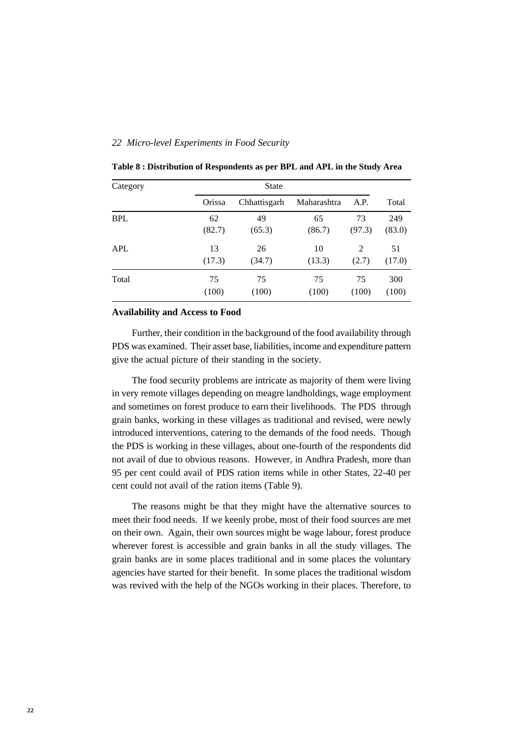**Table 8 : Distribution of Respondents as per BPL and APL in the Study Area**

| Category | State | | | | Total |
|---|---|---|---|---|---|
| | Orissa | Chhattisgarh | Maharashtra | A.P. | |
| BPL | 62 (82.7) | 49 (65.3) | 65 (86.7) | 73 (97.3) | 249 (83.0) |
| APL | 13 (17.3) | 26 (34.7) | 10 (13.3) | 2 (2.7) | 51 (17.0) |
| Total | 75 (100) | 75 (100) | 75 (100) | 75 (100) | 300 (100) |

**Availability and Access to Food**

Further, their condition in the background of the food availability through PDS was examined. Their asset base, liabilities, income and expenditure pattern give the actual picture of their standing in the society.

The food security problems are intricate as majority of them were living in very remote villages depending on meagre landholdings, wage employment and sometimes on forest produce to earn their livelihoods. The PDS through grain banks, working in these villages as traditional and revised, were newly introduced interventions, catering to the demands of the food needs. Though the PDS is working in these villages, about one-fourth of the respondents did not avail of due to obvious reasons. However, in Andhra Pradesh, more than 95 per cent could avail of PDS ration items while in other States, 22-40 per cent could not avail of the ration items (Table 9).

The reasons might be that they might have the alternative sources to meet their food needs. If we keenly probe, most of their food sources are met on their own. Again, their own sources might be wage labour, forest produce wherever forest is accessible and grain banks in all the study villages. The grain banks are in some places traditional and in some places the voluntary agencies have started for their benefit. In some places the traditional wisdom was revived with the help of the NGOs working in their places. Therefore, to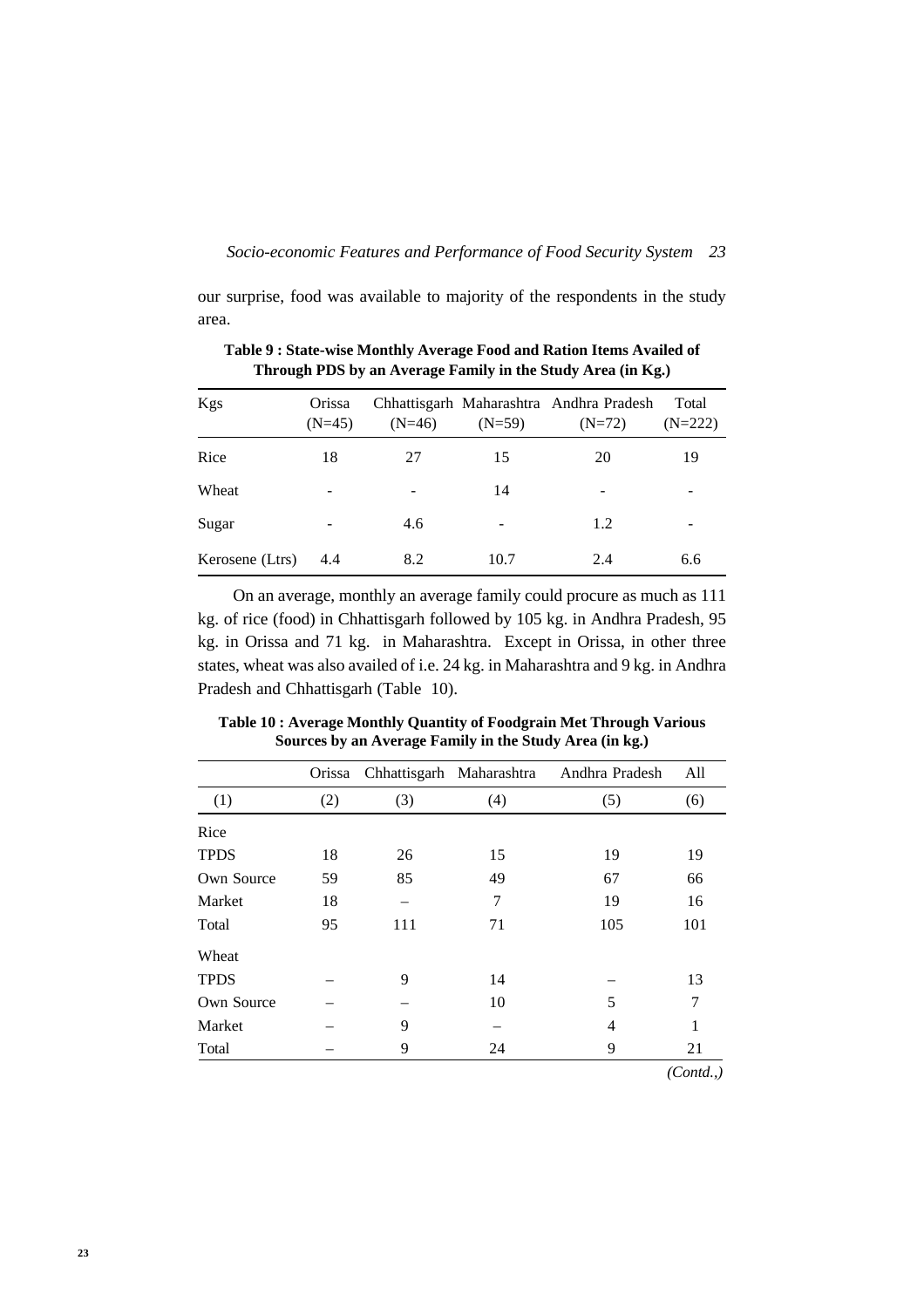our surprise, food was available to majority of the respondents in the study area.

**Table 9 : State-wise Monthly Average Food and Ration Items Availed of Through PDS by an Average Family in the Study Area (in Kg.)**

| Kgs | Orissa (N=45) | Chhattisgarh (N=46) | Maharashtra (N=59) | Andhra Pradesh (N=72) | Total (N=222) |
|---|---|---|---|---|---|
| Rice | 18 | 27 | 15 | 20 | 19 |
| Wheat | - | - | 14 | - | - |
| Sugar | - | 4.6 | - | 1.2 | - |
| Kerosene (Ltrs) | 4.4 | 8.2 | 10.7 | 2.4 | 6.6 |

On an average, monthly an average family could procure as much as 111 kg. of rice (food) in Chhattisgarh followed by 105 kg. in Andhra Pradesh, 95 kg. in Orissa and 71 kg. in Maharashtra. Except in Orissa, in other three states, wheat was also availed of i.e. 24 kg. in Maharashtra and 9 kg. in Andhra Pradesh and Chhattisgarh (Table 10).

**Table 10 : Average Monthly Quantity of Foodgrain Met Through Various Sources by an Average Family in the Study Area (in kg.)**

| | Orissa | Chhattisgarh | Maharashtra | Andhra Pradesh | All |
|---|---|---|---|---|---|
| (1) | (2) | (3) | (4) | (5) | (6) |
| Rice | | | | | |
| TPDS | 18 | 26 | 15 | 19 | 19 |
| Own Source | 59 | 85 | 49 | 67 | 66 |
| Market | 18 | – | 7 | 19 | 16 |
| Total | 95 | 111 | 71 | 105 | 101 |
| Wheat | | | | | |
| TPDS | – | 9 | 14 | – | 13 |
| Own Source | – | – | 10 | 5 | 7 |
| Market | – | 9 | – | 4 | 1 |
| Total | – | 9 | 24 | 9 | 21 |

*(Contd.,)*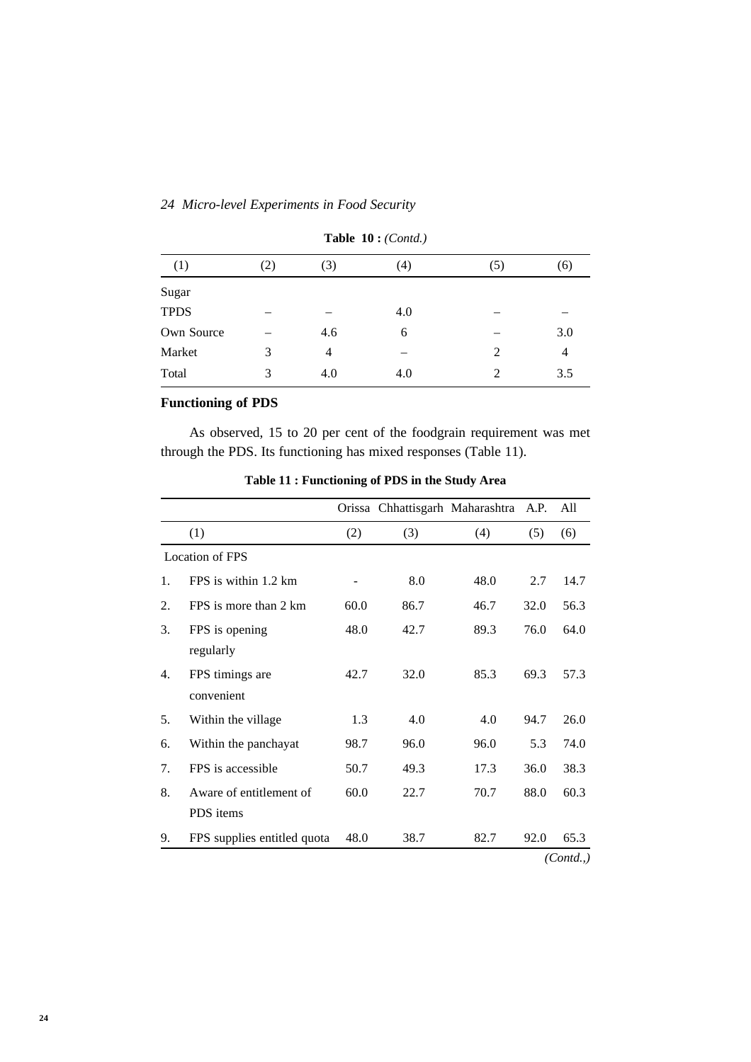**Table 10 :** *(Contd.)*

| (1) | (2) | (3) | (4) | (5) | (6) |
|---|---|---|---|---|---|
| Sugar | | | | | |
| TPDS | – | – | 4.0 | – | – |
| Own Source | – | 4.6 | 6 | – | 3.0 |
| Market | 3 | 4 | – | 2 | 4 |
| Total | 3 | 4.0 | 4.0 | 2 | 3.5 |

## Functioning of PDS

As observed, 15 to 20 per cent of the foodgrain requirement was met through the PDS. Its functioning has mixed responses (Table 11).

**Table 11 : Functioning of PDS in the Study Area**

| | | Orissa | Chhattisgarh | Maharashtra | A.P. | All |
|---|---|---|---|---|---|---|
| | (1) | (2) | (3) | (4) | (5) | (6) |
| | Location of FPS | | | | | |
| 1. | FPS is within 1.2 km | - | 8.0 | 48.0 | 2.7 | 14.7 |
| 2. | FPS is more than 2 km | 60.0 | 86.7 | 46.7 | 32.0 | 56.3 |
| 3. | FPS is opening regularly | 48.0 | 42.7 | 89.3 | 76.0 | 64.0 |
| 4. | FPS timings are convenient | 42.7 | 32.0 | 85.3 | 69.3 | 57.3 |
| 5. | Within the village | 1.3 | 4.0 | 4.0 | 94.7 | 26.0 |
| 6. | Within the panchayat | 98.7 | 96.0 | 96.0 | 5.3 | 74.0 |
| 7. | FPS is accessible | 50.7 | 49.3 | 17.3 | 36.0 | 38.3 |
| 8. | Aware of entitlement of PDS items | 60.0 | 22.7 | 70.7 | 88.0 | 60.3 |
| 9. | FPS supplies entitled quota | 48.0 | 38.7 | 82.7 | 92.0 | 65.3 |

*(Contd.,)*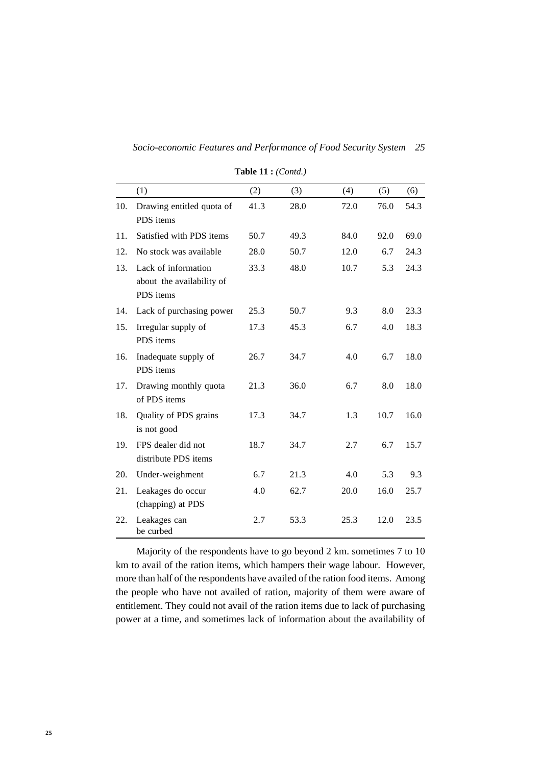**Table 11 :** *(Contd.)*

| | (1) | (2) | (3) | (4) | (5) | (6) |
|---|---|---|---|---|---|---|
| 10. | Drawing entitled quota of PDS items | 41.3 | 28.0 | 72.0 | 76.0 | 54.3 |
| 11. | Satisfied with PDS items | 50.7 | 49.3 | 84.0 | 92.0 | 69.0 |
| 12. | No stock was available | 28.0 | 50.7 | 12.0 | 6.7 | 24.3 |
| 13. | Lack of information about the availability of PDS items | 33.3 | 48.0 | 10.7 | 5.3 | 24.3 |
| 14. | Lack of purchasing power | 25.3 | 50.7 | 9.3 | 8.0 | 23.3 |
| 15. | Irregular supply of PDS items | 17.3 | 45.3 | 6.7 | 4.0 | 18.3 |
| 16. | Inadequate supply of PDS items | 26.7 | 34.7 | 4.0 | 6.7 | 18.0 |
| 17. | Drawing monthly quota of PDS items | 21.3 | 36.0 | 6.7 | 8.0 | 18.0 |
| 18. | Quality of PDS grains is not good | 17.3 | 34.7 | 1.3 | 10.7 | 16.0 |
| 19. | FPS dealer did not distribute PDS items | 18.7 | 34.7 | 2.7 | 6.7 | 15.7 |
| 20. | Under-weighment | 6.7 | 21.3 | 4.0 | 5.3 | 9.3 |
| 21. | Leakages do occur (chapping) at PDS | 4.0 | 62.7 | 20.0 | 16.0 | 25.7 |
| 22. | Leakages can be curbed | 2.7 | 53.3 | 25.3 | 12.0 | 23.5 |

Majority of the respondents have to go beyond 2 km. sometimes 7 to 10 km to avail of the ration items, which hampers their wage labour. However, more than half of the respondents have availed of the ration food items. Among the people who have not availed of ration, majority of them were aware of entitlement. They could not avail of the ration items due to lack of purchasing power at a time, and sometimes lack of information about the availability of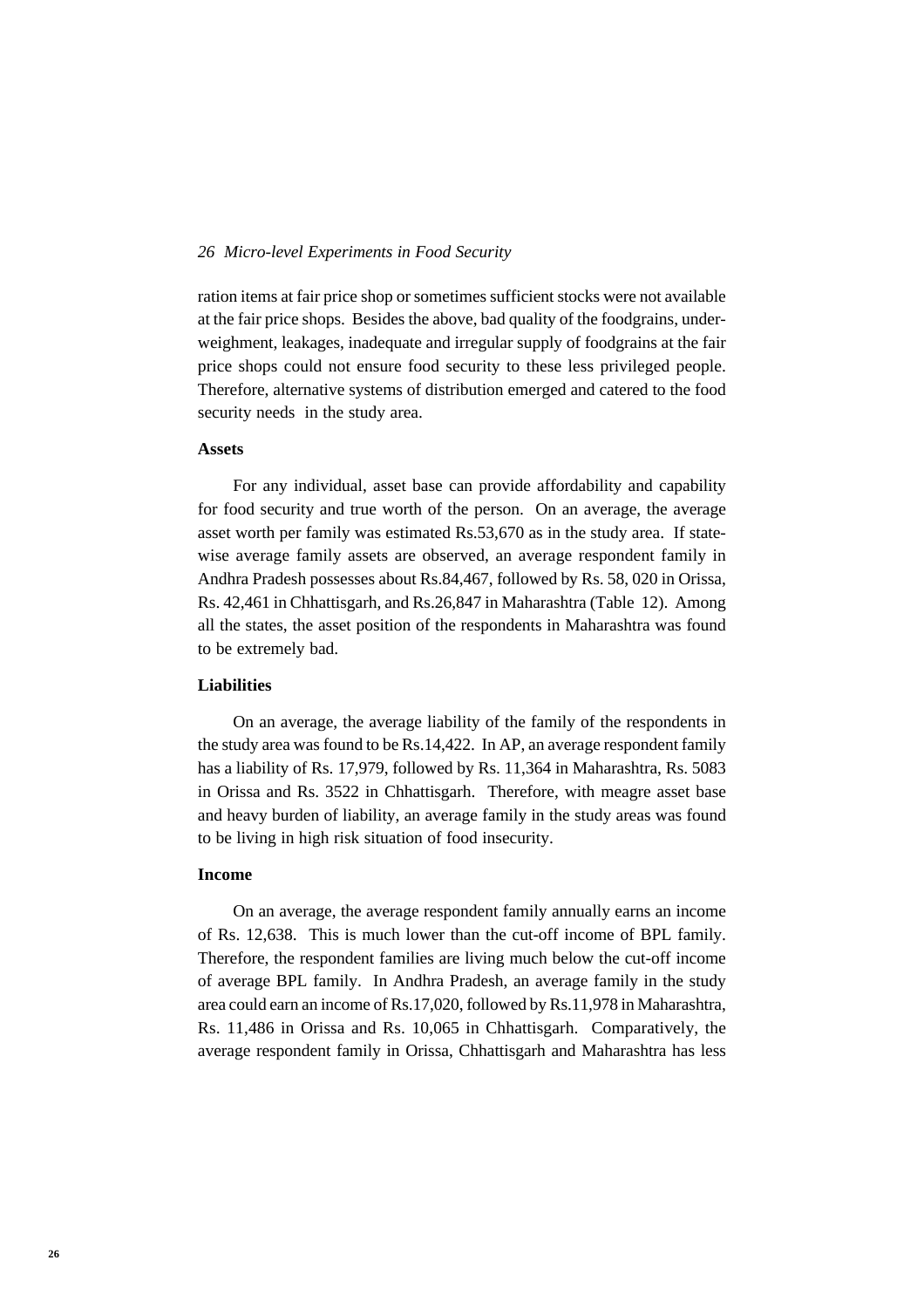ration items at fair price shop or sometimes sufficient stocks were not available at the fair price shops. Besides the above, bad quality of the foodgrains, under-weighment, leakages, inadequate and irregular supply of foodgrains at the fair price shops could not ensure food security to these less privileged people. Therefore, alternative systems of distribution emerged and catered to the food security needs in the study area.

### Assets

For any individual, asset base can provide affordability and capability for food security and true worth of the person. On an average, the average asset worth per family was estimated Rs.53,670 as in the study area. If state-wise average family assets are observed, an average respondent family in Andhra Pradesh possesses about Rs.84,467, followed by Rs. 58, 020 in Orissa, Rs. 42,461 in Chhattisgarh, and Rs.26,847 in Maharashtra (Table 12). Among all the states, the asset position of the respondents in Maharashtra was found to be extremely bad.

### Liabilities

On an average, the average liability of the family of the respondents in the study area was found to be Rs.14,422. In AP, an average respondent family has a liability of Rs. 17,979, followed by Rs. 11,364 in Maharashtra, Rs. 5083 in Orissa and Rs. 3522 in Chhattisgarh. Therefore, with meagre asset base and heavy burden of liability, an average family in the study areas was found to be living in high risk situation of food insecurity.

### Income

On an average, the average respondent family annually earns an income of Rs. 12,638. This is much lower than the cut-off income of BPL family. Therefore, the respondent families are living much below the cut-off income of average BPL family. In Andhra Pradesh, an average family in the study area could earn an income of Rs.17,020, followed by Rs.11,978 in Maharashtra, Rs. 11,486 in Orissa and Rs. 10,065 in Chhattisgarh. Comparatively, the average respondent family in Orissa, Chhattisgarh and Maharashtra has less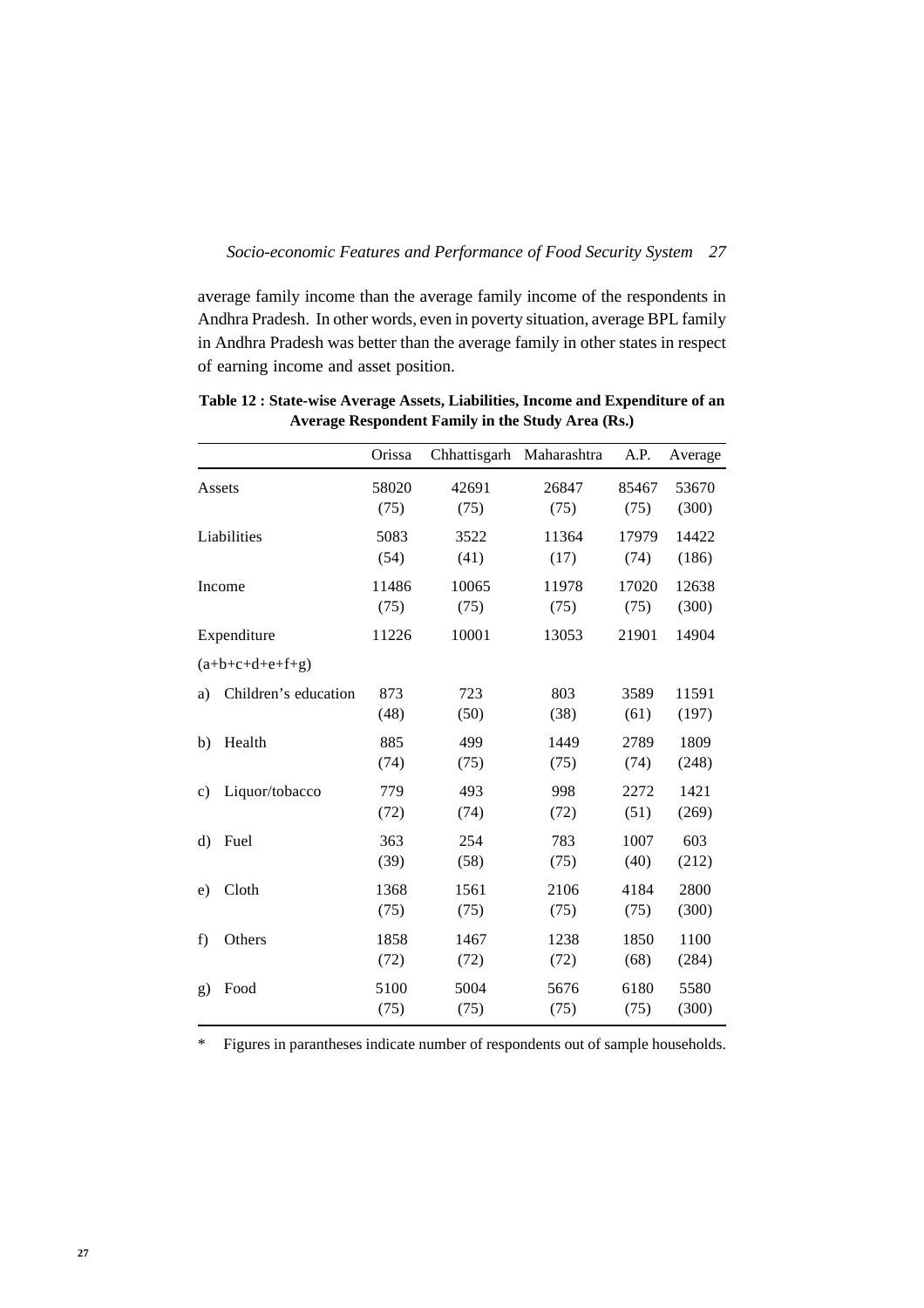average family income than the average family income of the respondents in Andhra Pradesh. In other words, even in poverty situation, average BPL family in Andhra Pradesh was better than the average family in other states in respect of earning income and asset position.

**Table 12 : State-wise Average Assets, Liabilities, Income and Expenditure of an Average Respondent Family in the Study Area (Rs.)**

| | Orissa | Chhattisgarh | Maharashtra | A.P. | Average |
|---|---|---|---|---|---|
| Assets | 58020 (75) | 42691 (75) | 26847 (75) | 85467 (75) | 53670 (300) |
| Liabilities | 5083 (54) | 3522 (41) | 11364 (17) | 17979 (74) | 14422 (186) |
| Income | 11486 (75) | 10065 (75) | 11978 (75) | 17020 (75) | 12638 (300) |
| Expenditure (a+b+c+d+e+f+g) | 11226 | 10001 | 13053 | 21901 | 14904 |
| a) Children's education | 873 (48) | 723 (50) | 803 (38) | 3589 (61) | 11591 (197) |
| b) Health | 885 (74) | 499 (75) | 1449 (75) | 2789 (74) | 1809 (248) |
| c) Liquor/tobacco | 779 (72) | 493 (74) | 998 (72) | 2272 (51) | 1421 (269) |
| d) Fuel | 363 (39) | 254 (58) | 783 (75) | 1007 (40) | 603 (212) |
| e) Cloth | 1368 (75) | 1561 (75) | 2106 (75) | 4184 (75) | 2800 (300) |
| f) Others | 1858 (72) | 1467 (72) | 1238 (72) | 1850 (68) | 1100 (284) |
| g) Food | 5100 (75) | 5004 (75) | 5676 (75) | 6180 (75) | 5580 (300) |

\* Figures in parantheses indicate number of respondents out of sample households.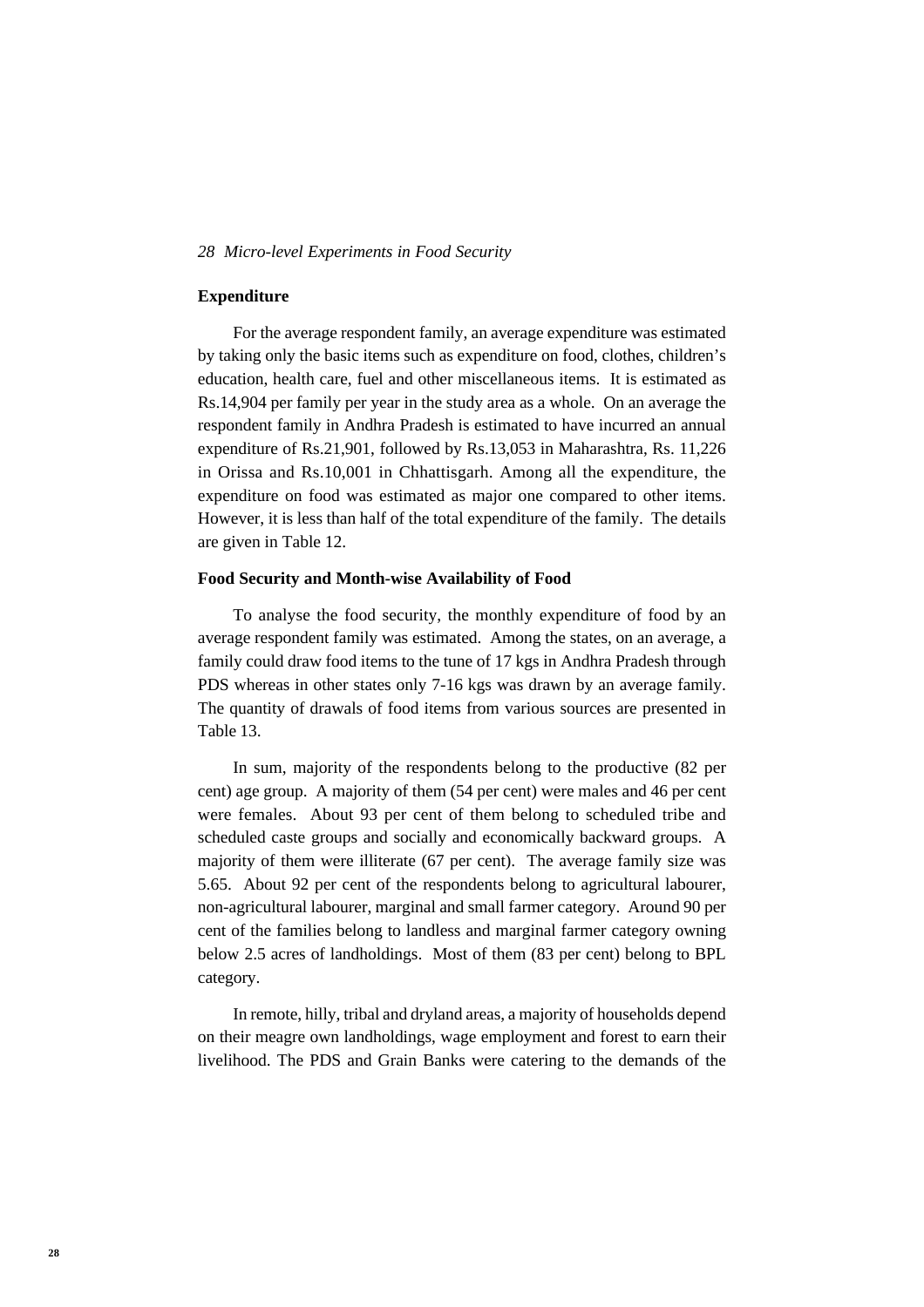## Expenditure

For the average respondent family, an average expenditure was estimated by taking only the basic items such as expenditure on food, clothes, children's education, health care, fuel and other miscellaneous items. It is estimated as Rs.14,904 per family per year in the study area as a whole. On an average the respondent family in Andhra Pradesh is estimated to have incurred an annual expenditure of Rs.21,901, followed by Rs.13,053 in Maharashtra, Rs. 11,226 in Orissa and Rs.10,001 in Chhattisgarh. Among all the expenditure, the expenditure on food was estimated as major one compared to other items. However, it is less than half of the total expenditure of the family. The details are given in Table 12.

## Food Security and Month-wise Availability of Food

To analyse the food security, the monthly expenditure of food by an average respondent family was estimated. Among the states, on an average, a family could draw food items to the tune of 17 kgs in Andhra Pradesh through PDS whereas in other states only 7-16 kgs was drawn by an average family. The quantity of drawals of food items from various sources are presented in Table 13.

In sum, majority of the respondents belong to the productive (82 per cent) age group. A majority of them (54 per cent) were males and 46 per cent were females. About 93 per cent of them belong to scheduled tribe and scheduled caste groups and socially and economically backward groups. A majority of them were illiterate (67 per cent). The average family size was 5.65. About 92 per cent of the respondents belong to agricultural labourer, non-agricultural labourer, marginal and small farmer category. Around 90 per cent of the families belong to landless and marginal farmer category owning below 2.5 acres of landholdings. Most of them (83 per cent) belong to BPL category.

In remote, hilly, tribal and dryland areas, a majority of households depend on their meagre own landholdings, wage employment and forest to earn their livelihood. The PDS and Grain Banks were catering to the demands of the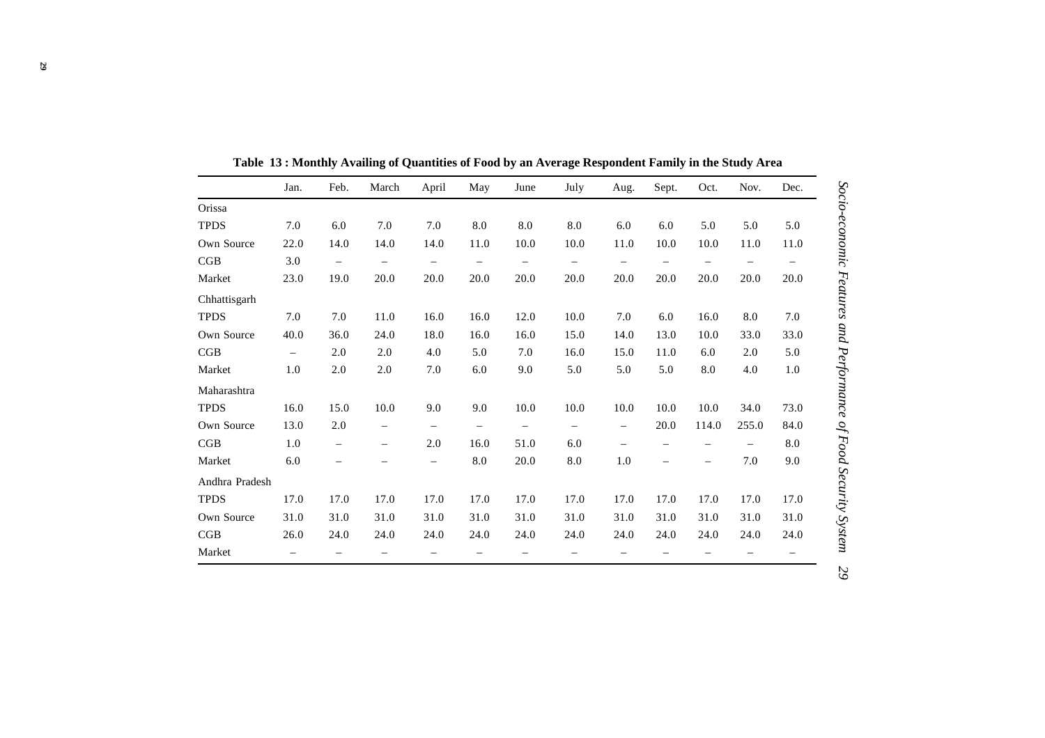**Table 13 : Monthly Availing of Quantities of Food by an Average Respondent Family in the Study Area**

| | Jan. | Feb. | March | April | May | June | July | Aug. | Sept. | Oct. | Nov. | Dec. |
|---|---|---|---|---|---|---|---|---|---|---|---|---|
| Orissa | | | | | | | | | | | | |
| TPDS | 7.0 | 6.0 | 7.0 | 7.0 | 8.0 | 8.0 | 8.0 | 6.0 | 6.0 | 5.0 | 5.0 | 5.0 |
| Own Source | 22.0 | 14.0 | 14.0 | 14.0 | 11.0 | 10.0 | 10.0 | 11.0 | 10.0 | 10.0 | 11.0 | 11.0 |
| CGB | 3.0 | – | – | – | – | – | – | – | – | – | – | – |
| Market | 23.0 | 19.0 | 20.0 | 20.0 | 20.0 | 20.0 | 20.0 | 20.0 | 20.0 | 20.0 | 20.0 | 20.0 |
| Chhattisgarh | | | | | | | | | | | | |
| TPDS | 7.0 | 7.0 | 11.0 | 16.0 | 16.0 | 12.0 | 10.0 | 7.0 | 6.0 | 16.0 | 8.0 | 7.0 |
| Own Source | 40.0 | 36.0 | 24.0 | 18.0 | 16.0 | 16.0 | 15.0 | 14.0 | 13.0 | 10.0 | 33.0 | 33.0 |
| CGB | – | 2.0 | 2.0 | 4.0 | 5.0 | 7.0 | 16.0 | 15.0 | 11.0 | 6.0 | 2.0 | 5.0 |
| Market | 1.0 | 2.0 | 2.0 | 7.0 | 6.0 | 9.0 | 5.0 | 5.0 | 5.0 | 8.0 | 4.0 | 1.0 |
| Maharashtra | | | | | | | | | | | | |
| TPDS | 16.0 | 15.0 | 10.0 | 9.0 | 9.0 | 10.0 | 10.0 | 10.0 | 10.0 | 10.0 | 34.0 | 73.0 |
| Own Source | 13.0 | 2.0 | – | – | – | – | – | – | 20.0 | 114.0 | 255.0 | 84.0 |
| CGB | 1.0 | – | – | 2.0 | 16.0 | 51.0 | 6.0 | – | – | – | – | 8.0 |
| Market | 6.0 | – | – | – | 8.0 | 20.0 | 8.0 | 1.0 | – | – | 7.0 | 9.0 |
| Andhra Pradesh | | | | | | | | | | | | |
| TPDS | 17.0 | 17.0 | 17.0 | 17.0 | 17.0 | 17.0 | 17.0 | 17.0 | 17.0 | 17.0 | 17.0 | 17.0 |
| Own Source | 31.0 | 31.0 | 31.0 | 31.0 | 31.0 | 31.0 | 31.0 | 31.0 | 31.0 | 31.0 | 31.0 | 31.0 |
| CGB | 26.0 | 24.0 | 24.0 | 24.0 | 24.0 | 24.0 | 24.0 | 24.0 | 24.0 | 24.0 | 24.0 | 24.0 |
| Market | – | – | – | – | – | – | – | – | – | – | – | – |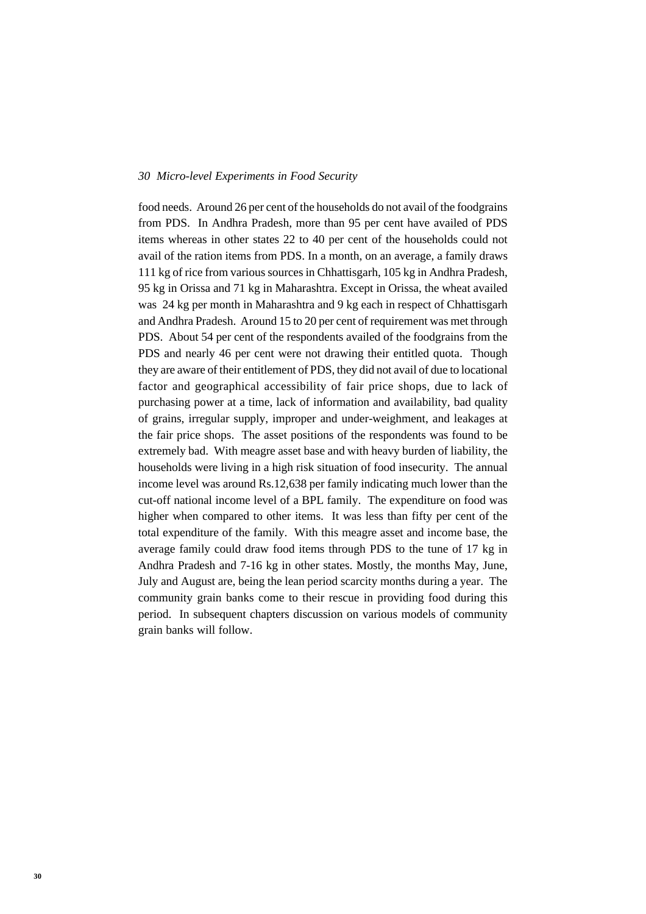food needs. Around 26 per cent of the households do not avail of the foodgrains from PDS. In Andhra Pradesh, more than 95 per cent have availed of PDS items whereas in other states 22 to 40 per cent of the households could not avail of the ration items from PDS. In a month, on an average, a family draws 111 kg of rice from various sources in Chhattisgarh, 105 kg in Andhra Pradesh, 95 kg in Orissa and 71 kg in Maharashtra. Except in Orissa, the wheat availed was 24 kg per month in Maharashtra and 9 kg each in respect of Chhattisgarh and Andhra Pradesh. Around 15 to 20 per cent of requirement was met through PDS. About 54 per cent of the respondents availed of the foodgrains from the PDS and nearly 46 per cent were not drawing their entitled quota. Though they are aware of their entitlement of PDS, they did not avail of due to locational factor and geographical accessibility of fair price shops, due to lack of purchasing power at a time, lack of information and availability, bad quality of grains, irregular supply, improper and under-weighment, and leakages at the fair price shops. The asset positions of the respondents was found to be extremely bad. With meagre asset base and with heavy burden of liability, the households were living in a high risk situation of food insecurity. The annual income level was around Rs.12,638 per family indicating much lower than the cut-off national income level of a BPL family. The expenditure on food was higher when compared to other items. It was less than fifty per cent of the total expenditure of the family. With this meagre asset and income base, the average family could draw food items through PDS to the tune of 17 kg in Andhra Pradesh and 7-16 kg in other states. Mostly, the months May, June, July and August are, being the lean period scarcity months during a year. The community grain banks come to their rescue in providing food during this period. In subsequent chapters discussion on various models of community grain banks will follow.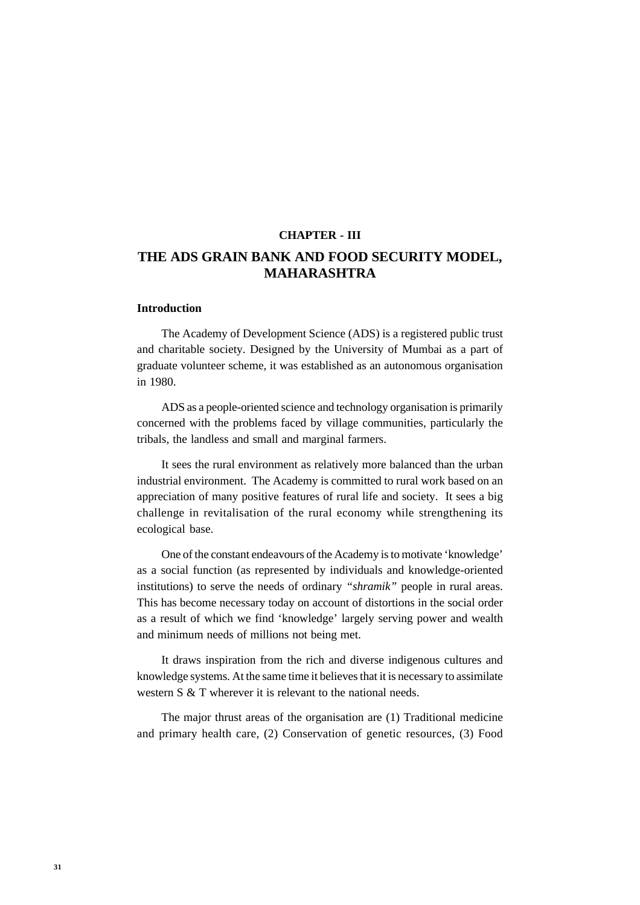**CHAPTER - III**

# THE ADS GRAIN BANK AND FOOD SECURITY MODEL, MAHARASHTRA

**Introduction**

The Academy of Development Science (ADS) is a registered public trust and charitable society. Designed by the University of Mumbai as a part of graduate volunteer scheme, it was established as an autonomous organisation in 1980.

ADS as a people-oriented science and technology organisation is primarily concerned with the problems faced by village communities, particularly the tribals, the landless and small and marginal farmers.

It sees the rural environment as relatively more balanced than the urban industrial environment. The Academy is committed to rural work based on an appreciation of many positive features of rural life and society. It sees a big challenge in revitalisation of the rural economy while strengthening its ecological base.

One of the constant endeavours of the Academy is to motivate 'knowledge' as a social function (as represented by individuals and knowledge-oriented institutions) to serve the needs of ordinary *"shramik"* people in rural areas. This has become necessary today on account of distortions in the social order as a result of which we find 'knowledge' largely serving power and wealth and minimum needs of millions not being met.

It draws inspiration from the rich and diverse indigenous cultures and knowledge systems. At the same time it believes that it is necessary to assimilate western S & T wherever it is relevant to the national needs.

The major thrust areas of the organisation are (1) Traditional medicine and primary health care, (2) Conservation of genetic resources, (3) Food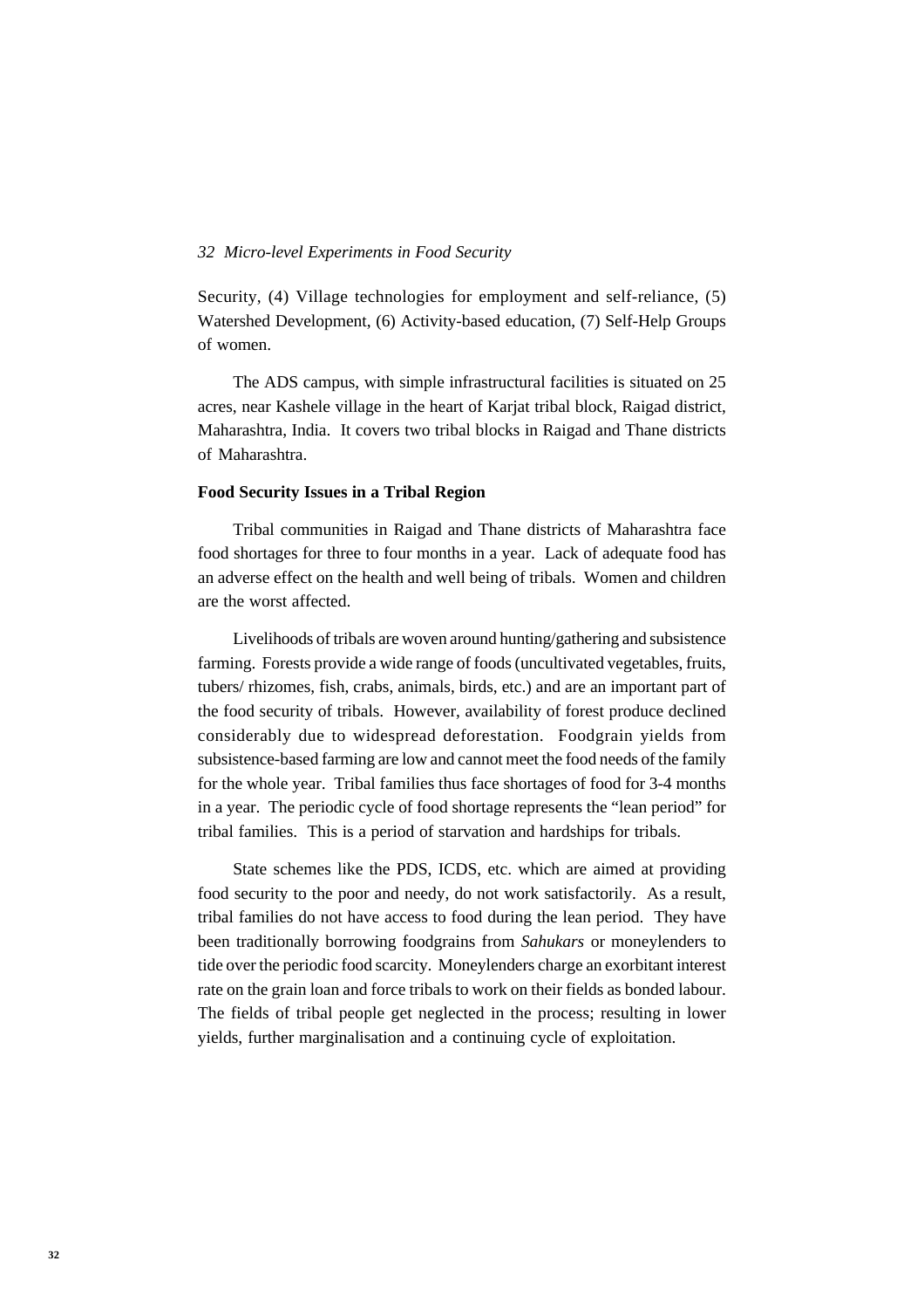Security, (4) Village technologies for employment and self-reliance, (5) Watershed Development, (6) Activity-based education, (7) Self-Help Groups of women.

The ADS campus, with simple infrastructural facilities is situated on 25 acres, near Kashele village in the heart of Karjat tribal block, Raigad district, Maharashtra, India. It covers two tribal blocks in Raigad and Thane districts of Maharashtra.

**Food Security Issues in a Tribal Region**

Tribal communities in Raigad and Thane districts of Maharashtra face food shortages for three to four months in a year. Lack of adequate food has an adverse effect on the health and well being of tribals. Women and children are the worst affected.

Livelihoods of tribals are woven around hunting/gathering and subsistence farming. Forests provide a wide range of foods (uncultivated vegetables, fruits, tubers/ rhizomes, fish, crabs, animals, birds, etc.) and are an important part of the food security of tribals. However, availability of forest produce declined considerably due to widespread deforestation. Foodgrain yields from subsistence-based farming are low and cannot meet the food needs of the family for the whole year. Tribal families thus face shortages of food for 3-4 months in a year. The periodic cycle of food shortage represents the "lean period" for tribal families. This is a period of starvation and hardships for tribals.

State schemes like the PDS, ICDS, etc. which are aimed at providing food security to the poor and needy, do not work satisfactorily. As a result, tribal families do not have access to food during the lean period. They have been traditionally borrowing foodgrains from *Sahukars* or moneylenders to tide over the periodic food scarcity. Moneylenders charge an exorbitant interest rate on the grain loan and force tribals to work on their fields as bonded labour. The fields of tribal people get neglected in the process; resulting in lower yields, further marginalisation and a continuing cycle of exploitation.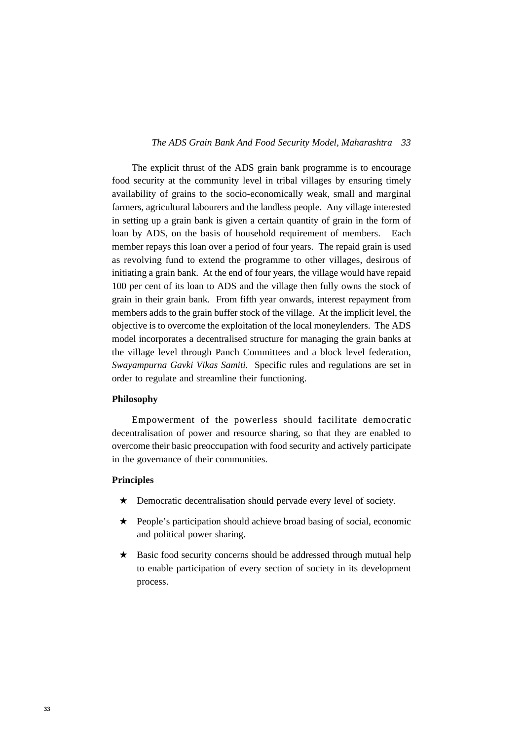The explicit thrust of the ADS grain bank programme is to encourage food security at the community level in tribal villages by ensuring timely availability of grains to the socio-economically weak, small and marginal farmers, agricultural labourers and the landless people. Any village interested in setting up a grain bank is given a certain quantity of grain in the form of loan by ADS, on the basis of household requirement of members. Each member repays this loan over a period of four years. The repaid grain is used as revolving fund to extend the programme to other villages, desirous of initiating a grain bank. At the end of four years, the village would have repaid 100 per cent of its loan to ADS and the village then fully owns the stock of grain in their grain bank. From fifth year onwards, interest repayment from members adds to the grain buffer stock of the village. At the implicit level, the objective is to overcome the exploitation of the local moneylenders. The ADS model incorporates a decentralised structure for managing the grain banks at the village level through Panch Committees and a block level federation, *Swayampurna Gavki Vikas Samiti.* Specific rules and regulations are set in order to regulate and streamline their functioning.

**Philosophy**

Empowerment of the powerless should facilitate democratic decentralisation of power and resource sharing, so that they are enabled to overcome their basic preoccupation with food security and actively participate in the governance of their communities.

**Principles**

- ★ Democratic decentralisation should pervade every level of society.
- ★ People's participation should achieve broad basing of social, economic and political power sharing.
- ★ Basic food security concerns should be addressed through mutual help to enable participation of every section of society in its development process.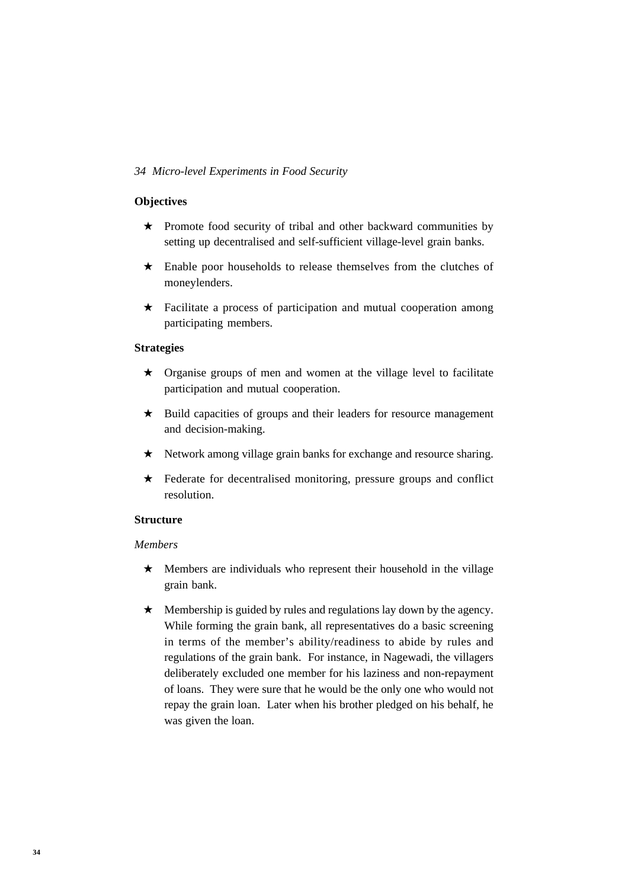### Objectives

- ★ Promote food security of tribal and other backward communities by setting up decentralised and self-sufficient village-level grain banks.
- ★ Enable poor households to release themselves from the clutches of moneylenders.
- ★ Facilitate a process of participation and mutual cooperation among participating members.

### Strategies

- ★ Organise groups of men and women at the village level to facilitate participation and mutual cooperation.
- ★ Build capacities of groups and their leaders for resource management and decision-making.
- ★ Network among village grain banks for exchange and resource sharing.
- ★ Federate for decentralised monitoring, pressure groups and conflict resolution.

### Structure

*Members*

- ★ Members are individuals who represent their household in the village grain bank.
- ★ Membership is guided by rules and regulations lay down by the agency. While forming the grain bank, all representatives do a basic screening in terms of the member's ability/readiness to abide by rules and regulations of the grain bank. For instance, in Nagewadi, the villagers deliberately excluded one member for his laziness and non-repayment of loans. They were sure that he would be the only one who would not repay the grain loan. Later when his brother pledged on his behalf, he was given the loan.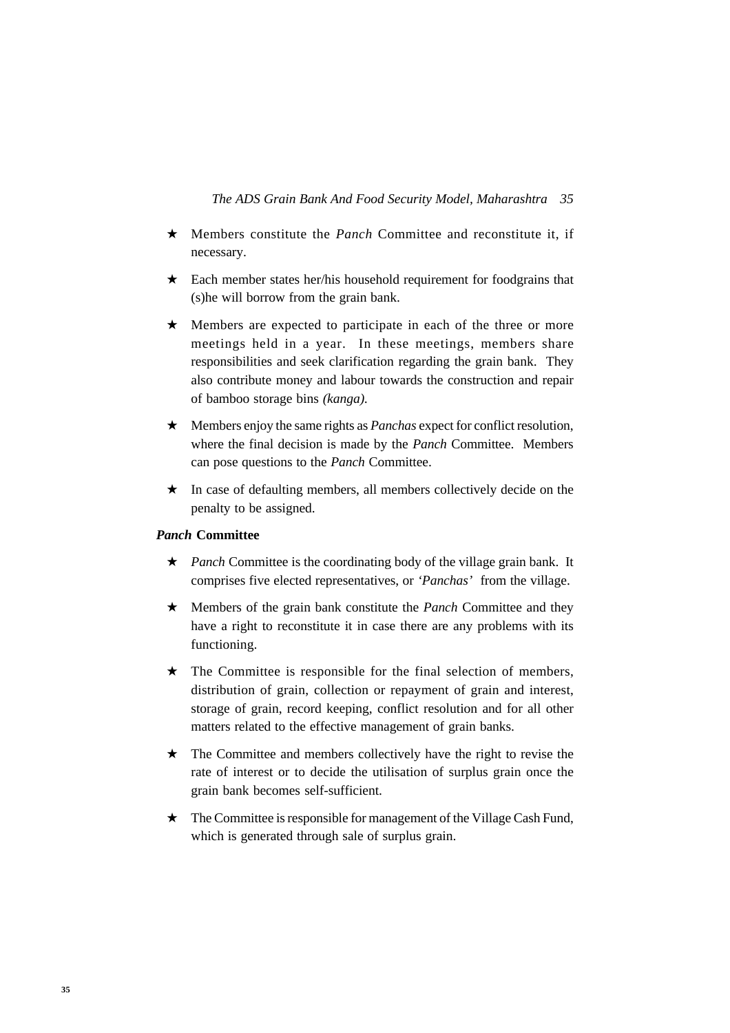- Members constitute the *Panch* Committee and reconstitute it, if necessary.
- Each member states her/his household requirement for foodgrains that (s)he will borrow from the grain bank.
- Members are expected to participate in each of the three or more meetings held in a year. In these meetings, members share responsibilities and seek clarification regarding the grain bank. They also contribute money and labour towards the construction and repair of bamboo storage bins *(kanga).*
- Members enjoy the same rights as *Panchas* expect for conflict resolution, where the final decision is made by the *Panch* Committee. Members can pose questions to the *Panch* Committee.
- In case of defaulting members, all members collectively decide on the penalty to be assigned.

***Panch* Committee**

- *Panch* Committee is the coordinating body of the village grain bank. It comprises five elected representatives, or *'Panchas'* from the village.
- Members of the grain bank constitute the *Panch* Committee and they have a right to reconstitute it in case there are any problems with its functioning.
- The Committee is responsible for the final selection of members, distribution of grain, collection or repayment of grain and interest, storage of grain, record keeping, conflict resolution and for all other matters related to the effective management of grain banks.
- The Committee and members collectively have the right to revise the rate of interest or to decide the utilisation of surplus grain once the grain bank becomes self-sufficient.
- The Committee is responsible for management of the Village Cash Fund, which is generated through sale of surplus grain.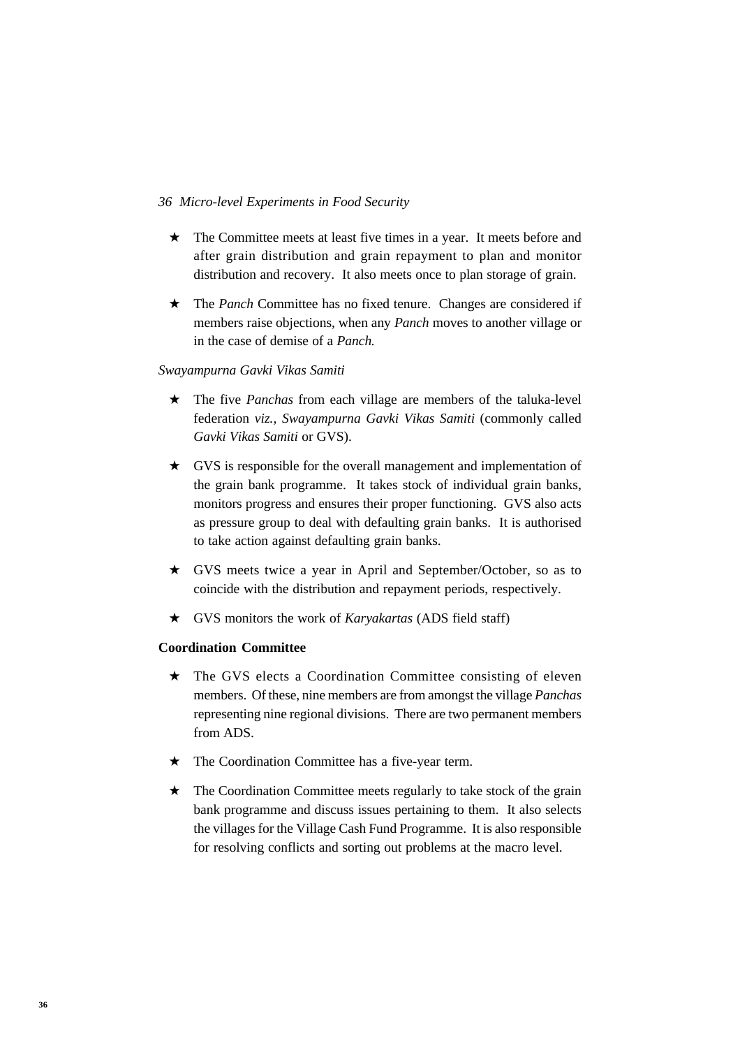- ★ The Committee meets at least five times in a year. It meets before and after grain distribution and grain repayment to plan and monitor distribution and recovery. It also meets once to plan storage of grain.

- ★ The *Panch* Committee has no fixed tenure. Changes are considered if members raise objections, when any *Panch* moves to another village or in the case of demise of a *Panch.*

*Swayampurna Gavki Vikas Samiti*

- ★ The five *Panchas* from each village are members of the taluka-level federation *viz., Swayampurna Gavki Vikas Samiti* (commonly called *Gavki Vikas Samiti* or GVS).

- ★ GVS is responsible for the overall management and implementation of the grain bank programme. It takes stock of individual grain banks, monitors progress and ensures their proper functioning. GVS also acts as pressure group to deal with defaulting grain banks. It is authorised to take action against defaulting grain banks.

- ★ GVS meets twice a year in April and September/October, so as to coincide with the distribution and repayment periods, respectively.

- ★ GVS monitors the work of *Karyakartas* (ADS field staff)

**Coordination Committee**

- ★ The GVS elects a Coordination Committee consisting of eleven members. Of these, nine members are from amongst the village *Panchas* representing nine regional divisions. There are two permanent members from ADS.

- ★ The Coordination Committee has a five-year term.

- ★ The Coordination Committee meets regularly to take stock of the grain bank programme and discuss issues pertaining to them. It also selects the villages for the Village Cash Fund Programme. It is also responsible for resolving conflicts and sorting out problems at the macro level.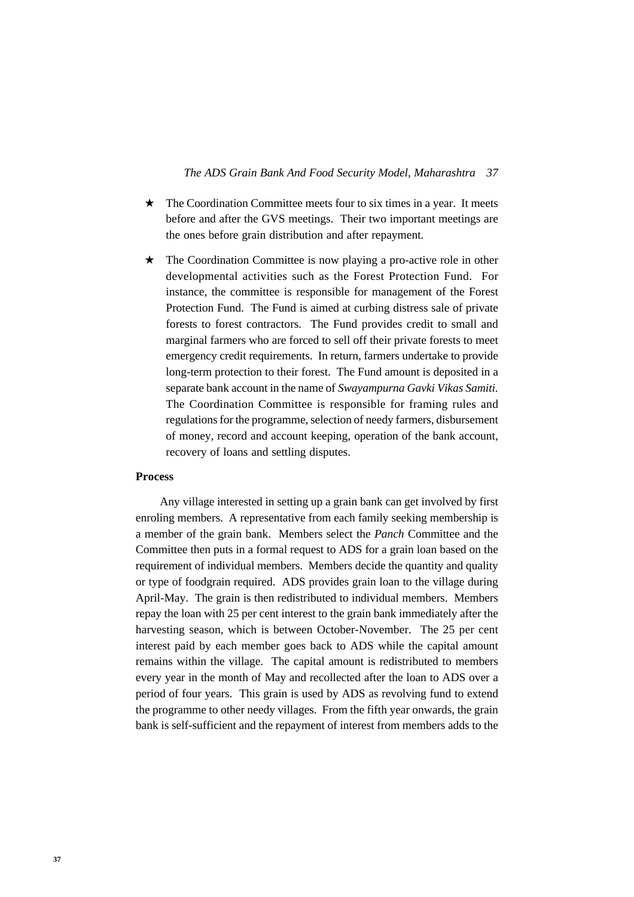- ★ The Coordination Committee meets four to six times in a year. It meets before and after the GVS meetings. Their two important meetings are the ones before grain distribution and after repayment.

- ★ The Coordination Committee is now playing a pro-active role in other developmental activities such as the Forest Protection Fund. For instance, the committee is responsible for management of the Forest Protection Fund. The Fund is aimed at curbing distress sale of private forests to forest contractors. The Fund provides credit to small and marginal farmers who are forced to sell off their private forests to meet emergency credit requirements. In return, farmers undertake to provide long-term protection to their forest. The Fund amount is deposited in a separate bank account in the name of *Swayampurna Gavki Vikas Samiti.* The Coordination Committee is responsible for framing rules and regulations for the programme, selection of needy farmers, disbursement of money, record and account keeping, operation of the bank account, recovery of loans and settling disputes.

**Process**

Any village interested in setting up a grain bank can get involved by first enroling members. A representative from each family seeking membership is a member of the grain bank. Members select the *Panch* Committee and the Committee then puts in a formal request to ADS for a grain loan based on the requirement of individual members. Members decide the quantity and quality or type of foodgrain required. ADS provides grain loan to the village during April-May. The grain is then redistributed to individual members. Members repay the loan with 25 per cent interest to the grain bank immediately after the harvesting season, which is between October-November. The 25 per cent interest paid by each member goes back to ADS while the capital amount remains within the village. The capital amount is redistributed to members every year in the month of May and recollected after the loan to ADS over a period of four years. This grain is used by ADS as revolving fund to extend the programme to other needy villages. From the fifth year onwards, the grain bank is self-sufficient and the repayment of interest from members adds to the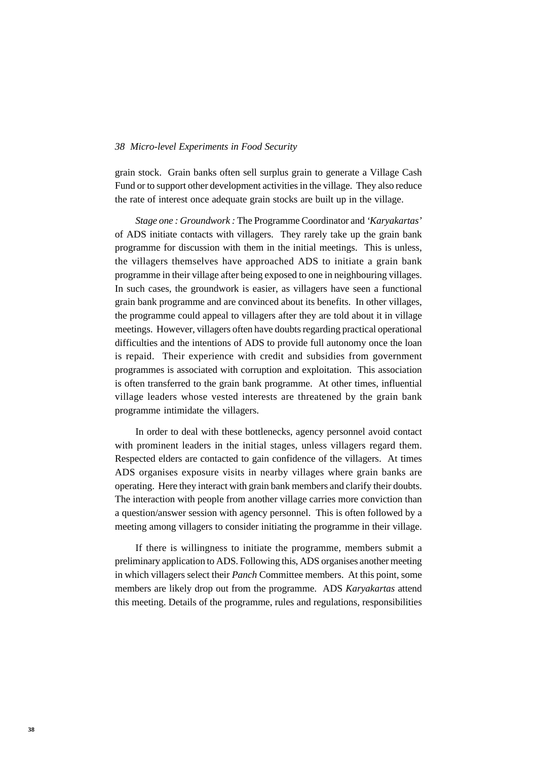grain stock. Grain banks often sell surplus grain to generate a Village Cash Fund or to support other development activities in the village. They also reduce the rate of interest once adequate grain stocks are built up in the village.

*Stage one : Groundwork :* The Programme Coordinator and *'Karyakartas'* of ADS initiate contacts with villagers. They rarely take up the grain bank programme for discussion with them in the initial meetings. This is unless, the villagers themselves have approached ADS to initiate a grain bank programme in their village after being exposed to one in neighbouring villages. In such cases, the groundwork is easier, as villagers have seen a functional grain bank programme and are convinced about its benefits. In other villages, the programme could appeal to villagers after they are told about it in village meetings. However, villagers often have doubts regarding practical operational difficulties and the intentions of ADS to provide full autonomy once the loan is repaid. Their experience with credit and subsidies from government programmes is associated with corruption and exploitation. This association is often transferred to the grain bank programme. At other times, influential village leaders whose vested interests are threatened by the grain bank programme intimidate the villagers.

In order to deal with these bottlenecks, agency personnel avoid contact with prominent leaders in the initial stages, unless villagers regard them. Respected elders are contacted to gain confidence of the villagers. At times ADS organises exposure visits in nearby villages where grain banks are operating. Here they interact with grain bank members and clarify their doubts. The interaction with people from another village carries more conviction than a question/answer session with agency personnel. This is often followed by a meeting among villagers to consider initiating the programme in their village.

If there is willingness to initiate the programme, members submit a preliminary application to ADS. Following this, ADS organises another meeting in which villagers select their *Panch* Committee members. At this point, some members are likely drop out from the programme. ADS *Karyakartas* attend this meeting. Details of the programme, rules and regulations, responsibilities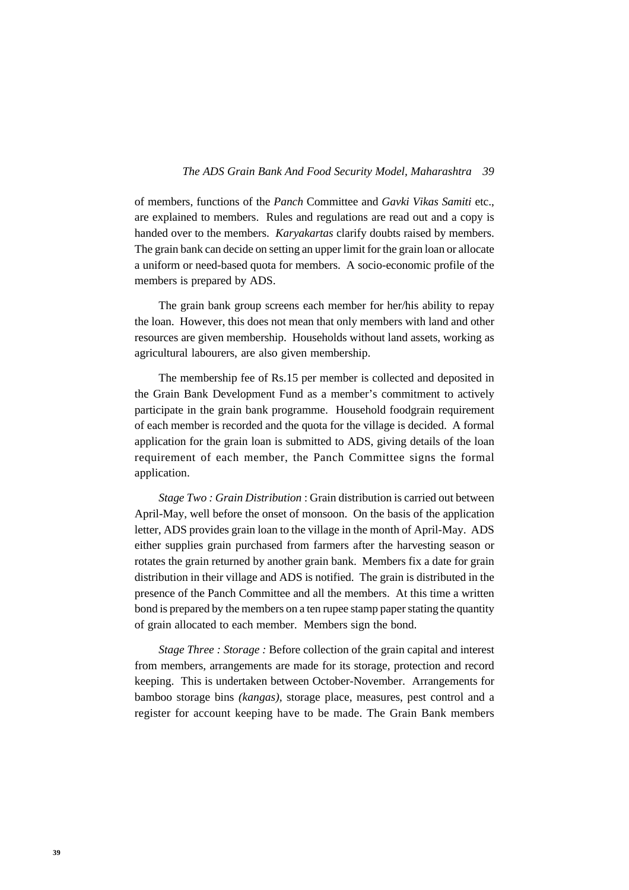of members, functions of the *Panch* Committee and *Gavki Vikas Samiti* etc., are explained to members. Rules and regulations are read out and a copy is handed over to the members. *Karyakartas* clarify doubts raised by members. The grain bank can decide on setting an upper limit for the grain loan or allocate a uniform or need-based quota for members. A socio-economic profile of the members is prepared by ADS.

The grain bank group screens each member for her/his ability to repay the loan. However, this does not mean that only members with land and other resources are given membership. Households without land assets, working as agricultural labourers, are also given membership.

The membership fee of Rs.15 per member is collected and deposited in the Grain Bank Development Fund as a member's commitment to actively participate in the grain bank programme. Household foodgrain requirement of each member is recorded and the quota for the village is decided. A formal application for the grain loan is submitted to ADS, giving details of the loan requirement of each member, the Panch Committee signs the formal application.

*Stage Two : Grain Distribution* : Grain distribution is carried out between April-May, well before the onset of monsoon. On the basis of the application letter, ADS provides grain loan to the village in the month of April-May. ADS either supplies grain purchased from farmers after the harvesting season or rotates the grain returned by another grain bank. Members fix a date for grain distribution in their village and ADS is notified. The grain is distributed in the presence of the Panch Committee and all the members. At this time a written bond is prepared by the members on a ten rupee stamp paper stating the quantity of grain allocated to each member. Members sign the bond.

*Stage Three : Storage :* Before collection of the grain capital and interest from members, arrangements are made for its storage, protection and record keeping. This is undertaken between October-November. Arrangements for bamboo storage bins *(kangas)*, storage place, measures, pest control and a register for account keeping have to be made. The Grain Bank members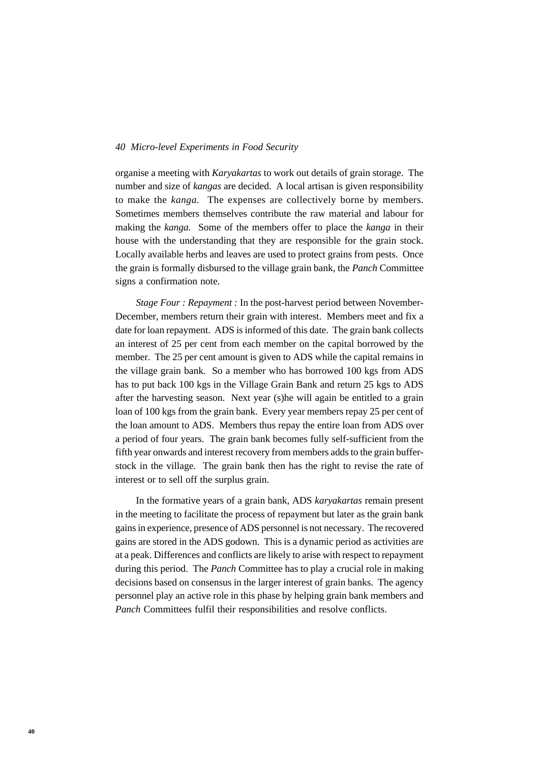organise a meeting with *Karyakartas* to work out details of grain storage. The number and size of *kangas* are decided. A local artisan is given responsibility to make the *kanga*. The expenses are collectively borne by members. Sometimes members themselves contribute the raw material and labour for making the *kanga.* Some of the members offer to place the *kanga* in their house with the understanding that they are responsible for the grain stock. Locally available herbs and leaves are used to protect grains from pests. Once the grain is formally disbursed to the village grain bank, the *Panch* Committee signs a confirmation note.

*Stage Four : Repayment :* In the post-harvest period between November-December, members return their grain with interest. Members meet and fix a date for loan repayment. ADS is informed of this date. The grain bank collects an interest of 25 per cent from each member on the capital borrowed by the member. The 25 per cent amount is given to ADS while the capital remains in the village grain bank. So a member who has borrowed 100 kgs from ADS has to put back 100 kgs in the Village Grain Bank and return 25 kgs to ADS after the harvesting season. Next year (s)he will again be entitled to a grain loan of 100 kgs from the grain bank. Every year members repay 25 per cent of the loan amount to ADS. Members thus repay the entire loan from ADS over a period of four years. The grain bank becomes fully self-sufficient from the fifth year onwards and interest recovery from members adds to the grain buffer-stock in the village. The grain bank then has the right to revise the rate of interest or to sell off the surplus grain.

In the formative years of a grain bank, ADS *karyakartas* remain present in the meeting to facilitate the process of repayment but later as the grain bank gains in experience, presence of ADS personnel is not necessary. The recovered gains are stored in the ADS godown. This is a dynamic period as activities are at a peak. Differences and conflicts are likely to arise with respect to repayment during this period. The *Panch* Committee has to play a crucial role in making decisions based on consensus in the larger interest of grain banks. The agency personnel play an active role in this phase by helping grain bank members and *Panch* Committees fulfil their responsibilities and resolve conflicts.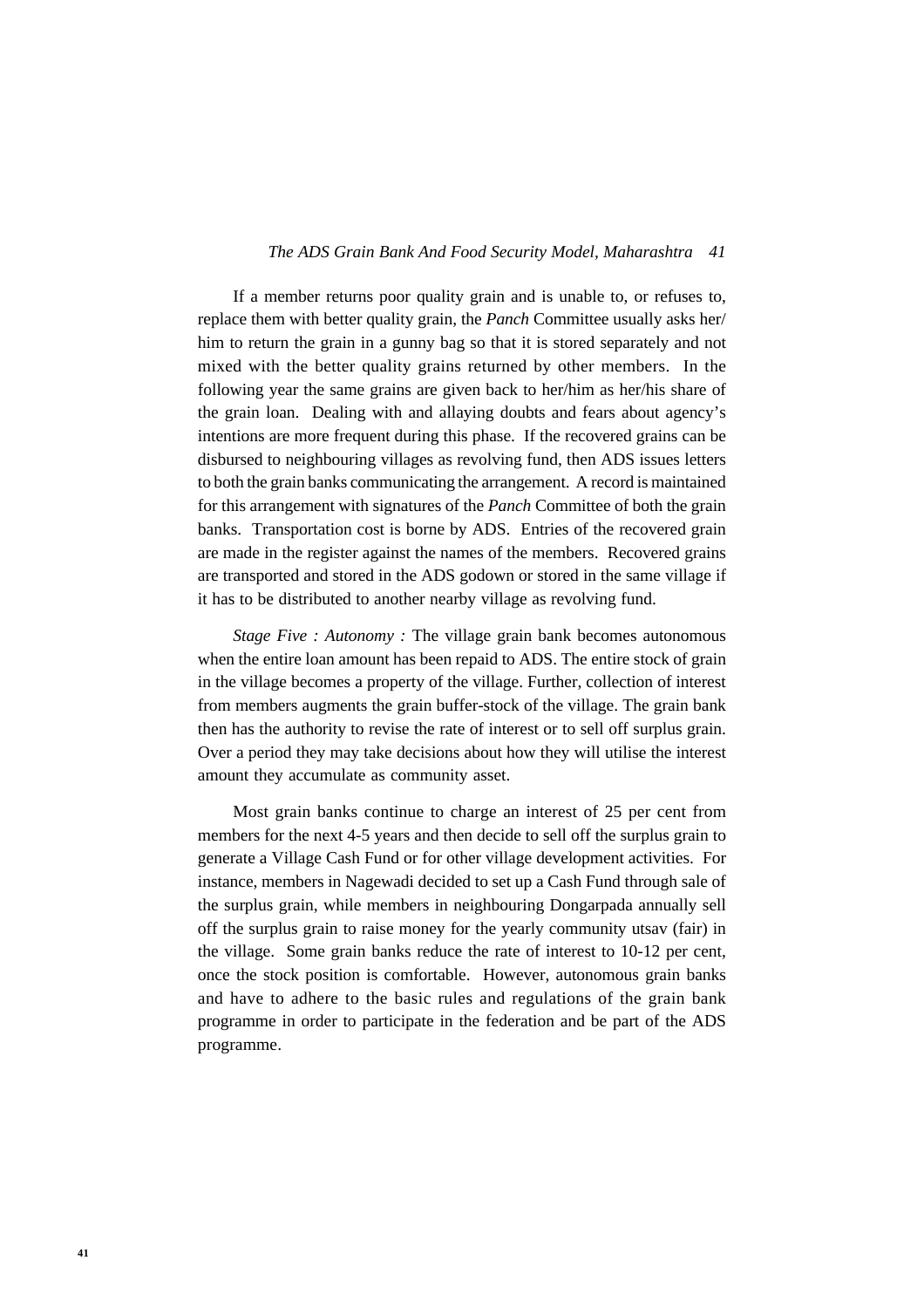If a member returns poor quality grain and is unable to, or refuses to, replace them with better quality grain, the *Panch* Committee usually asks her/him to return the grain in a gunny bag so that it is stored separately and not mixed with the better quality grains returned by other members. In the following year the same grains are given back to her/him as her/his share of the grain loan. Dealing with and allaying doubts and fears about agency's intentions are more frequent during this phase. If the recovered grains can be disbursed to neighbouring villages as revolving fund, then ADS issues letters to both the grain banks communicating the arrangement. A record is maintained for this arrangement with signatures of the *Panch* Committee of both the grain banks. Transportation cost is borne by ADS. Entries of the recovered grain are made in the register against the names of the members. Recovered grains are transported and stored in the ADS godown or stored in the same village if it has to be distributed to another nearby village as revolving fund.

*Stage Five : Autonomy :* The village grain bank becomes autonomous when the entire loan amount has been repaid to ADS. The entire stock of grain in the village becomes a property of the village. Further, collection of interest from members augments the grain buffer-stock of the village. The grain bank then has the authority to revise the rate of interest or to sell off surplus grain. Over a period they may take decisions about how they will utilise the interest amount they accumulate as community asset.

Most grain banks continue to charge an interest of 25 per cent from members for the next 4-5 years and then decide to sell off the surplus grain to generate a Village Cash Fund or for other village development activities. For instance, members in Nagewadi decided to set up a Cash Fund through sale of the surplus grain, while members in neighbouring Dongarpada annually sell off the surplus grain to raise money for the yearly community utsav (fair) in the village. Some grain banks reduce the rate of interest to 10-12 per cent, once the stock position is comfortable. However, autonomous grain banks and have to adhere to the basic rules and regulations of the grain bank programme in order to participate in the federation and be part of the ADS programme.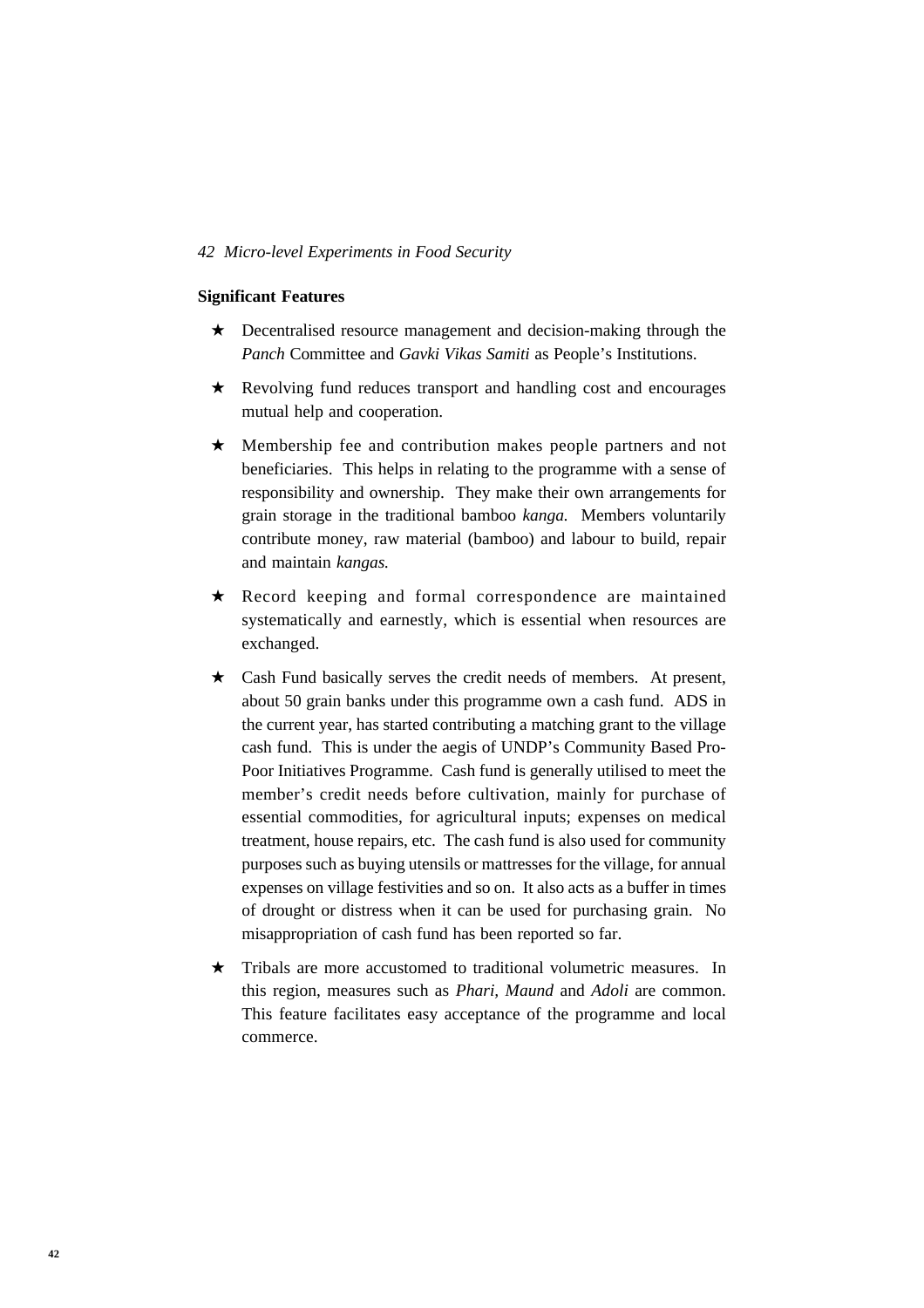**Significant Features**

- Decentralised resource management and decision-making through the *Panch* Committee and *Gavki Vikas Samiti* as People's Institutions.
- Revolving fund reduces transport and handling cost and encourages mutual help and cooperation.
- Membership fee and contribution makes people partners and not beneficiaries. This helps in relating to the programme with a sense of responsibility and ownership. They make their own arrangements for grain storage in the traditional bamboo *kanga.* Members voluntarily contribute money, raw material (bamboo) and labour to build, repair and maintain *kangas.*
- Record keeping and formal correspondence are maintained systematically and earnestly, which is essential when resources are exchanged.
- Cash Fund basically serves the credit needs of members. At present, about 50 grain banks under this programme own a cash fund. ADS in the current year, has started contributing a matching grant to the village cash fund. This is under the aegis of UNDP's Community Based Pro-Poor Initiatives Programme. Cash fund is generally utilised to meet the member's credit needs before cultivation, mainly for purchase of essential commodities, for agricultural inputs; expenses on medical treatment, house repairs, etc. The cash fund is also used for community purposes such as buying utensils or mattresses for the village, for annual expenses on village festivities and so on. It also acts as a buffer in times of drought or distress when it can be used for purchasing grain. No misappropriation of cash fund has been reported so far.
- Tribals are more accustomed to traditional volumetric measures. In this region, measures such as *Phari, Maund* and *Adoli* are common. This feature facilitates easy acceptance of the programme and local commerce.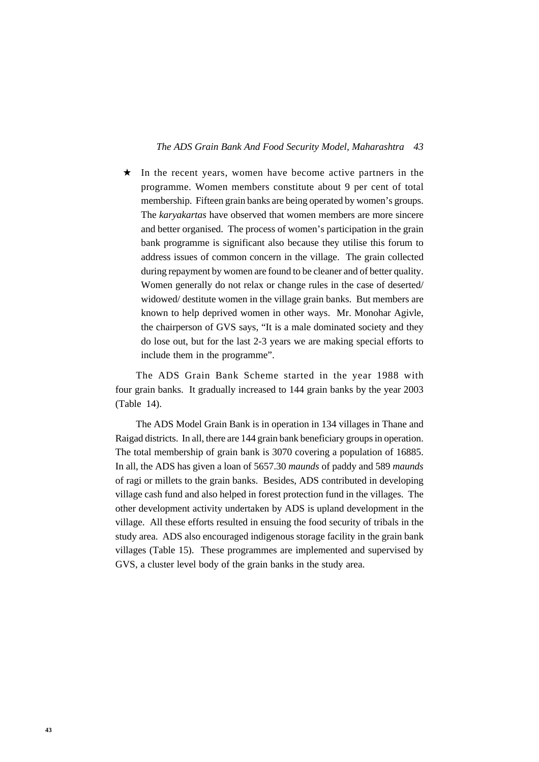★ In the recent years, women have become active partners in the programme. Women members constitute about 9 per cent of total membership. Fifteen grain banks are being operated by women's groups. The *karyakartas* have observed that women members are more sincere and better organised. The process of women's participation in the grain bank programme is significant also because they utilise this forum to address issues of common concern in the village. The grain collected during repayment by women are found to be cleaner and of better quality. Women generally do not relax or change rules in the case of deserted/ widowed/ destitute women in the village grain banks. But members are known to help deprived women in other ways. Mr. Monohar Agivle, the chairperson of GVS says, "It is a male dominated society and they do lose out, but for the last 2-3 years we are making special efforts to include them in the programme".

The ADS Grain Bank Scheme started in the year 1988 with four grain banks. It gradually increased to 144 grain banks by the year 2003 (Table 14).

The ADS Model Grain Bank is in operation in 134 villages in Thane and Raigad districts. In all, there are 144 grain bank beneficiary groups in operation. The total membership of grain bank is 3070 covering a population of 16885. In all, the ADS has given a loan of 5657.30 *maunds* of paddy and 589 *maunds* of ragi or millets to the grain banks. Besides, ADS contributed in developing village cash fund and also helped in forest protection fund in the villages. The other development activity undertaken by ADS is upland development in the village. All these efforts resulted in ensuing the food security of tribals in the study area. ADS also encouraged indigenous storage facility in the grain bank villages (Table 15). These programmes are implemented and supervised by GVS, a cluster level body of the grain banks in the study area.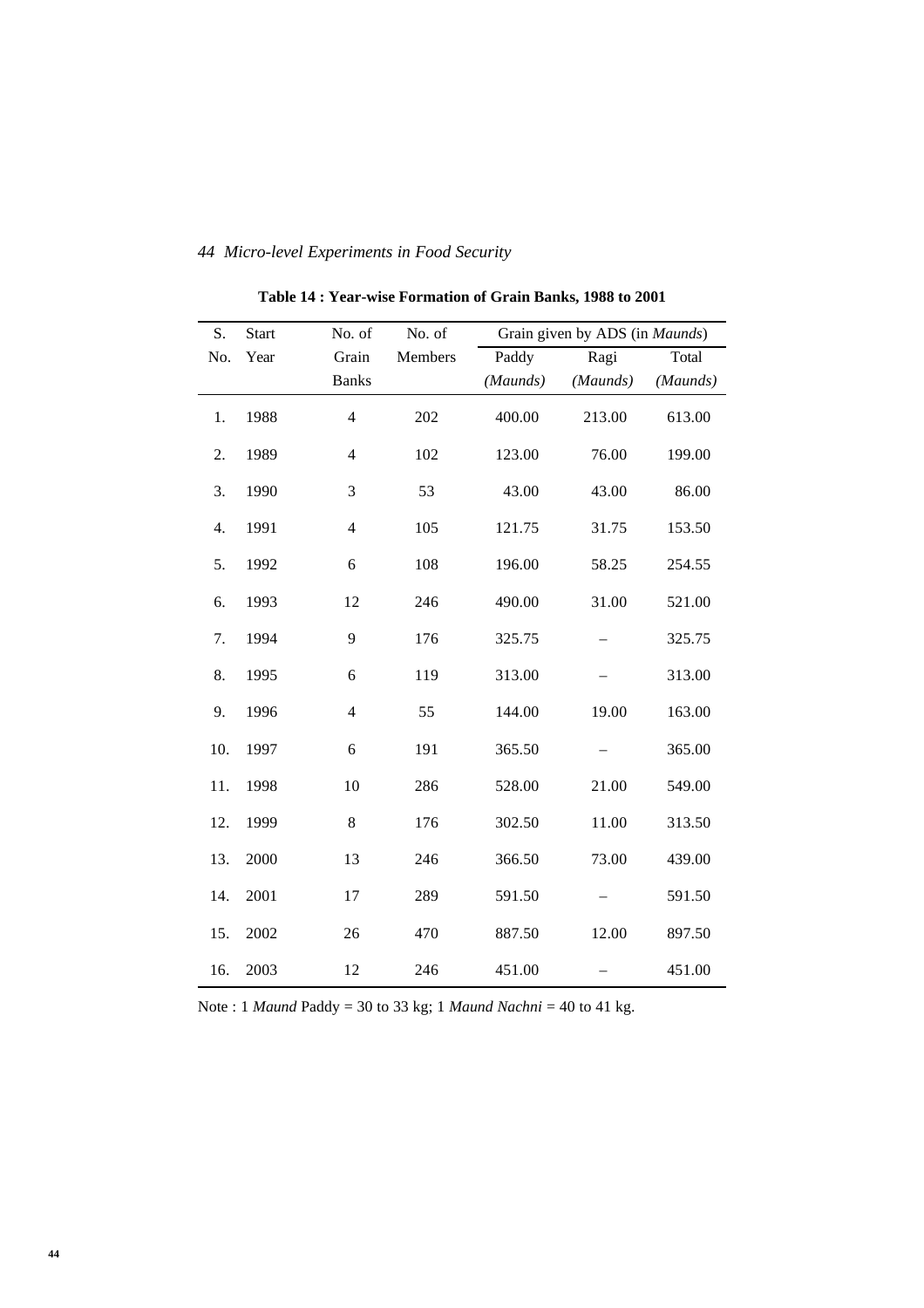**Table 14 : Year-wise Formation of Grain Banks, 1988 to 2001**

| S. No. | Start Year | No. of Grain Banks | No. of Members | Grain given by ADS (in *Maunds*) | | |
|---|---|---|---|---|---|---|
| | | | | Paddy (*Maunds*) | Ragi (*Maunds*) | Total (*Maunds*) |
| 1. | 1988 | 4 | 202 | 400.00 | 213.00 | 613.00 |
| 2. | 1989 | 4 | 102 | 123.00 | 76.00 | 199.00 |
| 3. | 1990 | 3 | 53 | 43.00 | 43.00 | 86.00 |
| 4. | 1991 | 4 | 105 | 121.75 | 31.75 | 153.50 |
| 5. | 1992 | 6 | 108 | 196.00 | 58.25 | 254.55 |
| 6. | 1993 | 12 | 246 | 490.00 | 31.00 | 521.00 |
| 7. | 1994 | 9 | 176 | 325.75 | – | 325.75 |
| 8. | 1995 | 6 | 119 | 313.00 | – | 313.00 |
| 9. | 1996 | 4 | 55 | 144.00 | 19.00 | 163.00 |
| 10. | 1997 | 6 | 191 | 365.50 | – | 365.00 |
| 11. | 1998 | 10 | 286 | 528.00 | 21.00 | 549.00 |
| 12. | 1999 | 8 | 176 | 302.50 | 11.00 | 313.50 |
| 13. | 2000 | 13 | 246 | 366.50 | 73.00 | 439.00 |
| 14. | 2001 | 17 | 289 | 591.50 | – | 591.50 |
| 15. | 2002 | 26 | 470 | 887.50 | 12.00 | 897.50 |
| 16. | 2003 | 12 | 246 | 451.00 | – | 451.00 |

Note : 1 *Maund* Paddy = 30 to 33 kg; 1 *Maund Nachni* = 40 to 41 kg.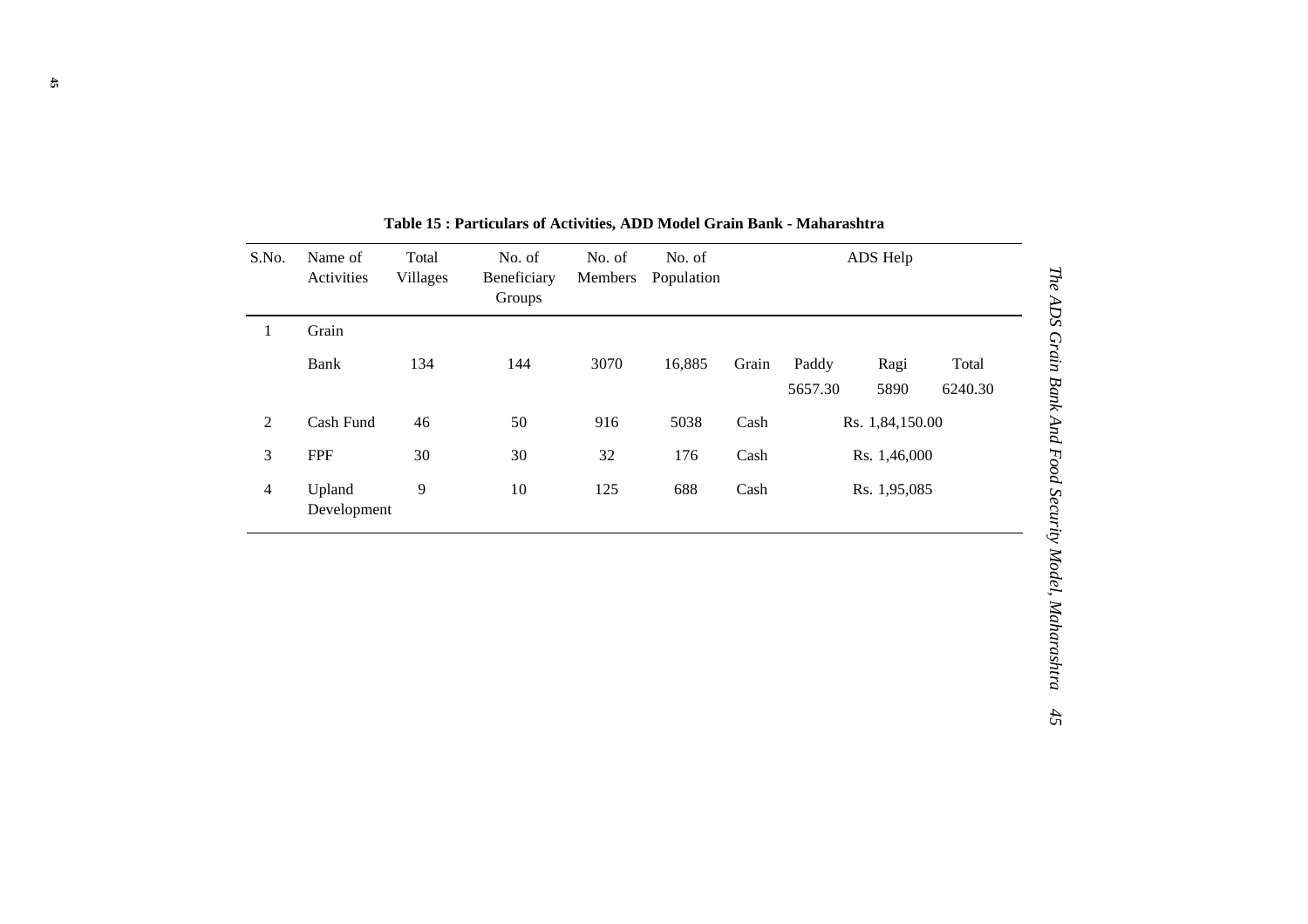**Table 15 : Particulars of Activities, ADD Model Grain Bank - Maharashtra**

| S.No. | Name of Activities | Total Villages | No. of Beneficiary Groups | No. of Members | No. of Population | ADS Help | | | |
|---|---|---|---|---|---|---|---|---|---|
| 1 | Grain Bank | 134 | 144 | 3070 | 16,885 | Grain | Paddy 5657.30 | Ragi 5890 | Total 6240.30 |
| 2 | Cash Fund | 46 | 50 | 916 | 5038 | Cash | Rs. 1,84,150.00 | | |
| 3 | FPF | 30 | 30 | 32 | 176 | Cash | Rs. 1,46,000 | | |
| 4 | Upland Development | 9 | 10 | 125 | 688 | Cash | Rs. 1,95,085 | | |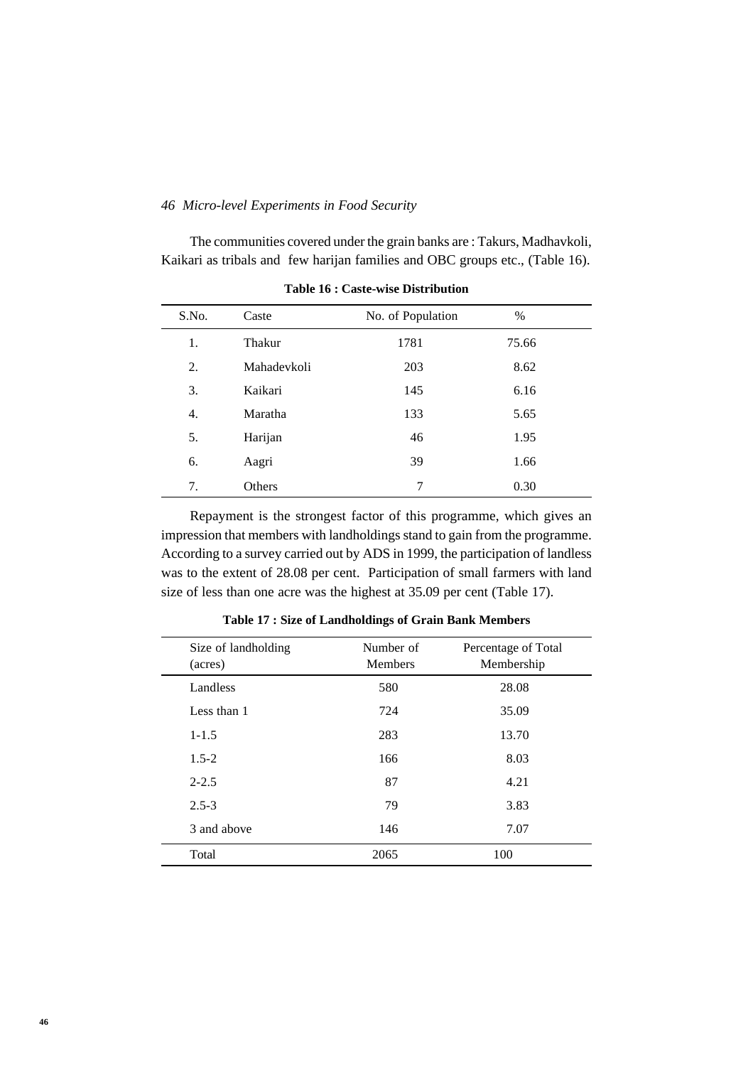The communities covered under the grain banks are : Takurs, Madhavkoli, Kaikari as tribals and few harijan families and OBC groups etc., (Table 16).

**Table 16 : Caste-wise Distribution**

| S.No. | Caste | No. of Population | % |
|---|---|---|---|
| 1. | Thakur | 1781 | 75.66 |
| 2. | Mahadevkoli | 203 | 8.62 |
| 3. | Kaikari | 145 | 6.16 |
| 4. | Maratha | 133 | 5.65 |
| 5. | Harijan | 46 | 1.95 |
| 6. | Aagri | 39 | 1.66 |
| 7. | Others | 7 | 0.30 |

Repayment is the strongest factor of this programme, which gives an impression that members with landholdings stand to gain from the programme. According to a survey carried out by ADS in 1999, the participation of landless was to the extent of 28.08 per cent. Participation of small farmers with land size of less than one acre was the highest at 35.09 per cent (Table 17).

**Table 17 : Size of Landholdings of Grain Bank Members**

| Size of landholding (acres) | Number of Members | Percentage of Total Membership |
|---|---|---|
| Landless | 580 | 28.08 |
| Less than 1 | 724 | 35.09 |
| 1-1.5 | 283 | 13.70 |
| 1.5-2 | 166 | 8.03 |
| 2-2.5 | 87 | 4.21 |
| 2.5-3 | 79 | 3.83 |
| 3 and above | 146 | 7.07 |
| Total | 2065 | 100 |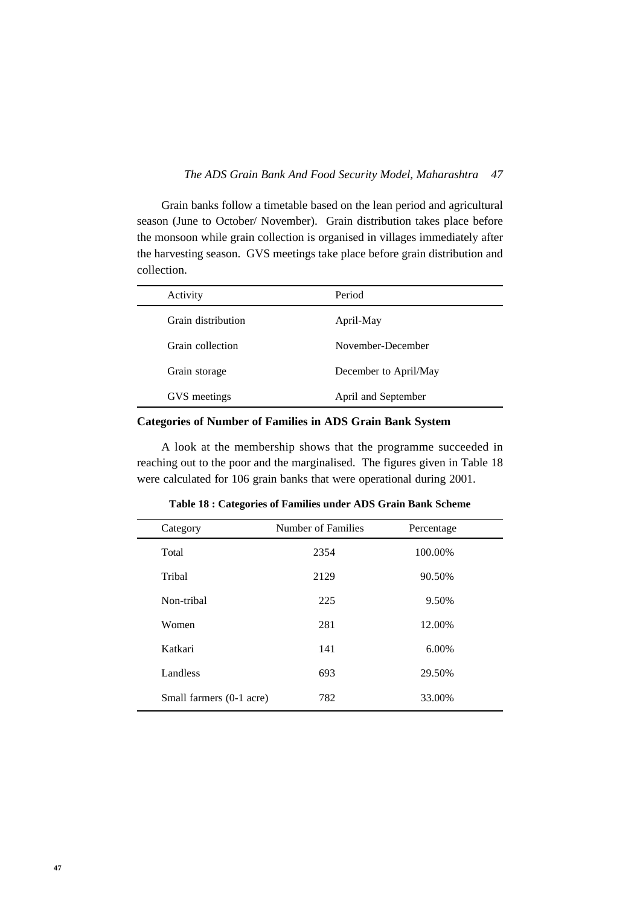Grain banks follow a timetable based on the lean period and agricultural season (June to October/ November). Grain distribution takes place before the monsoon while grain collection is organised in villages immediately after the harvesting season. GVS meetings take place before grain distribution and collection.

| Activity | Period |
|---|---|
| Grain distribution | April-May |
| Grain collection | November-December |
| Grain storage | December to April/May |
| GVS meetings | April and September |

**Categories of Number of Families in ADS Grain Bank System**

A look at the membership shows that the programme succeeded in reaching out to the poor and the marginalised. The figures given in Table 18 were calculated for 106 grain banks that were operational during 2001.

**Table 18 : Categories of Families under ADS Grain Bank Scheme**

| Category | Number of Families | Percentage |
|---|---|---|
| Total | 2354 | 100.00% |
| Tribal | 2129 | 90.50% |
| Non-tribal | 225 | 9.50% |
| Women | 281 | 12.00% |
| Katkari | 141 | 6.00% |
| Landless | 693 | 29.50% |
| Small farmers (0-1 acre) | 782 | 33.00% |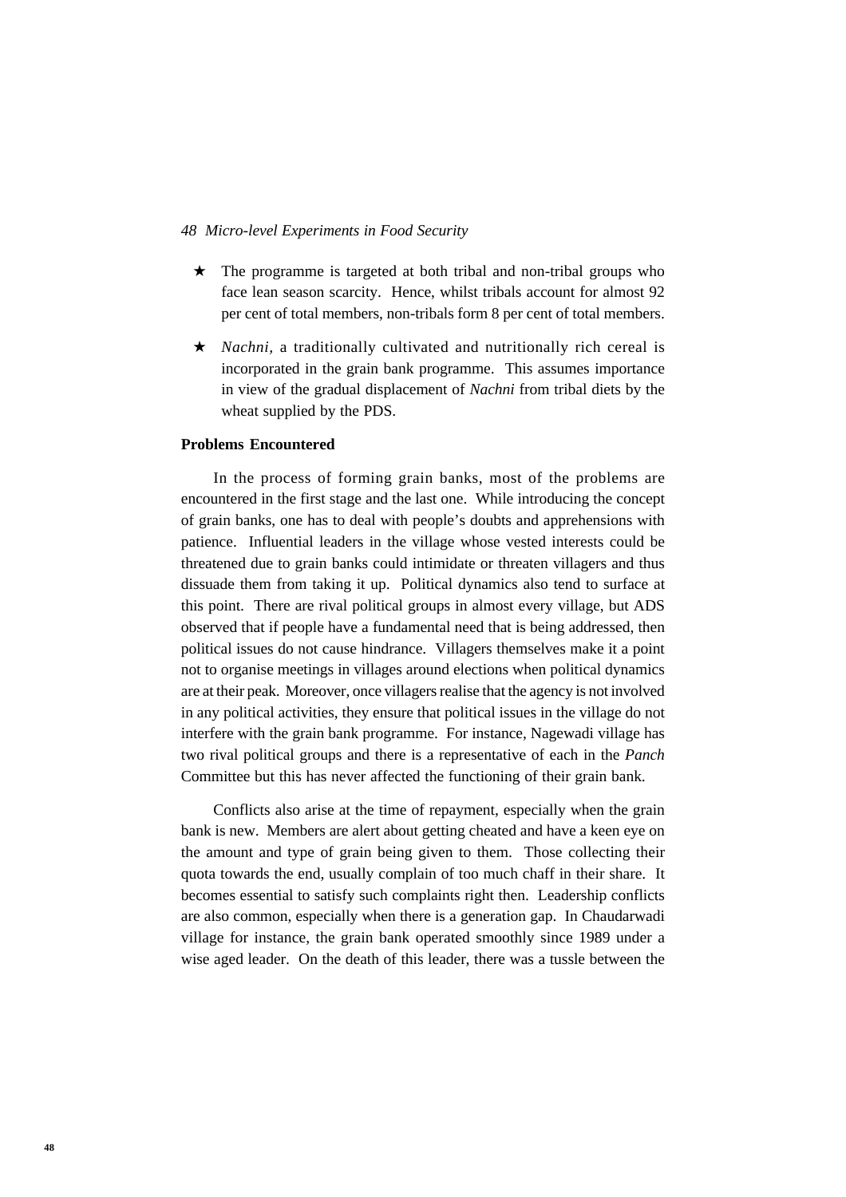- ★ The programme is targeted at both tribal and non-tribal groups who face lean season scarcity. Hence, whilst tribals account for almost 92 per cent of total members, non-tribals form 8 per cent of total members.

- ★ *Nachni,* a traditionally cultivated and nutritionally rich cereal is incorporated in the grain bank programme. This assumes importance in view of the gradual displacement of *Nachni* from tribal diets by the wheat supplied by the PDS.

**Problems Encountered**

In the process of forming grain banks, most of the problems are encountered in the first stage and the last one. While introducing the concept of grain banks, one has to deal with people's doubts and apprehensions with patience. Influential leaders in the village whose vested interests could be threatened due to grain banks could intimidate or threaten villagers and thus dissuade them from taking it up. Political dynamics also tend to surface at this point. There are rival political groups in almost every village, but ADS observed that if people have a fundamental need that is being addressed, then political issues do not cause hindrance. Villagers themselves make it a point not to organise meetings in villages around elections when political dynamics are at their peak. Moreover, once villagers realise that the agency is not involved in any political activities, they ensure that political issues in the village do not interfere with the grain bank programme. For instance, Nagewadi village has two rival political groups and there is a representative of each in the *Panch* Committee but this has never affected the functioning of their grain bank.

Conflicts also arise at the time of repayment, especially when the grain bank is new. Members are alert about getting cheated and have a keen eye on the amount and type of grain being given to them. Those collecting their quota towards the end, usually complain of too much chaff in their share. It becomes essential to satisfy such complaints right then. Leadership conflicts are also common, especially when there is a generation gap. In Chaudarwadi village for instance, the grain bank operated smoothly since 1989 under a wise aged leader. On the death of this leader, there was a tussle between the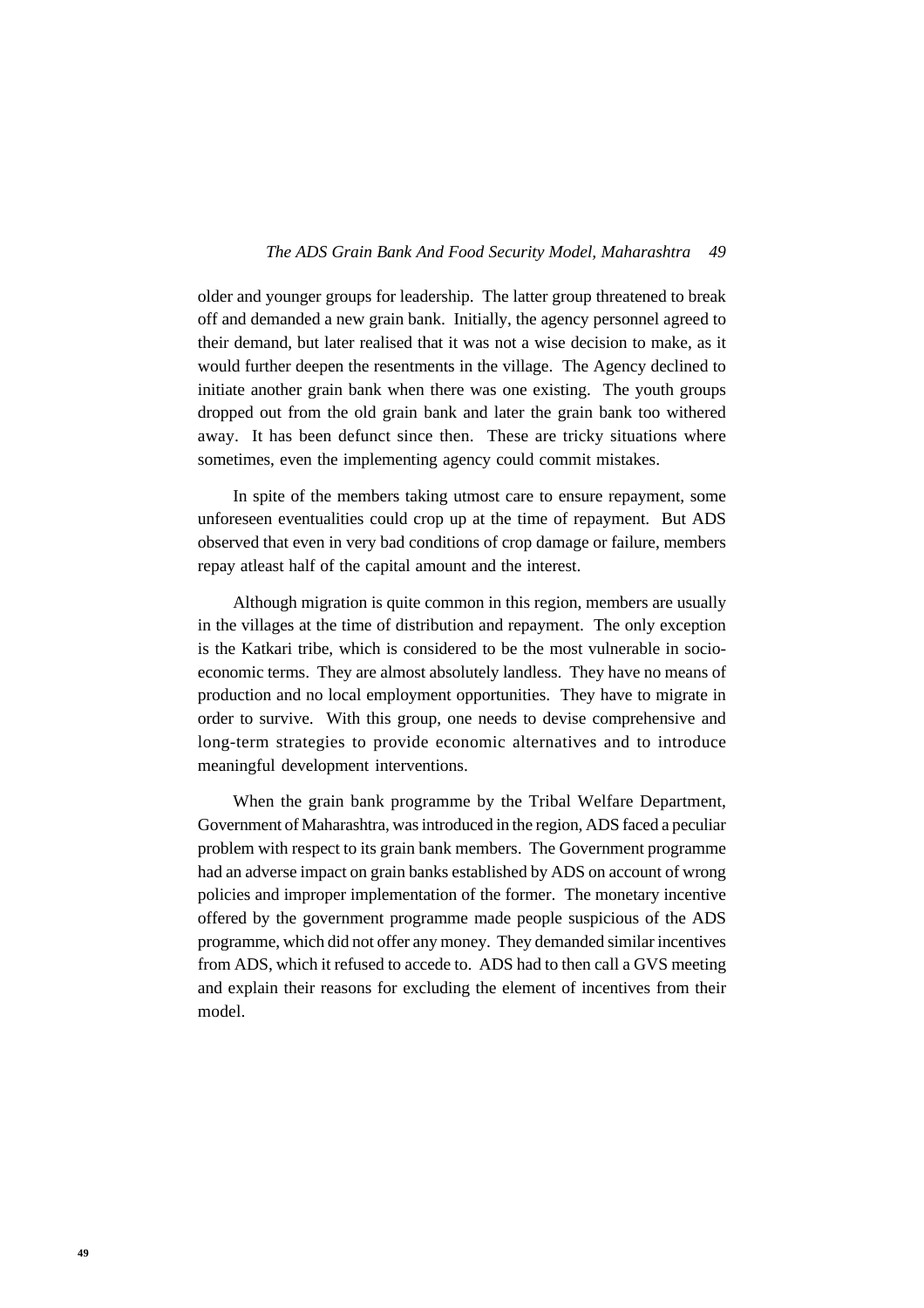older and younger groups for leadership. The latter group threatened to break off and demanded a new grain bank. Initially, the agency personnel agreed to their demand, but later realised that it was not a wise decision to make, as it would further deepen the resentments in the village. The Agency declined to initiate another grain bank when there was one existing. The youth groups dropped out from the old grain bank and later the grain bank too withered away. It has been defunct since then. These are tricky situations where sometimes, even the implementing agency could commit mistakes.

In spite of the members taking utmost care to ensure repayment, some unforeseen eventualities could crop up at the time of repayment. But ADS observed that even in very bad conditions of crop damage or failure, members repay atleast half of the capital amount and the interest.

Although migration is quite common in this region, members are usually in the villages at the time of distribution and repayment. The only exception is the Katkari tribe, which is considered to be the most vulnerable in socio-economic terms. They are almost absolutely landless. They have no means of production and no local employment opportunities. They have to migrate in order to survive. With this group, one needs to devise comprehensive and long-term strategies to provide economic alternatives and to introduce meaningful development interventions.

When the grain bank programme by the Tribal Welfare Department, Government of Maharashtra, was introduced in the region, ADS faced a peculiar problem with respect to its grain bank members. The Government programme had an adverse impact on grain banks established by ADS on account of wrong policies and improper implementation of the former. The monetary incentive offered by the government programme made people suspicious of the ADS programme, which did not offer any money. They demanded similar incentives from ADS, which it refused to accede to. ADS had to then call a GVS meeting and explain their reasons for excluding the element of incentives from their model.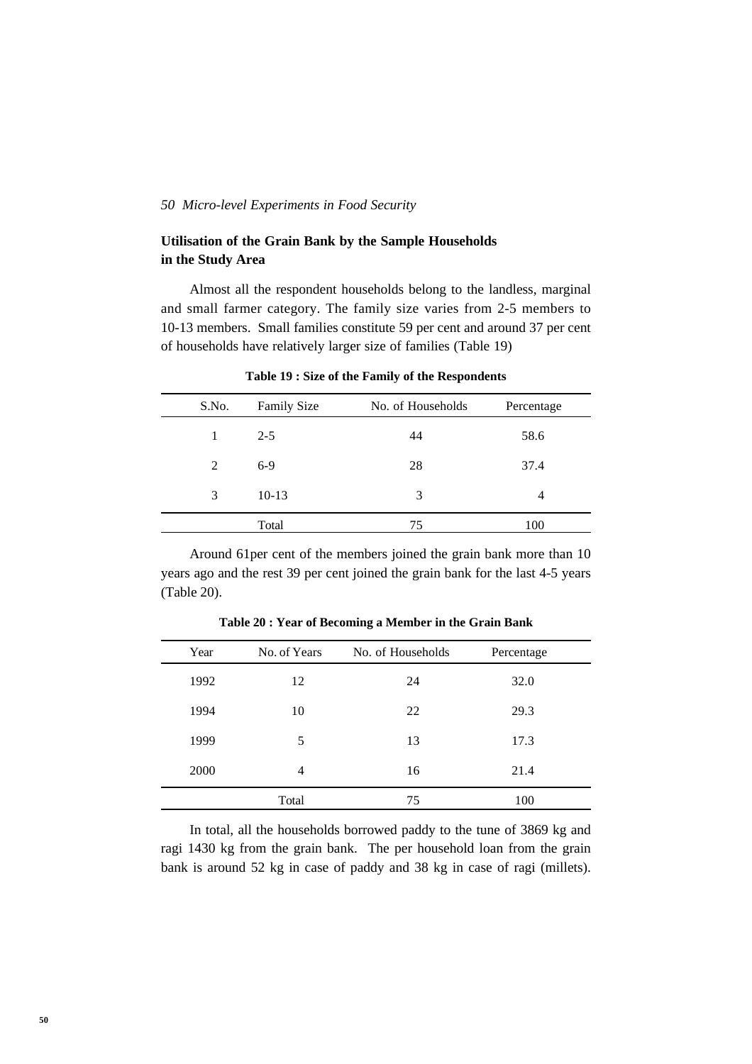## Utilisation of the Grain Bank by the Sample Households in the Study Area

Almost all the respondent households belong to the landless, marginal and small farmer category. The family size varies from 2-5 members to 10-13 members. Small families constitute 59 per cent and around 37 per cent of households have relatively larger size of families (Table 19)

**Table 19 : Size of the Family of the Respondents**

| S.No. | Family Size | No. of Households | Percentage |
|---|---|---|---|
| 1 | 2-5 | 44 | 58.6 |
| 2 | 6-9 | 28 | 37.4 |
| 3 | 10-13 | 3 | 4 |
| | Total | 75 | 100 |

Around 61per cent of the members joined the grain bank more than 10 years ago and the rest 39 per cent joined the grain bank for the last 4-5 years (Table 20).

**Table 20 : Year of Becoming a Member in the Grain Bank**

| Year | No. of Years | No. of Households | Percentage |
|---|---|---|---|
| 1992 | 12 | 24 | 32.0 |
| 1994 | 10 | 22 | 29.3 |
| 1999 | 5 | 13 | 17.3 |
| 2000 | 4 | 16 | 21.4 |
| | Total | 75 | 100 |

In total, all the households borrowed paddy to the tune of 3869 kg and ragi 1430 kg from the grain bank. The per household loan from the grain bank is around 52 kg in case of paddy and 38 kg in case of ragi (millets).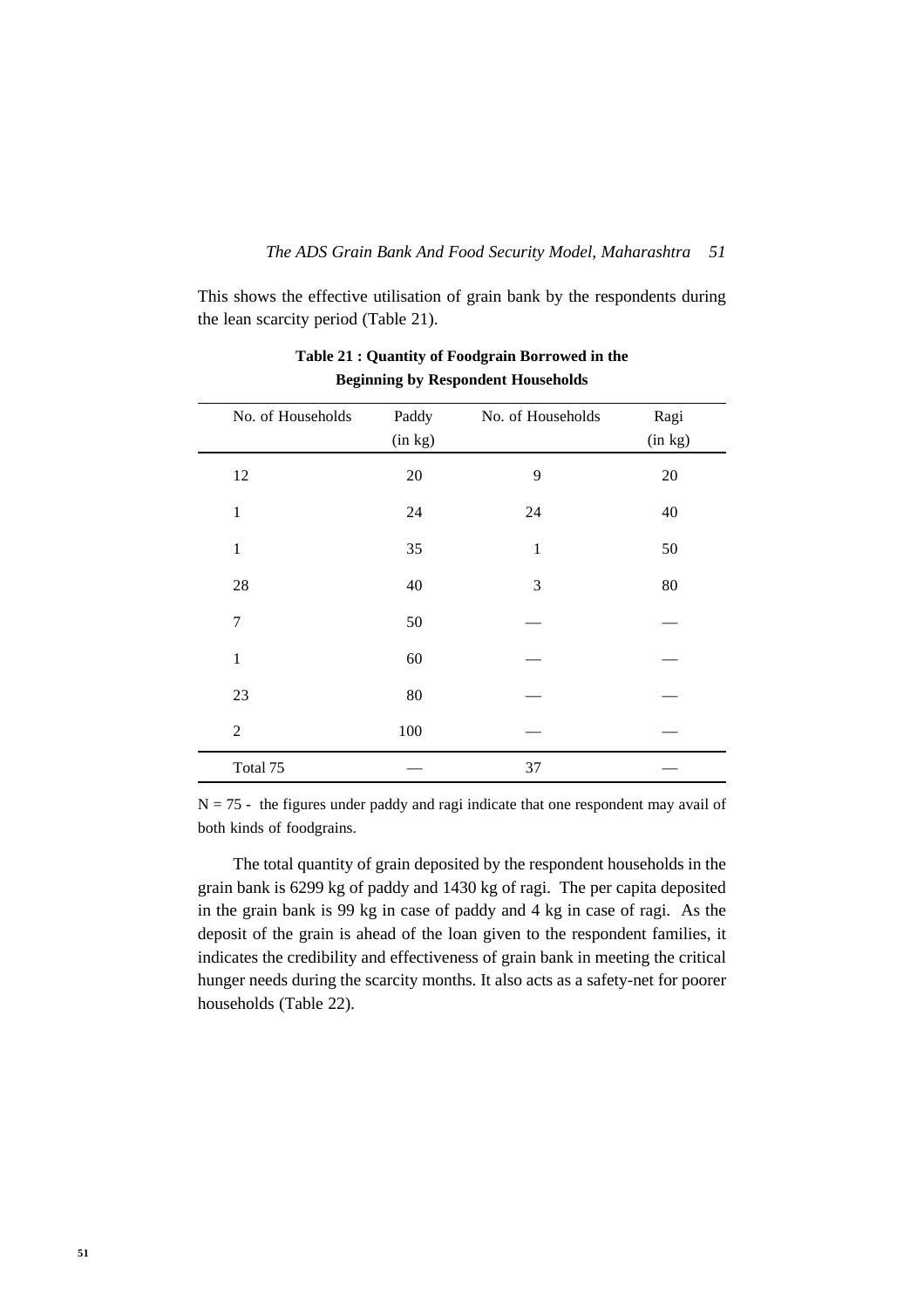This shows the effective utilisation of grain bank by the respondents during the lean scarcity period (Table 21).

**Table 21 : Quantity of Foodgrain Borrowed in the Beginning by Respondent Households**

| No. of Households | Paddy (in kg) | No. of Households | Ragi (in kg) |
|---|---|---|---|
| 12 | 20 | 9 | 20 |
| 1 | 24 | 24 | 40 |
| 1 | 35 | 1 | 50 |
| 28 | 40 | 3 | 80 |
| 7 | 50 | — | — |
| 1 | 60 | — | — |
| 23 | 80 | — | — |
| 2 | 100 | — | — |
| Total 75 | — | 37 | — |

N = 75 - the figures under paddy and ragi indicate that one respondent may avail of both kinds of foodgrains.

The total quantity of grain deposited by the respondent households in the grain bank is 6299 kg of paddy and 1430 kg of ragi. The per capita deposited in the grain bank is 99 kg in case of paddy and 4 kg in case of ragi. As the deposit of the grain is ahead of the loan given to the respondent families, it indicates the credibility and effectiveness of grain bank in meeting the critical hunger needs during the scarcity months. It also acts as a safety-net for poorer households (Table 22).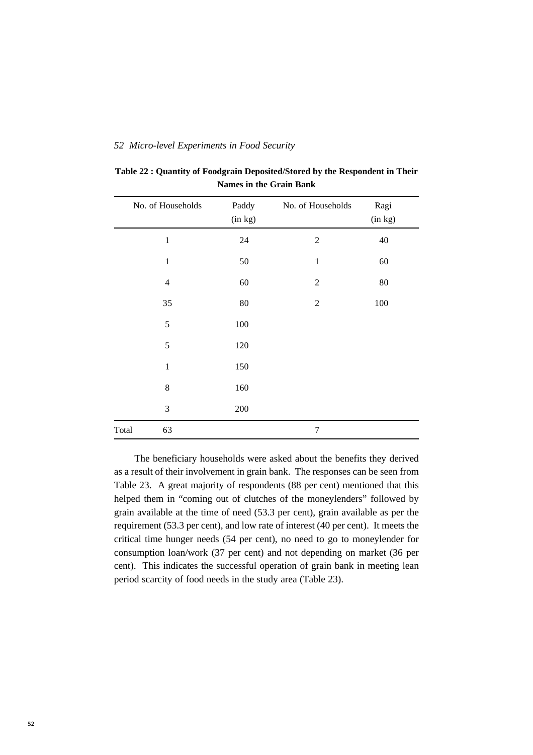**Table 22 : Quantity of Foodgrain Deposited/Stored by the Respondent in Their Names in the Grain Bank**

| | No. of Households | Paddy (in kg) | No. of Households | Ragi (in kg) |
|---|---|---|---|---|
| | 1 | 24 | 2 | 40 |
| | 1 | 50 | 1 | 60 |
| | 4 | 60 | 2 | 80 |
| | 35 | 80 | 2 | 100 |
| | 5 | 100 | | |
| | 5 | 120 | | |
| | 1 | 150 | | |
| | 8 | 160 | | |
| | 3 | 200 | | |
| Total | 63 | | 7 | |

The beneficiary households were asked about the benefits they derived as a result of their involvement in grain bank. The responses can be seen from Table 23. A great majority of respondents (88 per cent) mentioned that this helped them in "coming out of clutches of the moneylenders" followed by grain available at the time of need (53.3 per cent), grain available as per the requirement (53.3 per cent), and low rate of interest (40 per cent). It meets the critical time hunger needs (54 per cent), no need to go to moneylender for consumption loan/work (37 per cent) and not depending on market (36 per cent). This indicates the successful operation of grain bank in meeting lean period scarcity of food needs in the study area (Table 23).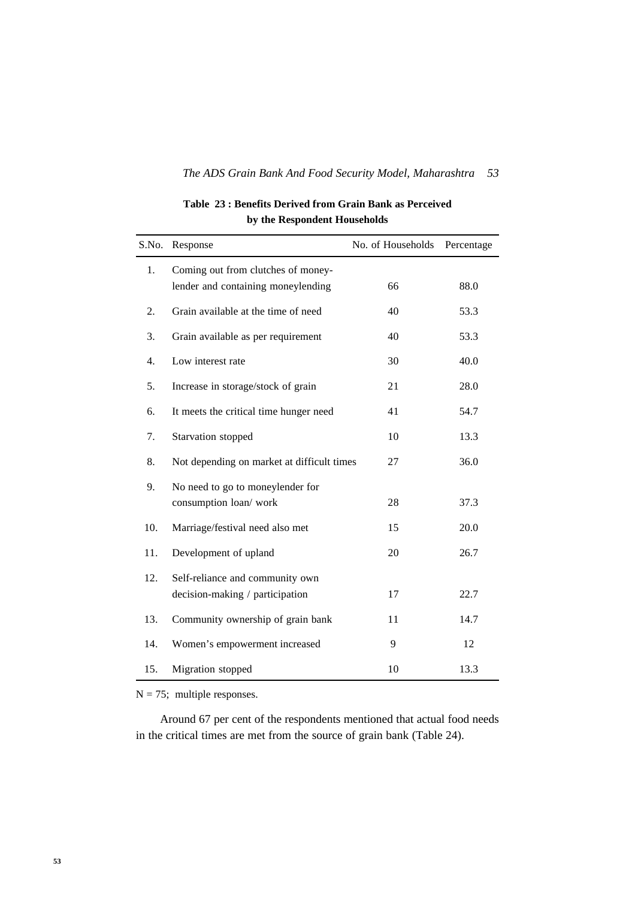**Table 23 : Benefits Derived from Grain Bank as Perceived by the Respondent Households**

| S.No. | Response | No. of Households | Percentage |
|---|---|---|---|
| 1. | Coming out from clutches of money-lender and containing moneylending | 66 | 88.0 |
| 2. | Grain available at the time of need | 40 | 53.3 |
| 3. | Grain available as per requirement | 40 | 53.3 |
| 4. | Low interest rate | 30 | 40.0 |
| 5. | Increase in storage/stock of grain | 21 | 28.0 |
| 6. | It meets the critical time hunger need | 41 | 54.7 |
| 7. | Starvation stopped | 10 | 13.3 |
| 8. | Not depending on market at difficult times | 27 | 36.0 |
| 9. | No need to go to moneylender for consumption loan/ work | 28 | 37.3 |
| 10. | Marriage/festival need also met | 15 | 20.0 |
| 11. | Development of upland | 20 | 26.7 |
| 12. | Self-reliance and community own decision-making / participation | 17 | 22.7 |
| 13. | Community ownership of grain bank | 11 | 14.7 |
| 14. | Women's empowerment increased | 9 | 12 |
| 15. | Migration stopped | 10 | 13.3 |

N = 75; multiple responses.

Around 67 per cent of the respondents mentioned that actual food needs in the critical times are met from the source of grain bank (Table 24).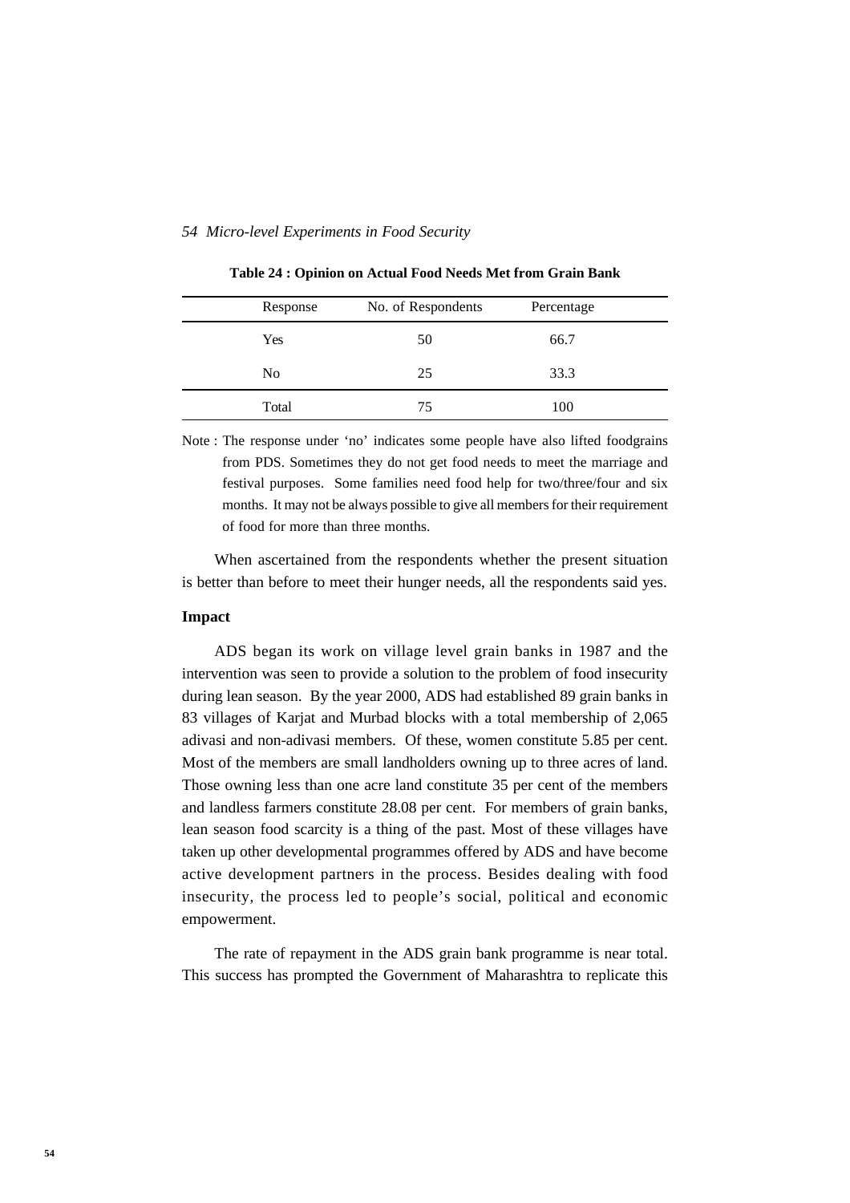**Table 24 : Opinion on Actual Food Needs Met from Grain Bank**

| Response | No. of Respondents | Percentage |
|---|---|---|
| Yes | 50 | 66.7 |
| No | 25 | 33.3 |
| Total | 75 | 100 |

Note : The response under 'no' indicates some people have also lifted foodgrains from PDS. Sometimes they do not get food needs to meet the marriage and festival purposes. Some families need food help for two/three/four and six months. It may not be always possible to give all members for their requirement of food for more than three months.

When ascertained from the respondents whether the present situation is better than before to meet their hunger needs, all the respondents said yes.

**Impact**

ADS began its work on village level grain banks in 1987 and the intervention was seen to provide a solution to the problem of food insecurity during lean season. By the year 2000, ADS had established 89 grain banks in 83 villages of Karjat and Murbad blocks with a total membership of 2,065 adivasi and non-adivasi members. Of these, women constitute 5.85 per cent. Most of the members are small landholders owning up to three acres of land. Those owning less than one acre land constitute 35 per cent of the members and landless farmers constitute 28.08 per cent. For members of grain banks, lean season food scarcity is a thing of the past. Most of these villages have taken up other developmental programmes offered by ADS and have become active development partners in the process. Besides dealing with food insecurity, the process led to people's social, political and economic empowerment.

The rate of repayment in the ADS grain bank programme is near total. This success has prompted the Government of Maharashtra to replicate this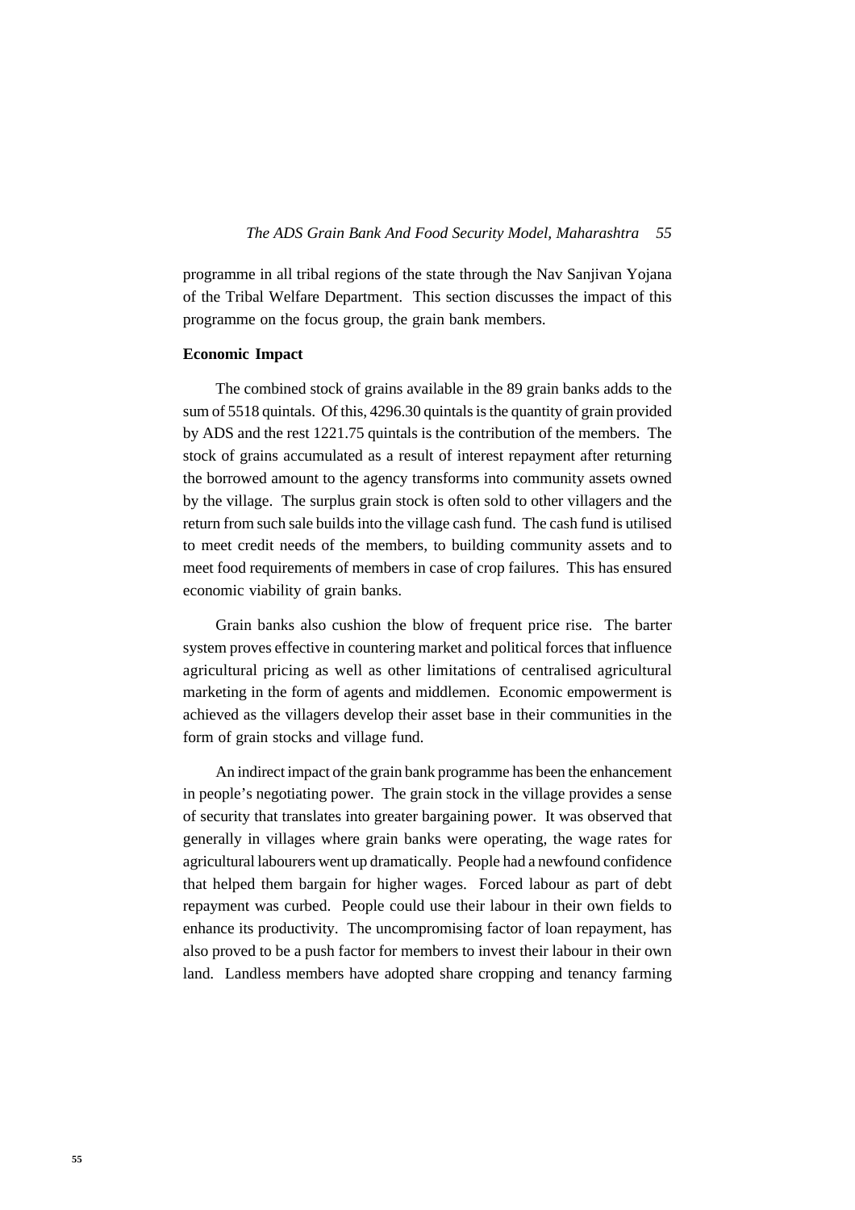programme in all tribal regions of the state through the Nav Sanjivan Yojana of the Tribal Welfare Department. This section discusses the impact of this programme on the focus group, the grain bank members.

**Economic Impact**

The combined stock of grains available in the 89 grain banks adds to the sum of 5518 quintals. Of this, 4296.30 quintals is the quantity of grain provided by ADS and the rest 1221.75 quintals is the contribution of the members. The stock of grains accumulated as a result of interest repayment after returning the borrowed amount to the agency transforms into community assets owned by the village. The surplus grain stock is often sold to other villagers and the return from such sale builds into the village cash fund. The cash fund is utilised to meet credit needs of the members, to building community assets and to meet food requirements of members in case of crop failures. This has ensured economic viability of grain banks.

Grain banks also cushion the blow of frequent price rise. The barter system proves effective in countering market and political forces that influence agricultural pricing as well as other limitations of centralised agricultural marketing in the form of agents and middlemen. Economic empowerment is achieved as the villagers develop their asset base in their communities in the form of grain stocks and village fund.

An indirect impact of the grain bank programme has been the enhancement in people's negotiating power. The grain stock in the village provides a sense of security that translates into greater bargaining power. It was observed that generally in villages where grain banks were operating, the wage rates for agricultural labourers went up dramatically. People had a newfound confidence that helped them bargain for higher wages. Forced labour as part of debt repayment was curbed. People could use their labour in their own fields to enhance its productivity. The uncompromising factor of loan repayment, has also proved to be a push factor for members to invest their labour in their own land. Landless members have adopted share cropping and tenancy farming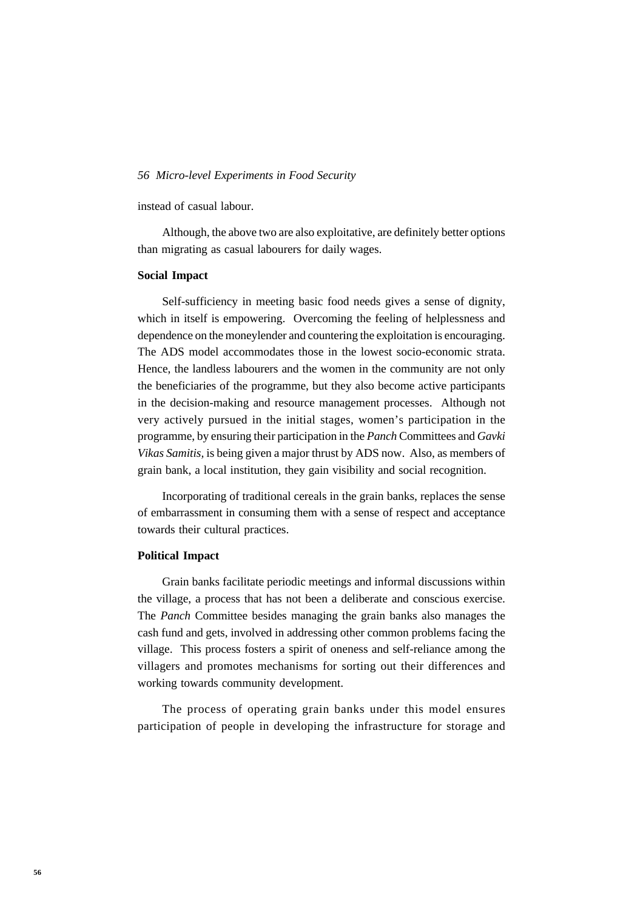instead of casual labour.

Although, the above two are also exploitative, are definitely better options than migrating as casual labourers for daily wages.

**Social Impact**

Self-sufficiency in meeting basic food needs gives a sense of dignity, which in itself is empowering. Overcoming the feeling of helplessness and dependence on the moneylender and countering the exploitation is encouraging. The ADS model accommodates those in the lowest socio-economic strata. Hence, the landless labourers and the women in the community are not only the beneficiaries of the programme, but they also become active participants in the decision-making and resource management processes. Although not very actively pursued in the initial stages, women's participation in the programme, by ensuring their participation in the *Panch* Committees and *Gavki Vikas Samitis*, is being given a major thrust by ADS now. Also, as members of grain bank, a local institution, they gain visibility and social recognition.

Incorporating of traditional cereals in the grain banks, replaces the sense of embarrassment in consuming them with a sense of respect and acceptance towards their cultural practices.

**Political Impact**

Grain banks facilitate periodic meetings and informal discussions within the village, a process that has not been a deliberate and conscious exercise. The *Panch* Committee besides managing the grain banks also manages the cash fund and gets, involved in addressing other common problems facing the village. This process fosters a spirit of oneness and self-reliance among the villagers and promotes mechanisms for sorting out their differences and working towards community development.

The process of operating grain banks under this model ensures participation of people in developing the infrastructure for storage and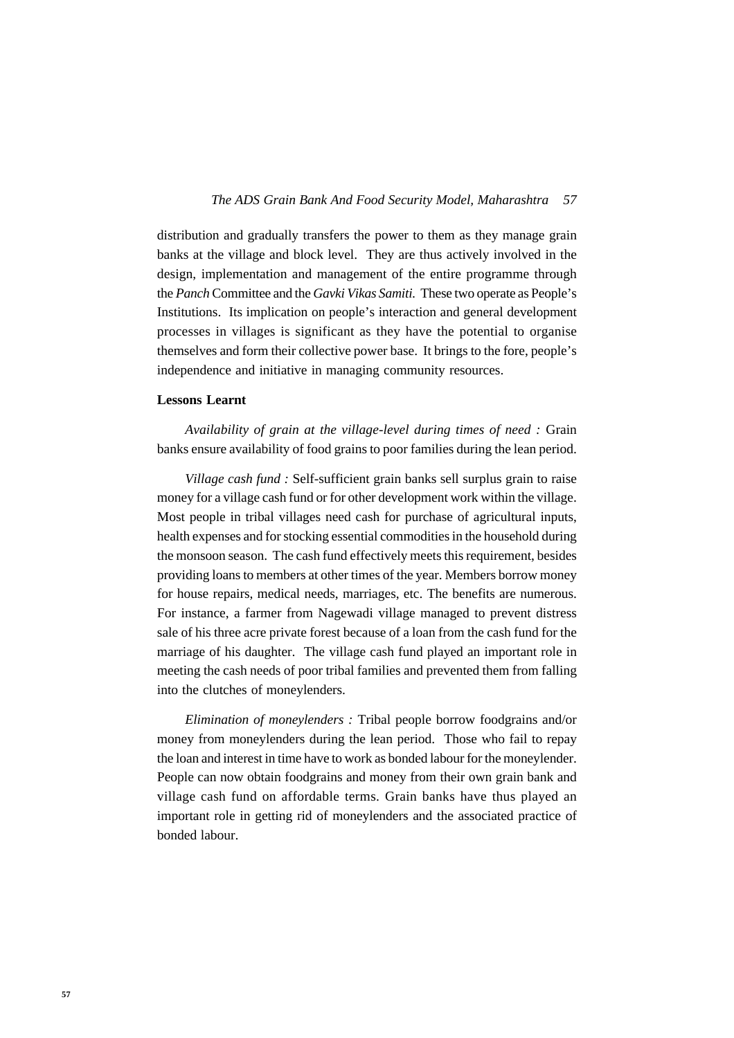distribution and gradually transfers the power to them as they manage grain banks at the village and block level. They are thus actively involved in the design, implementation and management of the entire programme through the *Panch* Committee and the *Gavki Vikas Samiti.* These two operate as People's Institutions. Its implication on people's interaction and general development processes in villages is significant as they have the potential to organise themselves and form their collective power base. It brings to the fore, people's independence and initiative in managing community resources.

**Lessons Learnt**

*Availability of grain at the village-level during times of need :* Grain banks ensure availability of food grains to poor families during the lean period.

*Village cash fund :* Self-sufficient grain banks sell surplus grain to raise money for a village cash fund or for other development work within the village. Most people in tribal villages need cash for purchase of agricultural inputs, health expenses and for stocking essential commodities in the household during the monsoon season. The cash fund effectively meets this requirement, besides providing loans to members at other times of the year. Members borrow money for house repairs, medical needs, marriages, etc. The benefits are numerous. For instance, a farmer from Nagewadi village managed to prevent distress sale of his three acre private forest because of a loan from the cash fund for the marriage of his daughter. The village cash fund played an important role in meeting the cash needs of poor tribal families and prevented them from falling into the clutches of moneylenders.

*Elimination of moneylenders :* Tribal people borrow foodgrains and/or money from moneylenders during the lean period. Those who fail to repay the loan and interest in time have to work as bonded labour for the moneylender. People can now obtain foodgrains and money from their own grain bank and village cash fund on affordable terms. Grain banks have thus played an important role in getting rid of moneylenders and the associated practice of bonded labour.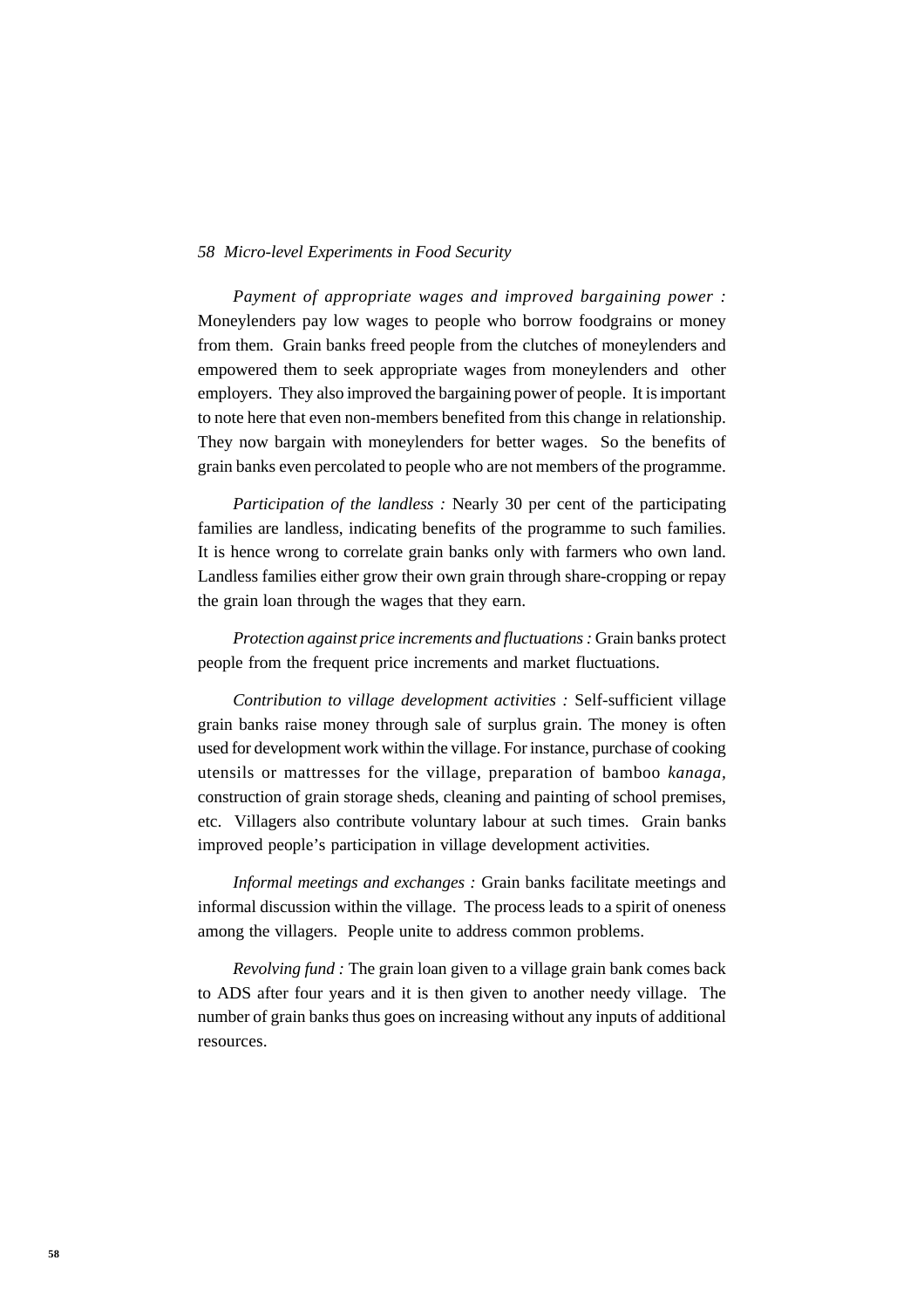*Payment of appropriate wages and improved bargaining power :* Moneylenders pay low wages to people who borrow foodgrains or money from them. Grain banks freed people from the clutches of moneylenders and empowered them to seek appropriate wages from moneylenders and other employers. They also improved the bargaining power of people. It is important to note here that even non-members benefited from this change in relationship. They now bargain with moneylenders for better wages. So the benefits of grain banks even percolated to people who are not members of the programme.

*Participation of the landless :* Nearly 30 per cent of the participating families are landless, indicating benefits of the programme to such families. It is hence wrong to correlate grain banks only with farmers who own land. Landless families either grow their own grain through share-cropping or repay the grain loan through the wages that they earn.

*Protection against price increments and fluctuations :* Grain banks protect people from the frequent price increments and market fluctuations.

*Contribution to village development activities :* Self-sufficient village grain banks raise money through sale of surplus grain. The money is often used for development work within the village. For instance, purchase of cooking utensils or mattresses for the village, preparation of bamboo *kanaga*, construction of grain storage sheds, cleaning and painting of school premises, etc. Villagers also contribute voluntary labour at such times. Grain banks improved people's participation in village development activities.

*Informal meetings and exchanges :* Grain banks facilitate meetings and informal discussion within the village. The process leads to a spirit of oneness among the villagers. People unite to address common problems.

*Revolving fund :* The grain loan given to a village grain bank comes back to ADS after four years and it is then given to another needy village. The number of grain banks thus goes on increasing without any inputs of additional resources.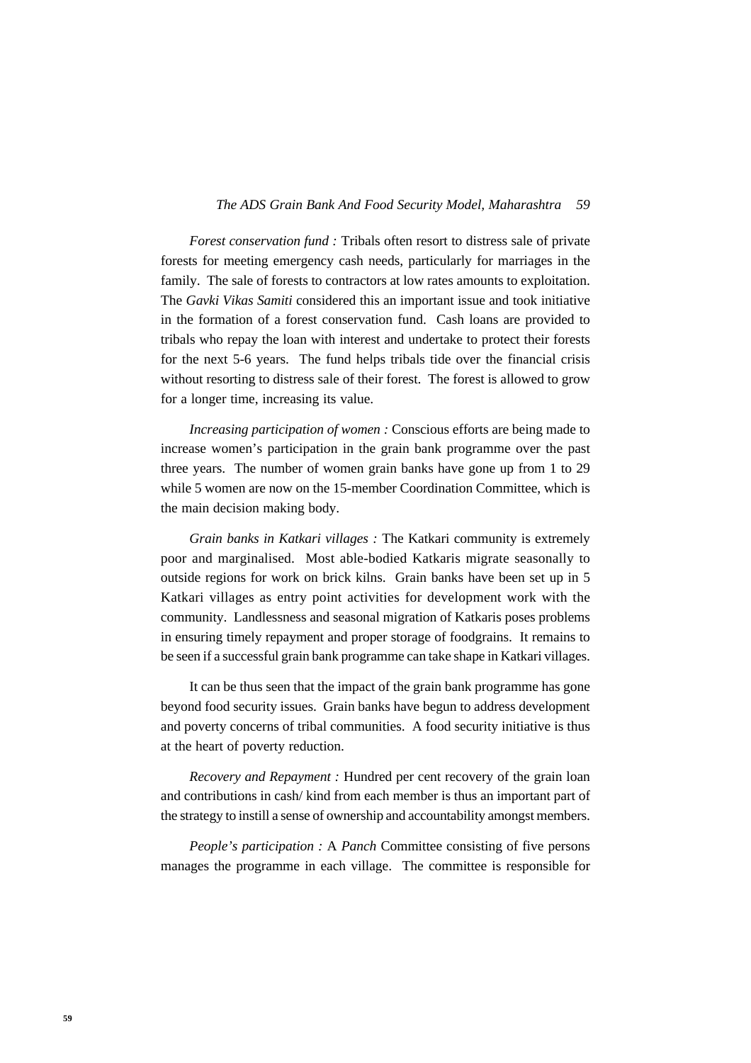*Forest conservation fund :* Tribals often resort to distress sale of private forests for meeting emergency cash needs, particularly for marriages in the family. The sale of forests to contractors at low rates amounts to exploitation. The *Gavki Vikas Samiti* considered this an important issue and took initiative in the formation of a forest conservation fund. Cash loans are provided to tribals who repay the loan with interest and undertake to protect their forests for the next 5-6 years. The fund helps tribals tide over the financial crisis without resorting to distress sale of their forest. The forest is allowed to grow for a longer time, increasing its value.

*Increasing participation of women :* Conscious efforts are being made to increase women's participation in the grain bank programme over the past three years. The number of women grain banks have gone up from 1 to 29 while 5 women are now on the 15-member Coordination Committee, which is the main decision making body.

*Grain banks in Katkari villages :* The Katkari community is extremely poor and marginalised. Most able-bodied Katkaris migrate seasonally to outside regions for work on brick kilns. Grain banks have been set up in 5 Katkari villages as entry point activities for development work with the community. Landlessness and seasonal migration of Katkaris poses problems in ensuring timely repayment and proper storage of foodgrains. It remains to be seen if a successful grain bank programme can take shape in Katkari villages.

It can be thus seen that the impact of the grain bank programme has gone beyond food security issues. Grain banks have begun to address development and poverty concerns of tribal communities. A food security initiative is thus at the heart of poverty reduction.

*Recovery and Repayment :* Hundred per cent recovery of the grain loan and contributions in cash/ kind from each member is thus an important part of the strategy to instill a sense of ownership and accountability amongst members.

*People's participation :* A *Panch* Committee consisting of five persons manages the programme in each village. The committee is responsible for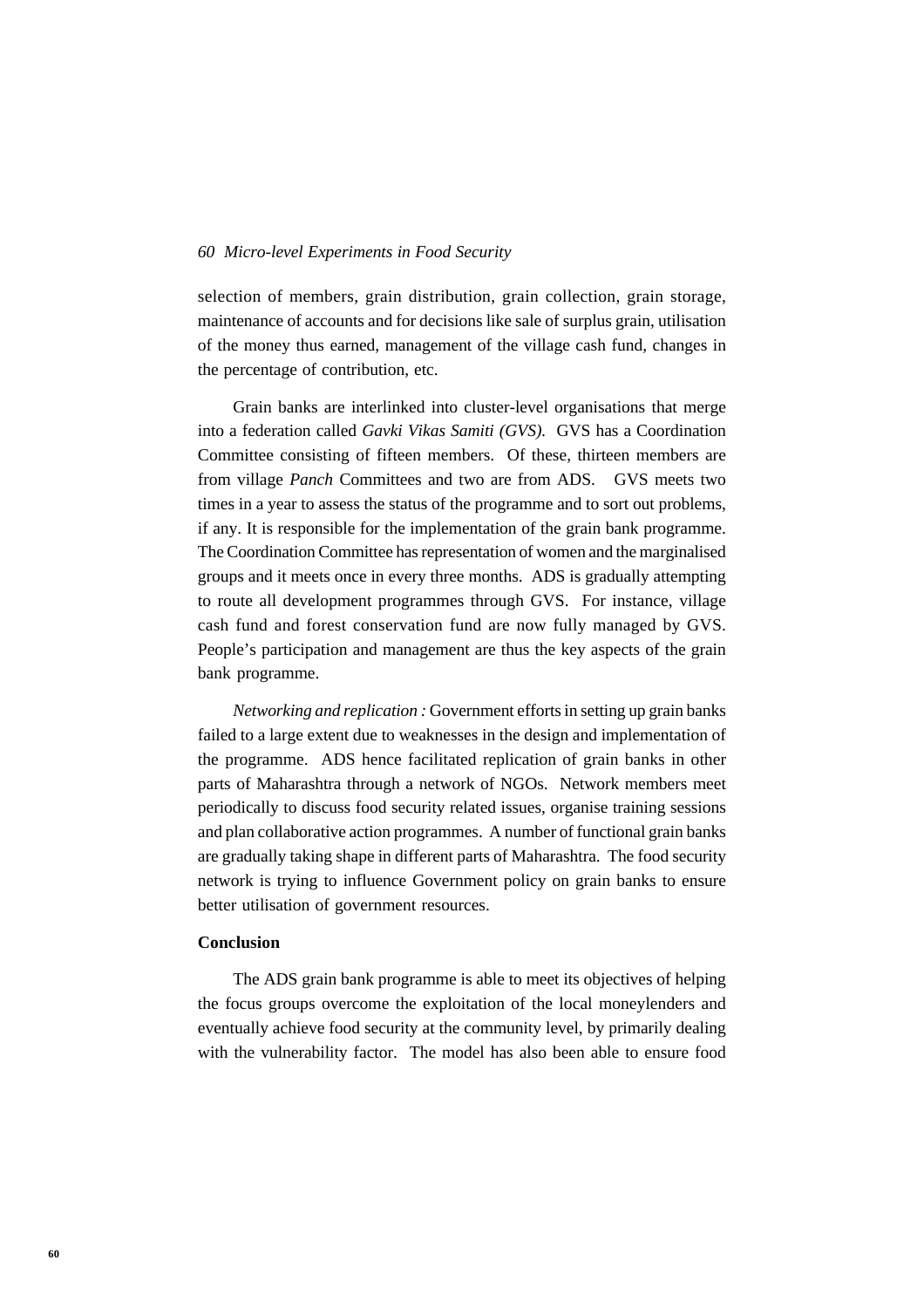selection of members, grain distribution, grain collection, grain storage, maintenance of accounts and for decisions like sale of surplus grain, utilisation of the money thus earned, management of the village cash fund, changes in the percentage of contribution, etc.

Grain banks are interlinked into cluster-level organisations that merge into a federation called *Gavki Vikas Samiti (GVS).* GVS has a Coordination Committee consisting of fifteen members. Of these, thirteen members are from village *Panch* Committees and two are from ADS. GVS meets two times in a year to assess the status of the programme and to sort out problems, if any. It is responsible for the implementation of the grain bank programme. The Coordination Committee has representation of women and the marginalised groups and it meets once in every three months. ADS is gradually attempting to route all development programmes through GVS. For instance, village cash fund and forest conservation fund are now fully managed by GVS. People's participation and management are thus the key aspects of the grain bank programme.

*Networking and replication :* Government efforts in setting up grain banks failed to a large extent due to weaknesses in the design and implementation of the programme. ADS hence facilitated replication of grain banks in other parts of Maharashtra through a network of NGOs. Network members meet periodically to discuss food security related issues, organise training sessions and plan collaborative action programmes. A number of functional grain banks are gradually taking shape in different parts of Maharashtra. The food security network is trying to influence Government policy on grain banks to ensure better utilisation of government resources.

**Conclusion**

The ADS grain bank programme is able to meet its objectives of helping the focus groups overcome the exploitation of the local moneylenders and eventually achieve food security at the community level, by primarily dealing with the vulnerability factor. The model has also been able to ensure food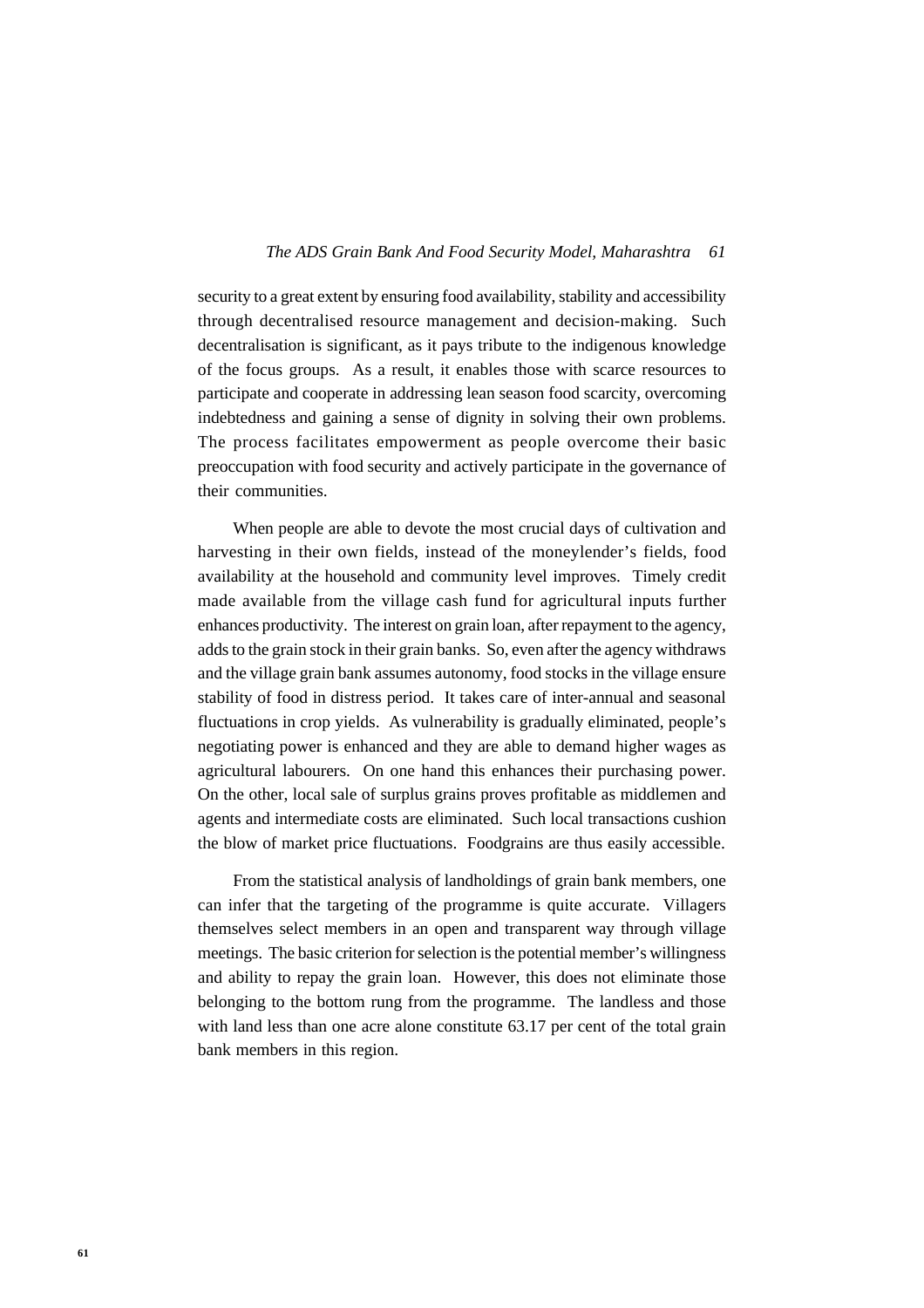security to a great extent by ensuring food availability, stability and accessibility through decentralised resource management and decision-making. Such decentralisation is significant, as it pays tribute to the indigenous knowledge of the focus groups. As a result, it enables those with scarce resources to participate and cooperate in addressing lean season food scarcity, overcoming indebtedness and gaining a sense of dignity in solving their own problems. The process facilitates empowerment as people overcome their basic preoccupation with food security and actively participate in the governance of their communities.

When people are able to devote the most crucial days of cultivation and harvesting in their own fields, instead of the moneylender's fields, food availability at the household and community level improves. Timely credit made available from the village cash fund for agricultural inputs further enhances productivity. The interest on grain loan, after repayment to the agency, adds to the grain stock in their grain banks. So, even after the agency withdraws and the village grain bank assumes autonomy, food stocks in the village ensure stability of food in distress period. It takes care of inter-annual and seasonal fluctuations in crop yields. As vulnerability is gradually eliminated, people's negotiating power is enhanced and they are able to demand higher wages as agricultural labourers. On one hand this enhances their purchasing power. On the other, local sale of surplus grains proves profitable as middlemen and agents and intermediate costs are eliminated. Such local transactions cushion the blow of market price fluctuations. Foodgrains are thus easily accessible.

From the statistical analysis of landholdings of grain bank members, one can infer that the targeting of the programme is quite accurate. Villagers themselves select members in an open and transparent way through village meetings. The basic criterion for selection is the potential member's willingness and ability to repay the grain loan. However, this does not eliminate those belonging to the bottom rung from the programme. The landless and those with land less than one acre alone constitute 63.17 per cent of the total grain bank members in this region.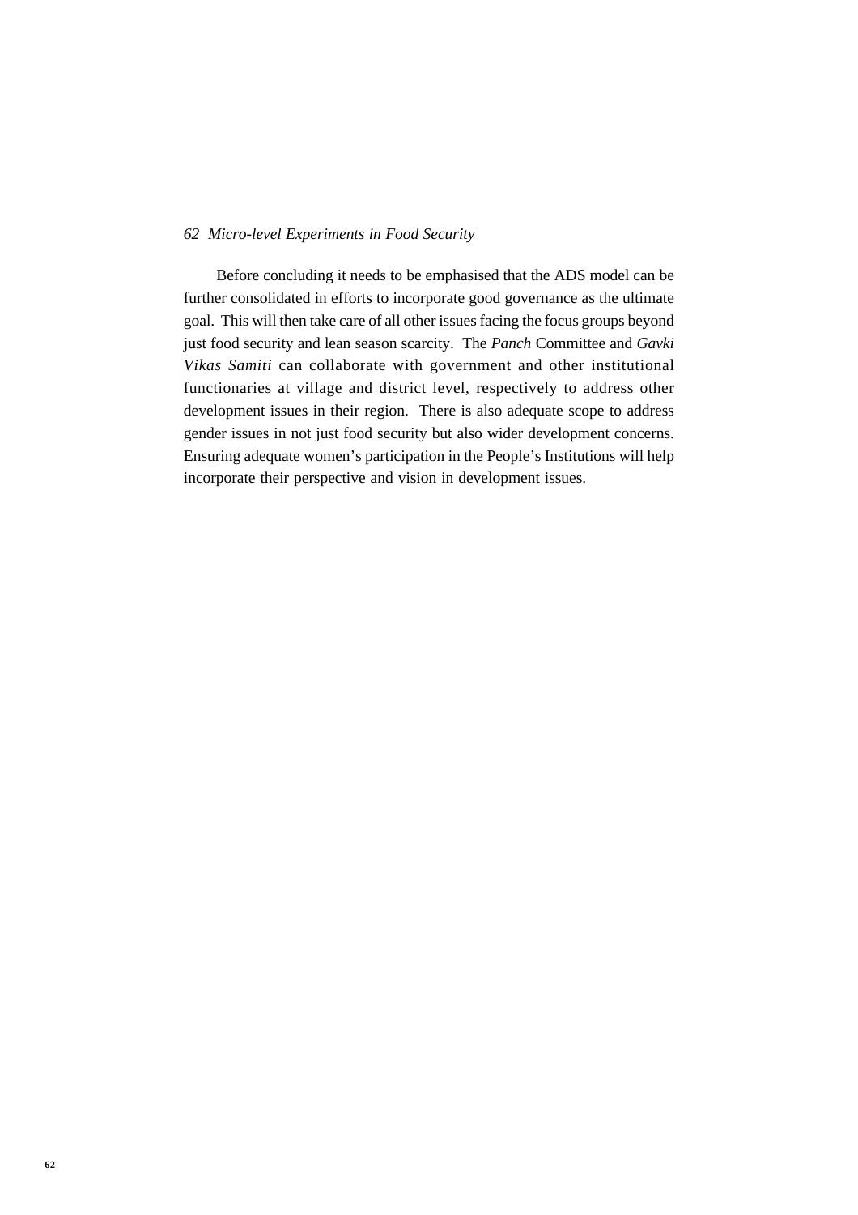Before concluding it needs to be emphasised that the ADS model can be further consolidated in efforts to incorporate good governance as the ultimate goal. This will then take care of all other issues facing the focus groups beyond just food security and lean season scarcity. The *Panch* Committee and *Gavki Vikas Samiti* can collaborate with government and other institutional functionaries at village and district level, respectively to address other development issues in their region. There is also adequate scope to address gender issues in not just food security but also wider development concerns. Ensuring adequate women's participation in the People's Institutions will help incorporate their perspective and vision in development issues.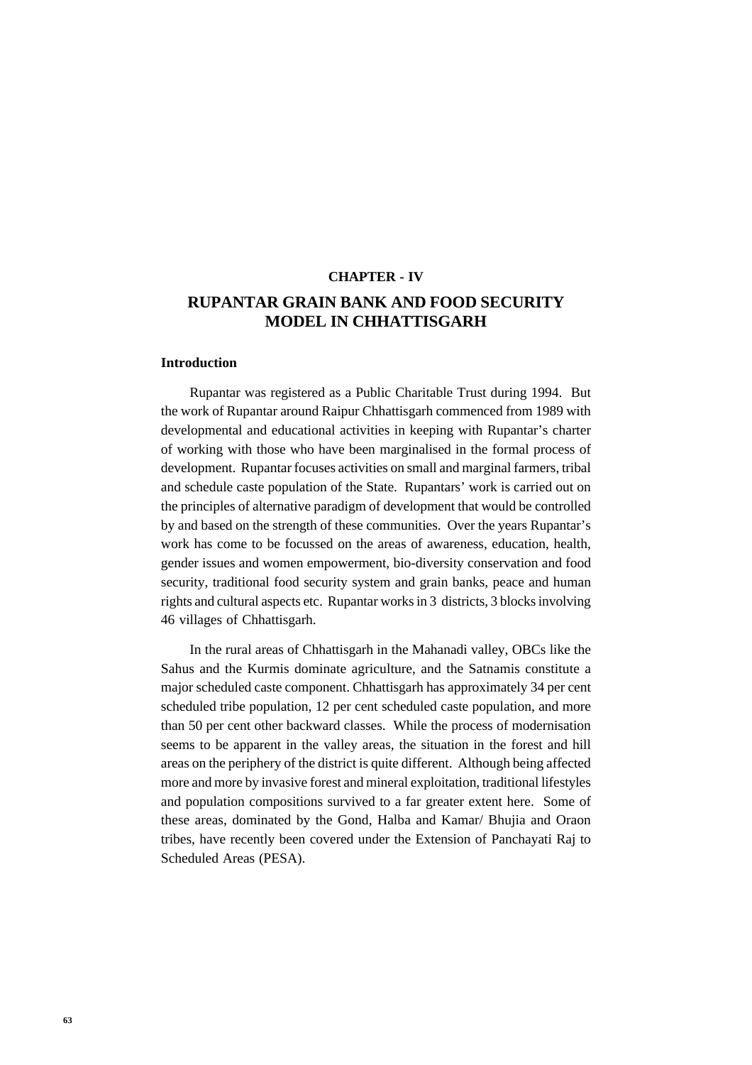**CHAPTER - IV**

# RUPANTAR GRAIN BANK AND FOOD SECURITY MODEL IN CHHATTISGARH

## Introduction

Rupantar was registered as a Public Charitable Trust during 1994. But the work of Rupantar around Raipur Chhattisgarh commenced from 1989 with developmental and educational activities in keeping with Rupantar's charter of working with those who have been marginalised in the formal process of development. Rupantar focuses activities on small and marginal farmers, tribal and schedule caste population of the State. Rupantars' work is carried out on the principles of alternative paradigm of development that would be controlled by and based on the strength of these communities. Over the years Rupantar's work has come to be focussed on the areas of awareness, education, health, gender issues and women empowerment, bio-diversity conservation and food security, traditional food security system and grain banks, peace and human rights and cultural aspects etc. Rupantar works in 3 districts, 3 blocks involving 46 villages of Chhattisgarh.

In the rural areas of Chhattisgarh in the Mahanadi valley, OBCs like the Sahus and the Kurmis dominate agriculture, and the Satnamis constitute a major scheduled caste component. Chhattisgarh has approximately 34 per cent scheduled tribe population, 12 per cent scheduled caste population, and more than 50 per cent other backward classes. While the process of modernisation seems to be apparent in the valley areas, the situation in the forest and hill areas on the periphery of the district is quite different. Although being affected more and more by invasive forest and mineral exploitation, traditional lifestyles and population compositions survived to a far greater extent here. Some of these areas, dominated by the Gond, Halba and Kamar/ Bhujia and Oraon tribes, have recently been covered under the Extension of Panchayati Raj to Scheduled Areas (PESA).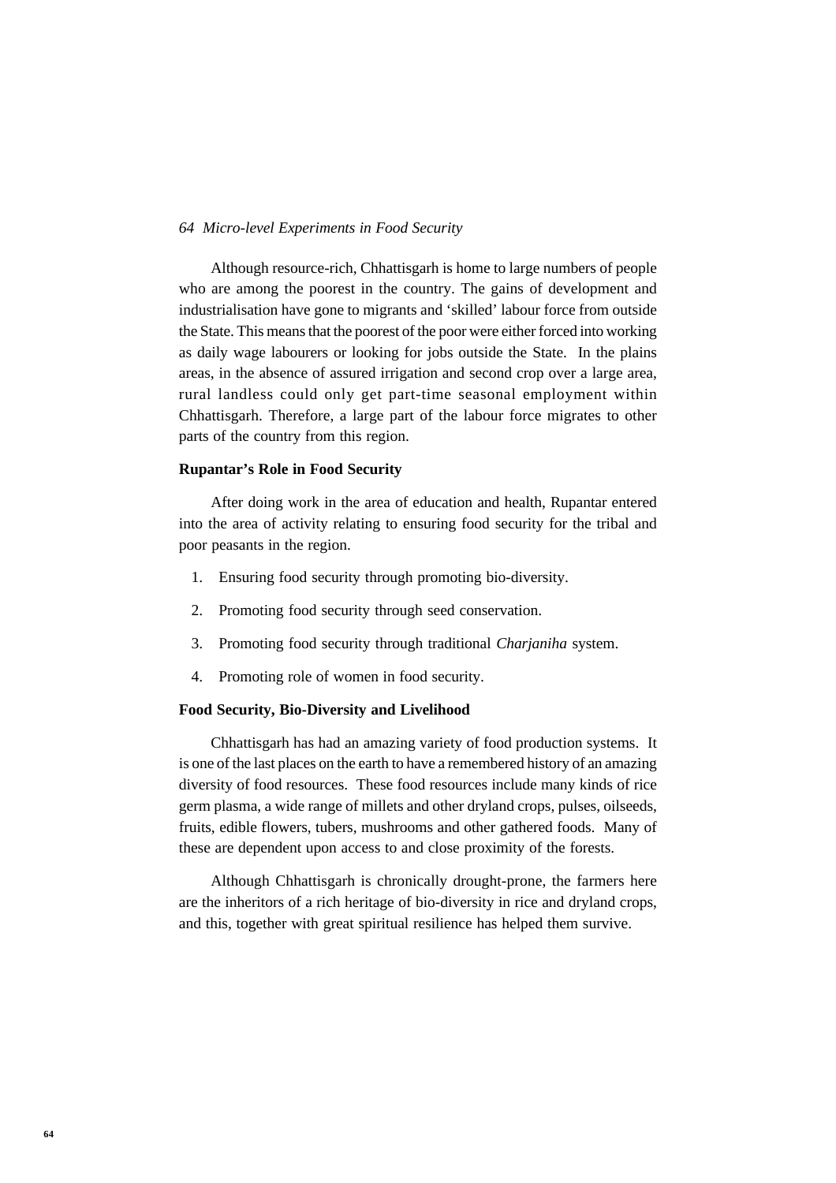Although resource-rich, Chhattisgarh is home to large numbers of people who are among the poorest in the country. The gains of development and industrialisation have gone to migrants and 'skilled' labour force from outside the State. This means that the poorest of the poor were either forced into working as daily wage labourers or looking for jobs outside the State. In the plains areas, in the absence of assured irrigation and second crop over a large area, rural landless could only get part-time seasonal employment within Chhattisgarh. Therefore, a large part of the labour force migrates to other parts of the country from this region.

**Rupantar's Role in Food Security**

After doing work in the area of education and health, Rupantar entered into the area of activity relating to ensuring food security for the tribal and poor peasants in the region.

1. Ensuring food security through promoting bio-diversity.
2. Promoting food security through seed conservation.
3. Promoting food security through traditional *Charjaniha* system.
4. Promoting role of women in food security.

**Food Security, Bio-Diversity and Livelihood**

Chhattisgarh has had an amazing variety of food production systems. It is one of the last places on the earth to have a remembered history of an amazing diversity of food resources. These food resources include many kinds of rice germ plasma, a wide range of millets and other dryland crops, pulses, oilseeds, fruits, edible flowers, tubers, mushrooms and other gathered foods. Many of these are dependent upon access to and close proximity of the forests.

Although Chhattisgarh is chronically drought-prone, the farmers here are the inheritors of a rich heritage of bio-diversity in rice and dryland crops, and this, together with great spiritual resilience has helped them survive.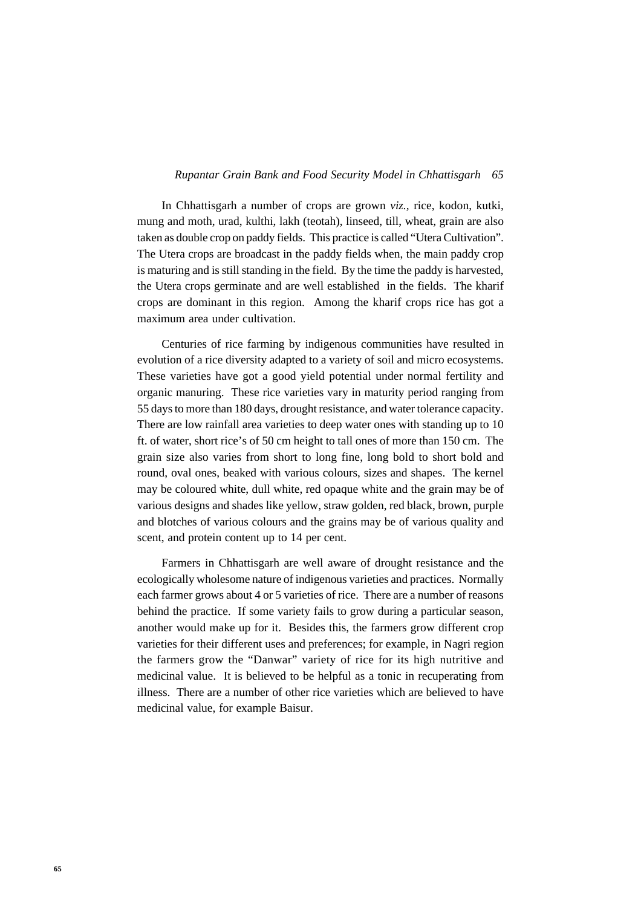In Chhattisgarh a number of crops are grown *viz.*, rice, kodon, kutki, mung and moth, urad, kulthi, lakh (teotah), linseed, till, wheat, grain are also taken as double crop on paddy fields. This practice is called "Utera Cultivation". The Utera crops are broadcast in the paddy fields when, the main paddy crop is maturing and is still standing in the field. By the time the paddy is harvested, the Utera crops germinate and are well established in the fields. The kharif crops are dominant in this region. Among the kharif crops rice has got a maximum area under cultivation.

Centuries of rice farming by indigenous communities have resulted in evolution of a rice diversity adapted to a variety of soil and micro ecosystems. These varieties have got a good yield potential under normal fertility and organic manuring. These rice varieties vary in maturity period ranging from 55 days to more than 180 days, drought resistance, and water tolerance capacity. There are low rainfall area varieties to deep water ones with standing up to 10 ft. of water, short rice's of 50 cm height to tall ones of more than 150 cm. The grain size also varies from short to long fine, long bold to short bold and round, oval ones, beaked with various colours, sizes and shapes. The kernel may be coloured white, dull white, red opaque white and the grain may be of various designs and shades like yellow, straw golden, red black, brown, purple and blotches of various colours and the grains may be of various quality and scent, and protein content up to 14 per cent.

Farmers in Chhattisgarh are well aware of drought resistance and the ecologically wholesome nature of indigenous varieties and practices. Normally each farmer grows about 4 or 5 varieties of rice. There are a number of reasons behind the practice. If some variety fails to grow during a particular season, another would make up for it. Besides this, the farmers grow different crop varieties for their different uses and preferences; for example, in Nagri region the farmers grow the "Danwar" variety of rice for its high nutritive and medicinal value. It is believed to be helpful as a tonic in recuperating from illness. There are a number of other rice varieties which are believed to have medicinal value, for example Baisur.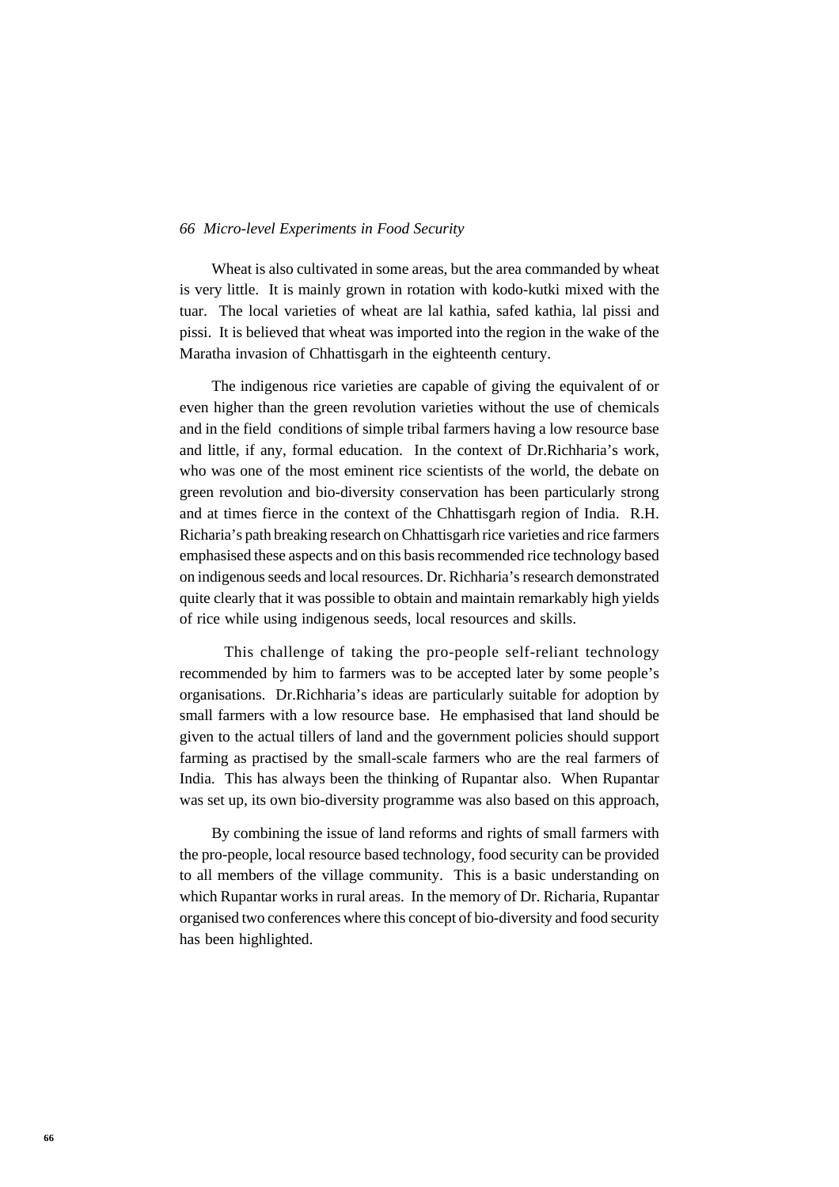Wheat is also cultivated in some areas, but the area commanded by wheat is very little. It is mainly grown in rotation with kodo-kutki mixed with the tuar. The local varieties of wheat are lal kathia, safed kathia, lal pissi and pissi. It is believed that wheat was imported into the region in the wake of the Maratha invasion of Chhattisgarh in the eighteenth century.

The indigenous rice varieties are capable of giving the equivalent of or even higher than the green revolution varieties without the use of chemicals and in the field conditions of simple tribal farmers having a low resource base and little, if any, formal education. In the context of Dr.Richharia's work, who was one of the most eminent rice scientists of the world, the debate on green revolution and bio-diversity conservation has been particularly strong and at times fierce in the context of the Chhattisgarh region of India. R.H. Richaria's path breaking research on Chhattisgarh rice varieties and rice farmers emphasised these aspects and on this basis recommended rice technology based on indigenous seeds and local resources. Dr. Richharia's research demonstrated quite clearly that it was possible to obtain and maintain remarkably high yields of rice while using indigenous seeds, local resources and skills.

This challenge of taking the pro-people self-reliant technology recommended by him to farmers was to be accepted later by some people's organisations. Dr.Richharia's ideas are particularly suitable for adoption by small farmers with a low resource base. He emphasised that land should be given to the actual tillers of land and the government policies should support farming as practised by the small-scale farmers who are the real farmers of India. This has always been the thinking of Rupantar also. When Rupantar was set up, its own bio-diversity programme was also based on this approach,

By combining the issue of land reforms and rights of small farmers with the pro-people, local resource based technology, food security can be provided to all members of the village community. This is a basic understanding on which Rupantar works in rural areas. In the memory of Dr. Richaria, Rupantar organised two conferences where this concept of bio-diversity and food security has been highlighted.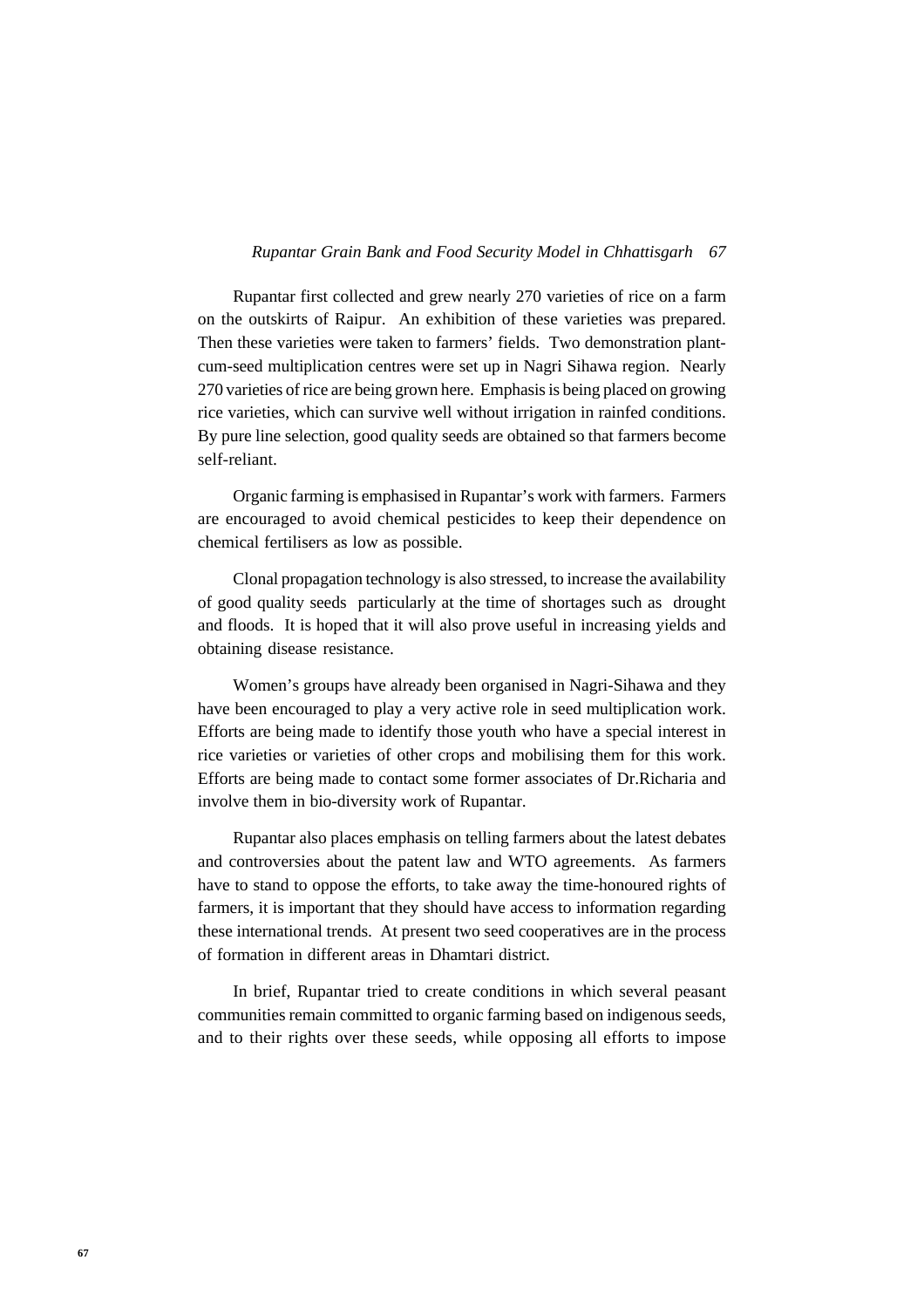Rupantar first collected and grew nearly 270 varieties of rice on a farm on the outskirts of Raipur. An exhibition of these varieties was prepared. Then these varieties were taken to farmers' fields. Two demonstration plant-cum-seed multiplication centres were set up in Nagri Sihawa region. Nearly 270 varieties of rice are being grown here. Emphasis is being placed on growing rice varieties, which can survive well without irrigation in rainfed conditions. By pure line selection, good quality seeds are obtained so that farmers become self-reliant.

Organic farming is emphasised in Rupantar's work with farmers. Farmers are encouraged to avoid chemical pesticides to keep their dependence on chemical fertilisers as low as possible.

Clonal propagation technology is also stressed, to increase the availability of good quality seeds particularly at the time of shortages such as drought and floods. It is hoped that it will also prove useful in increasing yields and obtaining disease resistance.

Women's groups have already been organised in Nagri-Sihawa and they have been encouraged to play a very active role in seed multiplication work. Efforts are being made to identify those youth who have a special interest in rice varieties or varieties of other crops and mobilising them for this work. Efforts are being made to contact some former associates of Dr.Richaria and involve them in bio-diversity work of Rupantar.

Rupantar also places emphasis on telling farmers about the latest debates and controversies about the patent law and WTO agreements. As farmers have to stand to oppose the efforts, to take away the time-honoured rights of farmers, it is important that they should have access to information regarding these international trends. At present two seed cooperatives are in the process of formation in different areas in Dhamtari district.

In brief, Rupantar tried to create conditions in which several peasant communities remain committed to organic farming based on indigenous seeds, and to their rights over these seeds, while opposing all efforts to impose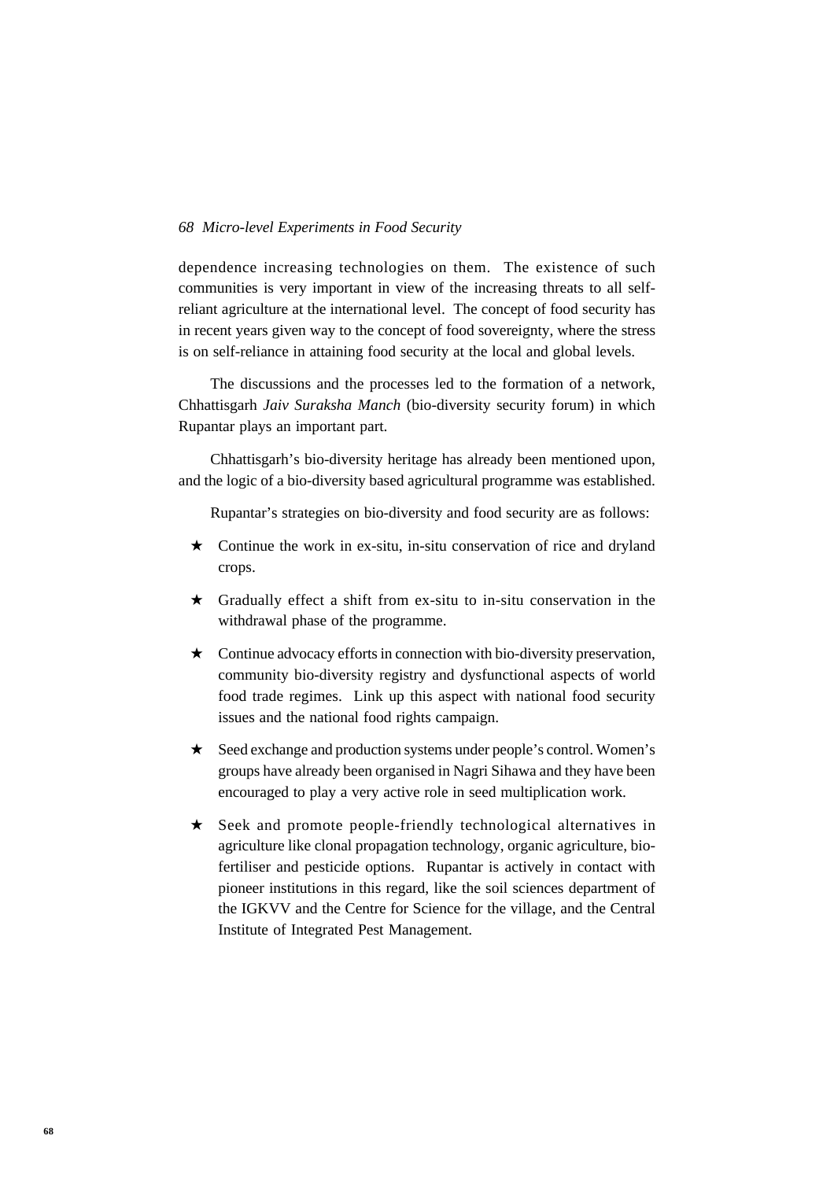dependence increasing technologies on them. The existence of such communities is very important in view of the increasing threats to all self-reliant agriculture at the international level. The concept of food security has in recent years given way to the concept of food sovereignty, where the stress is on self-reliance in attaining food security at the local and global levels.

The discussions and the processes led to the formation of a network, Chhattisgarh *Jaiv Suraksha Manch* (bio-diversity security forum) in which Rupantar plays an important part.

Chhattisgarh's bio-diversity heritage has already been mentioned upon, and the logic of a bio-diversity based agricultural programme was established.

Rupantar's strategies on bio-diversity and food security are as follows:

- ★ Continue the work in ex-situ, in-situ conservation of rice and dryland crops.
- ★ Gradually effect a shift from ex-situ to in-situ conservation in the withdrawal phase of the programme.
- ★ Continue advocacy efforts in connection with bio-diversity preservation, community bio-diversity registry and dysfunctional aspects of world food trade regimes. Link up this aspect with national food security issues and the national food rights campaign.
- ★ Seed exchange and production systems under people's control. Women's groups have already been organised in Nagri Sihawa and they have been encouraged to play a very active role in seed multiplication work.
- ★ Seek and promote people-friendly technological alternatives in agriculture like clonal propagation technology, organic agriculture, bio-fertiliser and pesticide options. Rupantar is actively in contact with pioneer institutions in this regard, like the soil sciences department of the IGKVV and the Centre for Science for the village, and the Central Institute of Integrated Pest Management.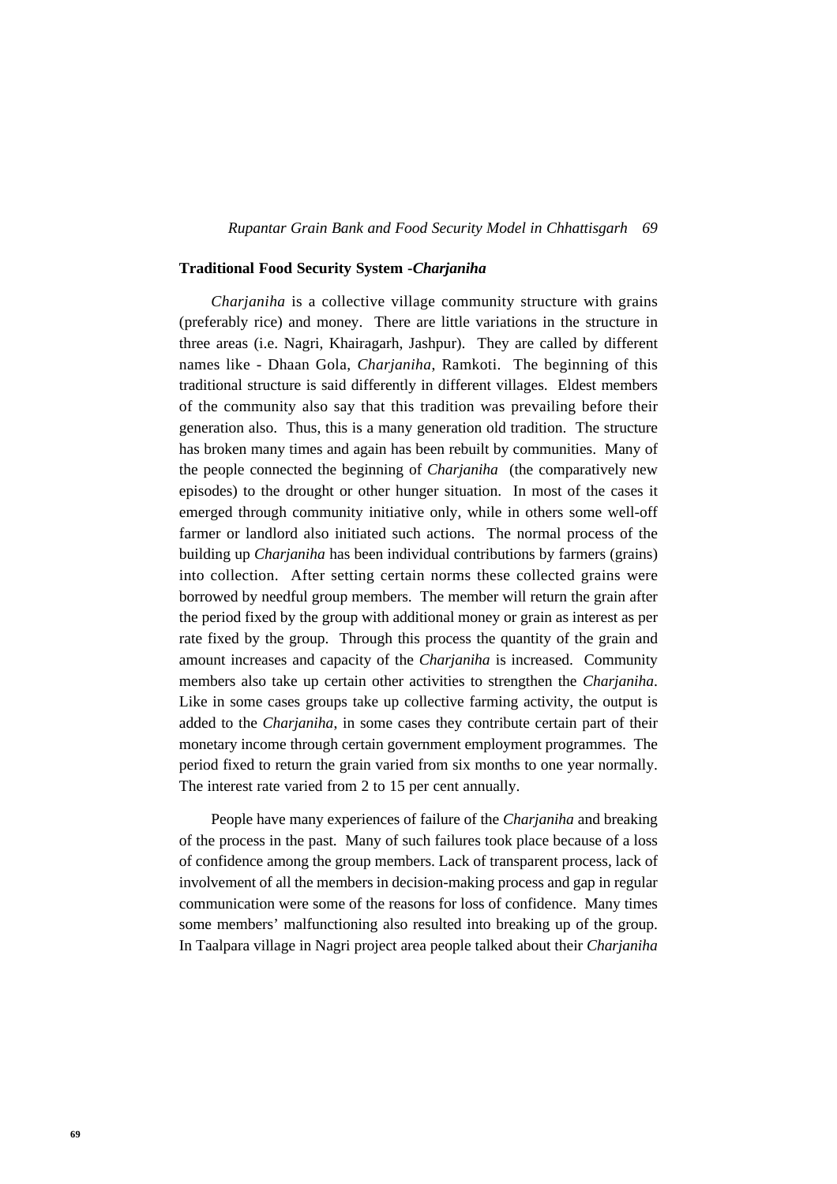### Traditional Food Security System -*Charjaniha*

*Charjaniha* is a collective village community structure with grains (preferably rice) and money. There are little variations in the structure in three areas (i.e. Nagri, Khairagarh, Jashpur). They are called by different names like - Dhaan Gola, *Charjaniha*, Ramkoti. The beginning of this traditional structure is said differently in different villages. Eldest members of the community also say that this tradition was prevailing before their generation also. Thus, this is a many generation old tradition. The structure has broken many times and again has been rebuilt by communities. Many of the people connected the beginning of *Charjaniha* (the comparatively new episodes) to the drought or other hunger situation. In most of the cases it emerged through community initiative only, while in others some well-off farmer or landlord also initiated such actions. The normal process of the building up *Charjaniha* has been individual contributions by farmers (grains) into collection. After setting certain norms these collected grains were borrowed by needful group members. The member will return the grain after the period fixed by the group with additional money or grain as interest as per rate fixed by the group. Through this process the quantity of the grain and amount increases and capacity of the *Charjaniha* is increased. Community members also take up certain other activities to strengthen the *Charjaniha*. Like in some cases groups take up collective farming activity, the output is added to the *Charjaniha*, in some cases they contribute certain part of their monetary income through certain government employment programmes. The period fixed to return the grain varied from six months to one year normally. The interest rate varied from 2 to 15 per cent annually.

People have many experiences of failure of the *Charjaniha* and breaking of the process in the past. Many of such failures took place because of a loss of confidence among the group members. Lack of transparent process, lack of involvement of all the members in decision-making process and gap in regular communication were some of the reasons for loss of confidence. Many times some members' malfunctioning also resulted into breaking up of the group. In Taalpara village in Nagri project area people talked about their *Charjaniha*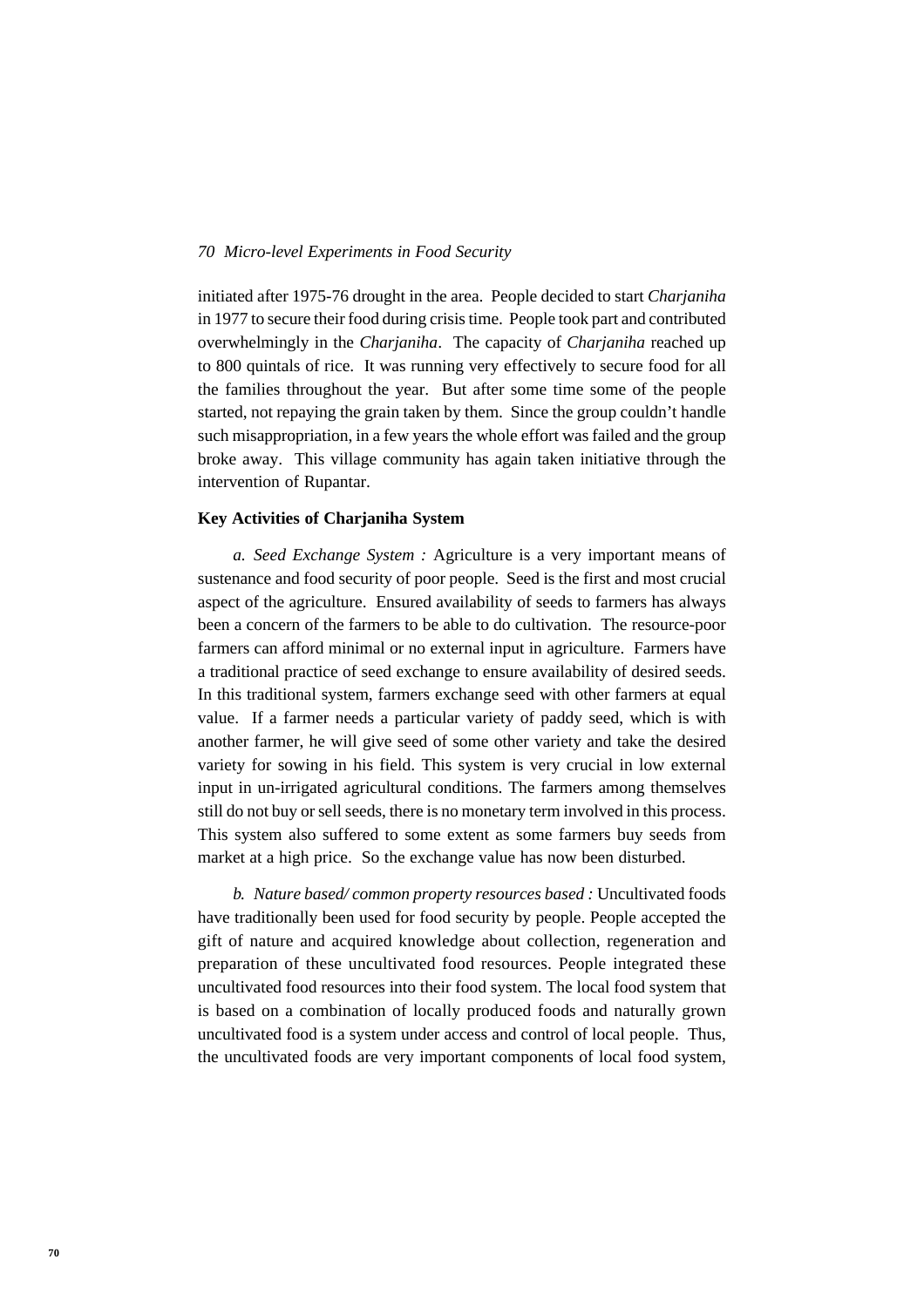initiated after 1975-76 drought in the area. People decided to start *Charjaniha* in 1977 to secure their food during crisis time. People took part and contributed overwhelmingly in the *Charjaniha*. The capacity of *Charjaniha* reached up to 800 quintals of rice. It was running very effectively to secure food for all the families throughout the year. But after some time some of the people started, not repaying the grain taken by them. Since the group couldn't handle such misappropriation, in a few years the whole effort was failed and the group broke away. This village community has again taken initiative through the intervention of Rupantar.

**Key Activities of Charjaniha System**

*a. Seed Exchange System :* Agriculture is a very important means of sustenance and food security of poor people. Seed is the first and most crucial aspect of the agriculture. Ensured availability of seeds to farmers has always been a concern of the farmers to be able to do cultivation. The resource-poor farmers can afford minimal or no external input in agriculture. Farmers have a traditional practice of seed exchange to ensure availability of desired seeds. In this traditional system, farmers exchange seed with other farmers at equal value. If a farmer needs a particular variety of paddy seed, which is with another farmer, he will give seed of some other variety and take the desired variety for sowing in his field. This system is very crucial in low external input in un-irrigated agricultural conditions. The farmers among themselves still do not buy or sell seeds, there is no monetary term involved in this process. This system also suffered to some extent as some farmers buy seeds from market at a high price. So the exchange value has now been disturbed.

*b. Nature based/ common property resources based :* Uncultivated foods have traditionally been used for food security by people. People accepted the gift of nature and acquired knowledge about collection, regeneration and preparation of these uncultivated food resources. People integrated these uncultivated food resources into their food system. The local food system that is based on a combination of locally produced foods and naturally grown uncultivated food is a system under access and control of local people. Thus, the uncultivated foods are very important components of local food system,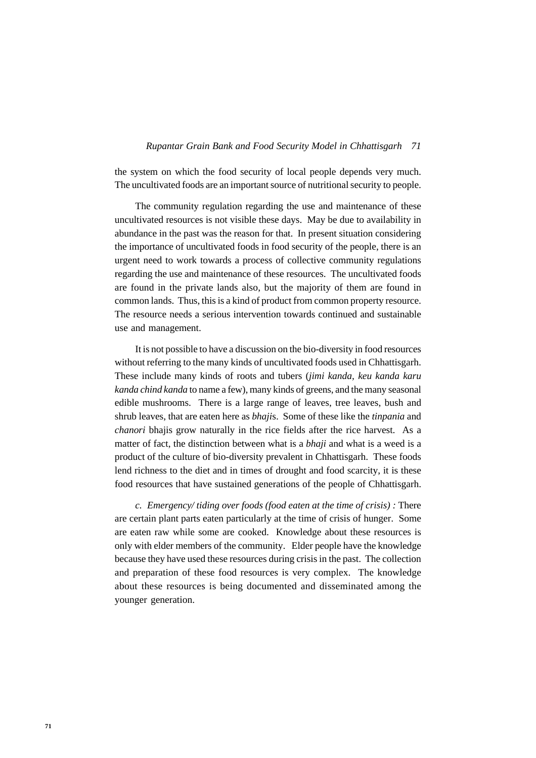the system on which the food security of local people depends very much. The uncultivated foods are an important source of nutritional security to people.

The community regulation regarding the use and maintenance of these uncultivated resources is not visible these days. May be due to availability in abundance in the past was the reason for that. In present situation considering the importance of uncultivated foods in food security of the people, there is an urgent need to work towards a process of collective community regulations regarding the use and maintenance of these resources. The uncultivated foods are found in the private lands also, but the majority of them are found in common lands. Thus, this is a kind of product from common property resource. The resource needs a serious intervention towards continued and sustainable use and management.

It is not possible to have a discussion on the bio-diversity in food resources without referring to the many kinds of uncultivated foods used in Chhattisgarh. These include many kinds of roots and tubers (*jimi kanda, keu kanda karu kanda chind kanda* to name a few), many kinds of greens, and the many seasonal edible mushrooms. There is a large range of leaves, tree leaves, bush and shrub leaves, that are eaten here as *bhaji*s. Some of these like the *tinpania* and *chanori* bhajis grow naturally in the rice fields after the rice harvest. As a matter of fact, the distinction between what is a *bhaji* and what is a weed is a product of the culture of bio-diversity prevalent in Chhattisgarh. These foods lend richness to the diet and in times of drought and food scarcity, it is these food resources that have sustained generations of the people of Chhattisgarh.

*c. Emergency/ tiding over foods (food eaten at the time of crisis) :* There are certain plant parts eaten particularly at the time of crisis of hunger. Some are eaten raw while some are cooked. Knowledge about these resources is only with elder members of the community. Elder people have the knowledge because they have used these resources during crisis in the past. The collection and preparation of these food resources is very complex. The knowledge about these resources is being documented and disseminated among the younger generation.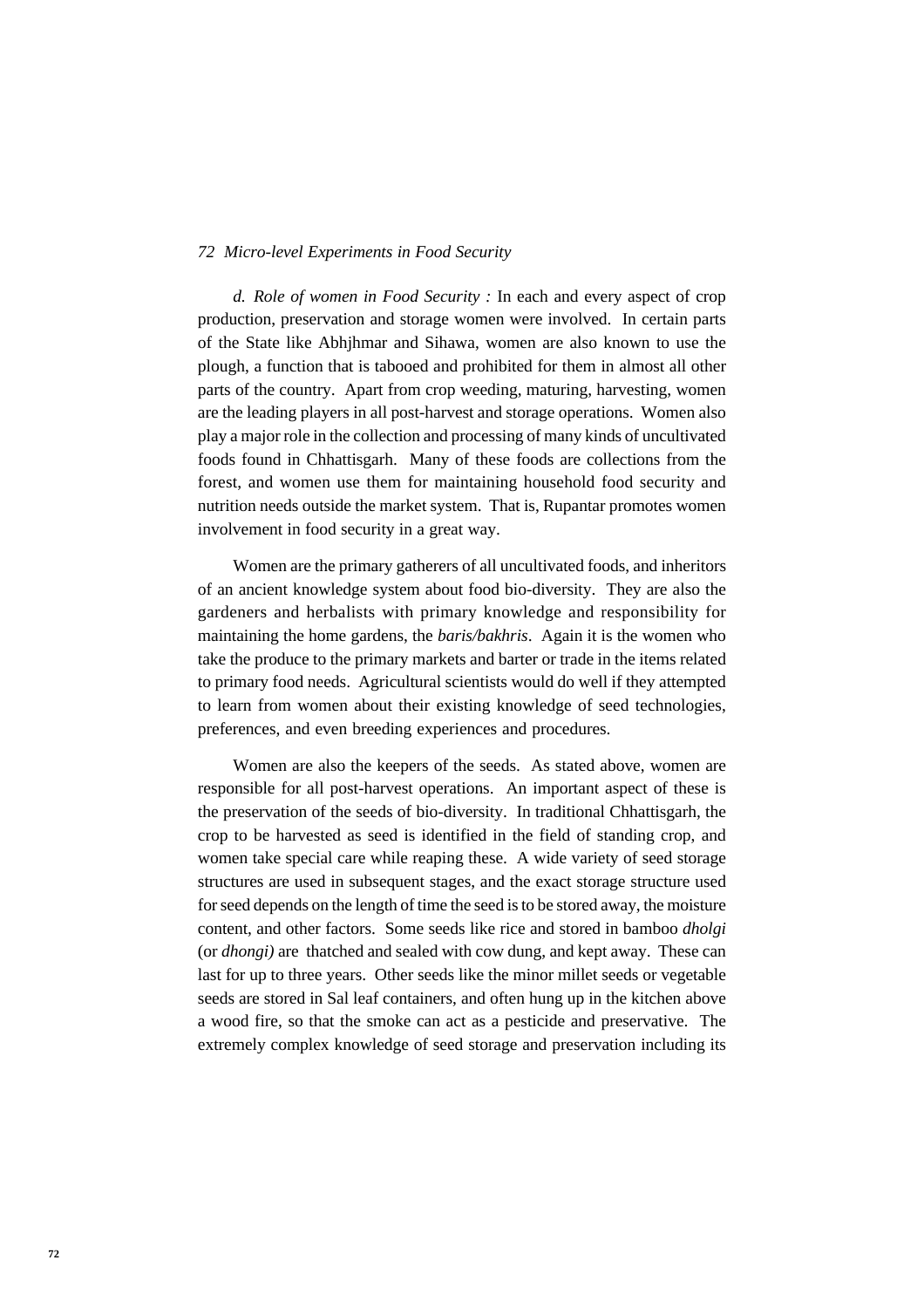*d. Role of women in Food Security :* In each and every aspect of crop production, preservation and storage women were involved. In certain parts of the State like Abhjhmar and Sihawa, women are also known to use the plough, a function that is tabooed and prohibited for them in almost all other parts of the country. Apart from crop weeding, maturing, harvesting, women are the leading players in all post-harvest and storage operations. Women also play a major role in the collection and processing of many kinds of uncultivated foods found in Chhattisgarh. Many of these foods are collections from the forest, and women use them for maintaining household food security and nutrition needs outside the market system. That is, Rupantar promotes women involvement in food security in a great way.

Women are the primary gatherers of all uncultivated foods, and inheritors of an ancient knowledge system about food bio-diversity. They are also the gardeners and herbalists with primary knowledge and responsibility for maintaining the home gardens, the *baris/bakhris*. Again it is the women who take the produce to the primary markets and barter or trade in the items related to primary food needs. Agricultural scientists would do well if they attempted to learn from women about their existing knowledge of seed technologies, preferences, and even breeding experiences and procedures.

Women are also the keepers of the seeds. As stated above, women are responsible for all post-harvest operations. An important aspect of these is the preservation of the seeds of bio-diversity. In traditional Chhattisgarh, the crop to be harvested as seed is identified in the field of standing crop, and women take special care while reaping these. A wide variety of seed storage structures are used in subsequent stages, and the exact storage structure used for seed depends on the length of time the seed is to be stored away, the moisture content, and other factors. Some seeds like rice and stored in bamboo *dholgi* (or *dhongi)* are thatched and sealed with cow dung, and kept away. These can last for up to three years. Other seeds like the minor millet seeds or vegetable seeds are stored in Sal leaf containers, and often hung up in the kitchen above a wood fire, so that the smoke can act as a pesticide and preservative. The extremely complex knowledge of seed storage and preservation including its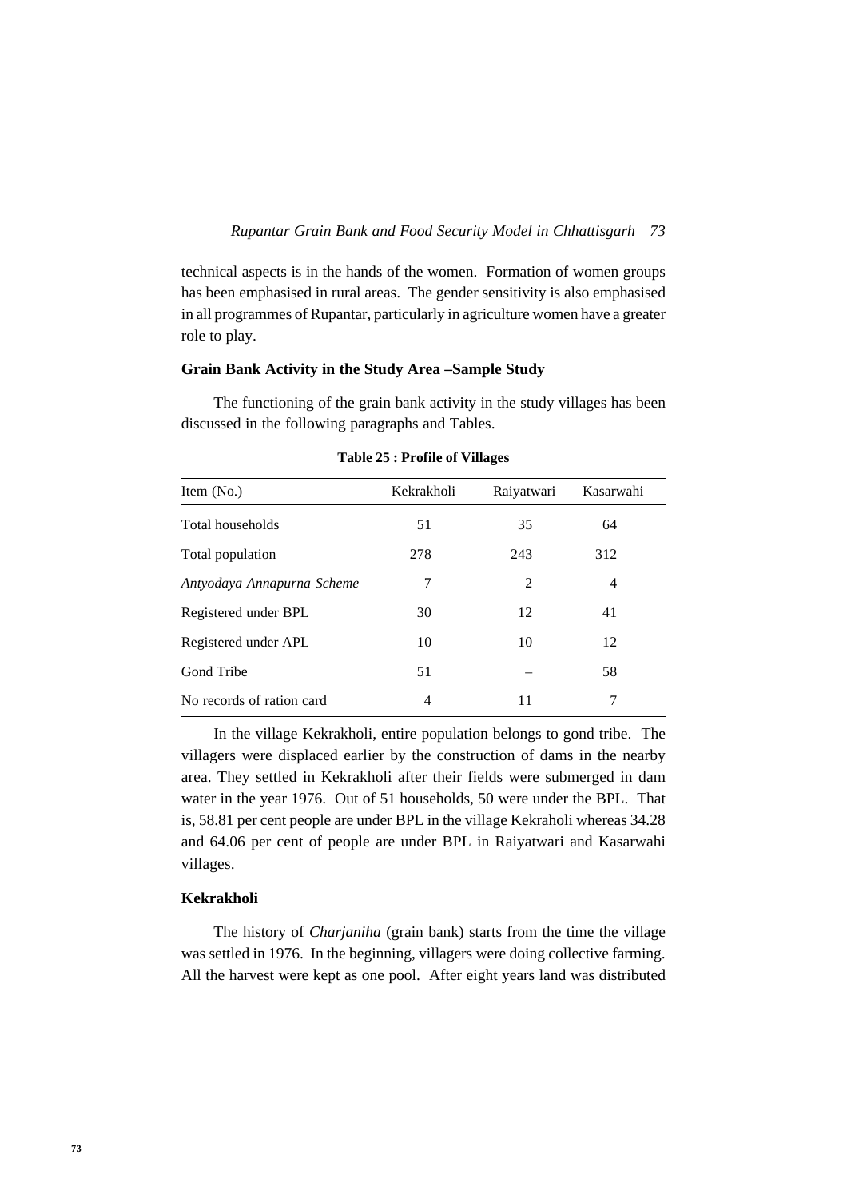technical aspects is in the hands of the women. Formation of women groups has been emphasised in rural areas. The gender sensitivity is also emphasised in all programmes of Rupantar, particularly in agriculture women have a greater role to play.

### Grain Bank Activity in the Study Area –Sample Study

The functioning of the grain bank activity in the study villages has been discussed in the following paragraphs and Tables.

**Table 25 : Profile of Villages**

| Item (No.) | Kekrakholi | Raiyatwari | Kasarwahi |
|---|---|---|---|
| Total households | 51 | 35 | 64 |
| Total population | 278 | 243 | 312 |
| *Antyodaya Annapurna Scheme* | 7 | 2 | 4 |
| Registered under BPL | 30 | 12 | 41 |
| Registered under APL | 10 | 10 | 12 |
| Gond Tribe | 51 | – | 58 |
| No records of ration card | 4 | 11 | 7 |

In the village Kekrakholi, entire population belongs to gond tribe. The villagers were displaced earlier by the construction of dams in the nearby area. They settled in Kekrakholi after their fields were submerged in dam water in the year 1976. Out of 51 households, 50 were under the BPL. That is, 58.81 per cent people are under BPL in the village Kekraholi whereas 34.28 and 64.06 per cent of people are under BPL in Raiyatwari and Kasarwahi villages.

### Kekrakholi

The history of *Charjaniha* (grain bank) starts from the time the village was settled in 1976. In the beginning, villagers were doing collective farming. All the harvest were kept as one pool. After eight years land was distributed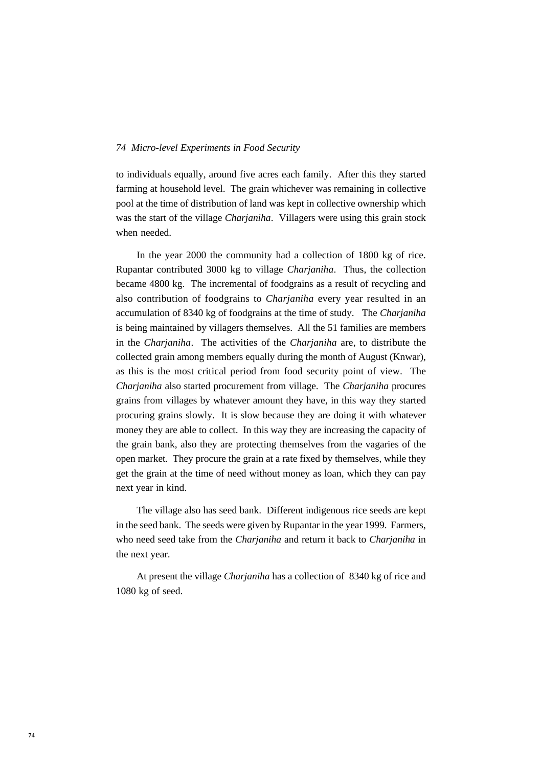to individuals equally, around five acres each family. After this they started farming at household level. The grain whichever was remaining in collective pool at the time of distribution of land was kept in collective ownership which was the start of the village *Charjaniha*. Villagers were using this grain stock when needed.

In the year 2000 the community had a collection of 1800 kg of rice. Rupantar contributed 3000 kg to village *Charjaniha*. Thus, the collection became 4800 kg. The incremental of foodgrains as a result of recycling and also contribution of foodgrains to *Charjaniha* every year resulted in an accumulation of 8340 kg of foodgrains at the time of study. The *Charjaniha* is being maintained by villagers themselves. All the 51 families are members in the *Charjaniha*. The activities of the *Charjaniha* are, to distribute the collected grain among members equally during the month of August (Knwar), as this is the most critical period from food security point of view. The *Charjaniha* also started procurement from village. The *Charjaniha* procures grains from villages by whatever amount they have, in this way they started procuring grains slowly. It is slow because they are doing it with whatever money they are able to collect. In this way they are increasing the capacity of the grain bank, also they are protecting themselves from the vagaries of the open market. They procure the grain at a rate fixed by themselves, while they get the grain at the time of need without money as loan, which they can pay next year in kind.

The village also has seed bank. Different indigenous rice seeds are kept in the seed bank. The seeds were given by Rupantar in the year 1999. Farmers, who need seed take from the *Charjaniha* and return it back to *Charjaniha* in the next year.

At present the village *Charjaniha* has a collection of 8340 kg of rice and 1080 kg of seed.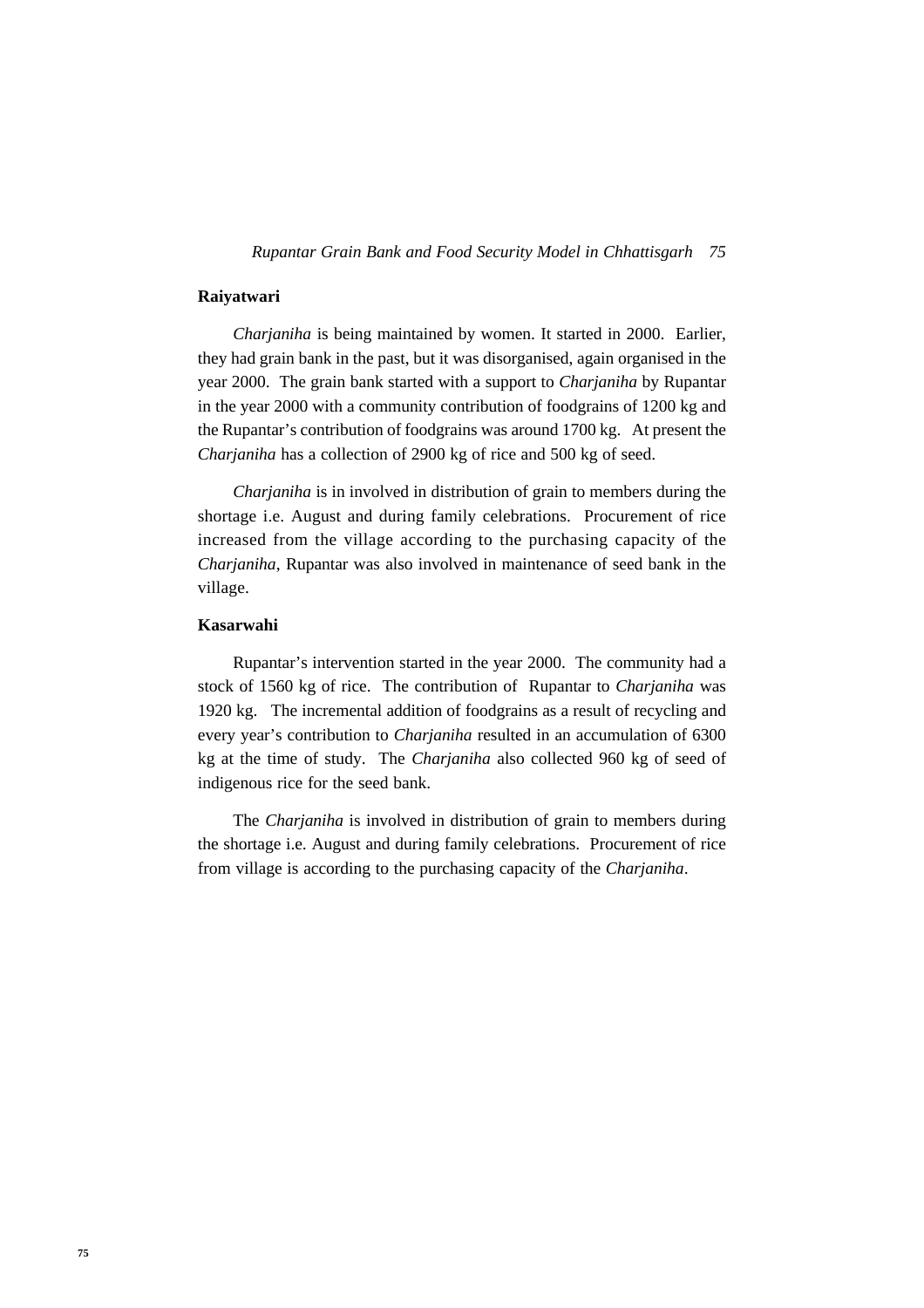### Raiyatwari

*Charjaniha* is being maintained by women. It started in 2000. Earlier, they had grain bank in the past, but it was disorganised, again organised in the year 2000. The grain bank started with a support to *Charjaniha* by Rupantar in the year 2000 with a community contribution of foodgrains of 1200 kg and the Rupantar's contribution of foodgrains was around 1700 kg. At present the *Charjaniha* has a collection of 2900 kg of rice and 500 kg of seed.

*Charjaniha* is in involved in distribution of grain to members during the shortage i.e. August and during family celebrations. Procurement of rice increased from the village according to the purchasing capacity of the *Charjaniha*, Rupantar was also involved in maintenance of seed bank in the village.

### Kasarwahi

Rupantar's intervention started in the year 2000. The community had a stock of 1560 kg of rice. The contribution of Rupantar to *Charjaniha* was 1920 kg. The incremental addition of foodgrains as a result of recycling and every year's contribution to *Charjaniha* resulted in an accumulation of 6300 kg at the time of study. The *Charjaniha* also collected 960 kg of seed of indigenous rice for the seed bank.

The *Charjaniha* is involved in distribution of grain to members during the shortage i.e. August and during family celebrations. Procurement of rice from village is according to the purchasing capacity of the *Charjaniha*.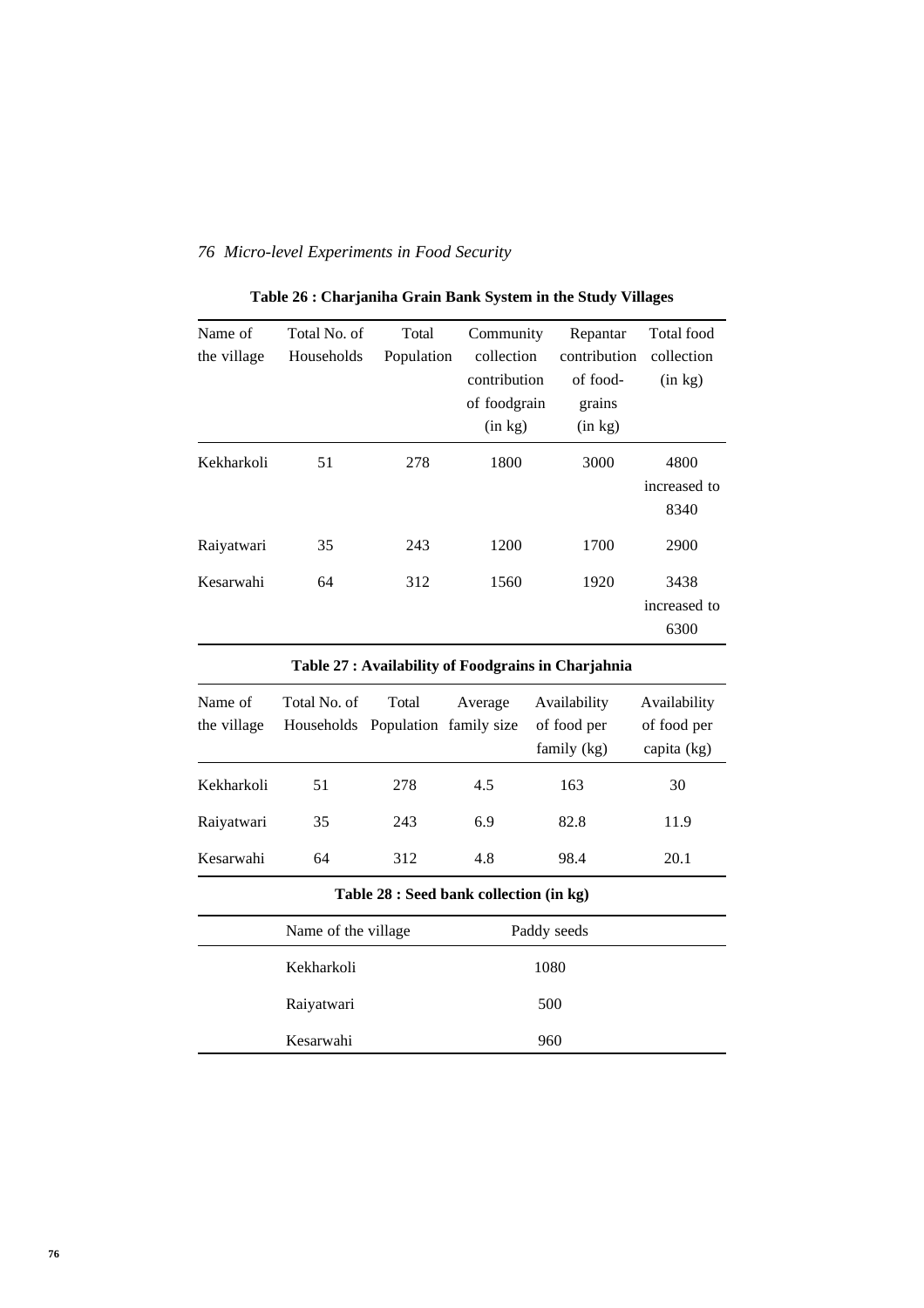**Table 26 : Charjaniha Grain Bank System in the Study Villages**

| Name of the village | Total No. of Households | Total Population | Community collection contribution of foodgrain (in kg) | Repantar contribution of food-grains (in kg) | Total food collection (in kg) |
|---|---|---|---|---|---|
| Kekharkoli | 51 | 278 | 1800 | 3000 | 4800 increased to 8340 |
| Raiyatwari | 35 | 243 | 1200 | 1700 | 2900 |
| Kesarwahi | 64 | 312 | 1560 | 1920 | 3438 increased to 6300 |

**Table 27 : Availability of Foodgrains in Charjahnia**

| Name of the village | Total No. of Households | Total Population | Average family size | Availability of food per family (kg) | Availability of food per capita (kg) |
|---|---|---|---|---|---|
| Kekharkoli | 51 | 278 | 4.5 | 163 | 30 |
| Raiyatwari | 35 | 243 | 6.9 | 82.8 | 11.9 |
| Kesarwahi | 64 | 312 | 4.8 | 98.4 | 20.1 |

**Table 28 : Seed bank collection (in kg)**

| Name of the village | Paddy seeds |
|---|---|
| Kekharkoli | 1080 |
| Raiyatwari | 500 |
| Kesarwahi | 960 |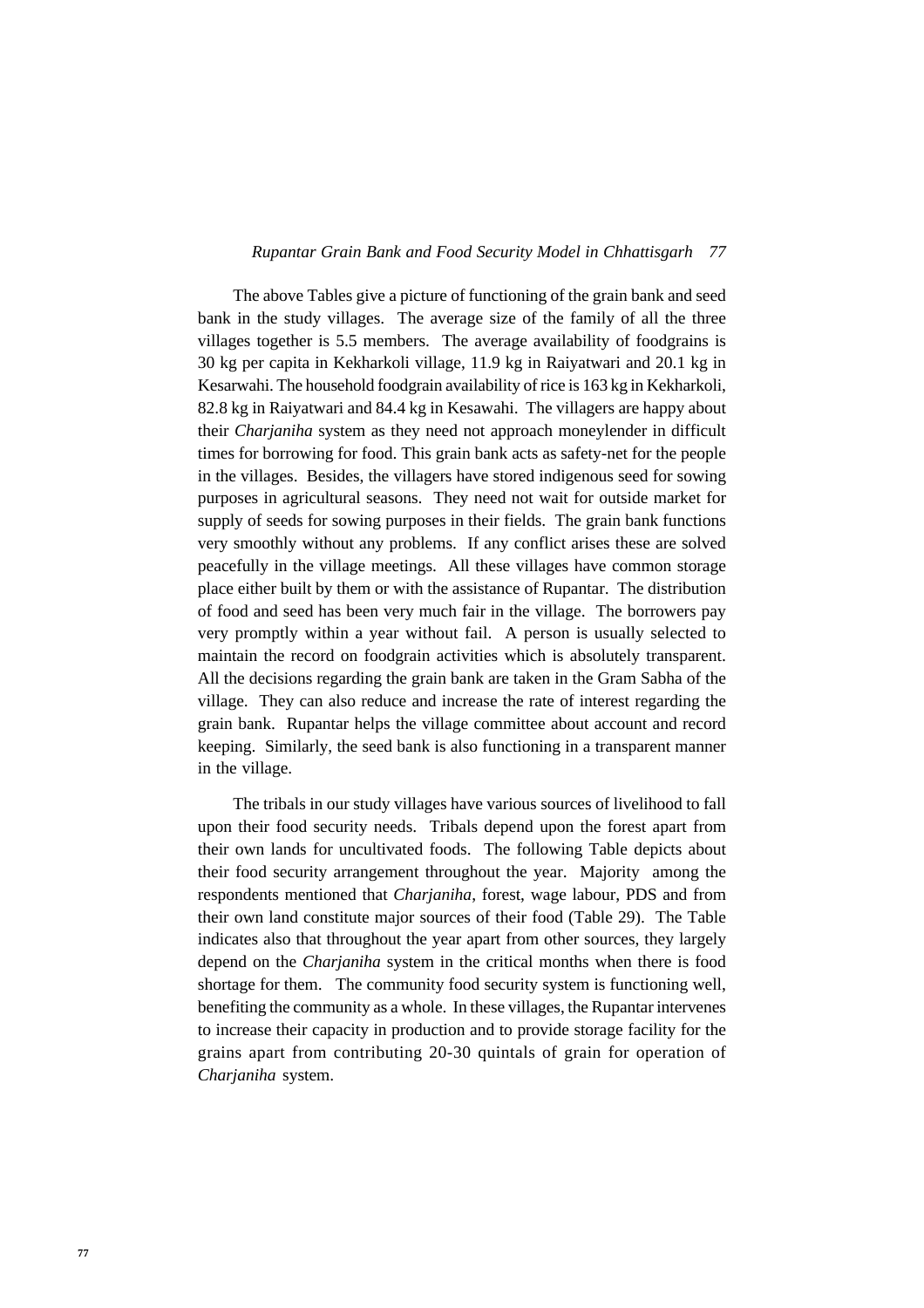The above Tables give a picture of functioning of the grain bank and seed bank in the study villages. The average size of the family of all the three villages together is 5.5 members. The average availability of foodgrains is 30 kg per capita in Kekharkoli village, 11.9 kg in Raiyatwari and 20.1 kg in Kesarwahi. The household foodgrain availability of rice is 163 kg in Kekharkoli, 82.8 kg in Raiyatwari and 84.4 kg in Kesawahi. The villagers are happy about their *Charjaniha* system as they need not approach moneylender in difficult times for borrowing for food. This grain bank acts as safety-net for the people in the villages. Besides, the villagers have stored indigenous seed for sowing purposes in agricultural seasons. They need not wait for outside market for supply of seeds for sowing purposes in their fields. The grain bank functions very smoothly without any problems. If any conflict arises these are solved peacefully in the village meetings. All these villages have common storage place either built by them or with the assistance of Rupantar. The distribution of food and seed has been very much fair in the village. The borrowers pay very promptly within a year without fail. A person is usually selected to maintain the record on foodgrain activities which is absolutely transparent. All the decisions regarding the grain bank are taken in the Gram Sabha of the village. They can also reduce and increase the rate of interest regarding the grain bank. Rupantar helps the village committee about account and record keeping. Similarly, the seed bank is also functioning in a transparent manner in the village.

The tribals in our study villages have various sources of livelihood to fall upon their food security needs. Tribals depend upon the forest apart from their own lands for uncultivated foods. The following Table depicts about their food security arrangement throughout the year. Majority among the respondents mentioned that *Charjaniha*, forest, wage labour, PDS and from their own land constitute major sources of their food (Table 29). The Table indicates also that throughout the year apart from other sources, they largely depend on the *Charjaniha* system in the critical months when there is food shortage for them. The community food security system is functioning well, benefiting the community as a whole. In these villages, the Rupantar intervenes to increase their capacity in production and to provide storage facility for the grains apart from contributing 20-30 quintals of grain for operation of *Charjaniha* system.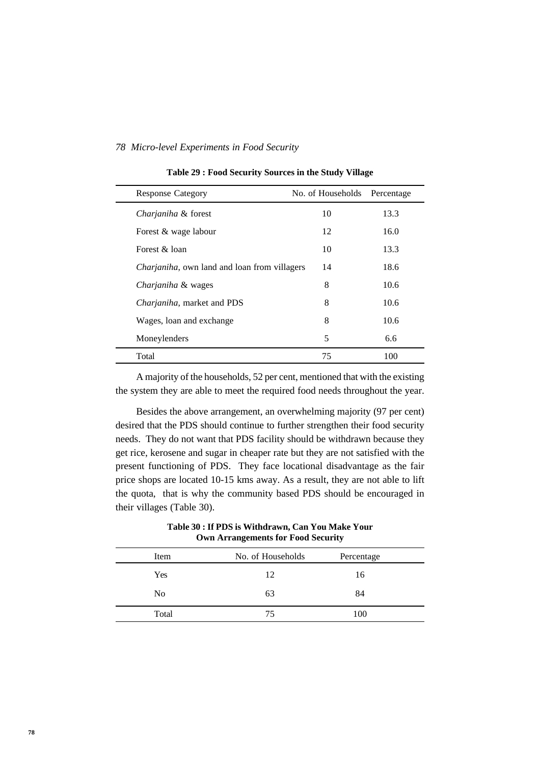**Table 29 : Food Security Sources in the Study Village**

| Response Category | No. of Households | Percentage |
|---|---|---|
| *Charjaniha* & forest | 10 | 13.3 |
| Forest & wage labour | 12 | 16.0 |
| Forest & loan | 10 | 13.3 |
| *Charjaniha*, own land and loan from villagers | 14 | 18.6 |
| *Charjaniha* & wages | 8 | 10.6 |
| *Charjaniha*, market and PDS | 8 | 10.6 |
| Wages, loan and exchange | 8 | 10.6 |
| Moneylenders | 5 | 6.6 |
| Total | 75 | 100 |

A majority of the households, 52 per cent, mentioned that with the existing the system they are able to meet the required food needs throughout the year.

Besides the above arrangement, an overwhelming majority (97 per cent) desired that the PDS should continue to further strengthen their food security needs. They do not want that PDS facility should be withdrawn because they get rice, kerosene and sugar in cheaper rate but they are not satisfied with the present functioning of PDS. They face locational disadvantage as the fair price shops are located 10-15 kms away. As a result, they are not able to lift the quota, that is why the community based PDS should be encouraged in their villages (Table 30).

**Table 30 : If PDS is Withdrawn, Can You Make Your Own Arrangements for Food Security**

| Item | No. of Households | Percentage |
|---|---|---|
| Yes | 12 | 16 |
| No | 63 | 84 |
| Total | 75 | 100 |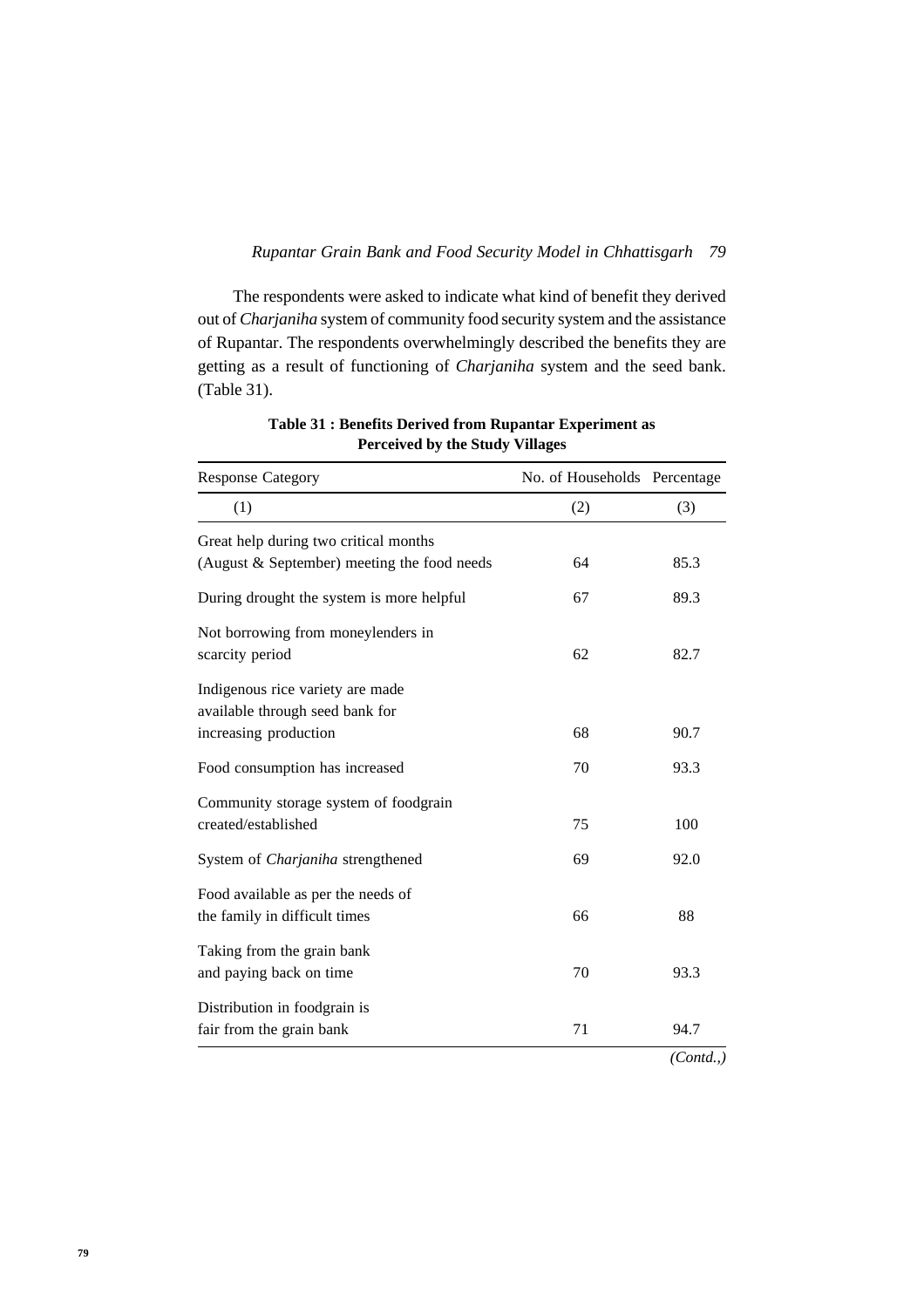The respondents were asked to indicate what kind of benefit they derived out of *Charjaniha* system of community food security system and the assistance of Rupantar. The respondents overwhelmingly described the benefits they are getting as a result of functioning of *Charjaniha* system and the seed bank. (Table 31).

**Table 31 : Benefits Derived from Rupantar Experiment as Perceived by the Study Villages**

| Response Category | No. of Households | Percentage |
|---|---|---|
| (1) | (2) | (3) |
| Great help during two critical months (August & September) meeting the food needs | 64 | 85.3 |
| During drought the system is more helpful | 67 | 89.3 |
| Not borrowing from moneylenders in scarcity period | 62 | 82.7 |
| Indigenous rice variety are made available through seed bank for increasing production | 68 | 90.7 |
| Food consumption has increased | 70 | 93.3 |
| Community storage system of foodgrain created/established | 75 | 100 |
| System of *Charjaniha* strengthened | 69 | 92.0 |
| Food available as per the needs of the family in difficult times | 66 | 88 |
| Taking from the grain bank and paying back on time | 70 | 93.3 |
| Distribution in foodgrain is fair from the grain bank | 71 | 94.7 |

*(Contd.,)*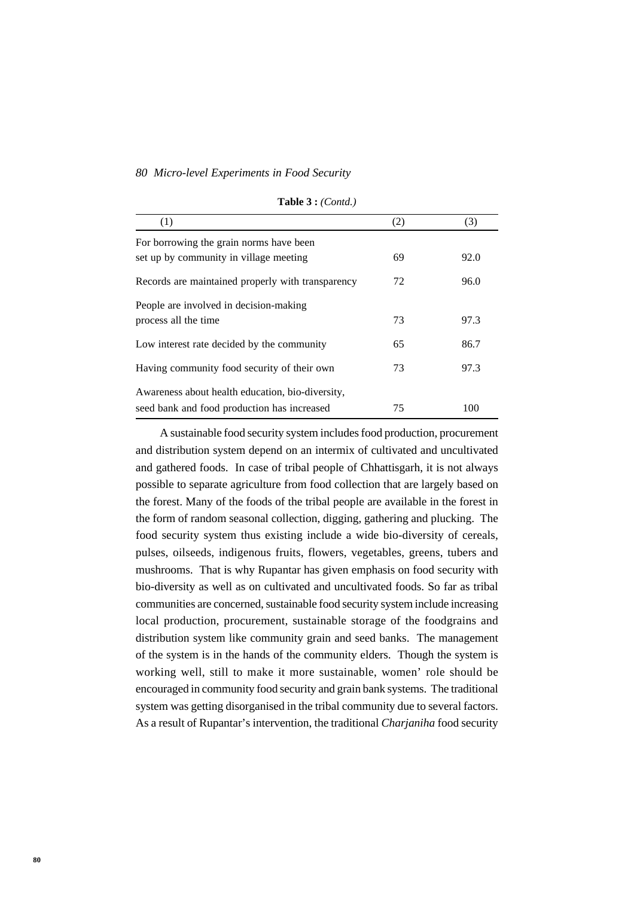**Table 3 :** *(Contd.)*

| (1) | (2) | (3) |
|---|---|---|
| For borrowing the grain norms have been set up by community in village meeting | 69 | 92.0 |
| Records are maintained properly with transparency | 72 | 96.0 |
| People are involved in decision-making process all the time | 73 | 97.3 |
| Low interest rate decided by the community | 65 | 86.7 |
| Having community food security of their own | 73 | 97.3 |
| Awareness about health education, bio-diversity, seed bank and food production has increased | 75 | 100 |

A sustainable food security system includes food production, procurement and distribution system depend on an intermix of cultivated and uncultivated and gathered foods. In case of tribal people of Chhattisgarh, it is not always possible to separate agriculture from food collection that are largely based on the forest. Many of the foods of the tribal people are available in the forest in the form of random seasonal collection, digging, gathering and plucking. The food security system thus existing include a wide bio-diversity of cereals, pulses, oilseeds, indigenous fruits, flowers, vegetables, greens, tubers and mushrooms. That is why Rupantar has given emphasis on food security with bio-diversity as well as on cultivated and uncultivated foods. So far as tribal communities are concerned, sustainable food security system include increasing local production, procurement, sustainable storage of the foodgrains and distribution system like community grain and seed banks. The management of the system is in the hands of the community elders. Though the system is working well, still to make it more sustainable, women' role should be encouraged in community food security and grain bank systems. The traditional system was getting disorganised in the tribal community due to several factors. As a result of Rupantar's intervention, the traditional *Charjaniha* food security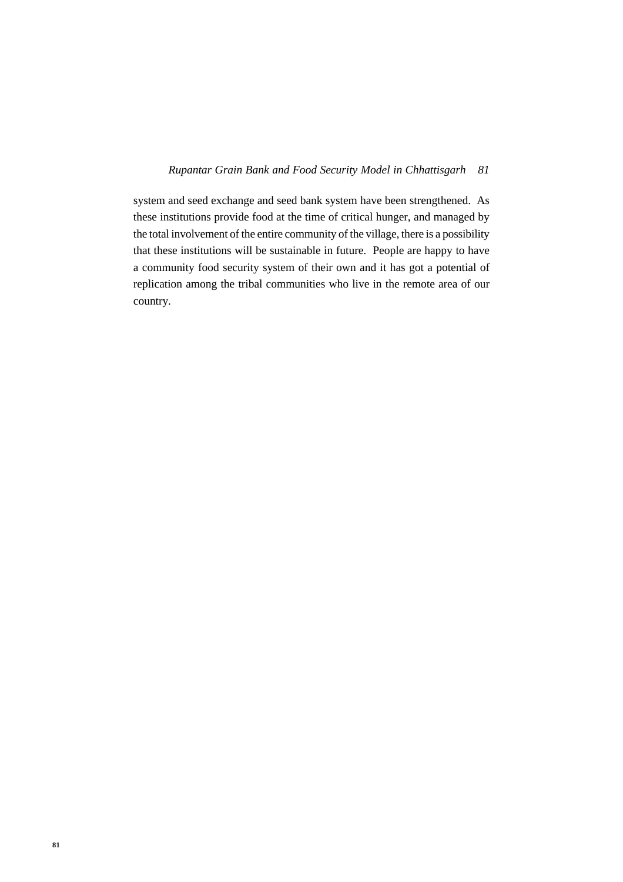system and seed exchange and seed bank system have been strengthened. As these institutions provide food at the time of critical hunger, and managed by the total involvement of the entire community of the village, there is a possibility that these institutions will be sustainable in future. People are happy to have a community food security system of their own and it has got a potential of replication among the tribal communities who live in the remote area of our country.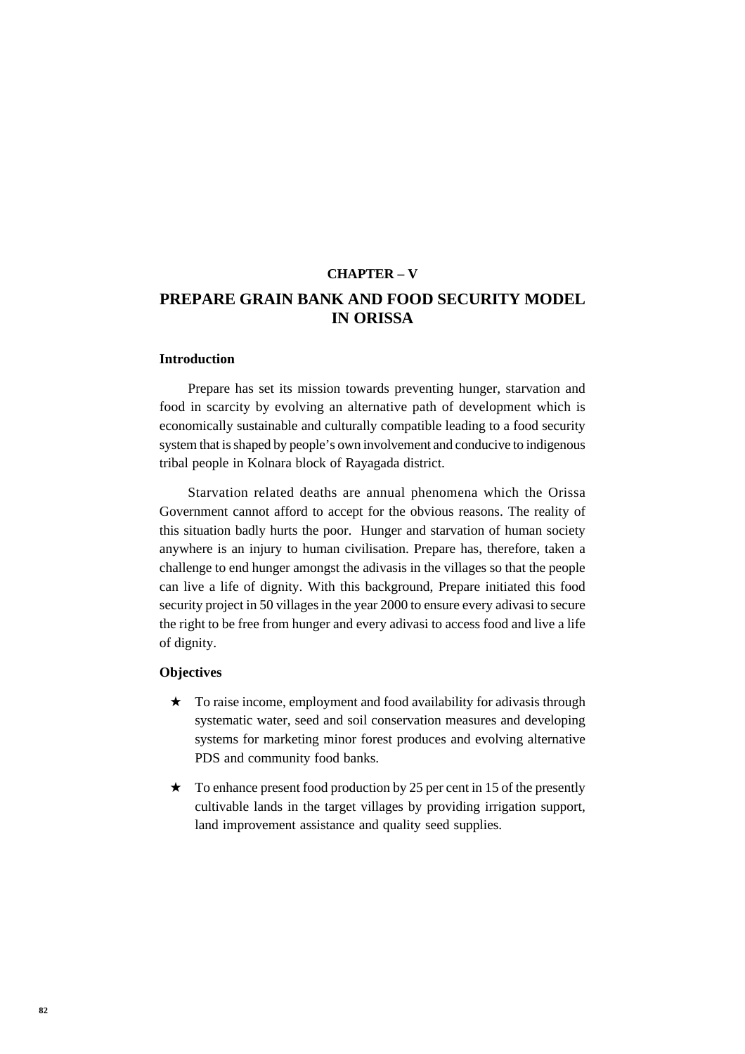**CHAPTER – V**

# PREPARE GRAIN BANK AND FOOD SECURITY MODEL IN ORISSA

## Introduction

Prepare has set its mission towards preventing hunger, starvation and food in scarcity by evolving an alternative path of development which is economically sustainable and culturally compatible leading to a food security system that is shaped by people's own involvement and conducive to indigenous tribal people in Kolnara block of Rayagada district.

Starvation related deaths are annual phenomena which the Orissa Government cannot afford to accept for the obvious reasons. The reality of this situation badly hurts the poor. Hunger and starvation of human society anywhere is an injury to human civilisation. Prepare has, therefore, taken a challenge to end hunger amongst the adivasis in the villages so that the people can live a life of dignity. With this background, Prepare initiated this food security project in 50 villages in the year 2000 to ensure every adivasi to secure the right to be free from hunger and every adivasi to access food and live a life of dignity.

## Objectives

- ★ To raise income, employment and food availability for adivasis through systematic water, seed and soil conservation measures and developing systems for marketing minor forest produces and evolving alternative PDS and community food banks.
- ★ To enhance present food production by 25 per cent in 15 of the presently cultivable lands in the target villages by providing irrigation support, land improvement assistance and quality seed supplies.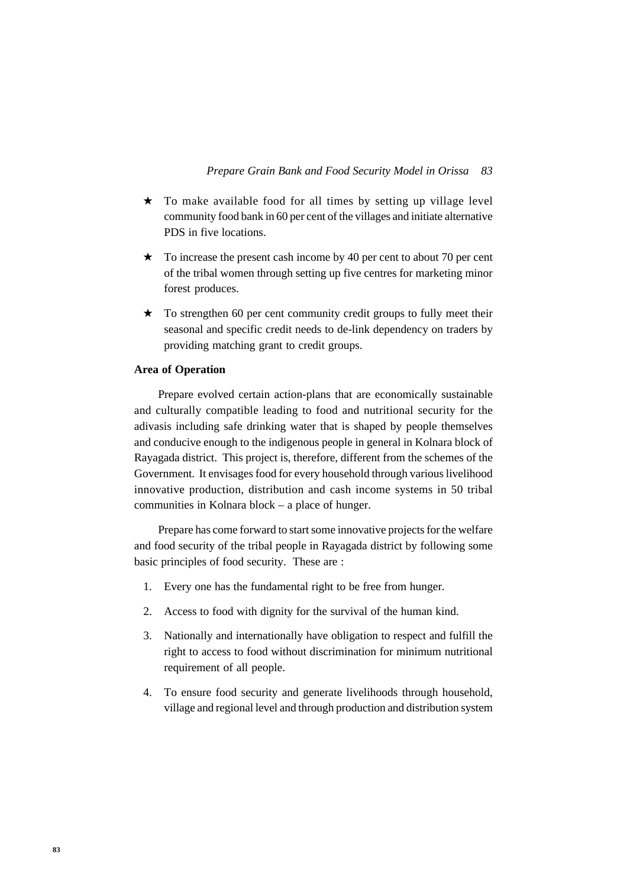- ★ To make available food for all times by setting up village level community food bank in 60 per cent of the villages and initiate alternative PDS in five locations.
- ★ To increase the present cash income by 40 per cent to about 70 per cent of the tribal women through setting up five centres for marketing minor forest produces.
- ★ To strengthen 60 per cent community credit groups to fully meet their seasonal and specific credit needs to de-link dependency on traders by providing matching grant to credit groups.

**Area of Operation**

Prepare evolved certain action-plans that are economically sustainable and culturally compatible leading to food and nutritional security for the adivasis including safe drinking water that is shaped by people themselves and conducive enough to the indigenous people in general in Kolnara block of Rayagada district. This project is, therefore, different from the schemes of the Government. It envisages food for every household through various livelihood innovative production, distribution and cash income systems in 50 tribal communities in Kolnara block – a place of hunger.

Prepare has come forward to start some innovative projects for the welfare and food security of the tribal people in Rayagada district by following some basic principles of food security. These are :

1. Every one has the fundamental right to be free from hunger.
2. Access to food with dignity for the survival of the human kind.
3. Nationally and internationally have obligation to respect and fulfill the right to access to food without discrimination for minimum nutritional requirement of all people.
4. To ensure food security and generate livelihoods through household, village and regional level and through production and distribution system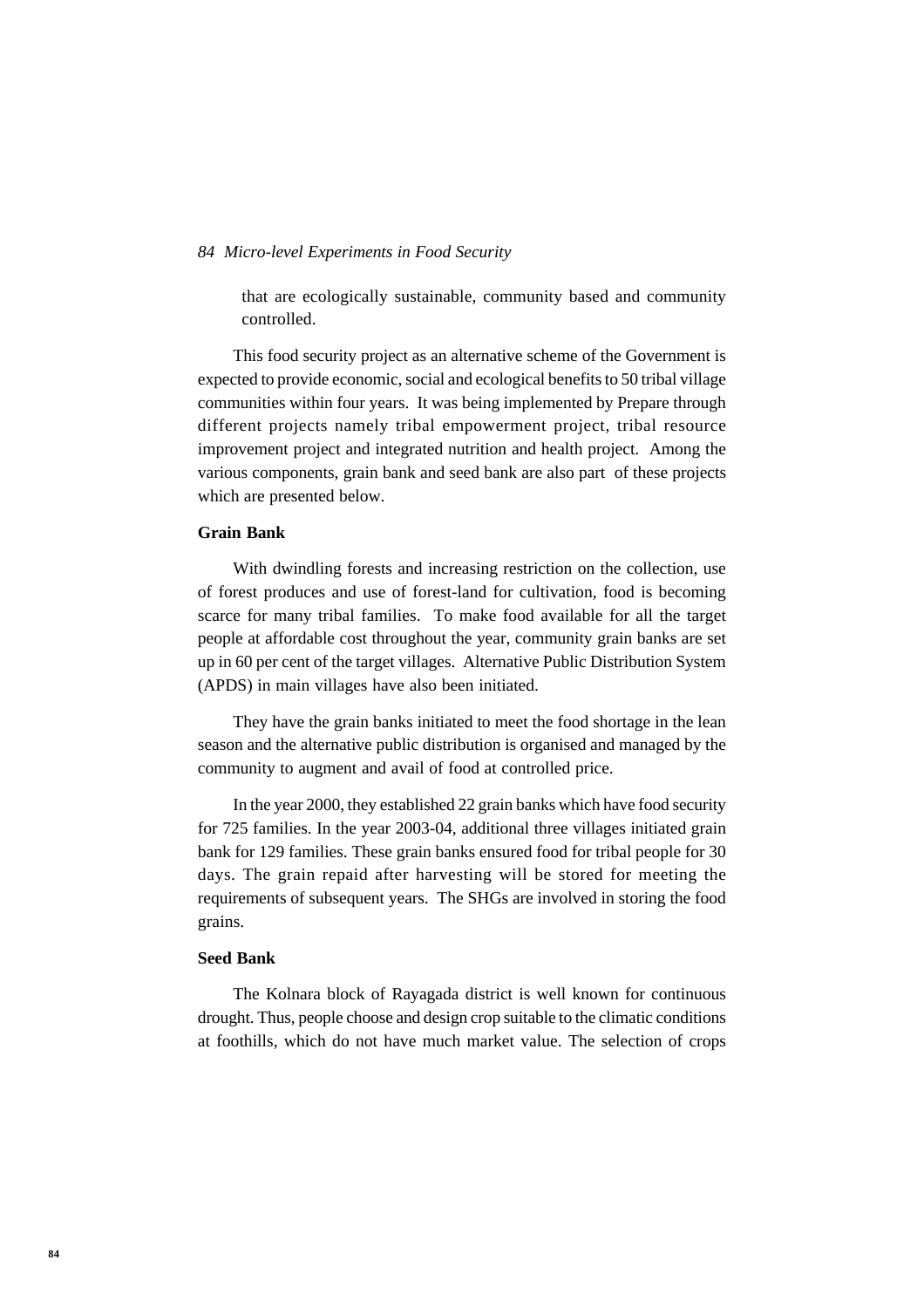that are ecologically sustainable, community based and community controlled.

This food security project as an alternative scheme of the Government is expected to provide economic, social and ecological benefits to 50 tribal village communities within four years. It was being implemented by Prepare through different projects namely tribal empowerment project, tribal resource improvement project and integrated nutrition and health project. Among the various components, grain bank and seed bank are also part of these projects which are presented below.

**Grain Bank**

With dwindling forests and increasing restriction on the collection, use of forest produces and use of forest-land for cultivation, food is becoming scarce for many tribal families. To make food available for all the target people at affordable cost throughout the year, community grain banks are set up in 60 per cent of the target villages. Alternative Public Distribution System (APDS) in main villages have also been initiated.

They have the grain banks initiated to meet the food shortage in the lean season and the alternative public distribution is organised and managed by the community to augment and avail of food at controlled price.

In the year 2000, they established 22 grain banks which have food security for 725 families. In the year 2003-04, additional three villages initiated grain bank for 129 families. These grain banks ensured food for tribal people for 30 days. The grain repaid after harvesting will be stored for meeting the requirements of subsequent years. The SHGs are involved in storing the food grains.

**Seed Bank**

The Kolnara block of Rayagada district is well known for continuous drought. Thus, people choose and design crop suitable to the climatic conditions at foothills, which do not have much market value. The selection of crops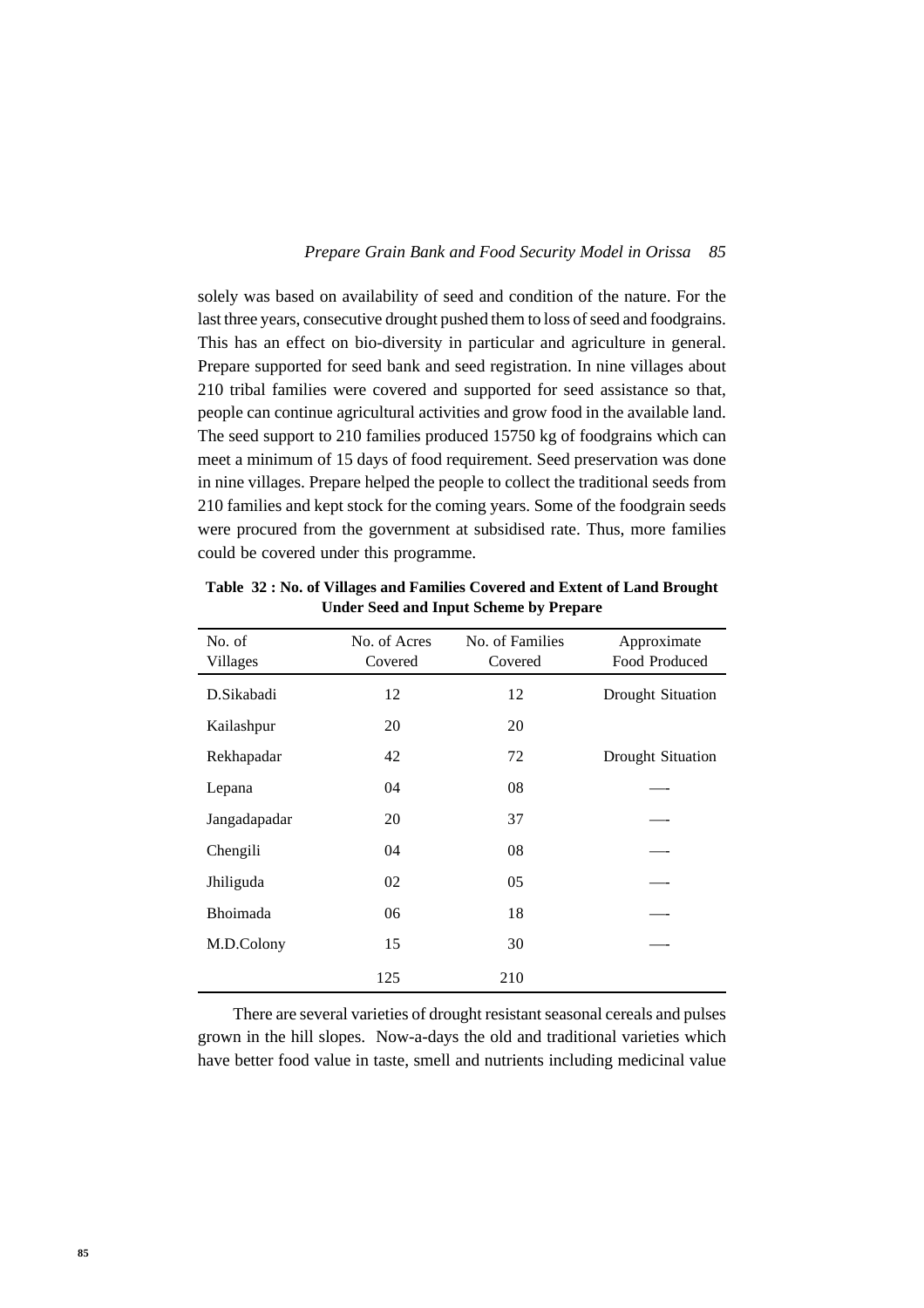solely was based on availability of seed and condition of the nature. For the last three years, consecutive drought pushed them to loss of seed and foodgrains. This has an effect on bio-diversity in particular and agriculture in general. Prepare supported for seed bank and seed registration. In nine villages about 210 tribal families were covered and supported for seed assistance so that, people can continue agricultural activities and grow food in the available land. The seed support to 210 families produced 15750 kg of foodgrains which can meet a minimum of 15 days of food requirement. Seed preservation was done in nine villages. Prepare helped the people to collect the traditional seeds from 210 families and kept stock for the coming years. Some of the foodgrain seeds were procured from the government at subsidised rate. Thus, more families could be covered under this programme.

**Table 32 : No. of Villages and Families Covered and Extent of Land Brought Under Seed and Input Scheme by Prepare**

| No. of Villages | No. of Acres Covered | No. of Families Covered | Approximate Food Produced |
|---|---|---|---|
| D.Sikabadi | 12 | 12 | Drought Situation |
| Kailashpur | 20 | 20 | |
| Rekhapadar | 42 | 72 | Drought Situation |
| Lepana | 04 | 08 | — |
| Jangadapadar | 20 | 37 | — |
| Chengili | 04 | 08 | — |
| Jhiliguda | 02 | 05 | — |
| Bhoimada | 06 | 18 | — |
| M.D.Colony | 15 | 30 | — |
| | 125 | 210 | |

There are several varieties of drought resistant seasonal cereals and pulses grown in the hill slopes. Now-a-days the old and traditional varieties which have better food value in taste, smell and nutrients including medicinal value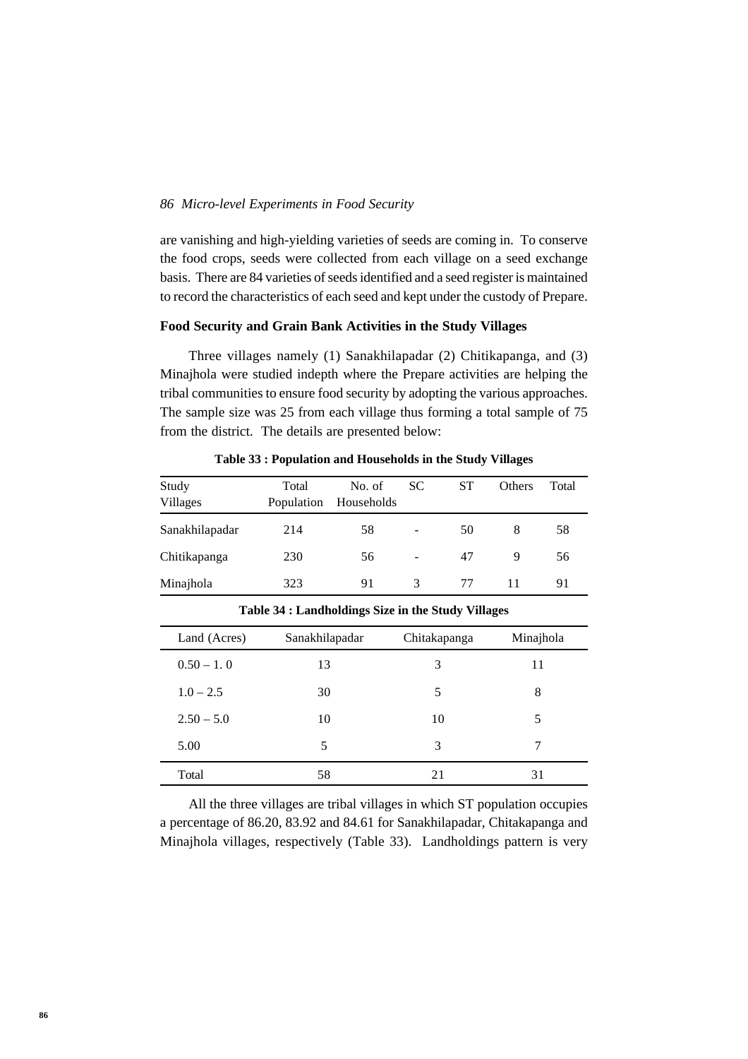are vanishing and high-yielding varieties of seeds are coming in. To conserve the food crops, seeds were collected from each village on a seed exchange basis. There are 84 varieties of seeds identified and a seed register is maintained to record the characteristics of each seed and kept under the custody of Prepare.

### Food Security and Grain Bank Activities in the Study Villages

Three villages namely (1) Sanakhilapadar (2) Chitikapanga, and (3) Minajhola were studied indepth where the Prepare activities are helping the tribal communities to ensure food security by adopting the various approaches. The sample size was 25 from each village thus forming a total sample of 75 from the district. The details are presented below:

**Table 33 : Population and Households in the Study Villages**

| Study Villages | Total Population | No. of Households | SC | ST | Others | Total |
|---|---|---|---|---|---|---|
| Sanakhilapadar | 214 | 58 | - | 50 | 8 | 58 |
| Chitikapanga | 230 | 56 | - | 47 | 9 | 56 |
| Minajhola | 323 | 91 | 3 | 77 | 11 | 91 |

**Table 34 : Landholdings Size in the Study Villages**

| Land (Acres) | Sanakhilapadar | Chitakapanga | Minajhola |
|---|---|---|---|
| 0.50 – 1. 0 | 13 | 3 | 11 |
| 1.0 – 2.5 | 30 | 5 | 8 |
| 2.50 – 5.0 | 10 | 10 | 5 |
| 5.00 | 5 | 3 | 7 |
| Total | 58 | 21 | 31 |

All the three villages are tribal villages in which ST population occupies a percentage of 86.20, 83.92 and 84.61 for Sanakhilapadar, Chitakapanga and Minajhola villages, respectively (Table 33). Landholdings pattern is very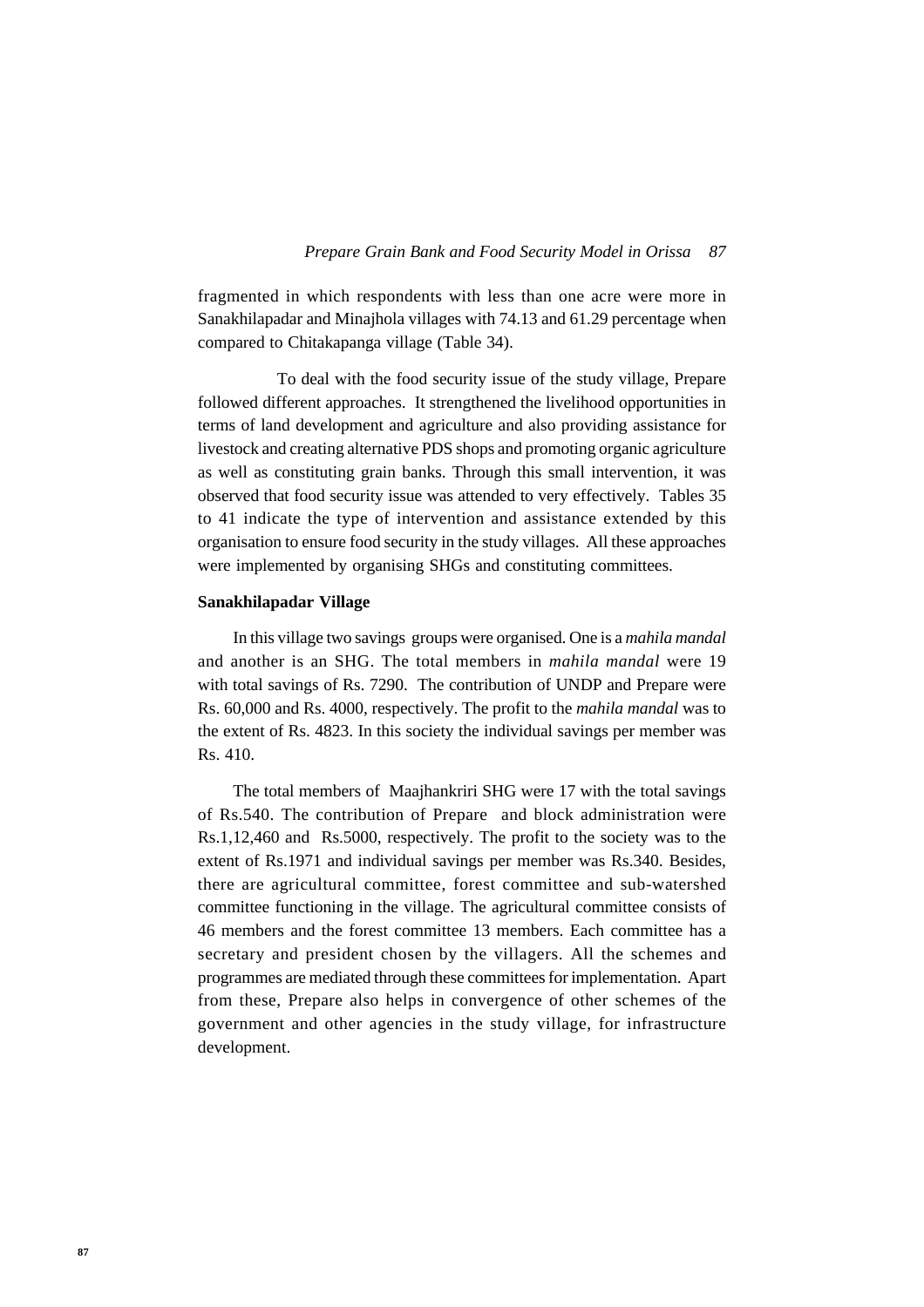fragmented in which respondents with less than one acre were more in Sanakhilapadar and Minajhola villages with 74.13 and 61.29 percentage when compared to Chitakapanga village (Table 34).

To deal with the food security issue of the study village, Prepare followed different approaches. It strengthened the livelihood opportunities in terms of land development and agriculture and also providing assistance for livestock and creating alternative PDS shops and promoting organic agriculture as well as constituting grain banks. Through this small intervention, it was observed that food security issue was attended to very effectively. Tables 35 to 41 indicate the type of intervention and assistance extended by this organisation to ensure food security in the study villages. All these approaches were implemented by organising SHGs and constituting committees.

**Sanakhilapadar Village**

In this village two savings groups were organised. One is a *mahila mandal* and another is an SHG. The total members in *mahila mandal* were 19 with total savings of Rs. 7290. The contribution of UNDP and Prepare were Rs. 60,000 and Rs. 4000, respectively. The profit to the *mahila mandal* was to the extent of Rs. 4823. In this society the individual savings per member was Rs. 410.

The total members of Maajhankriri SHG were 17 with the total savings of Rs.540. The contribution of Prepare and block administration were Rs.1,12,460 and Rs.5000, respectively. The profit to the society was to the extent of Rs.1971 and individual savings per member was Rs.340. Besides, there are agricultural committee, forest committee and sub-watershed committee functioning in the village. The agricultural committee consists of 46 members and the forest committee 13 members. Each committee has a secretary and president chosen by the villagers. All the schemes and programmes are mediated through these committees for implementation. Apart from these, Prepare also helps in convergence of other schemes of the government and other agencies in the study village, for infrastructure development.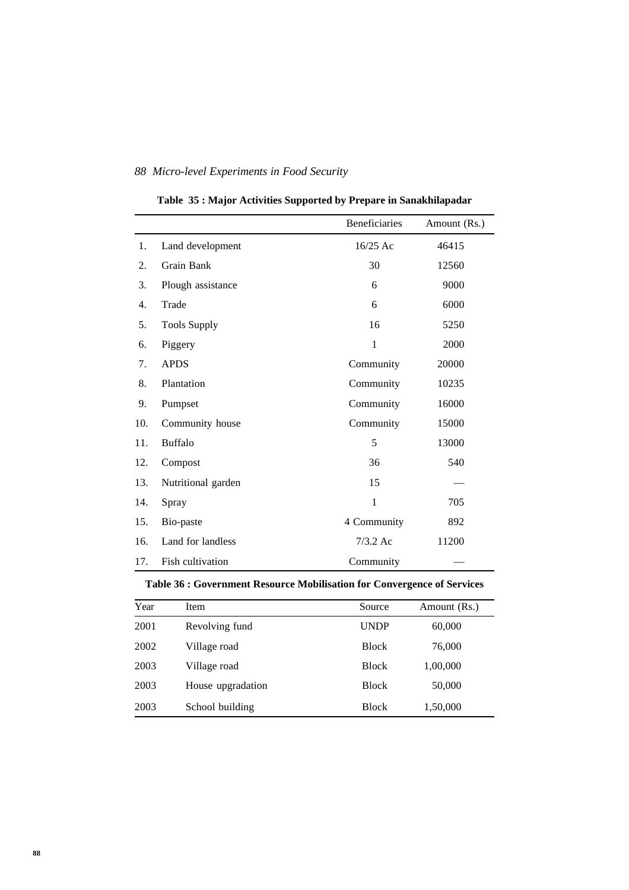**Table 35 : Major Activities Supported by Prepare in Sanakhilapadar**

| | | Beneficiaries | Amount (Rs.) |
|---|---|---|---|
| 1. | Land development | 16/25 Ac | 46415 |
| 2. | Grain Bank | 30 | 12560 |
| 3. | Plough assistance | 6 | 9000 |
| 4. | Trade | 6 | 6000 |
| 5. | Tools Supply | 16 | 5250 |
| 6. | Piggery | 1 | 2000 |
| 7. | APDS | Community | 20000 |
| 8. | Plantation | Community | 10235 |
| 9. | Pumpset | Community | 16000 |
| 10. | Community house | Community | 15000 |
| 11. | Buffalo | 5 | 13000 |
| 12. | Compost | 36 | 540 |
| 13. | Nutritional garden | 15 | — |
| 14. | Spray | 1 | 705 |
| 15. | Bio-paste | 4 Community | 892 |
| 16. | Land for landless | 7/3.2 Ac | 11200 |
| 17. | Fish cultivation | Community | — |

**Table 36 : Government Resource Mobilisation for Convergence of Services**

| Year | Item | Source | Amount (Rs.) |
|---|---|---|---|
| 2001 | Revolving fund | UNDP | 60,000 |
| 2002 | Village road | Block | 76,000 |
| 2003 | Village road | Block | 1,00,000 |
| 2003 | House upgradation | Block | 50,000 |
| 2003 | School building | Block | 1,50,000 |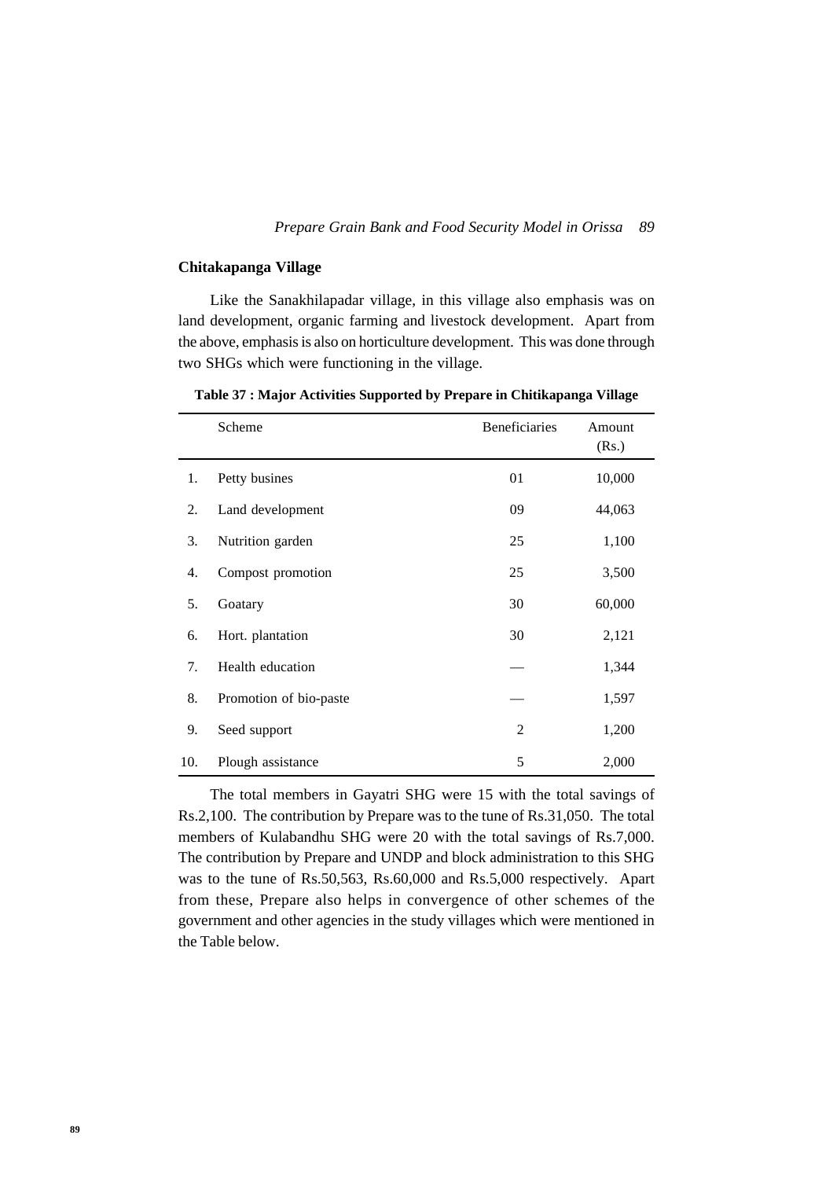## Chitakapanga Village

Like the Sanakhilapadar village, in this village also emphasis was on land development, organic farming and livestock development. Apart from the above, emphasis is also on horticulture development. This was done through two SHGs which were functioning in the village.

**Table 37 : Major Activities Supported by Prepare in Chitikapanga Village**

| | Scheme | Beneficiaries | Amount (Rs.) |
|---|---|---|---|
| 1. | Petty busines | 01 | 10,000 |
| 2. | Land development | 09 | 44,063 |
| 3. | Nutrition garden | 25 | 1,100 |
| 4. | Compost promotion | 25 | 3,500 |
| 5. | Goatary | 30 | 60,000 |
| 6. | Hort. plantation | 30 | 2,121 |
| 7. | Health education | — | 1,344 |
| 8. | Promotion of bio-paste | — | 1,597 |
| 9. | Seed support | 2 | 1,200 |
| 10. | Plough assistance | 5 | 2,000 |

The total members in Gayatri SHG were 15 with the total savings of Rs.2,100. The contribution by Prepare was to the tune of Rs.31,050. The total members of Kulabandhu SHG were 20 with the total savings of Rs.7,000. The contribution by Prepare and UNDP and block administration to this SHG was to the tune of Rs.50,563, Rs.60,000 and Rs.5,000 respectively. Apart from these, Prepare also helps in convergence of other schemes of the government and other agencies in the study villages which were mentioned in the Table below.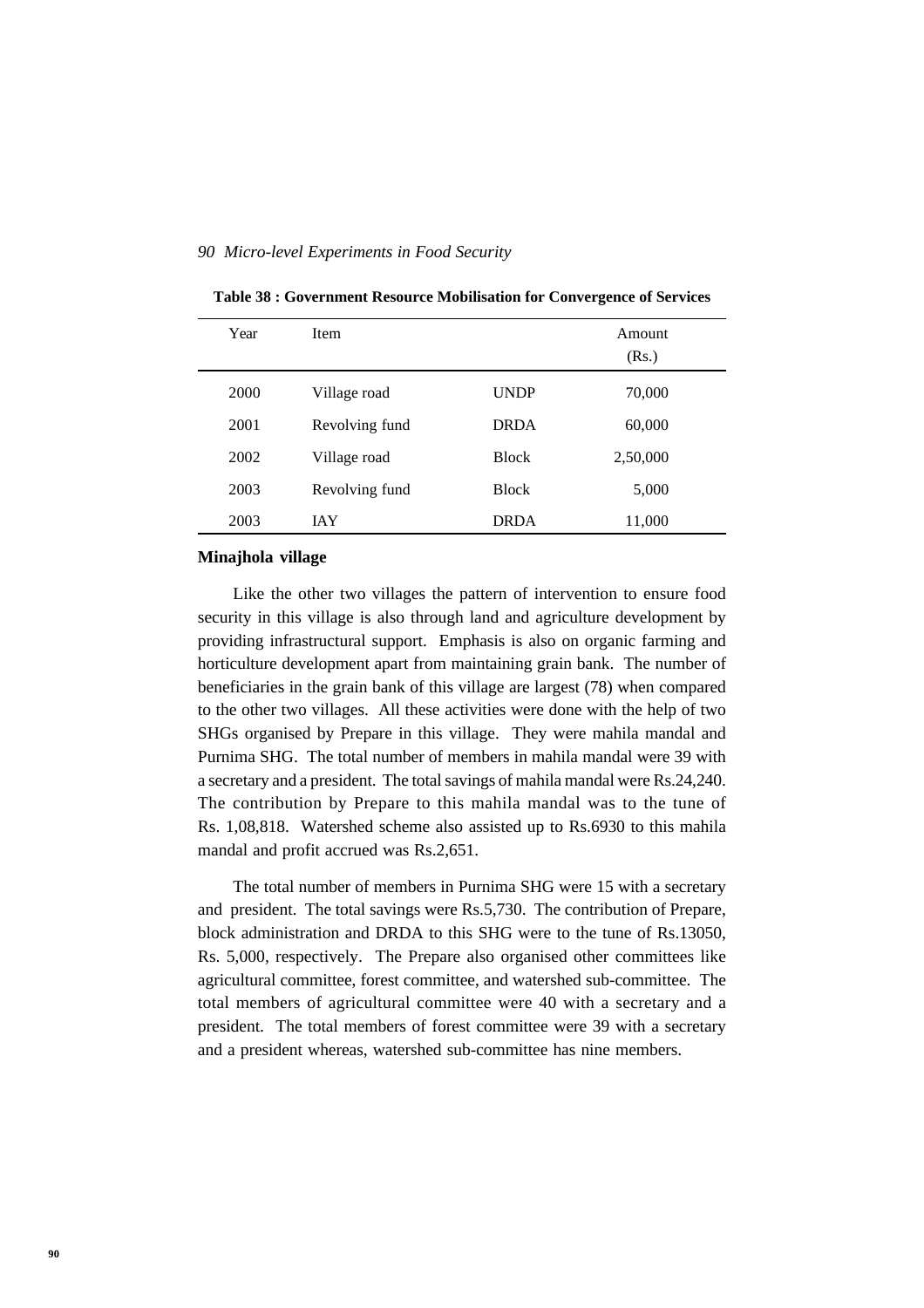**Table 38 : Government Resource Mobilisation for Convergence of Services**

| Year | Item | | Amount (Rs.) |
|---|---|---|---|
| 2000 | Village road | UNDP | 70,000 |
| 2001 | Revolving fund | DRDA | 60,000 |
| 2002 | Village road | Block | 2,50,000 |
| 2003 | Revolving fund | Block | 5,000 |
| 2003 | IAY | DRDA | 11,000 |

**Minajhola village**

Like the other two villages the pattern of intervention to ensure food security in this village is also through land and agriculture development by providing infrastructural support. Emphasis is also on organic farming and horticulture development apart from maintaining grain bank. The number of beneficiaries in the grain bank of this village are largest (78) when compared to the other two villages. All these activities were done with the help of two SHGs organised by Prepare in this village. They were mahila mandal and Purnima SHG. The total number of members in mahila mandal were 39 with a secretary and a president. The total savings of mahila mandal were Rs.24,240. The contribution by Prepare to this mahila mandal was to the tune of Rs. 1,08,818. Watershed scheme also assisted up to Rs.6930 to this mahila mandal and profit accrued was Rs.2,651.

The total number of members in Purnima SHG were 15 with a secretary and president. The total savings were Rs.5,730. The contribution of Prepare, block administration and DRDA to this SHG were to the tune of Rs.13050, Rs. 5,000, respectively. The Prepare also organised other committees like agricultural committee, forest committee, and watershed sub-committee. The total members of agricultural committee were 40 with a secretary and a president. The total members of forest committee were 39 with a secretary and a president whereas, watershed sub-committee has nine members.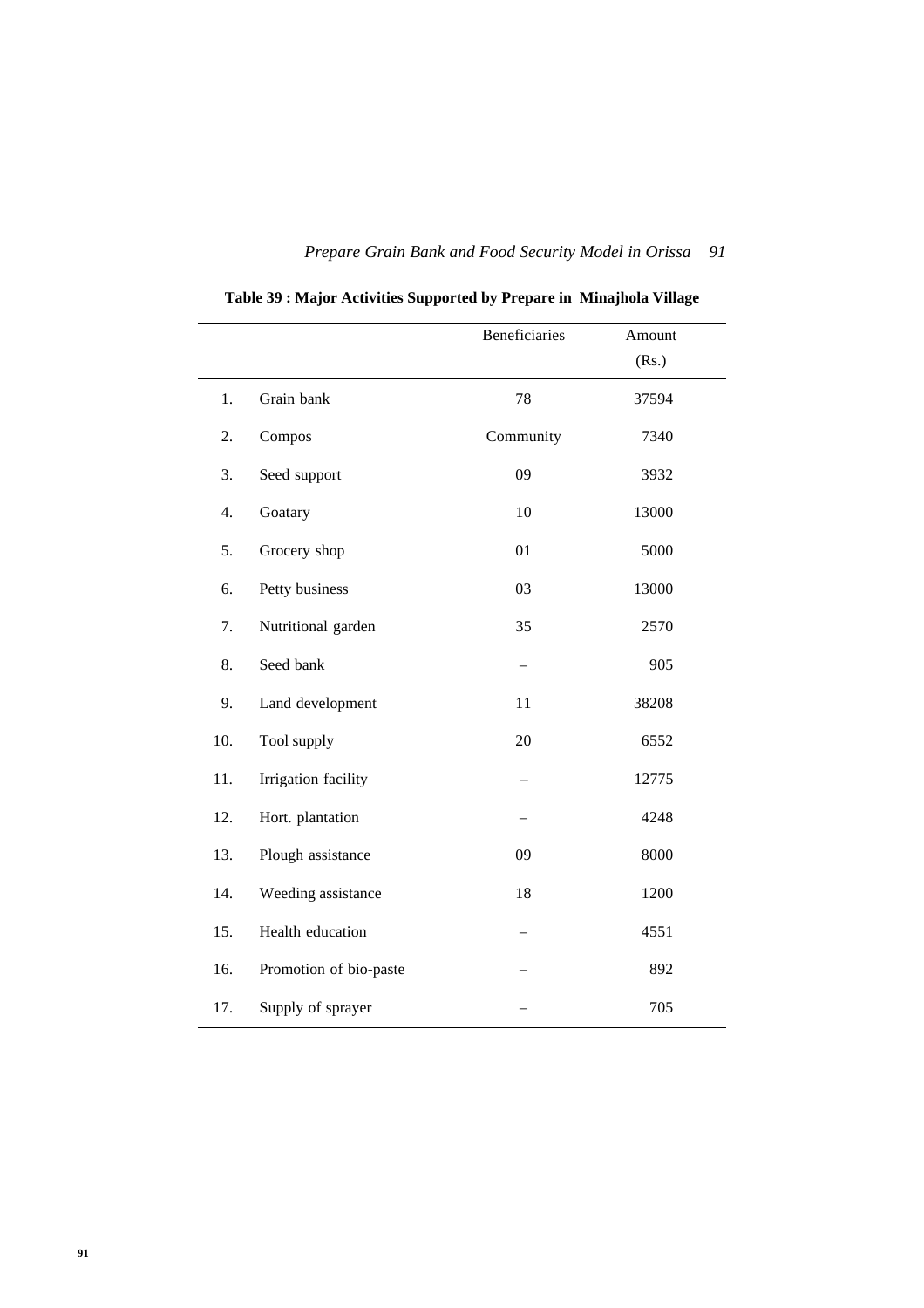**Table 39 : Major Activities Supported by Prepare in Minajhola Village**

| | | Beneficiaries | Amount (Rs.) |
|---|---|---|---|
| 1. | Grain bank | 78 | 37594 |
| 2. | Compos | Community | 7340 |
| 3. | Seed support | 09 | 3932 |
| 4. | Goatary | 10 | 13000 |
| 5. | Grocery shop | 01 | 5000 |
| 6. | Petty business | 03 | 13000 |
| 7. | Nutritional garden | 35 | 2570 |
| 8. | Seed bank | – | 905 |
| 9. | Land development | 11 | 38208 |
| 10. | Tool supply | 20 | 6552 |
| 11. | Irrigation facility | – | 12775 |
| 12. | Hort. plantation | – | 4248 |
| 13. | Plough assistance | 09 | 8000 |
| 14. | Weeding assistance | 18 | 1200 |
| 15. | Health education | – | 4551 |
| 16. | Promotion of bio-paste | – | 892 |
| 17. | Supply of sprayer | – | 705 |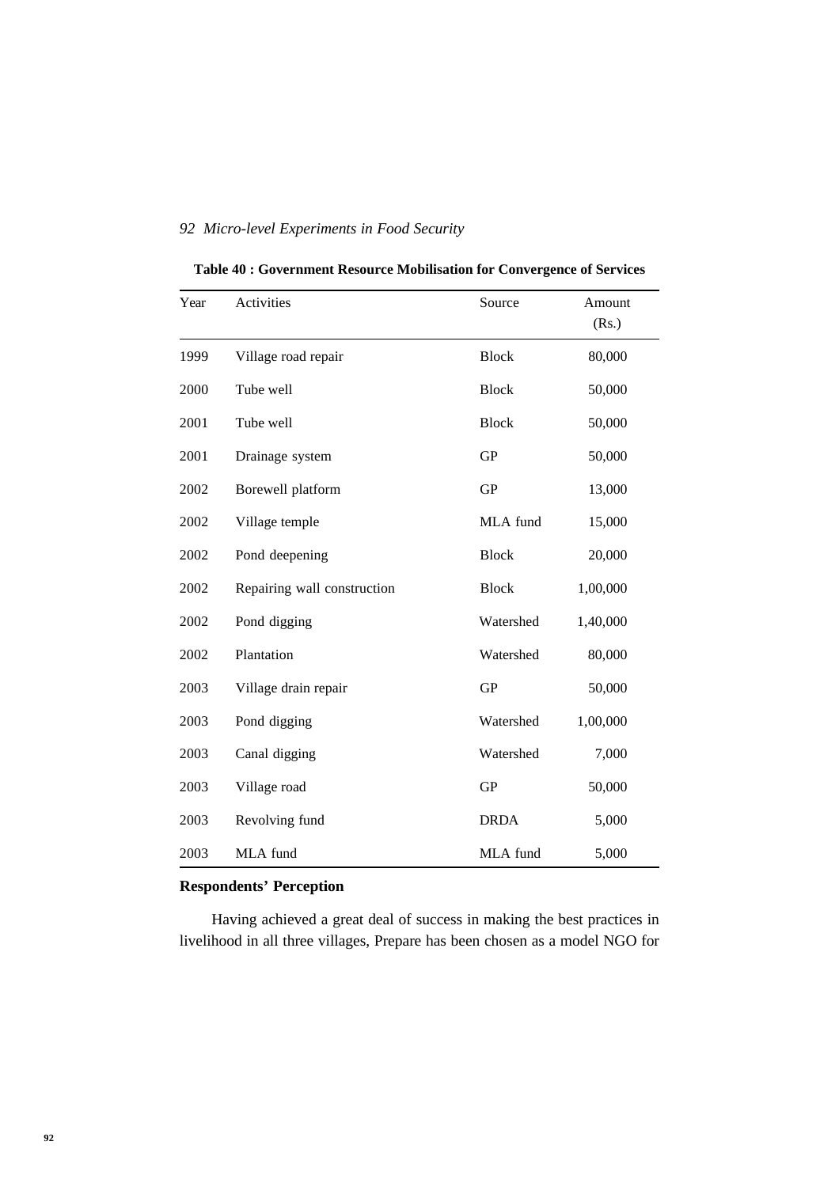**Table 40 : Government Resource Mobilisation for Convergence of Services**

| Year | Activities | Source | Amount (Rs.) |
|---|---|---|---|
| 1999 | Village road repair | Block | 80,000 |
| 2000 | Tube well | Block | 50,000 |
| 2001 | Tube well | Block | 50,000 |
| 2001 | Drainage system | GP | 50,000 |
| 2002 | Borewell platform | GP | 13,000 |
| 2002 | Village temple | MLA fund | 15,000 |
| 2002 | Pond deepening | Block | 20,000 |
| 2002 | Repairing wall construction | Block | 1,00,000 |
| 2002 | Pond digging | Watershed | 1,40,000 |
| 2002 | Plantation | Watershed | 80,000 |
| 2003 | Village drain repair | GP | 50,000 |
| 2003 | Pond digging | Watershed | 1,00,000 |
| 2003 | Canal digging | Watershed | 7,000 |
| 2003 | Village road | GP | 50,000 |
| 2003 | Revolving fund | DRDA | 5,000 |
| 2003 | MLA fund | MLA fund | 5,000 |

### Respondents' Perception

Having achieved a great deal of success in making the best practices in livelihood in all three villages, Prepare has been chosen as a model NGO for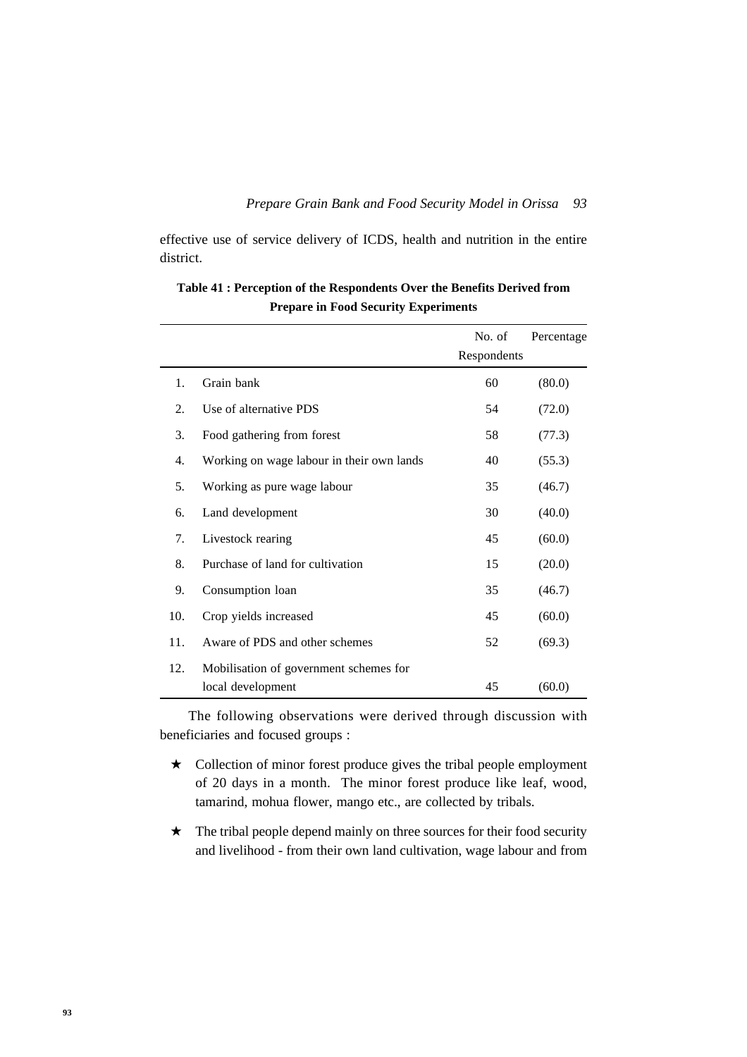effective use of service delivery of ICDS, health and nutrition in the entire district.

**Table 41 : Perception of the Respondents Over the Benefits Derived from Prepare in Food Security Experiments**

| | | No. of Respondents | Percentage |
|---|---|---|---|
| 1. | Grain bank | 60 | (80.0) |
| 2. | Use of alternative PDS | 54 | (72.0) |
| 3. | Food gathering from forest | 58 | (77.3) |
| 4. | Working on wage labour in their own lands | 40 | (55.3) |
| 5. | Working as pure wage labour | 35 | (46.7) |
| 6. | Land development | 30 | (40.0) |
| 7. | Livestock rearing | 45 | (60.0) |
| 8. | Purchase of land for cultivation | 15 | (20.0) |
| 9. | Consumption loan | 35 | (46.7) |
| 10. | Crop yields increased | 45 | (60.0) |
| 11. | Aware of PDS and other schemes | 52 | (69.3) |
| 12. | Mobilisation of government schemes for local development | 45 | (60.0) |

The following observations were derived through discussion with beneficiaries and focused groups :

- ★ Collection of minor forest produce gives the tribal people employment of 20 days in a month. The minor forest produce like leaf, wood, tamarind, mohua flower, mango etc., are collected by tribals.
- ★ The tribal people depend mainly on three sources for their food security and livelihood - from their own land cultivation, wage labour and from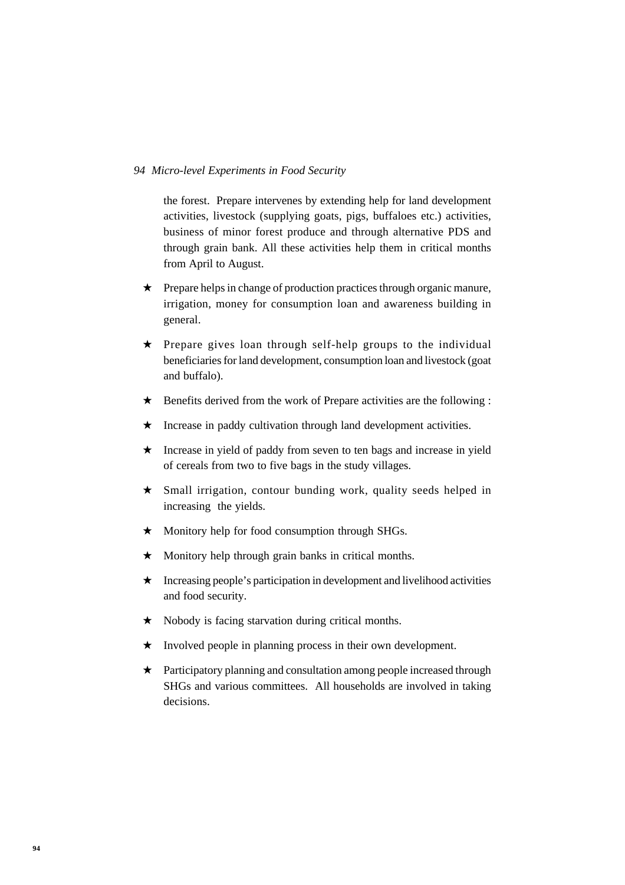the forest. Prepare intervenes by extending help for land development activities, livestock (supplying goats, pigs, buffaloes etc.) activities, business of minor forest produce and through alternative PDS and through grain bank. All these activities help them in critical months from April to August.

- Prepare helps in change of production practices through organic manure, irrigation, money for consumption loan and awareness building in general.
- Prepare gives loan through self-help groups to the individual beneficiaries for land development, consumption loan and livestock (goat and buffalo).
- Benefits derived from the work of Prepare activities are the following :
- Increase in paddy cultivation through land development activities.
- Increase in yield of paddy from seven to ten bags and increase in yield of cereals from two to five bags in the study villages.
- Small irrigation, contour bunding work, quality seeds helped in increasing the yields.
- Monitory help for food consumption through SHGs.
- Monitory help through grain banks in critical months.
- Increasing people's participation in development and livelihood activities and food security.
- Nobody is facing starvation during critical months.
- Involved people in planning process in their own development.
- Participatory planning and consultation among people increased through SHGs and various committees. All households are involved in taking decisions.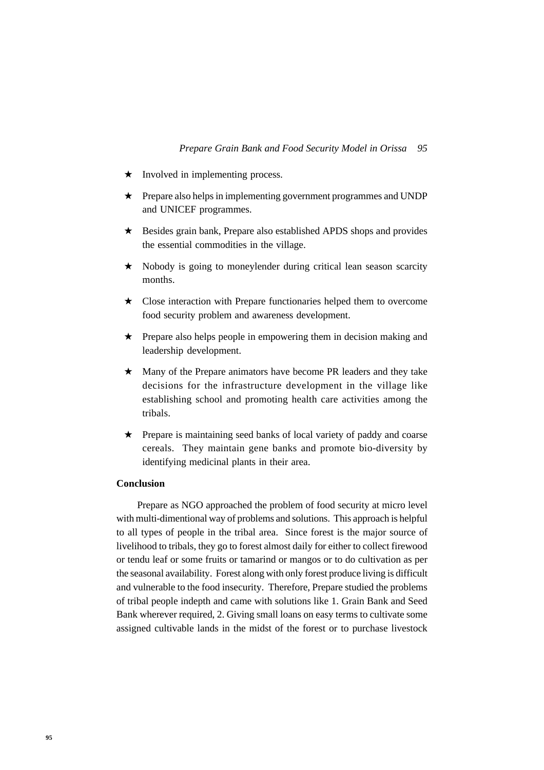- ★ Involved in implementing process.
- ★ Prepare also helps in implementing government programmes and UNDP and UNICEF programmes.
- ★ Besides grain bank, Prepare also established APDS shops and provides the essential commodities in the village.
- ★ Nobody is going to moneylender during critical lean season scarcity months.
- ★ Close interaction with Prepare functionaries helped them to overcome food security problem and awareness development.
- ★ Prepare also helps people in empowering them in decision making and leadership development.
- ★ Many of the Prepare animators have become PR leaders and they take decisions for the infrastructure development in the village like establishing school and promoting health care activities among the tribals.
- ★ Prepare is maintaining seed banks of local variety of paddy and coarse cereals. They maintain gene banks and promote bio-diversity by identifying medicinal plants in their area.

**Conclusion**

Prepare as NGO approached the problem of food security at micro level with multi-dimentional way of problems and solutions. This approach is helpful to all types of people in the tribal area. Since forest is the major source of livelihood to tribals, they go to forest almost daily for either to collect firewood or tendu leaf or some fruits or tamarind or mangos or to do cultivation as per the seasonal availability. Forest along with only forest produce living is difficult and vulnerable to the food insecurity. Therefore, Prepare studied the problems of tribal people indepth and came with solutions like 1. Grain Bank and Seed Bank wherever required, 2. Giving small loans on easy terms to cultivate some assigned cultivable lands in the midst of the forest or to purchase livestock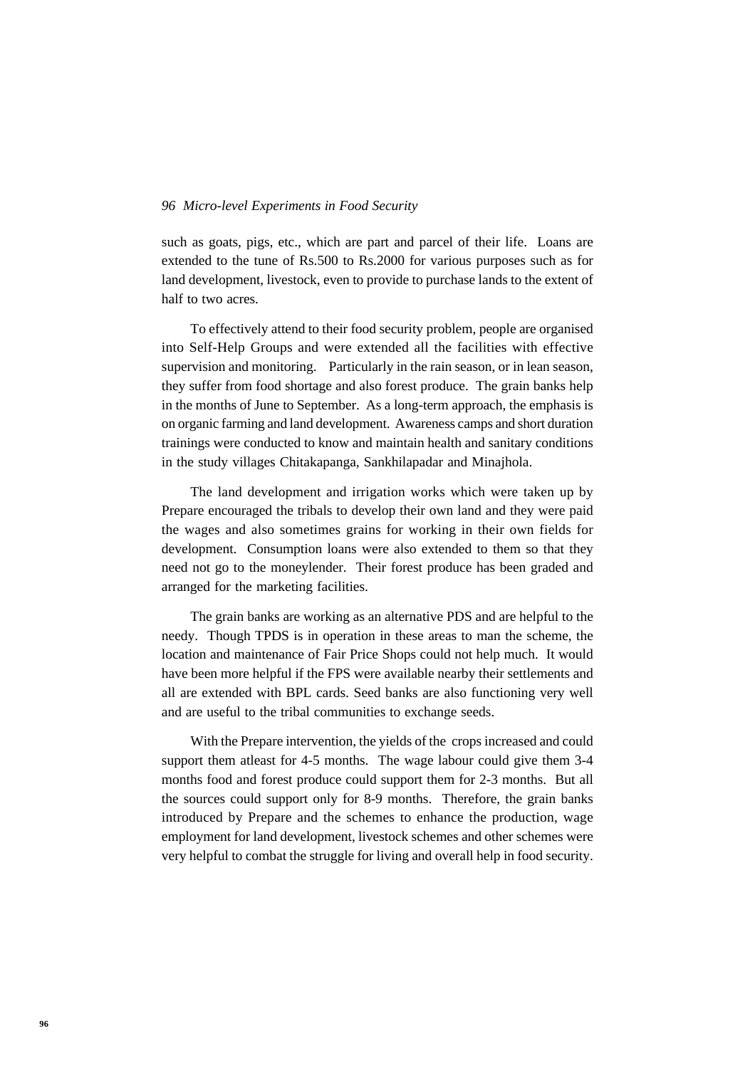such as goats, pigs, etc., which are part and parcel of their life. Loans are extended to the tune of Rs.500 to Rs.2000 for various purposes such as for land development, livestock, even to provide to purchase lands to the extent of half to two acres.

To effectively attend to their food security problem, people are organised into Self-Help Groups and were extended all the facilities with effective supervision and monitoring. Particularly in the rain season, or in lean season, they suffer from food shortage and also forest produce. The grain banks help in the months of June to September. As a long-term approach, the emphasis is on organic farming and land development. Awareness camps and short duration trainings were conducted to know and maintain health and sanitary conditions in the study villages Chitakapanga, Sankhilapadar and Minajhola.

The land development and irrigation works which were taken up by Prepare encouraged the tribals to develop their own land and they were paid the wages and also sometimes grains for working in their own fields for development. Consumption loans were also extended to them so that they need not go to the moneylender. Their forest produce has been graded and arranged for the marketing facilities.

The grain banks are working as an alternative PDS and are helpful to the needy. Though TPDS is in operation in these areas to man the scheme, the location and maintenance of Fair Price Shops could not help much. It would have been more helpful if the FPS were available nearby their settlements and all are extended with BPL cards. Seed banks are also functioning very well and are useful to the tribal communities to exchange seeds.

With the Prepare intervention, the yields of the crops increased and could support them atleast for 4-5 months. The wage labour could give them 3-4 months food and forest produce could support them for 2-3 months. But all the sources could support only for 8-9 months. Therefore, the grain banks introduced by Prepare and the schemes to enhance the production, wage employment for land development, livestock schemes and other schemes were very helpful to combat the struggle for living and overall help in food security.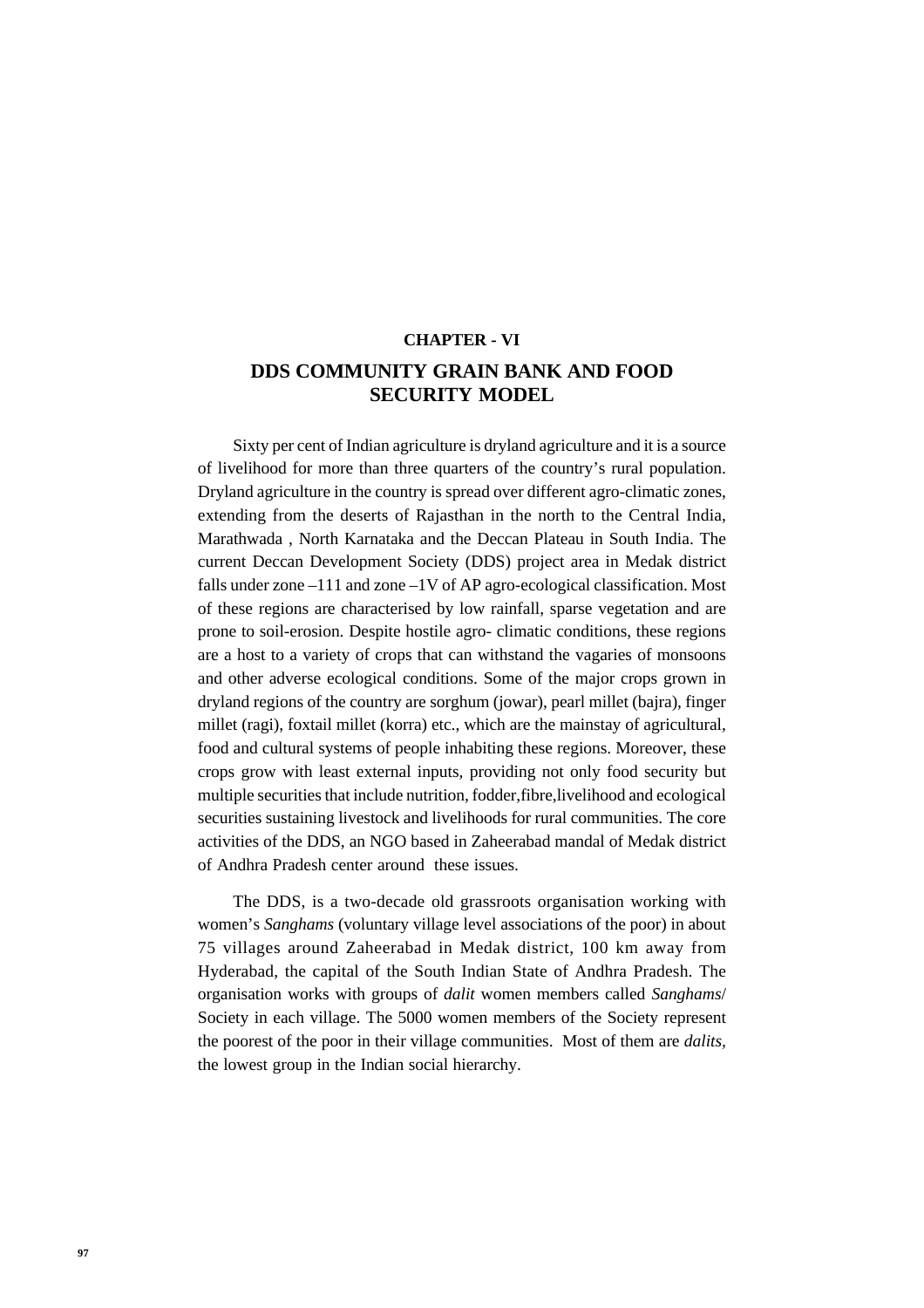**CHAPTER - VI**

# DDS COMMUNITY GRAIN BANK AND FOOD SECURITY MODEL

Sixty per cent of Indian agriculture is dryland agriculture and it is a source of livelihood for more than three quarters of the country's rural population. Dryland agriculture in the country is spread over different agro-climatic zones, extending from the deserts of Rajasthan in the north to the Central India, Marathwada , North Karnataka and the Deccan Plateau in South India. The current Deccan Development Society (DDS) project area in Medak district falls under zone –111 and zone –1V of AP agro-ecological classification. Most of these regions are characterised by low rainfall, sparse vegetation and are prone to soil-erosion. Despite hostile agro- climatic conditions, these regions are a host to a variety of crops that can withstand the vagaries of monsoons and other adverse ecological conditions. Some of the major crops grown in dryland regions of the country are sorghum (jowar), pearl millet (bajra), finger millet (ragi), foxtail millet (korra) etc., which are the mainstay of agricultural, food and cultural systems of people inhabiting these regions. Moreover, these crops grow with least external inputs, providing not only food security but multiple securities that include nutrition, fodder,fibre,livelihood and ecological securities sustaining livestock and livelihoods for rural communities. The core activities of the DDS, an NGO based in Zaheerabad mandal of Medak district of Andhra Pradesh center around these issues.

The DDS, is a two-decade old grassroots organisation working with women's *Sanghams* (voluntary village level associations of the poor) in about 75 villages around Zaheerabad in Medak district, 100 km away from Hyderabad, the capital of the South Indian State of Andhra Pradesh. The organisation works with groups of *dalit* women members called *Sanghams*/ Society in each village. The 5000 women members of the Society represent the poorest of the poor in their village communities. Most of them are *dalits*, the lowest group in the Indian social hierarchy.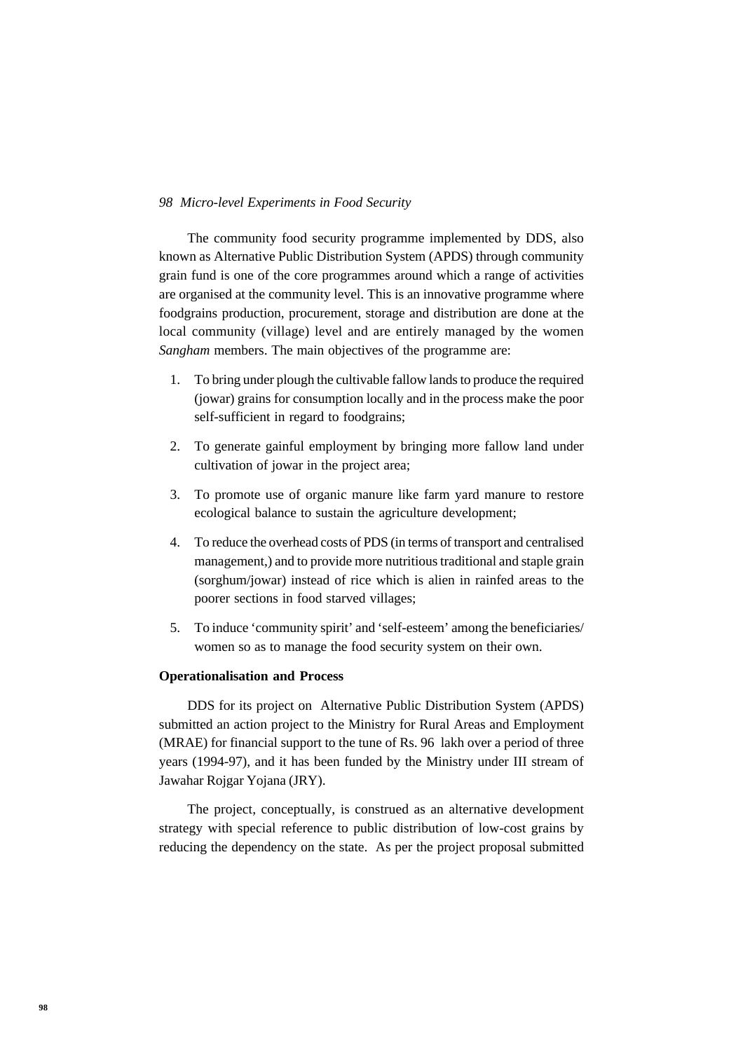The community food security programme implemented by DDS, also known as Alternative Public Distribution System (APDS) through community grain fund is one of the core programmes around which a range of activities are organised at the community level. This is an innovative programme where foodgrains production, procurement, storage and distribution are done at the local community (village) level and are entirely managed by the women *Sangham* members. The main objectives of the programme are:

1. To bring under plough the cultivable fallow lands to produce the required (jowar) grains for consumption locally and in the process make the poor self-sufficient in regard to foodgrains;
2. To generate gainful employment by bringing more fallow land under cultivation of jowar in the project area;
3. To promote use of organic manure like farm yard manure to restore ecological balance to sustain the agriculture development;
4. To reduce the overhead costs of PDS (in terms of transport and centralised management,) and to provide more nutritious traditional and staple grain (sorghum/jowar) instead of rice which is alien in rainfed areas to the poorer sections in food starved villages;
5. To induce 'community spirit' and 'self-esteem' among the beneficiaries/ women so as to manage the food security system on their own.

**Operationalisation and Process**

DDS for its project on Alternative Public Distribution System (APDS) submitted an action project to the Ministry for Rural Areas and Employment (MRAE) for financial support to the tune of Rs. 96 lakh over a period of three years (1994-97), and it has been funded by the Ministry under III stream of Jawahar Rojgar Yojana (JRY).

The project, conceptually, is construed as an alternative development strategy with special reference to public distribution of low-cost grains by reducing the dependency on the state. As per the project proposal submitted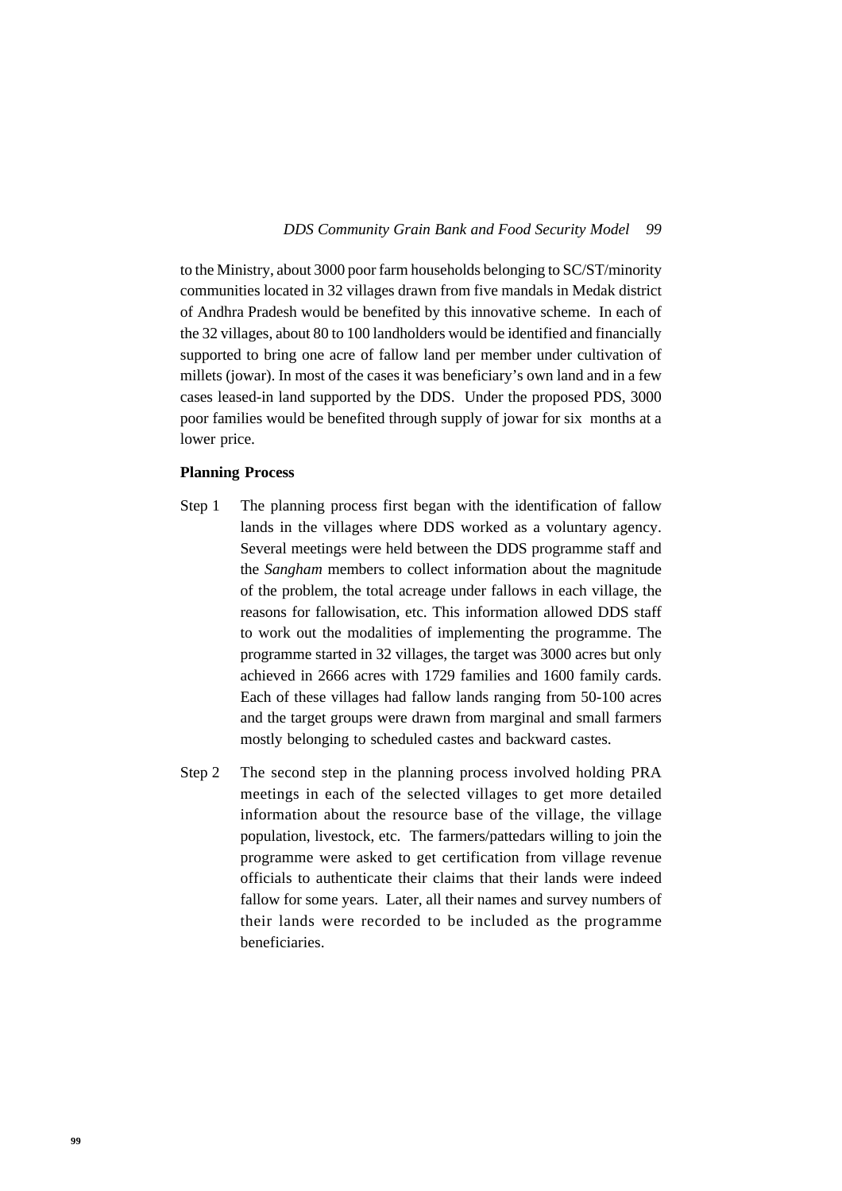to the Ministry, about 3000 poor farm households belonging to SC/ST/minority communities located in 32 villages drawn from five mandals in Medak district of Andhra Pradesh would be benefited by this innovative scheme. In each of the 32 villages, about 80 to 100 landholders would be identified and financially supported to bring one acre of fallow land per member under cultivation of millets (jowar). In most of the cases it was beneficiary's own land and in a few cases leased-in land supported by the DDS. Under the proposed PDS, 3000 poor families would be benefited through supply of jowar for six months at a lower price.

**Planning Process**

Step 1 The planning process first began with the identification of fallow lands in the villages where DDS worked as a voluntary agency. Several meetings were held between the DDS programme staff and the *Sangham* members to collect information about the magnitude of the problem, the total acreage under fallows in each village, the reasons for fallowisation, etc. This information allowed DDS staff to work out the modalities of implementing the programme. The programme started in 32 villages, the target was 3000 acres but only achieved in 2666 acres with 1729 families and 1600 family cards. Each of these villages had fallow lands ranging from 50-100 acres and the target groups were drawn from marginal and small farmers mostly belonging to scheduled castes and backward castes.

Step 2 The second step in the planning process involved holding PRA meetings in each of the selected villages to get more detailed information about the resource base of the village, the village population, livestock, etc. The farmers/pattedars willing to join the programme were asked to get certification from village revenue officials to authenticate their claims that their lands were indeed fallow for some years. Later, all their names and survey numbers of their lands were recorded to be included as the programme beneficiaries.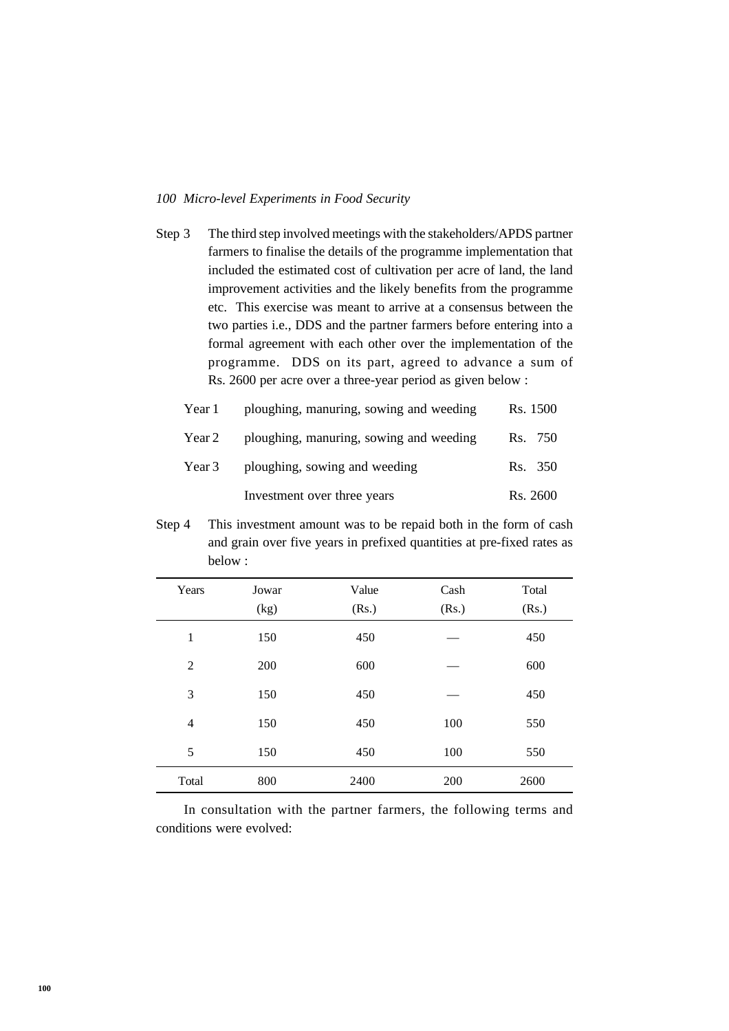Step 3 The third step involved meetings with the stakeholders/APDS partner farmers to finalise the details of the programme implementation that included the estimated cost of cultivation per acre of land, the land improvement activities and the likely benefits from the programme etc. This exercise was meant to arrive at a consensus between the two parties i.e., DDS and the partner farmers before entering into a formal agreement with each other over the implementation of the programme. DDS on its part, agreed to advance a sum of Rs. 2600 per acre over a three-year period as given below :

| | | |
|---|---|---|
| Year 1 | ploughing, manuring, sowing and weeding | Rs. 1500 |
| Year 2 | ploughing, manuring, sowing and weeding | Rs. 750 |
| Year 3 | ploughing, sowing and weeding | Rs. 350 |
| | Investment over three years | Rs. 2600 |

Step 4 This investment amount was to be repaid both in the form of cash and grain over five years in prefixed quantities at pre-fixed rates as below :

| Years | Jowar (kg) | Value (Rs.) | Cash (Rs.) | Total (Rs.) |
|---|---|---|---|---|
| 1 | 150 | 450 | — | 450 |
| 2 | 200 | 600 | — | 600 |
| 3 | 150 | 450 | — | 450 |
| 4 | 150 | 450 | 100 | 550 |
| 5 | 150 | 450 | 100 | 550 |
| Total | 800 | 2400 | 200 | 2600 |

In consultation with the partner farmers, the following terms and conditions were evolved: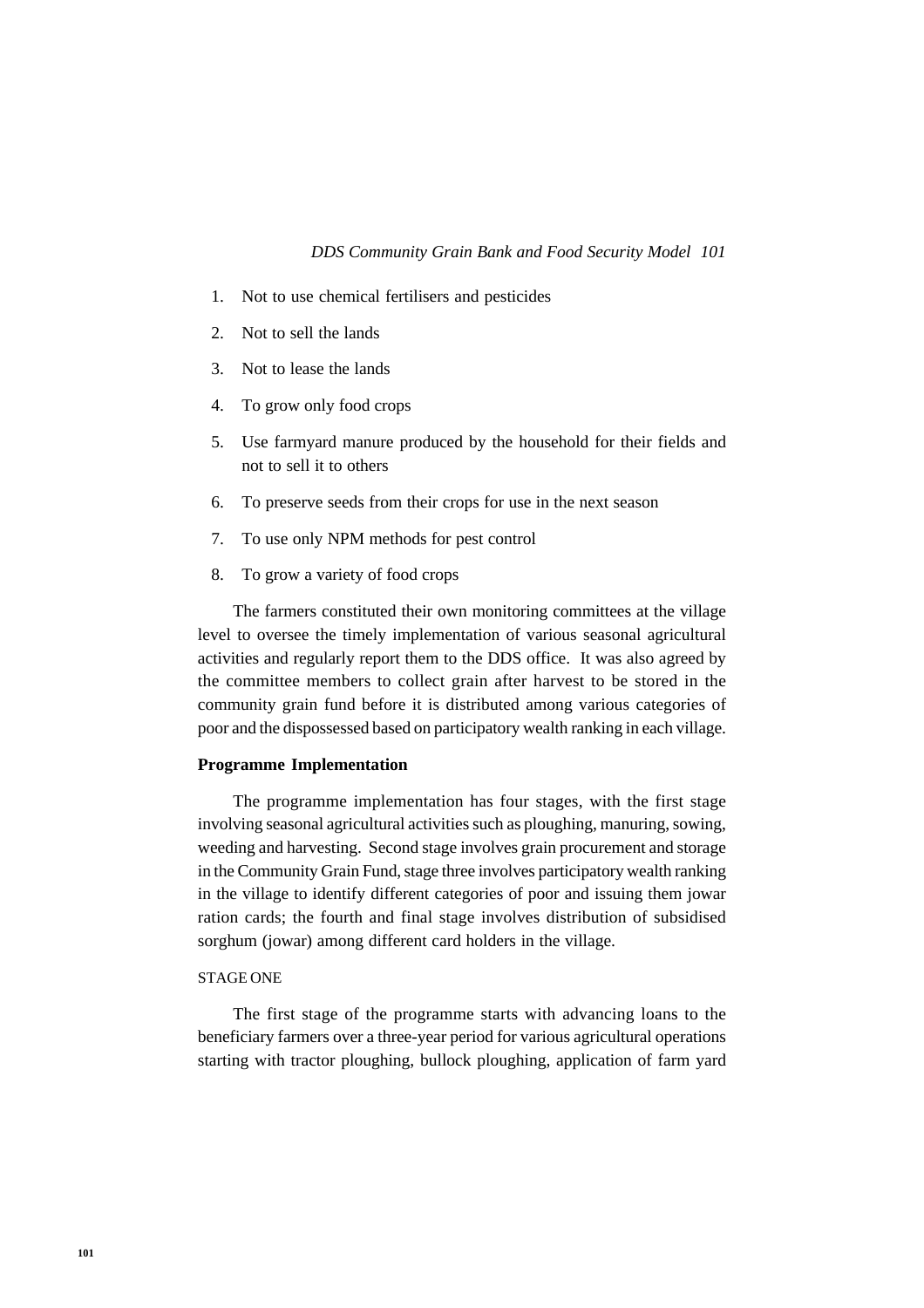1. Not to use chemical fertilisers and pesticides
2. Not to sell the lands
3. Not to lease the lands
4. To grow only food crops
5. Use farmyard manure produced by the household for their fields and not to sell it to others
6. To preserve seeds from their crops for use in the next season
7. To use only NPM methods for pest control
8. To grow a variety of food crops

The farmers constituted their own monitoring committees at the village level to oversee the timely implementation of various seasonal agricultural activities and regularly report them to the DDS office. It was also agreed by the committee members to collect grain after harvest to be stored in the community grain fund before it is distributed among various categories of poor and the dispossessed based on participatory wealth ranking in each village.

**Programme Implementation**

The programme implementation has four stages, with the first stage involving seasonal agricultural activities such as ploughing, manuring, sowing, weeding and harvesting. Second stage involves grain procurement and storage in the Community Grain Fund, stage three involves participatory wealth ranking in the village to identify different categories of poor and issuing them jowar ration cards; the fourth and final stage involves distribution of subsidised sorghum (jowar) among different card holders in the village.

STAGE ONE

The first stage of the programme starts with advancing loans to the beneficiary farmers over a three-year period for various agricultural operations starting with tractor ploughing, bullock ploughing, application of farm yard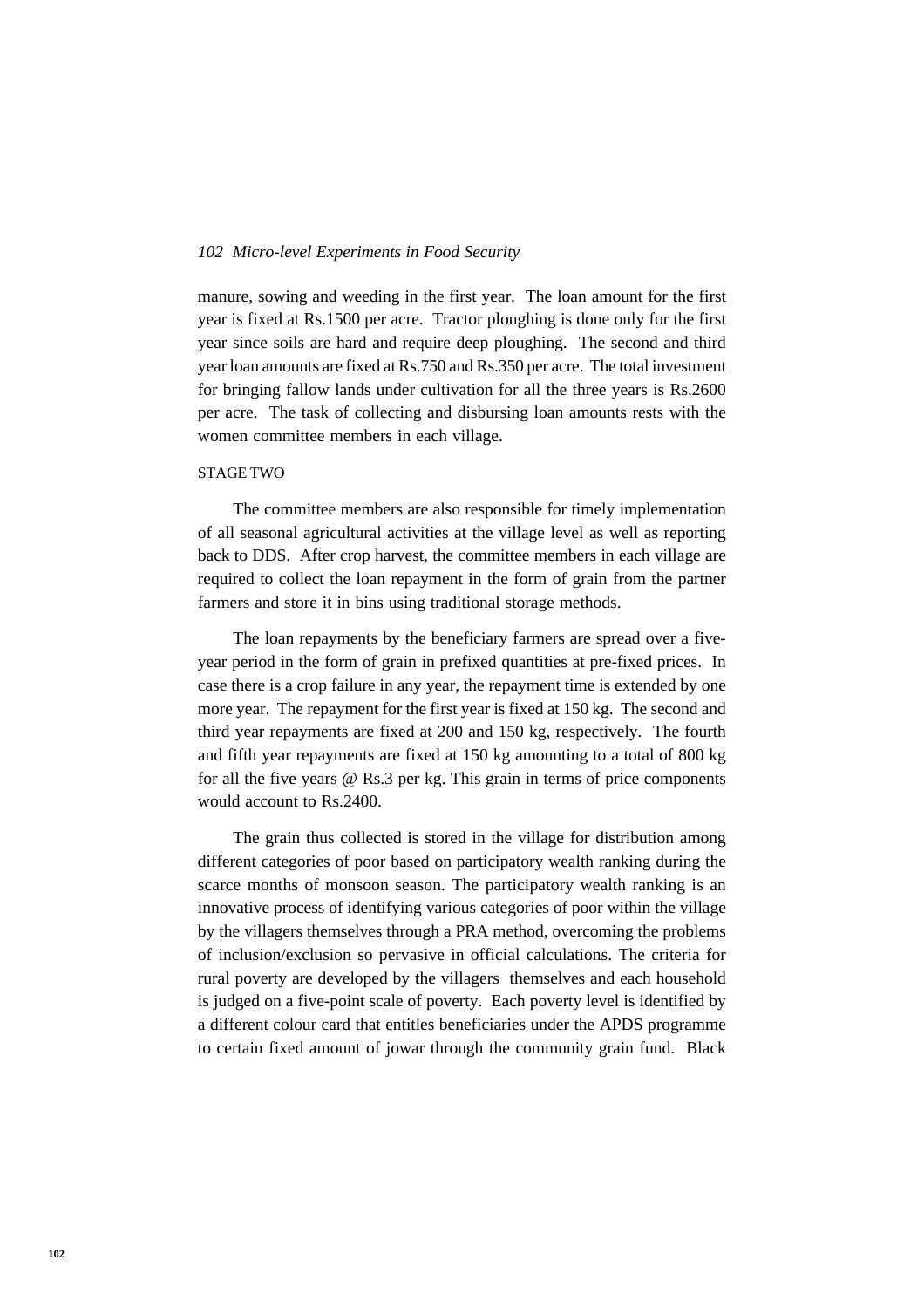manure, sowing and weeding in the first year. The loan amount for the first year is fixed at Rs.1500 per acre. Tractor ploughing is done only for the first year since soils are hard and require deep ploughing. The second and third year loan amounts are fixed at Rs.750 and Rs.350 per acre. The total investment for bringing fallow lands under cultivation for all the three years is Rs.2600 per acre. The task of collecting and disbursing loan amounts rests with the women committee members in each village.

STAGE TWO

The committee members are also responsible for timely implementation of all seasonal agricultural activities at the village level as well as reporting back to DDS. After crop harvest, the committee members in each village are required to collect the loan repayment in the form of grain from the partner farmers and store it in bins using traditional storage methods.

The loan repayments by the beneficiary farmers are spread over a five-year period in the form of grain in prefixed quantities at pre-fixed prices. In case there is a crop failure in any year, the repayment time is extended by one more year. The repayment for the first year is fixed at 150 kg. The second and third year repayments are fixed at 200 and 150 kg, respectively. The fourth and fifth year repayments are fixed at 150 kg amounting to a total of 800 kg for all the five years @ Rs.3 per kg. This grain in terms of price components would account to Rs.2400.

The grain thus collected is stored in the village for distribution among different categories of poor based on participatory wealth ranking during the scarce months of monsoon season. The participatory wealth ranking is an innovative process of identifying various categories of poor within the village by the villagers themselves through a PRA method, overcoming the problems of inclusion/exclusion so pervasive in official calculations. The criteria for rural poverty are developed by the villagers themselves and each household is judged on a five-point scale of poverty. Each poverty level is identified by a different colour card that entitles beneficiaries under the APDS programme to certain fixed amount of jowar through the community grain fund. Black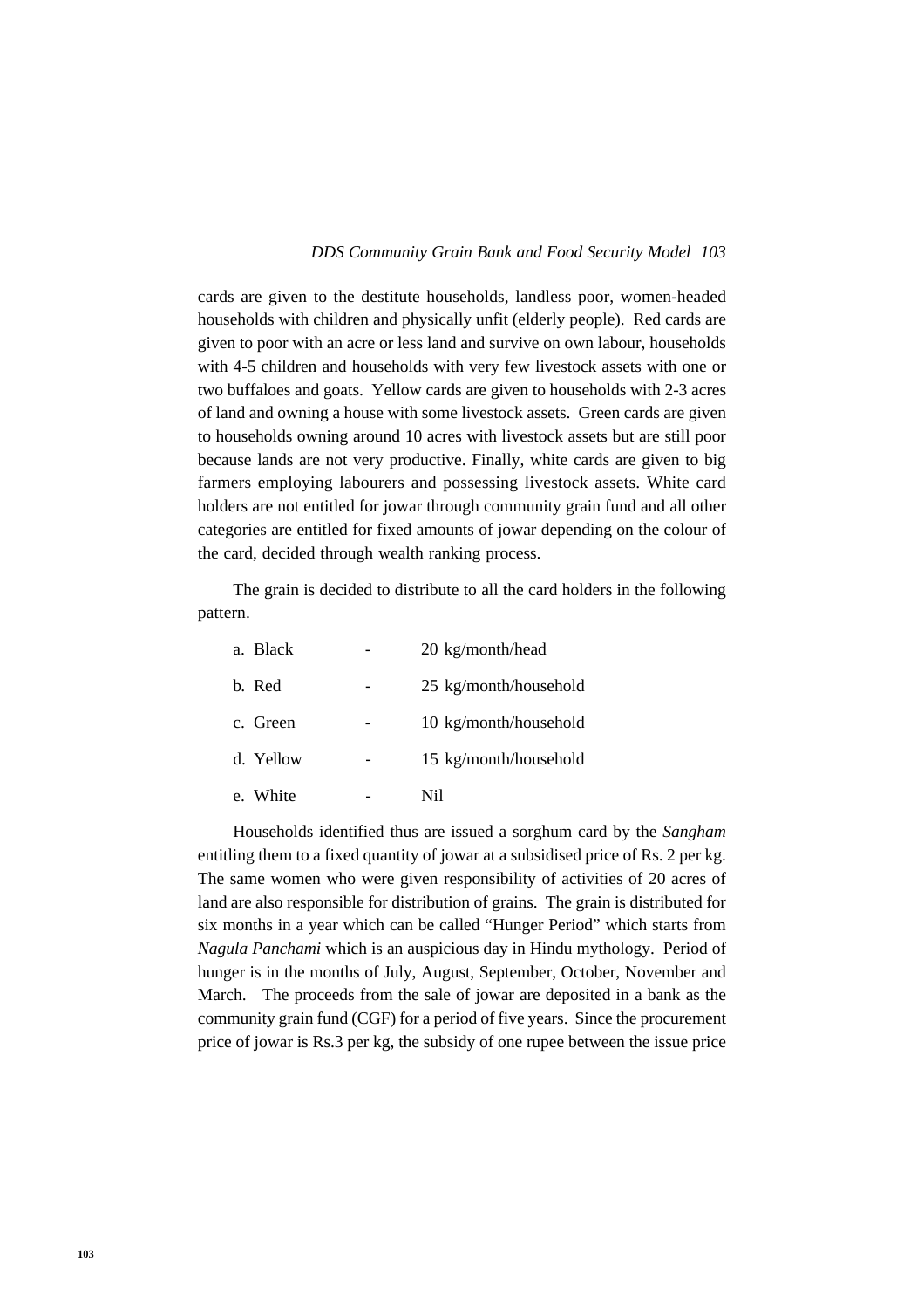cards are given to the destitute households, landless poor, women-headed households with children and physically unfit (elderly people). Red cards are given to poor with an acre or less land and survive on own labour, households with 4-5 children and households with very few livestock assets with one or two buffaloes and goats. Yellow cards are given to households with 2-3 acres of land and owning a house with some livestock assets. Green cards are given to households owning around 10 acres with livestock assets but are still poor because lands are not very productive. Finally, white cards are given to big farmers employing labourers and possessing livestock assets. White card holders are not entitled for jowar through community grain fund and all other categories are entitled for fixed amounts of jowar depending on the colour of the card, decided through wealth ranking process.

The grain is decided to distribute to all the card holders in the following pattern.

a. Black - 20 kg/month/head

b. Red - 25 kg/month/household

c. Green - 10 kg/month/household

d. Yellow - 15 kg/month/household

e. White - Nil

Households identified thus are issued a sorghum card by the *Sangham* entitling them to a fixed quantity of jowar at a subsidised price of Rs. 2 per kg. The same women who were given responsibility of activities of 20 acres of land are also responsible for distribution of grains. The grain is distributed for six months in a year which can be called "Hunger Period" which starts from *Nagula Panchami* which is an auspicious day in Hindu mythology. Period of hunger is in the months of July, August, September, October, November and March. The proceeds from the sale of jowar are deposited in a bank as the community grain fund (CGF) for a period of five years. Since the procurement price of jowar is Rs.3 per kg, the subsidy of one rupee between the issue price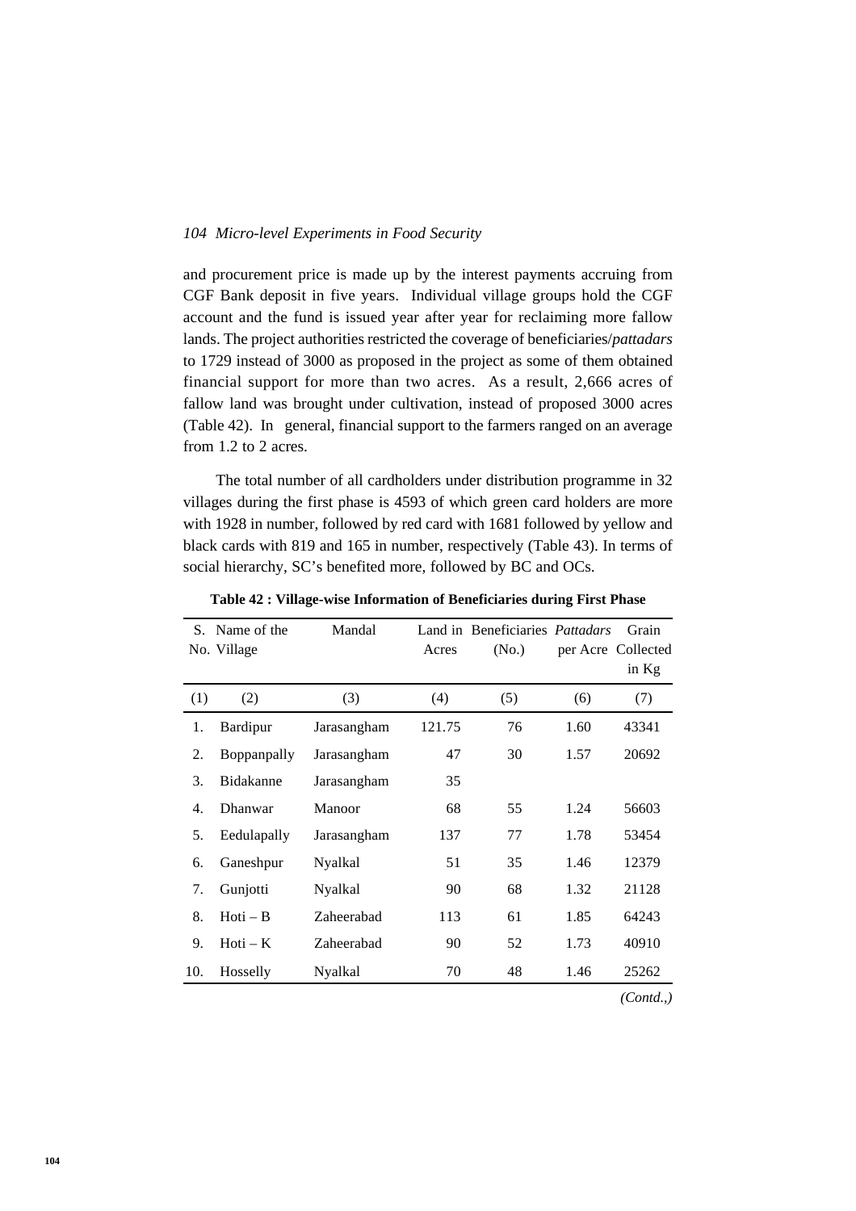and procurement price is made up by the interest payments accruing from CGF Bank deposit in five years. Individual village groups hold the CGF account and the fund is issued year after year for reclaiming more fallow lands. The project authorities restricted the coverage of beneficiaries/*pattadars* to 1729 instead of 3000 as proposed in the project as some of them obtained financial support for more than two acres. As a result, 2,666 acres of fallow land was brought under cultivation, instead of proposed 3000 acres (Table 42). In general, financial support to the farmers ranged on an average from 1.2 to 2 acres.

The total number of all cardholders under distribution programme in 32 villages during the first phase is 4593 of which green card holders are more with 1928 in number, followed by red card with 1681 followed by yellow and black cards with 819 and 165 in number, respectively (Table 43). In terms of social hierarchy, SC's benefited more, followed by BC and OCs.

**Table 42 : Village-wise Information of Beneficiaries during First Phase**

| S. No. | Name of the Village | Mandal | Land in Acres | Beneficiaries (No.) | *Pattadars* per Acre | Grain Collected in Kg |
|---|---|---|---|---|---|---|
| (1) | (2) | (3) | (4) | (5) | (6) | (7) |
| 1. | Bardipur | Jarasangham | 121.75 | 76 | 1.60 | 43341 |
| 2. | Boppanpally | Jarasangham | 47 | 30 | 1.57 | 20692 |
| 3. | Bidakanne | Jarasangham | 35 | | | |
| 4. | Dhanwar | Manoor | 68 | 55 | 1.24 | 56603 |
| 5. | Eedulapally | Jarasangham | 137 | 77 | 1.78 | 53454 |
| 6. | Ganeshpur | Nyalkal | 51 | 35 | 1.46 | 12379 |
| 7. | Gunjotti | Nyalkal | 90 | 68 | 1.32 | 21128 |
| 8. | Hoti – B | Zaheerabad | 113 | 61 | 1.85 | 64243 |
| 9. | Hoti – K | Zaheerabad | 90 | 52 | 1.73 | 40910 |
| 10. | Hosselly | Nyalkal | 70 | 48 | 1.46 | 25262 |

*(Contd.,)*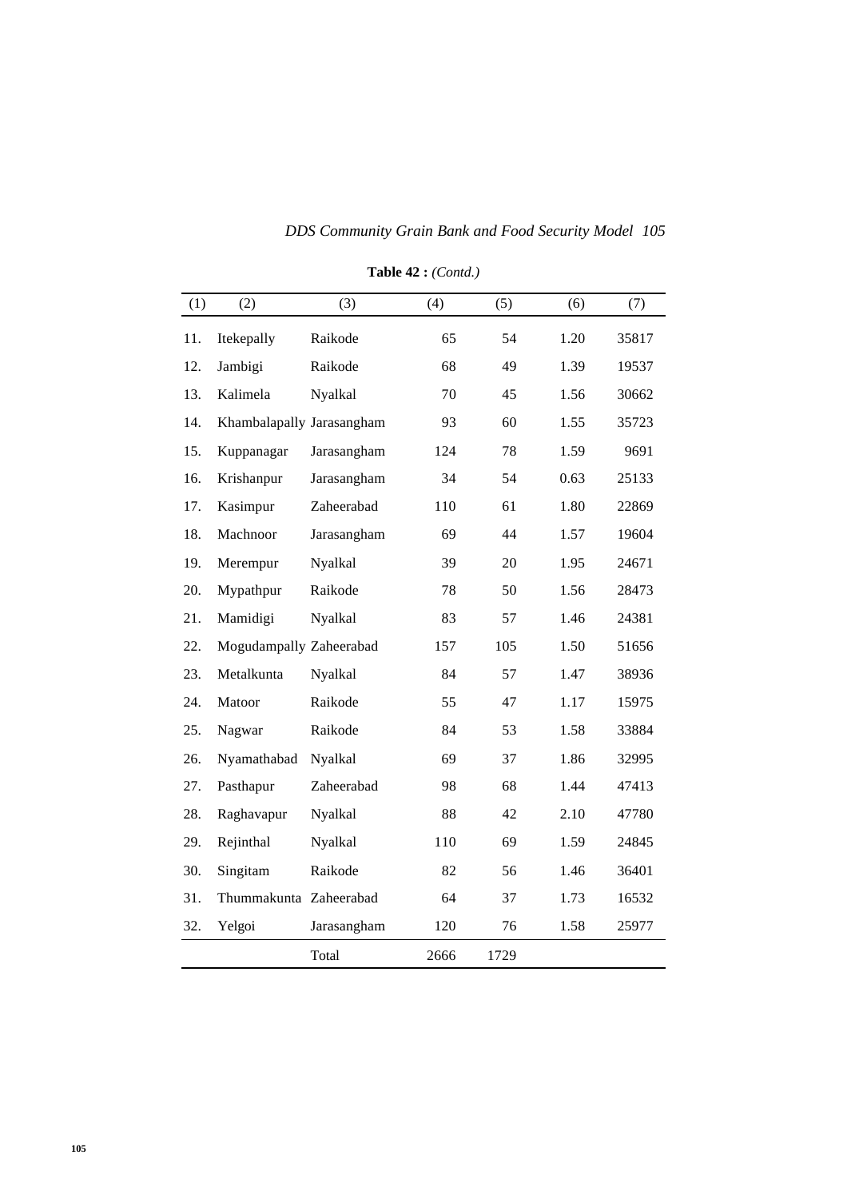**Table 42 :** *(Contd.)*

| (1) | (2) | (3) | (4) | (5) | (6) | (7) |
|---|---|---|---|---|---|---|
| 11. | Itekepally | Raikode | 65 | 54 | 1.20 | 35817 |
| 12. | Jambigi | Raikode | 68 | 49 | 1.39 | 19537 |
| 13. | Kalimela | Nyalkal | 70 | 45 | 1.56 | 30662 |
| 14. | Khambalapally | Jarasangham | 93 | 60 | 1.55 | 35723 |
| 15. | Kuppanagar | Jarasangham | 124 | 78 | 1.59 | 9691 |
| 16. | Krishanpur | Jarasangham | 34 | 54 | 0.63 | 25133 |
| 17. | Kasimpur | Zaheerabad | 110 | 61 | 1.80 | 22869 |
| 18. | Machnoor | Jarasangham | 69 | 44 | 1.57 | 19604 |
| 19. | Merempur | Nyalkal | 39 | 20 | 1.95 | 24671 |
| 20. | Mypathpur | Raikode | 78 | 50 | 1.56 | 28473 |
| 21. | Mamidigi | Nyalkal | 83 | 57 | 1.46 | 24381 |
| 22. | Mogudampally | Zaheerabad | 157 | 105 | 1.50 | 51656 |
| 23. | Metalkunta | Nyalkal | 84 | 57 | 1.47 | 38936 |
| 24. | Matoor | Raikode | 55 | 47 | 1.17 | 15975 |
| 25. | Nagwar | Raikode | 84 | 53 | 1.58 | 33884 |
| 26. | Nyamathabad | Nyalkal | 69 | 37 | 1.86 | 32995 |
| 27. | Pasthapur | Zaheerabad | 98 | 68 | 1.44 | 47413 |
| 28. | Raghavapur | Nyalkal | 88 | 42 | 2.10 | 47780 |
| 29. | Rejinthal | Nyalkal | 110 | 69 | 1.59 | 24845 |
| 30. | Singitam | Raikode | 82 | 56 | 1.46 | 36401 |
| 31. | Thummakunta | Zaheerabad | 64 | 37 | 1.73 | 16532 |
| 32. | Yelgoi | Jarasangham | 120 | 76 | 1.58 | 25977 |
| | | Total | 2666 | 1729 | | |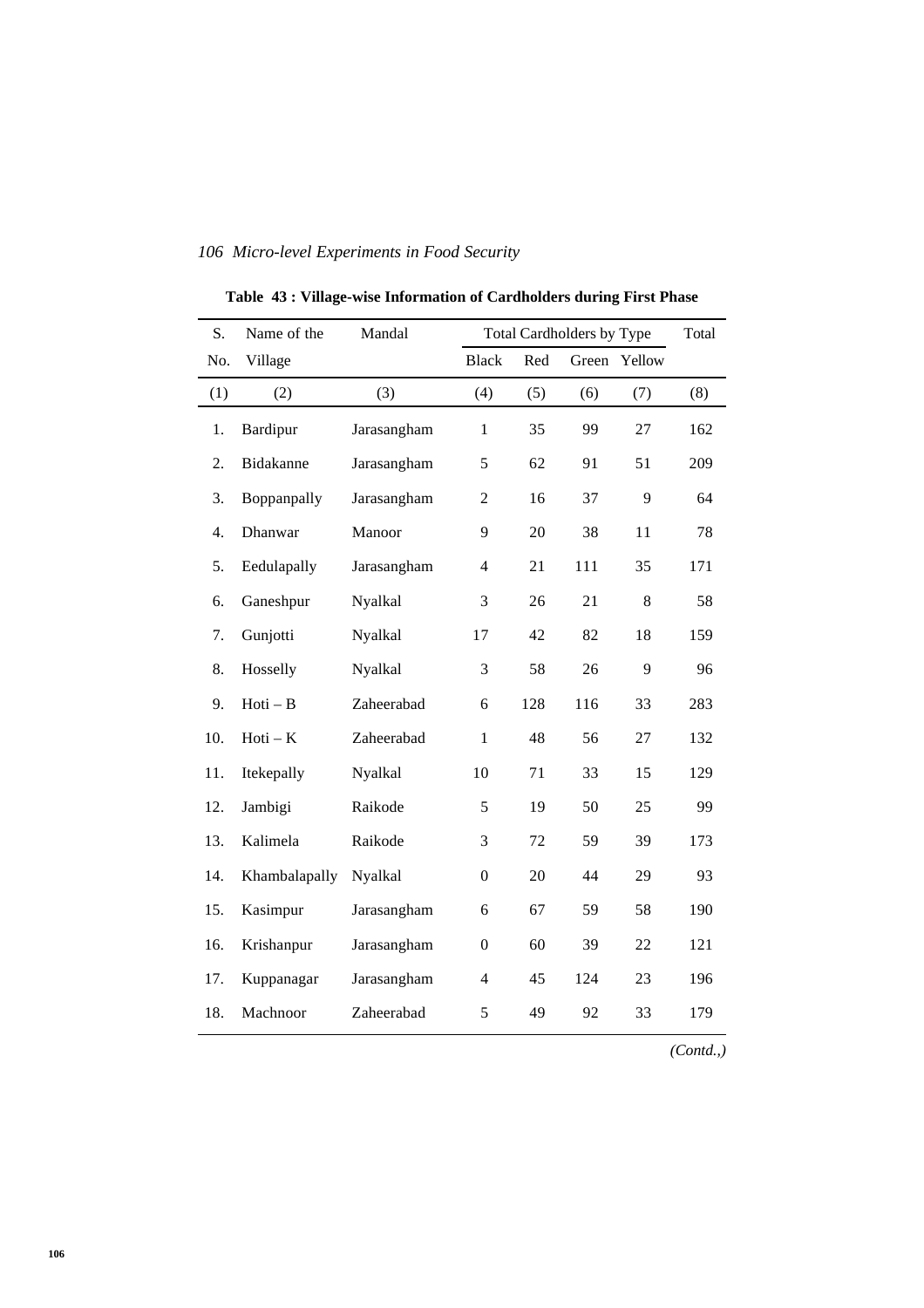**Table 43 : Village-wise Information of Cardholders during First Phase**

| S. No. | Name of the Village | Mandal | Total Cardholders by Type | | | | Total |
|---|---|---|---|---|---|---|---|
| | | | Black | Red | Green | Yellow | |
| (1) | (2) | (3) | (4) | (5) | (6) | (7) | (8) |
| 1. | Bardipur | Jarasangham | 1 | 35 | 99 | 27 | 162 |
| 2. | Bidakanne | Jarasangham | 5 | 62 | 91 | 51 | 209 |
| 3. | Boppanpally | Jarasangham | 2 | 16 | 37 | 9 | 64 |
| 4. | Dhanwar | Manoor | 9 | 20 | 38 | 11 | 78 |
| 5. | Eedulapally | Jarasangham | 4 | 21 | 111 | 35 | 171 |
| 6. | Ganeshpur | Nyalkal | 3 | 26 | 21 | 8 | 58 |
| 7. | Gunjotti | Nyalkal | 17 | 42 | 82 | 18 | 159 |
| 8. | Hosselly | Nyalkal | 3 | 58 | 26 | 9 | 96 |
| 9. | Hoti – B | Zaheerabad | 6 | 128 | 116 | 33 | 283 |
| 10. | Hoti – K | Zaheerabad | 1 | 48 | 56 | 27 | 132 |
| 11. | Itekepally | Nyalkal | 10 | 71 | 33 | 15 | 129 |
| 12. | Jambigi | Raikode | 5 | 19 | 50 | 25 | 99 |
| 13. | Kalimela | Raikode | 3 | 72 | 59 | 39 | 173 |
| 14. | Khambalapally | Nyalkal | 0 | 20 | 44 | 29 | 93 |
| 15. | Kasimpur | Jarasangham | 6 | 67 | 59 | 58 | 190 |
| 16. | Krishanpur | Jarasangham | 0 | 60 | 39 | 22 | 121 |
| 17. | Kuppanagar | Jarasangham | 4 | 45 | 124 | 23 | 196 |
| 18. | Machnoor | Zaheerabad | 5 | 49 | 92 | 33 | 179 |

*(Contd.,)*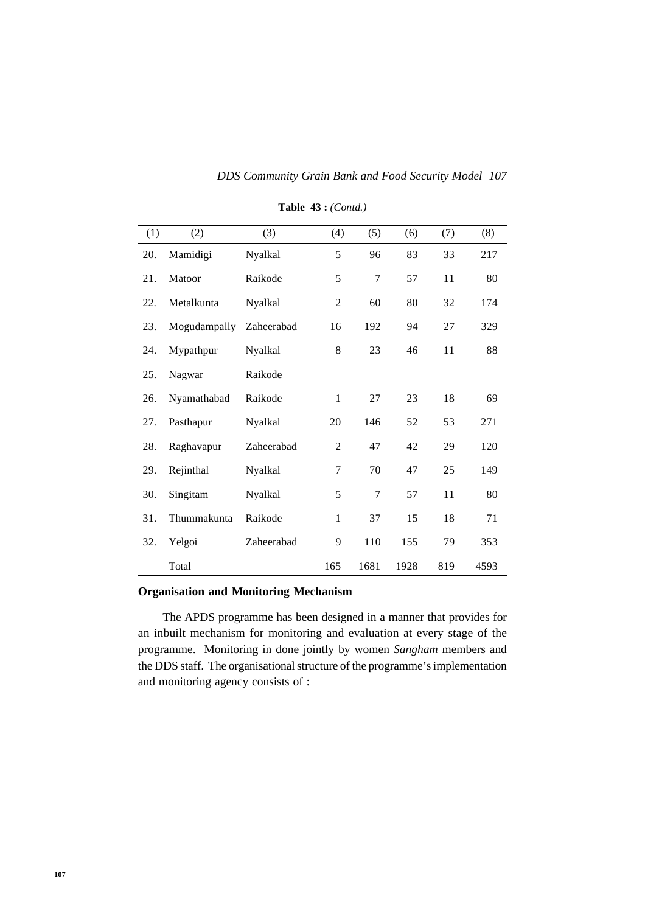**Table 43 :** *(Contd.)*

| (1) | (2) | (3) | (4) | (5) | (6) | (7) | (8) |
|---|---|---|---|---|---|---|---|
| 20. | Mamidigi | Nyalkal | 5 | 96 | 83 | 33 | 217 |
| 21. | Matoor | Raikode | 5 | 7 | 57 | 11 | 80 |
| 22. | Metalkunta | Nyalkal | 2 | 60 | 80 | 32 | 174 |
| 23. | Mogudampally | Zaheerabad | 16 | 192 | 94 | 27 | 329 |
| 24. | Mypathpur | Nyalkal | 8 | 23 | 46 | 11 | 88 |
| 25. | Nagwar | Raikode | | | | | |
| 26. | Nyamathabad | Raikode | 1 | 27 | 23 | 18 | 69 |
| 27. | Pasthapur | Nyalkal | 20 | 146 | 52 | 53 | 271 |
| 28. | Raghavapur | Zaheerabad | 2 | 47 | 42 | 29 | 120 |
| 29. | Rejinthal | Nyalkal | 7 | 70 | 47 | 25 | 149 |
| 30. | Singitam | Nyalkal | 5 | 7 | 57 | 11 | 80 |
| 31. | Thummakunta | Raikode | 1 | 37 | 15 | 18 | 71 |
| 32. | Yelgoi | Zaheerabad | 9 | 110 | 155 | 79 | 353 |
| | Total | | 165 | 1681 | 1928 | 819 | 4593 |

### Organisation and Monitoring Mechanism

The APDS programme has been designed in a manner that provides for an inbuilt mechanism for monitoring and evaluation at every stage of the programme. Monitoring in done jointly by women *Sangham* members and the DDS staff. The organisational structure of the programme's implementation and monitoring agency consists of :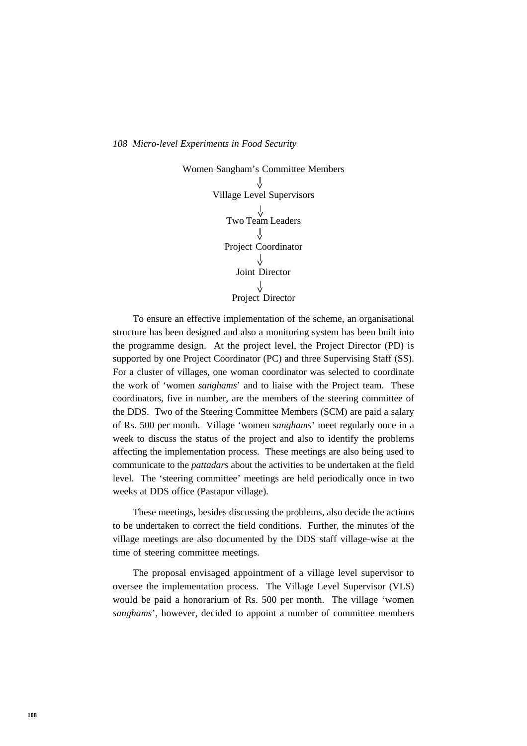Women Sangham's Committee Members

↓

Village Level Supervisors

↓

Two Team Leaders

↓

Project Coordinator

↓

Joint Director

↓

Project Director

To ensure an effective implementation of the scheme, an organisational structure has been designed and also a monitoring system has been built into the programme design. At the project level, the Project Director (PD) is supported by one Project Coordinator (PC) and three Supervising Staff (SS). For a cluster of villages, one woman coordinator was selected to coordinate the work of 'women *sanghams*' and to liaise with the Project team. These coordinators, five in number, are the members of the steering committee of the DDS. Two of the Steering Committee Members (SCM) are paid a salary of Rs. 500 per month. Village 'women *sanghams*' meet regularly once in a week to discuss the status of the project and also to identify the problems affecting the implementation process. These meetings are also being used to communicate to the *pattadars* about the activities to be undertaken at the field level. The 'steering committee' meetings are held periodically once in two weeks at DDS office (Pastapur village).

These meetings, besides discussing the problems, also decide the actions to be undertaken to correct the field conditions. Further, the minutes of the village meetings are also documented by the DDS staff village-wise at the time of steering committee meetings.

The proposal envisaged appointment of a village level supervisor to oversee the implementation process. The Village Level Supervisor (VLS) would be paid a honorarium of Rs. 500 per month. The village 'women *sanghams*', however, decided to appoint a number of committee members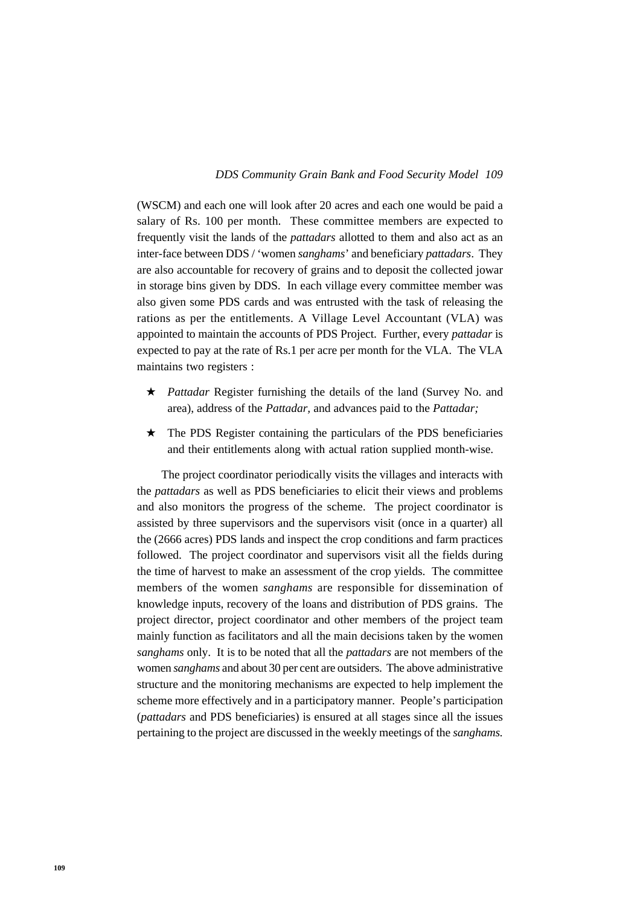(WSCM) and each one will look after 20 acres and each one would be paid a salary of Rs. 100 per month. These committee members are expected to frequently visit the lands of the *pattadars* allotted to them and also act as an inter-face between DDS / 'women *sanghams*' and beneficiary *pattadars*. They are also accountable for recovery of grains and to deposit the collected jowar in storage bins given by DDS. In each village every committee member was also given some PDS cards and was entrusted with the task of releasing the rations as per the entitlements. A Village Level Accountant (VLA) was appointed to maintain the accounts of PDS Project. Further, every *pattadar* is expected to pay at the rate of Rs.1 per acre per month for the VLA. The VLA maintains two registers :

- ★ *Pattadar* Register furnishing the details of the land (Survey No. and area), address of the *Pattadar*, and advances paid to the *Pattadar;*
- ★ The PDS Register containing the particulars of the PDS beneficiaries and their entitlements along with actual ration supplied month-wise.

The project coordinator periodically visits the villages and interacts with the *pattadars* as well as PDS beneficiaries to elicit their views and problems and also monitors the progress of the scheme. The project coordinator is assisted by three supervisors and the supervisors visit (once in a quarter) all the (2666 acres) PDS lands and inspect the crop conditions and farm practices followed. The project coordinator and supervisors visit all the fields during the time of harvest to make an assessment of the crop yields. The committee members of the women *sanghams* are responsible for dissemination of knowledge inputs, recovery of the loans and distribution of PDS grains. The project director, project coordinator and other members of the project team mainly function as facilitators and all the main decisions taken by the women *sanghams* only. It is to be noted that all the *pattadars* are not members of the women *sanghams* and about 30 per cent are outsiders. The above administrative structure and the monitoring mechanisms are expected to help implement the scheme more effectively and in a participatory manner. People's participation (*pattadars* and PDS beneficiaries) is ensured at all stages since all the issues pertaining to the project are discussed in the weekly meetings of the *sanghams.*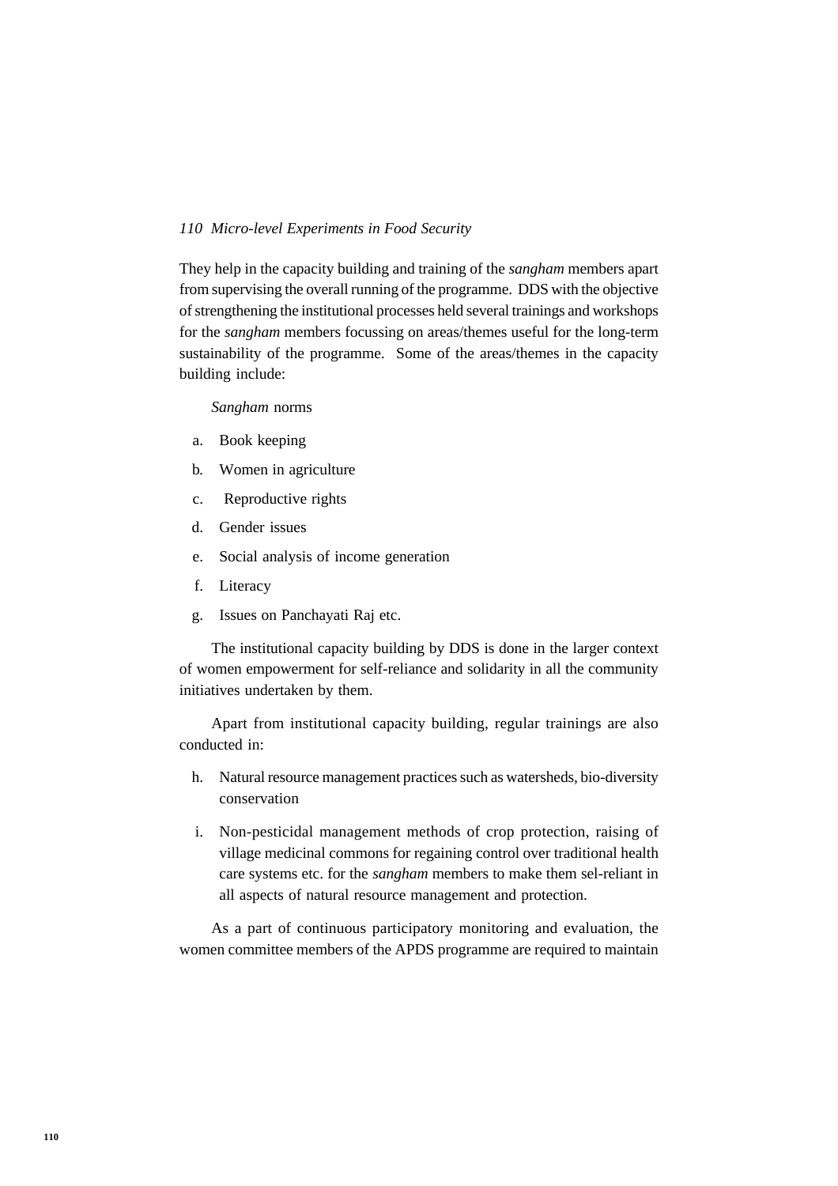They help in the capacity building and training of the *sangham* members apart from supervising the overall running of the programme. DDS with the objective of strengthening the institutional processes held several trainings and workshops for the *sangham* members focussing on areas/themes useful for the long-term sustainability of the programme. Some of the areas/themes in the capacity building include:

*Sangham* norms

a. Book keeping
b. Women in agriculture
c. Reproductive rights
d. Gender issues
e. Social analysis of income generation
f. Literacy
g. Issues on Panchayati Raj etc.

The institutional capacity building by DDS is done in the larger context of women empowerment for self-reliance and solidarity in all the community initiatives undertaken by them.

Apart from institutional capacity building, regular trainings are also conducted in:

h. Natural resource management practices such as watersheds, bio-diversity conservation
i. Non-pesticidal management methods of crop protection, raising of village medicinal commons for regaining control over traditional health care systems etc. for the *sangham* members to make them sel-reliant in all aspects of natural resource management and protection.

As a part of continuous participatory monitoring and evaluation, the women committee members of the APDS programme are required to maintain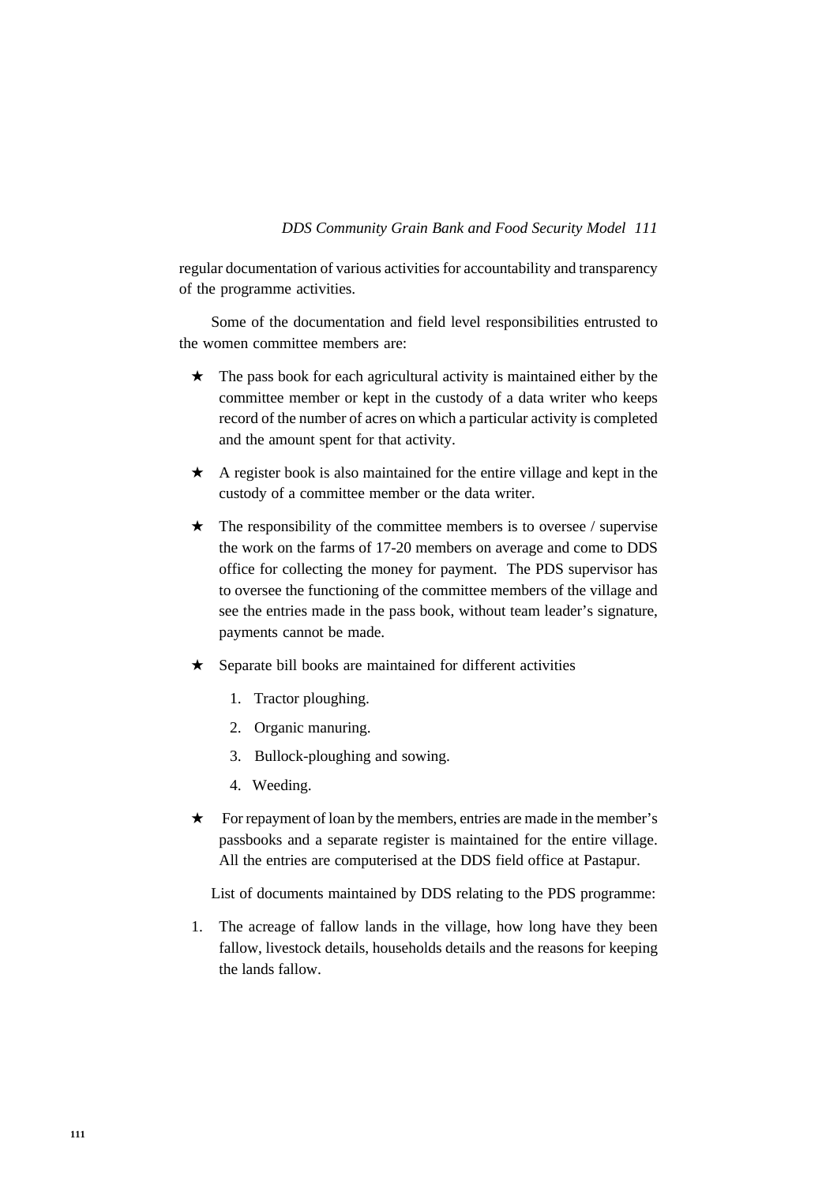regular documentation of various activities for accountability and transparency of the programme activities.

Some of the documentation and field level responsibilities entrusted to the women committee members are:

- ★ The pass book for each agricultural activity is maintained either by the committee member or kept in the custody of a data writer who keeps record of the number of acres on which a particular activity is completed and the amount spent for that activity.
- ★ A register book is also maintained for the entire village and kept in the custody of a committee member or the data writer.
- ★ The responsibility of the committee members is to oversee / supervise the work on the farms of 17-20 members on average and come to DDS office for collecting the money for payment. The PDS supervisor has to oversee the functioning of the committee members of the village and see the entries made in the pass book, without team leader's signature, payments cannot be made.
- ★ Separate bill books are maintained for different activities
  1. Tractor ploughing.
  2. Organic manuring.
  3. Bullock-ploughing and sowing.
  4. Weeding.
- ★ For repayment of loan by the members, entries are made in the member's passbooks and a separate register is maintained for the entire village. All the entries are computerised at the DDS field office at Pastapur.

List of documents maintained by DDS relating to the PDS programme:

1. The acreage of fallow lands in the village, how long have they been fallow, livestock details, households details and the reasons for keeping the lands fallow.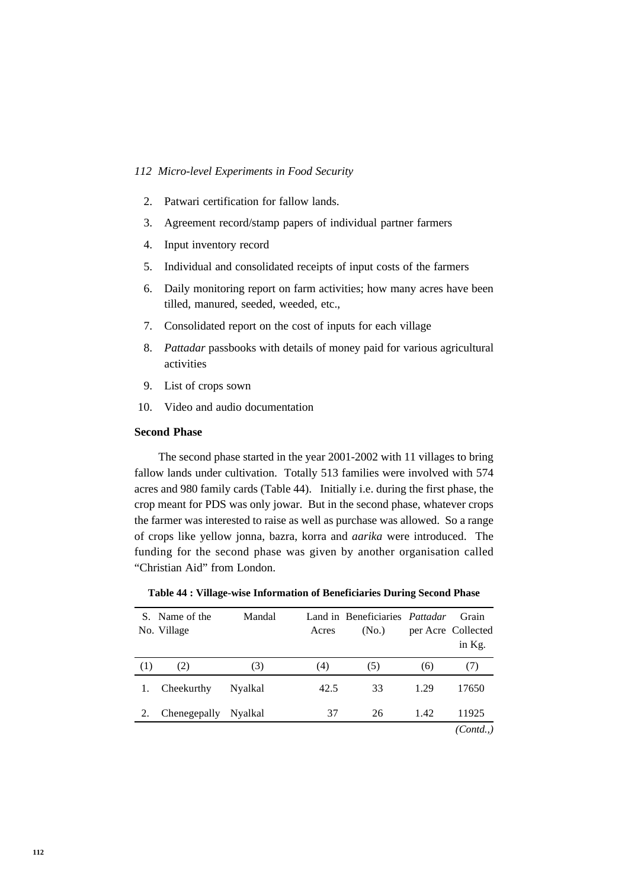2. Patwari certification for fallow lands.
3. Agreement record/stamp papers of individual partner farmers
4. Input inventory record
5. Individual and consolidated receipts of input costs of the farmers
6. Daily monitoring report on farm activities; how many acres have been tilled, manured, seeded, weeded, etc.,
7. Consolidated report on the cost of inputs for each village
8. *Pattadar* passbooks with details of money paid for various agricultural activities
9. List of crops sown
10. Video and audio documentation

**Second Phase**

The second phase started in the year 2001-2002 with 11 villages to bring fallow lands under cultivation. Totally 513 families were involved with 574 acres and 980 family cards (Table 44). Initially i.e. during the first phase, the crop meant for PDS was only jowar. But in the second phase, whatever crops the farmer was interested to raise as well as purchase was allowed. So a range of crops like yellow jonna, bazra, korra and *aarika* were introduced. The funding for the second phase was given by another organisation called "Christian Aid" from London.

**Table 44 : Village-wise Information of Beneficiaries During Second Phase**

| S. No. | Name of the Village | Mandal | Land in Acres | Beneficiaries (No.) | *Pattadar* per Acre | Grain Collected in Kg. |
|---|---|---|---|---|---|---|
| (1) | (2) | (3) | (4) | (5) | (6) | (7) |
| 1. | Cheekurthy | Nyalkal | 42.5 | 33 | 1.29 | 17650 |
| 2. | Chenegepally | Nyalkal | 37 | 26 | 1.42 | 11925 |

*(Contd.,)*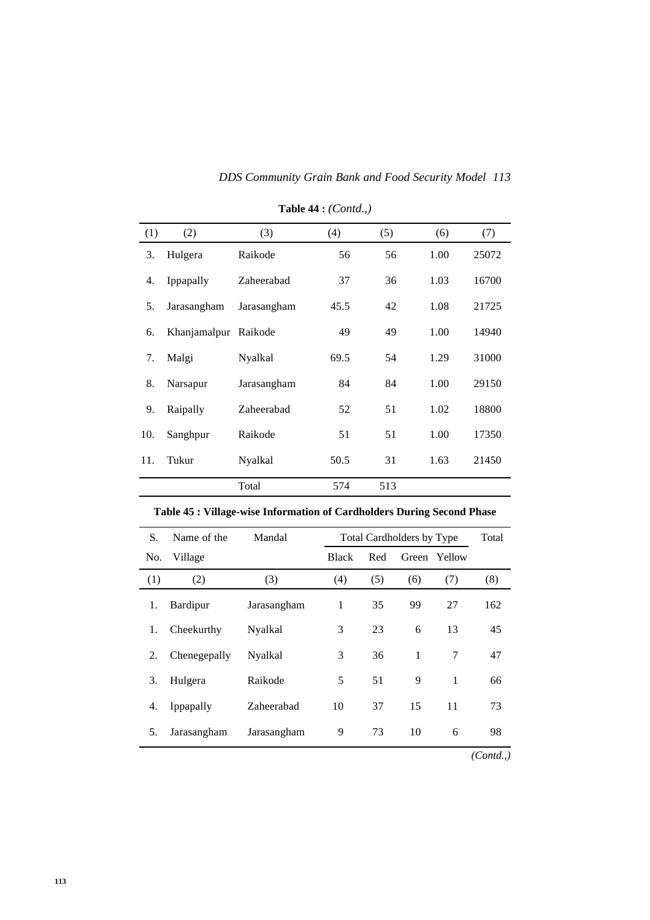**Table 44 :** *(Contd.,)*

| (1) | (2) | (3) | (4) | (5) | (6) | (7) |
|---|---|---|---|---|---|---|
| 3. | Hulgera | Raikode | 56 | 56 | 1.00 | 25072 |
| 4. | Ippapally | Zaheerabad | 37 | 36 | 1.03 | 16700 |
| 5. | Jarasangham | Jarasangham | 45.5 | 42 | 1.08 | 21725 |
| 6. | Khanjamalpur | Raikode | 49 | 49 | 1.00 | 14940 |
| 7. | Malgi | Nyalkal | 69.5 | 54 | 1.29 | 31000 |
| 8. | Narsapur | Jarasangham | 84 | 84 | 1.00 | 29150 |
| 9. | Raipally | Zaheerabad | 52 | 51 | 1.02 | 18800 |
| 10. | Sanghpur | Raikode | 51 | 51 | 1.00 | 17350 |
| 11. | Tukur | Nyalkal | 50.5 | 31 | 1.63 | 21450 |
| | | Total | 574 | 513 | | |

**Table 45 : Village-wise Information of Cardholders During Second Phase**

| S. No. | Name of the Village | Mandal | Total Cardholders by Type | | | | Total |
|---|---|---|---|---|---|---|---|
| | | | Black | Red | Green | Yellow | |
| (1) | (2) | (3) | (4) | (5) | (6) | (7) | (8) |
| 1. | Bardipur | Jarasangham | 1 | 35 | 99 | 27 | 162 |
| 1. | Cheekurthy | Nyalkal | 3 | 23 | 6 | 13 | 45 |
| 2. | Chenegepally | Nyalkal | 3 | 36 | 1 | 7 | 47 |
| 3. | Hulgera | Raikode | 5 | 51 | 9 | 1 | 66 |
| 4. | Ippapally | Zaheerabad | 10 | 37 | 15 | 11 | 73 |
| 5. | Jarasangham | Jarasangham | 9 | 73 | 10 | 6 | 98 |

*(Contd.,)*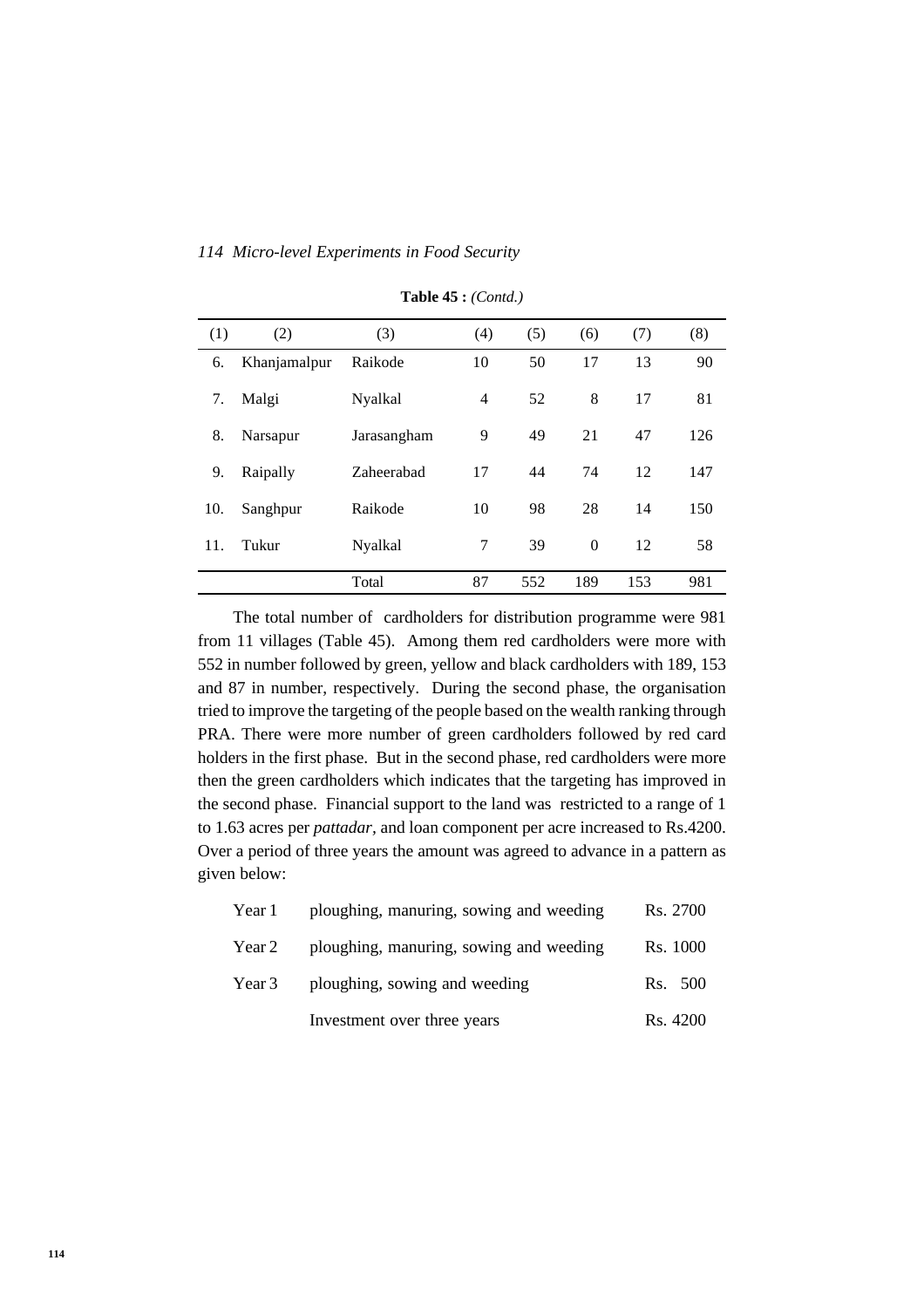**Table 45 :** *(Contd.)*

| (1) | (2) | (3) | (4) | (5) | (6) | (7) | (8) |
|---|---|---|---|---|---|---|---|
| 6. | Khanjamalpur | Raikode | 10 | 50 | 17 | 13 | 90 |
| 7. | Malgi | Nyalkal | 4 | 52 | 8 | 17 | 81 |
| 8. | Narsapur | Jarasangham | 9 | 49 | 21 | 47 | 126 |
| 9. | Raipally | Zaheerabad | 17 | 44 | 74 | 12 | 147 |
| 10. | Sanghpur | Raikode | 10 | 98 | 28 | 14 | 150 |
| 11. | Tukur | Nyalkal | 7 | 39 | 0 | 12 | 58 |
| | | Total | 87 | 552 | 189 | 153 | 981 |

The total number of cardholders for distribution programme were 981 from 11 villages (Table 45). Among them red cardholders were more with 552 in number followed by green, yellow and black cardholders with 189, 153 and 87 in number, respectively. During the second phase, the organisation tried to improve the targeting of the people based on the wealth ranking through PRA. There were more number of green cardholders followed by red card holders in the first phase. But in the second phase, red cardholders were more then the green cardholders which indicates that the targeting has improved in the second phase. Financial support to the land was restricted to a range of 1 to 1.63 acres per *pattadar*, and loan component per acre increased to Rs.4200. Over a period of three years the amount was agreed to advance in a pattern as given below:

| | | |
|---|---|---|
| Year 1 | ploughing, manuring, sowing and weeding | Rs. 2700 |
| Year 2 | ploughing, manuring, sowing and weeding | Rs. 1000 |
| Year 3 | ploughing, sowing and weeding | Rs. 500 |
| | Investment over three years | Rs. 4200 |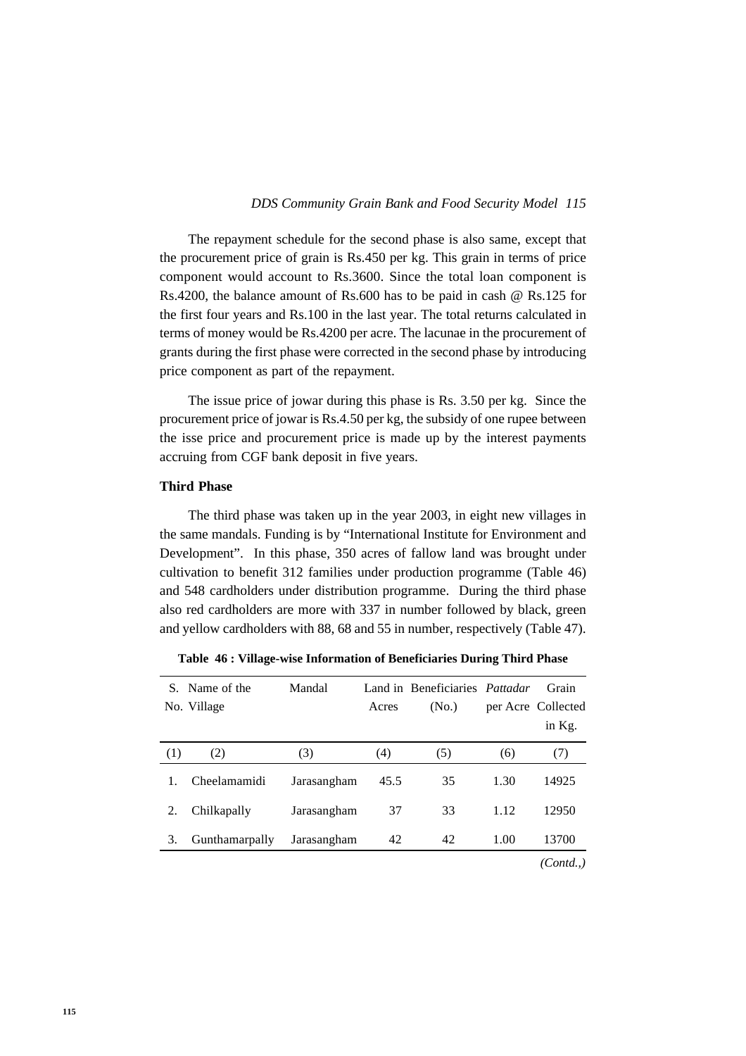The repayment schedule for the second phase is also same, except that the procurement price of grain is Rs.450 per kg. This grain in terms of price component would account to Rs.3600. Since the total loan component is Rs.4200, the balance amount of Rs.600 has to be paid in cash @ Rs.125 for the first four years and Rs.100 in the last year. The total returns calculated in terms of money would be Rs.4200 per acre. The lacunae in the procurement of grants during the first phase were corrected in the second phase by introducing price component as part of the repayment.

The issue price of jowar during this phase is Rs. 3.50 per kg. Since the procurement price of jowar is Rs.4.50 per kg, the subsidy of one rupee between the isse price and procurement price is made up by the interest payments accruing from CGF bank deposit in five years.

**Third Phase**

The third phase was taken up in the year 2003, in eight new villages in the same mandals. Funding is by "International Institute for Environment and Development". In this phase, 350 acres of fallow land was brought under cultivation to benefit 312 families under production programme (Table 46) and 548 cardholders under distribution programme. During the third phase also red cardholders are more with 337 in number followed by black, green and yellow cardholders with 88, 68 and 55 in number, respectively (Table 47).

**Table 46 : Village-wise Information of Beneficiaries During Third Phase**

| S. No. | Name of the Village | Mandal | Land in Acres | Beneficiaries (No.) | *Pattadar* per Acre | Grain Collected in Kg. |
|---|---|---|---|---|---|---|
| (1) | (2) | (3) | (4) | (5) | (6) | (7) |
| 1. | Cheelamamidi | Jarasangham | 45.5 | 35 | 1.30 | 14925 |
| 2. | Chilkapally | Jarasangham | 37 | 33 | 1.12 | 12950 |
| 3. | Gunthamarpally | Jarasangham | 42 | 42 | 1.00 | 13700 |

*(Contd.,)*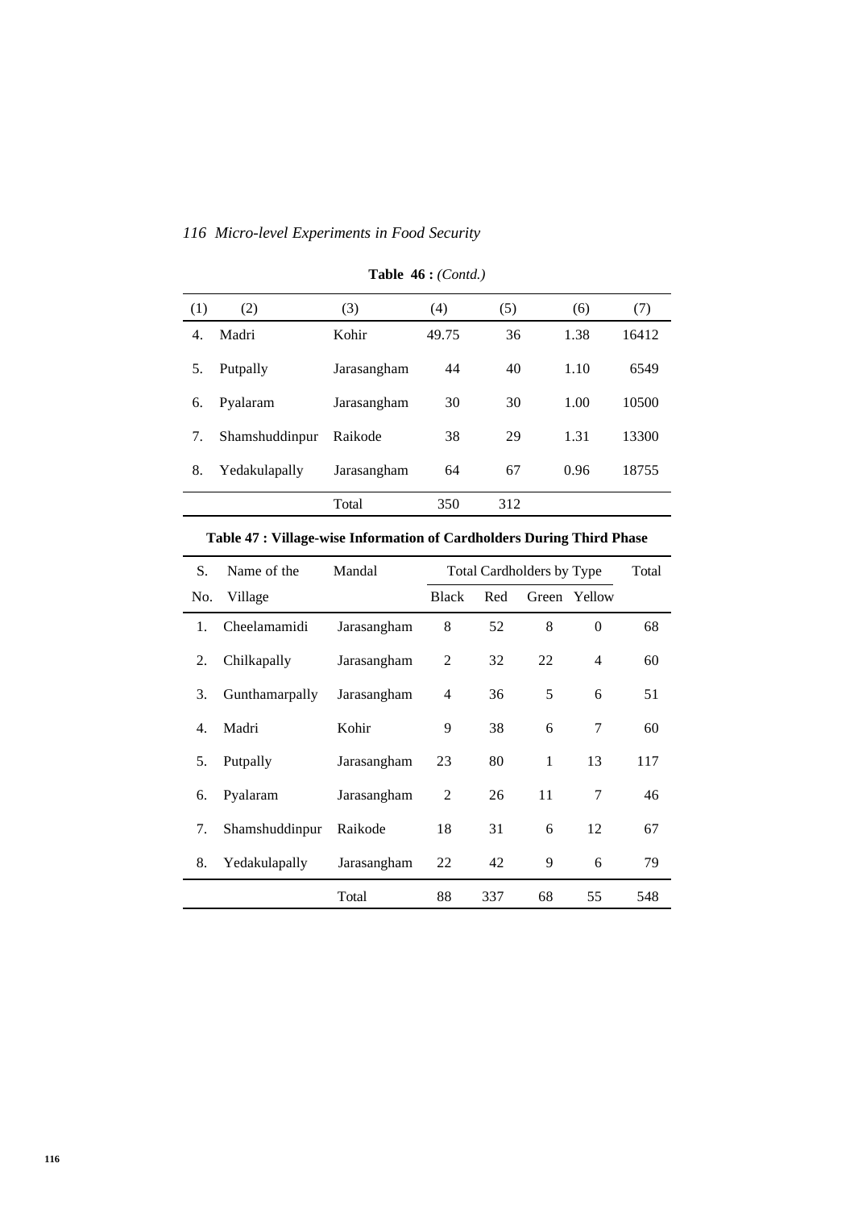**Table 46 :** *(Contd.)*

| (1) | (2) | (3) | (4) | (5) | (6) | (7) |
|---|---|---|---|---|---|---|
| 4. | Madri | Kohir | 49.75 | 36 | 1.38 | 16412 |
| 5. | Putpally | Jarasangham | 44 | 40 | 1.10 | 6549 |
| 6. | Pyalaram | Jarasangham | 30 | 30 | 1.00 | 10500 |
| 7. | Shamshuddinpur | Raikode | 38 | 29 | 1.31 | 13300 |
| 8. | Yedakulapally | Jarasangham | 64 | 67 | 0.96 | 18755 |
| | | Total | 350 | 312 | | |

**Table 47 : Village-wise Information of Cardholders During Third Phase**

| S. No. | Name of the Village | Mandal | Total Cardholders by Type | | | | Total |
|---|---|---|---|---|---|---|---|
| | | | Black | Red | Green | Yellow | |
| 1. | Cheelamamidi | Jarasangham | 8 | 52 | 8 | 0 | 68 |
| 2. | Chilkapally | Jarasangham | 2 | 32 | 22 | 4 | 60 |
| 3. | Gunthamarpally | Jarasangham | 4 | 36 | 5 | 6 | 51 |
| 4. | Madri | Kohir | 9 | 38 | 6 | 7 | 60 |
| 5. | Putpally | Jarasangham | 23 | 80 | 1 | 13 | 117 |
| 6. | Pyalaram | Jarasangham | 2 | 26 | 11 | 7 | 46 |
| 7. | Shamshuddinpur | Raikode | 18 | 31 | 6 | 12 | 67 |
| 8. | Yedakulapally | Jarasangham | 22 | 42 | 9 | 6 | 79 |
| | | Total | 88 | 337 | 68 | 55 | 548 |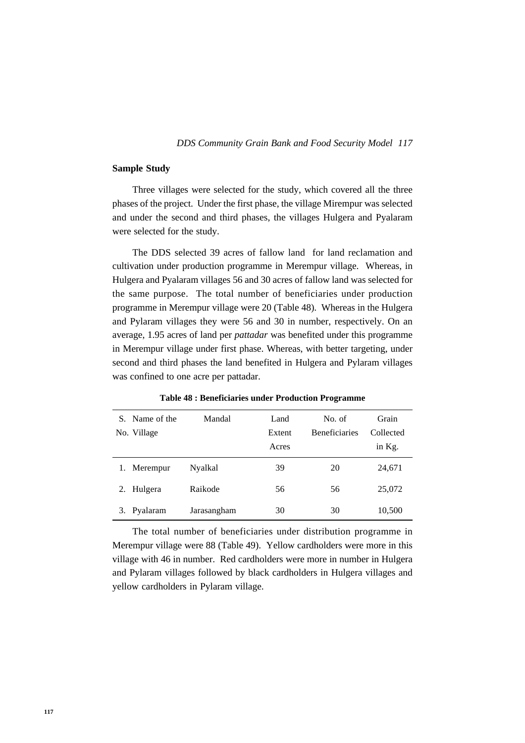## Sample Study

Three villages were selected for the study, which covered all the three phases of the project. Under the first phase, the village Mirempur was selected and under the second and third phases, the villages Hulgera and Pyalaram were selected for the study.

The DDS selected 39 acres of fallow land for land reclamation and cultivation under production programme in Merempur village. Whereas, in Hulgera and Pyalaram villages 56 and 30 acres of fallow land was selected for the same purpose. The total number of beneficiaries under production programme in Merempur village were 20 (Table 48). Whereas in the Hulgera and Pylaram villages they were 56 and 30 in number, respectively. On an average, 1.95 acres of land per *pattadar* was benefited under this programme in Merempur village under first phase. Whereas, with better targeting, under second and third phases the land benefited in Hulgera and Pylaram villages was confined to one acre per pattadar.

**Table 48 : Beneficiaries under Production Programme**

| S. No. | Name of the Village | Mandal | Land Extent Acres | No. of Beneficiaries | Grain Collected in Kg. |
|---|---|---|---|---|---|
| 1. | Merempur | Nyalkal | 39 | 20 | 24,671 |
| 2. | Hulgera | Raikode | 56 | 56 | 25,072 |
| 3. | Pyalaram | Jarasangham | 30 | 30 | 10,500 |

The total number of beneficiaries under distribution programme in Merempur village were 88 (Table 49). Yellow cardholders were more in this village with 46 in number. Red cardholders were more in number in Hulgera and Pylaram villages followed by black cardholders in Hulgera villages and yellow cardholders in Pylaram village.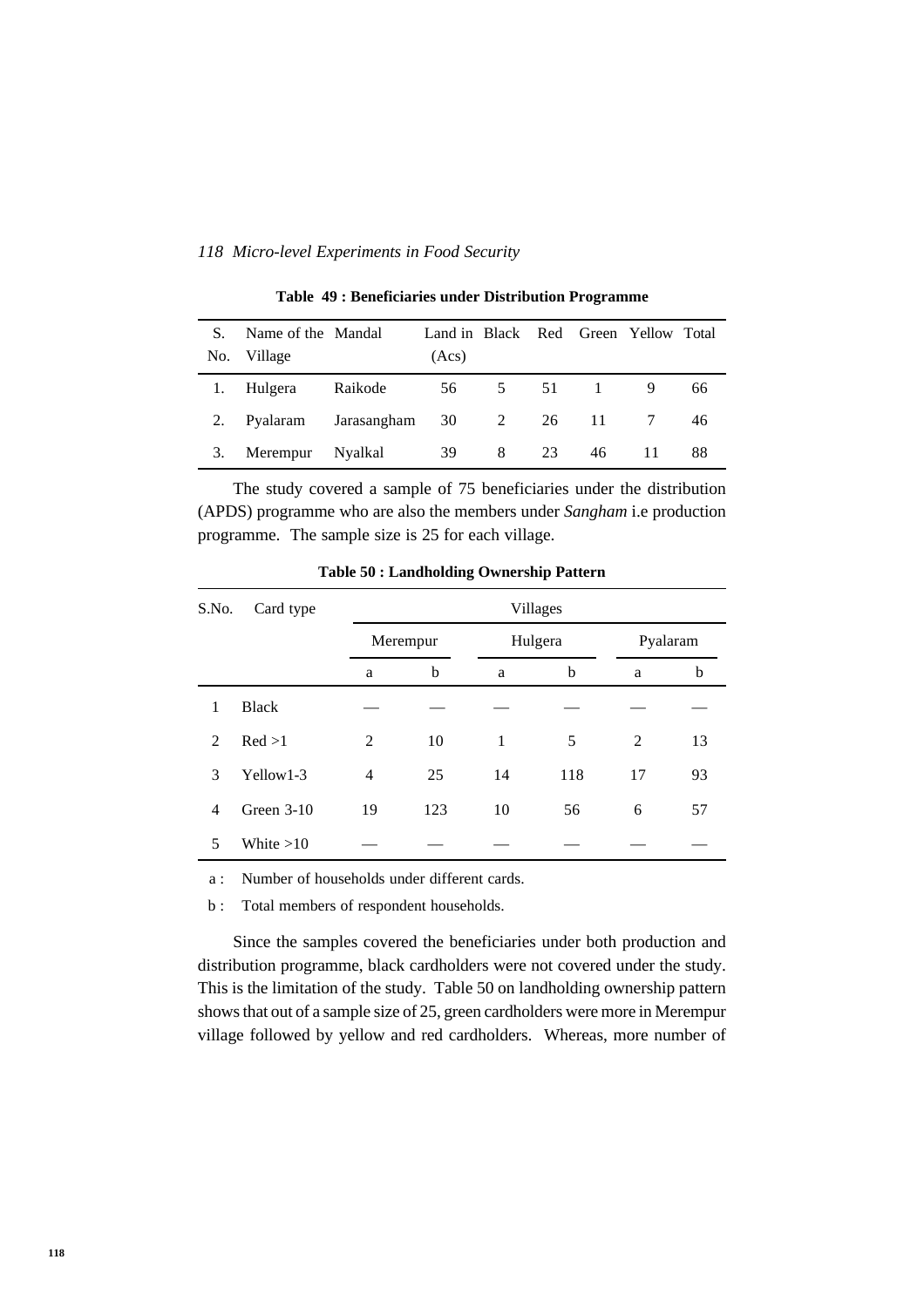**Table 49 : Beneficiaries under Distribution Programme**

| S. No. | Name of the Village | Mandal | Land in (Acs) | Black | Red | Green | Yellow | Total |
|---|---|---|---|---|---|---|---|---|
| 1. | Hulgera | Raikode | 56 | 5 | 51 | 1 | 9 | 66 |
| 2. | Pyalaram | Jarasangham | 30 | 2 | 26 | 11 | 7 | 46 |
| 3. | Merempur | Nyalkal | 39 | 8 | 23 | 46 | 11 | 88 |

The study covered a sample of 75 beneficiaries under the distribution (APDS) programme who are also the members under *Sangham* i.e production programme. The sample size is 25 for each village.

**Table 50 : Landholding Ownership Pattern**

| S.No. | Card type | Villages | | | | | |
|---|---|---|---|---|---|---|---|
| | | Merempur | | Hulgera | | Pyalaram | |
| | | a | b | a | b | a | b |
| 1 | Black | — | — | — | — | — | — |
| 2 | Red >1 | 2 | 10 | 1 | 5 | 2 | 13 |
| 3 | Yellow1-3 | 4 | 25 | 14 | 118 | 17 | 93 |
| 4 | Green 3-10 | 19 | 123 | 10 | 56 | 6 | 57 |
| 5 | White >10 | — | — | — | — | — | — |

a : Number of households under different cards.

b : Total members of respondent households.

Since the samples covered the beneficiaries under both production and distribution programme, black cardholders were not covered under the study. This is the limitation of the study. Table 50 on landholding ownership pattern shows that out of a sample size of 25, green cardholders were more in Merempur village followed by yellow and red cardholders. Whereas, more number of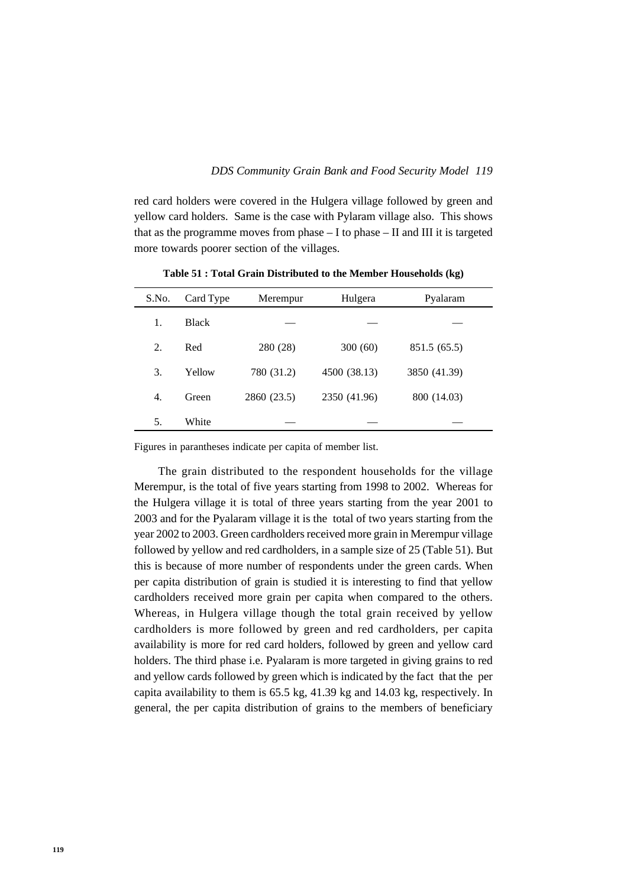red card holders were covered in the Hulgera village followed by green and yellow card holders. Same is the case with Pylaram village also. This shows that as the programme moves from phase – I to phase – II and III it is targeted more towards poorer section of the villages.

**Table 51 : Total Grain Distributed to the Member Households (kg)**

| S.No. | Card Type | Merempur | Hulgera | Pyalaram |
|---|---|---|---|---|
| 1. | Black | — | — | — |
| 2. | Red | 280 (28) | 300 (60) | 851.5 (65.5) |
| 3. | Yellow | 780 (31.2) | 4500 (38.13) | 3850 (41.39) |
| 4. | Green | 2860 (23.5) | 2350 (41.96) | 800 (14.03) |
| 5. | White | — | — | — |

Figures in parantheses indicate per capita of member list.

The grain distributed to the respondent households for the village Merempur, is the total of five years starting from 1998 to 2002. Whereas for the Hulgera village it is total of three years starting from the year 2001 to 2003 and for the Pyalaram village it is the total of two years starting from the year 2002 to 2003. Green cardholders received more grain in Merempur village followed by yellow and red cardholders, in a sample size of 25 (Table 51). But this is because of more number of respondents under the green cards. When per capita distribution of grain is studied it is interesting to find that yellow cardholders received more grain per capita when compared to the others. Whereas, in Hulgera village though the total grain received by yellow cardholders is more followed by green and red cardholders, per capita availability is more for red card holders, followed by green and yellow card holders. The third phase i.e. Pyalaram is more targeted in giving grains to red and yellow cards followed by green which is indicated by the fact that the per capita availability to them is 65.5 kg, 41.39 kg and 14.03 kg, respectively. In general, the per capita distribution of grains to the members of beneficiary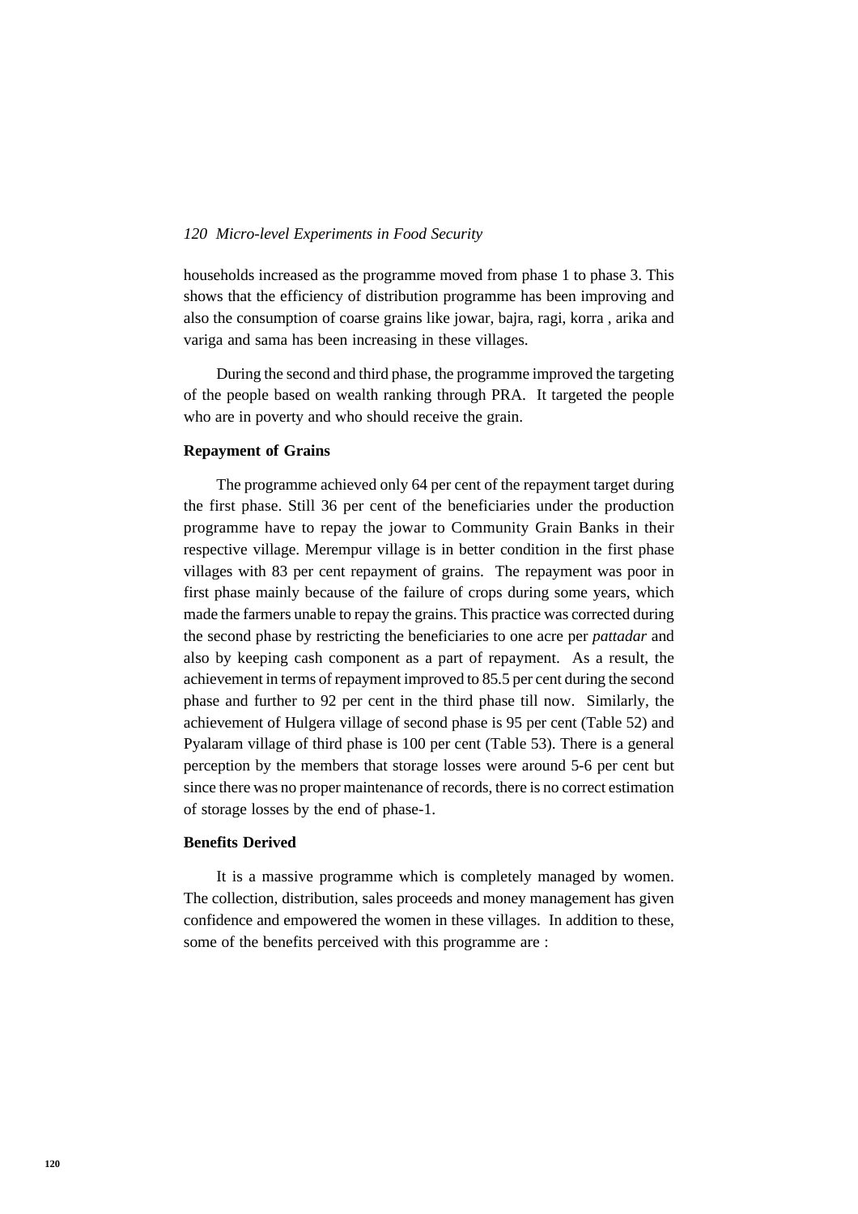households increased as the programme moved from phase 1 to phase 3. This shows that the efficiency of distribution programme has been improving and also the consumption of coarse grains like jowar, bajra, ragi, korra , arika and variga and sama has been increasing in these villages.

During the second and third phase, the programme improved the targeting of the people based on wealth ranking through PRA. It targeted the people who are in poverty and who should receive the grain.

### Repayment of Grains

The programme achieved only 64 per cent of the repayment target during the first phase. Still 36 per cent of the beneficiaries under the production programme have to repay the jowar to Community Grain Banks in their respective village. Merempur village is in better condition in the first phase villages with 83 per cent repayment of grains. The repayment was poor in first phase mainly because of the failure of crops during some years, which made the farmers unable to repay the grains. This practice was corrected during the second phase by restricting the beneficiaries to one acre per *pattadar* and also by keeping cash component as a part of repayment. As a result, the achievement in terms of repayment improved to 85.5 per cent during the second phase and further to 92 per cent in the third phase till now. Similarly, the achievement of Hulgera village of second phase is 95 per cent (Table 52) and Pyalaram village of third phase is 100 per cent (Table 53). There is a general perception by the members that storage losses were around 5-6 per cent but since there was no proper maintenance of records, there is no correct estimation of storage losses by the end of phase-1.

### Benefits Derived

It is a massive programme which is completely managed by women. The collection, distribution, sales proceeds and money management has given confidence and empowered the women in these villages. In addition to these, some of the benefits perceived with this programme are :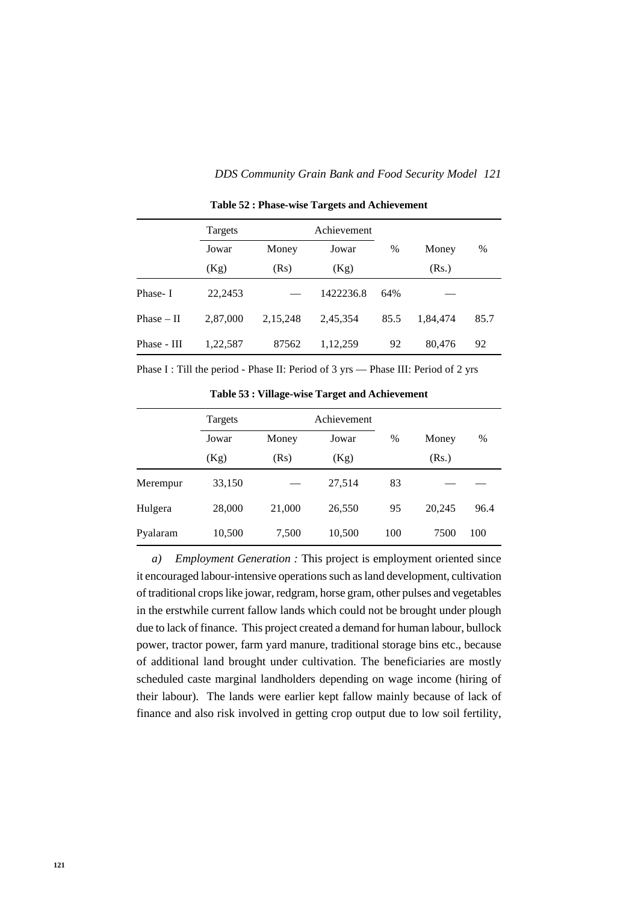**Table 52 : Phase-wise Targets and Achievement**

| | Targets | | Achievement | | | |
|---|---|---|---|---|---|---|
| | Jowar (Kg) | Money (Rs) | Jowar (Kg) | % | Money (Rs.) | % |
| Phase- I | 22,2453 | — | 1422236.8 | 64% | — | |
| Phase – II | 2,87,000 | 2,15,248 | 2,45,354 | 85.5 | 1,84,474 | 85.7 |
| Phase - III | 1,22,587 | 87562 | 1,12,259 | 92 | 80,476 | 92 |

Phase I : Till the period - Phase II: Period of 3 yrs — Phase III: Period of 2 yrs

**Table 53 : Village-wise Target and Achievement**

| | Targets | | Achievement | | | |
|---|---|---|---|---|---|---|
| | Jowar (Kg) | Money (Rs) | Jowar (Kg) | % | Money (Rs.) | % |
| Merempur | 33,150 | — | 27,514 | 83 | — | — |
| Hulgera | 28,000 | 21,000 | 26,550 | 95 | 20,245 | 96.4 |
| Pyalaram | 10,500 | 7,500 | 10,500 | 100 | 7500 | 100 |

*a) Employment Generation :* This project is employment oriented since it encouraged labour-intensive operations such as land development, cultivation of traditional crops like jowar, redgram, horse gram, other pulses and vegetables in the erstwhile current fallow lands which could not be brought under plough due to lack of finance. This project created a demand for human labour, bullock power, tractor power, farm yard manure, traditional storage bins etc., because of additional land brought under cultivation. The beneficiaries are mostly scheduled caste marginal landholders depending on wage income (hiring of their labour). The lands were earlier kept fallow mainly because of lack of finance and also risk involved in getting crop output due to low soil fertility,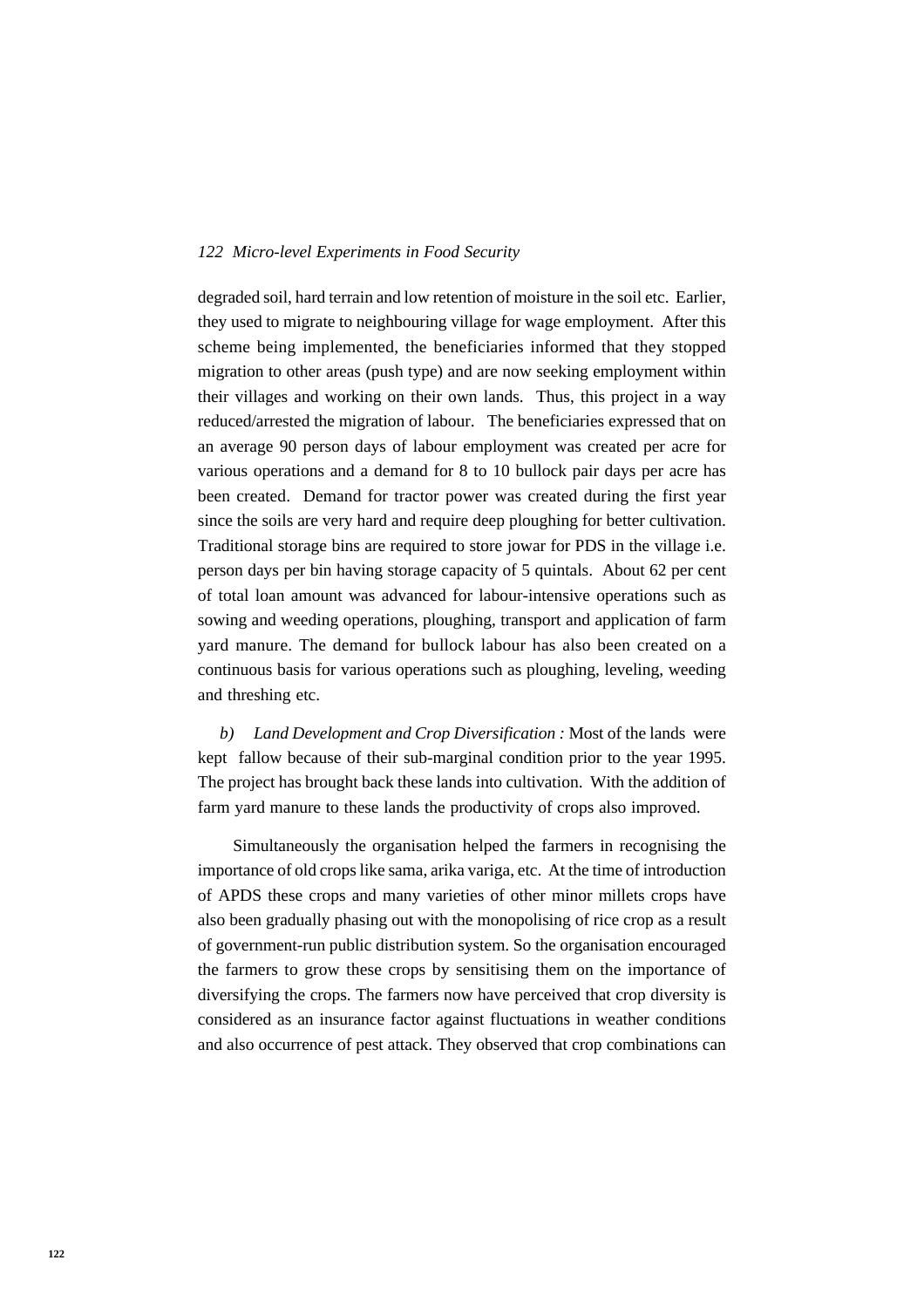degraded soil, hard terrain and low retention of moisture in the soil etc. Earlier, they used to migrate to neighbouring village for wage employment. After this scheme being implemented, the beneficiaries informed that they stopped migration to other areas (push type) and are now seeking employment within their villages and working on their own lands. Thus, this project in a way reduced/arrested the migration of labour. The beneficiaries expressed that on an average 90 person days of labour employment was created per acre for various operations and a demand for 8 to 10 bullock pair days per acre has been created. Demand for tractor power was created during the first year since the soils are very hard and require deep ploughing for better cultivation. Traditional storage bins are required to store jowar for PDS in the village i.e. person days per bin having storage capacity of 5 quintals. About 62 per cent of total loan amount was advanced for labour-intensive operations such as sowing and weeding operations, ploughing, transport and application of farm yard manure. The demand for bullock labour has also been created on a continuous basis for various operations such as ploughing, leveling, weeding and threshing etc.

*b) Land Development and Crop Diversification :* Most of the lands were kept fallow because of their sub-marginal condition prior to the year 1995. The project has brought back these lands into cultivation. With the addition of farm yard manure to these lands the productivity of crops also improved.

Simultaneously the organisation helped the farmers in recognising the importance of old crops like sama, arika variga, etc. At the time of introduction of APDS these crops and many varieties of other minor millets crops have also been gradually phasing out with the monopolising of rice crop as a result of government-run public distribution system. So the organisation encouraged the farmers to grow these crops by sensitising them on the importance of diversifying the crops. The farmers now have perceived that crop diversity is considered as an insurance factor against fluctuations in weather conditions and also occurrence of pest attack. They observed that crop combinations can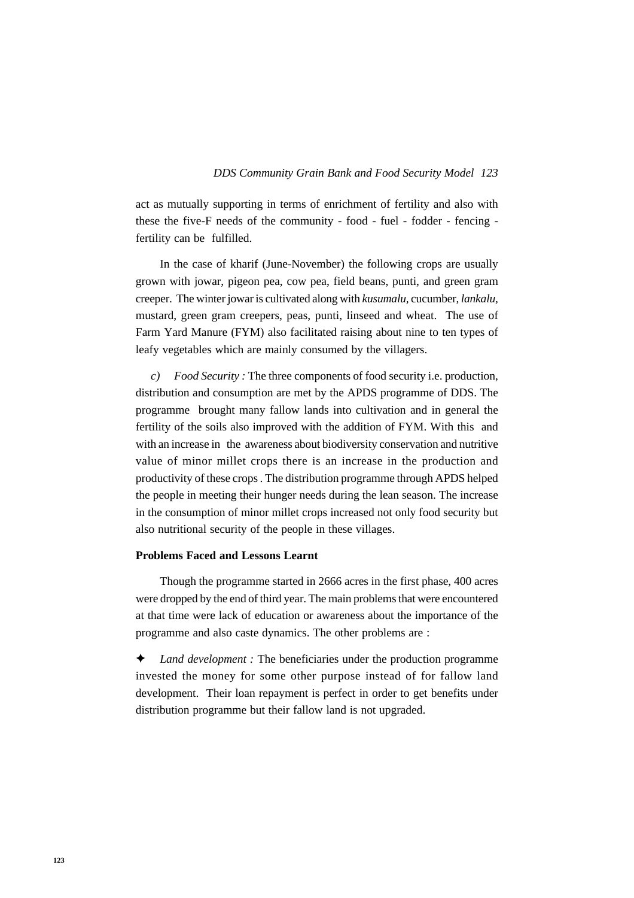act as mutually supporting in terms of enrichment of fertility and also with these the five-F needs of the community - food - fuel - fodder - fencing - fertility can be fulfilled.

In the case of kharif (June-November) the following crops are usually grown with jowar, pigeon pea, cow pea, field beans, punti, and green gram creeper. The winter jowar is cultivated along with *kusumalu,* cucumber, *lankalu,* mustard, green gram creepers, peas, punti, linseed and wheat. The use of Farm Yard Manure (FYM) also facilitated raising about nine to ten types of leafy vegetables which are mainly consumed by the villagers.

*c) Food Security :* The three components of food security i.e. production, distribution and consumption are met by the APDS programme of DDS. The programme brought many fallow lands into cultivation and in general the fertility of the soils also improved with the addition of FYM. With this and with an increase in the awareness about biodiversity conservation and nutritive value of minor millet crops there is an increase in the production and productivity of these crops . The distribution programme through APDS helped the people in meeting their hunger needs during the lean season. The increase in the consumption of minor millet crops increased not only food security but also nutritional security of the people in these villages.

**Problems Faced and Lessons Learnt**

Though the programme started in 2666 acres in the first phase, 400 acres were dropped by the end of third year. The main problems that were encountered at that time were lack of education or awareness about the importance of the programme and also caste dynamics. The other problems are :

- *Land development :* The beneficiaries under the production programme invested the money for some other purpose instead of for fallow land development. Their loan repayment is perfect in order to get benefits under distribution programme but their fallow land is not upgraded.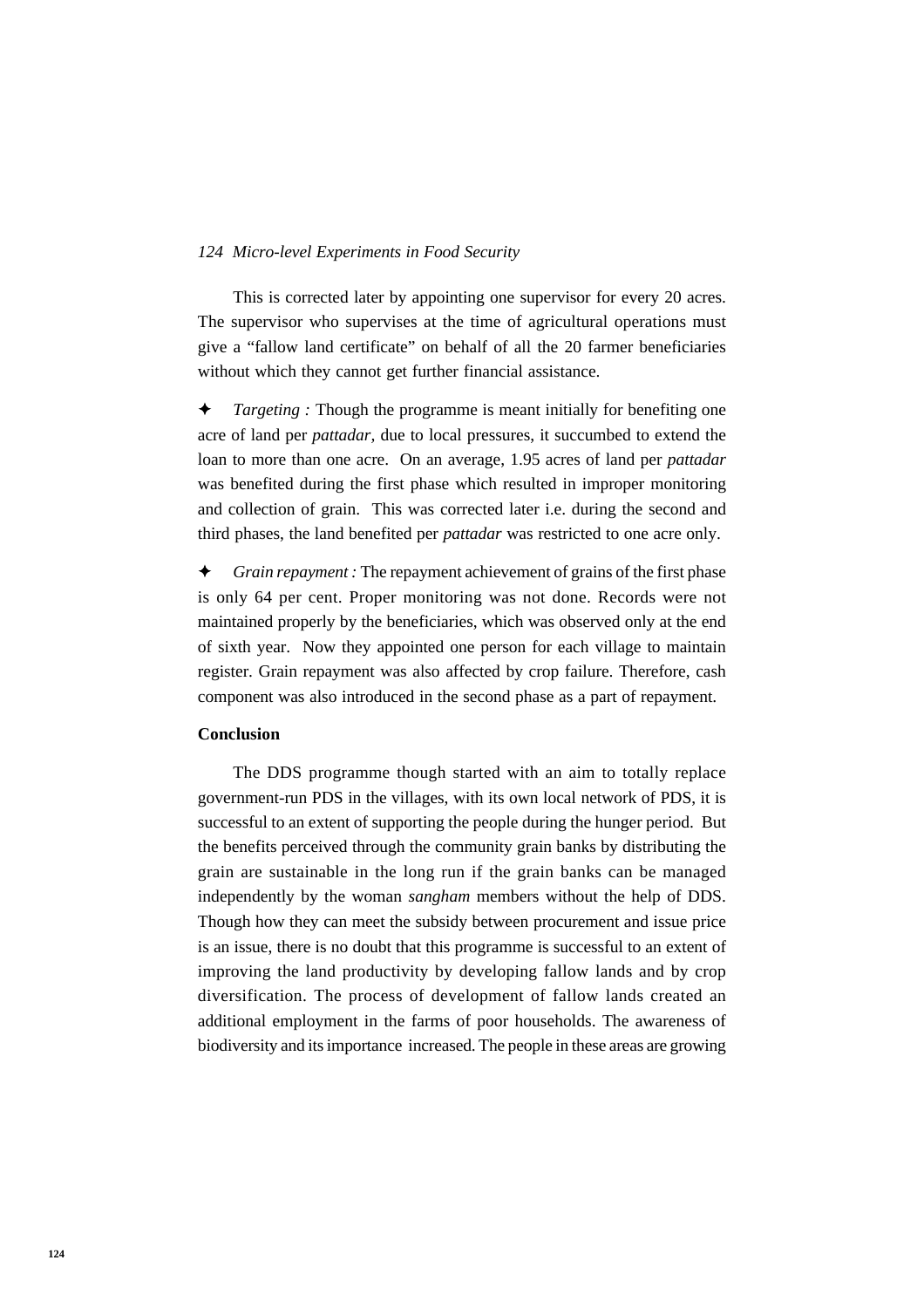This is corrected later by appointing one supervisor for every 20 acres. The supervisor who supervises at the time of agricultural operations must give a "fallow land certificate" on behalf of all the 20 farmer beneficiaries without which they cannot get further financial assistance.

✦ *Targeting :* Though the programme is meant initially for benefiting one acre of land per *pattadar*, due to local pressures, it succumbed to extend the loan to more than one acre. On an average, 1.95 acres of land per *pattadar* was benefited during the first phase which resulted in improper monitoring and collection of grain. This was corrected later i.e. during the second and third phases, the land benefited per *pattadar* was restricted to one acre only.

✦ *Grain repayment :* The repayment achievement of grains of the first phase is only 64 per cent. Proper monitoring was not done. Records were not maintained properly by the beneficiaries, which was observed only at the end of sixth year. Now they appointed one person for each village to maintain register. Grain repayment was also affected by crop failure. Therefore, cash component was also introduced in the second phase as a part of repayment.

**Conclusion**

The DDS programme though started with an aim to totally replace government-run PDS in the villages, with its own local network of PDS, it is successful to an extent of supporting the people during the hunger period. But the benefits perceived through the community grain banks by distributing the grain are sustainable in the long run if the grain banks can be managed independently by the woman *sangham* members without the help of DDS. Though how they can meet the subsidy between procurement and issue price is an issue, there is no doubt that this programme is successful to an extent of improving the land productivity by developing fallow lands and by crop diversification. The process of development of fallow lands created an additional employment in the farms of poor households. The awareness of biodiversity and its importance increased. The people in these areas are growing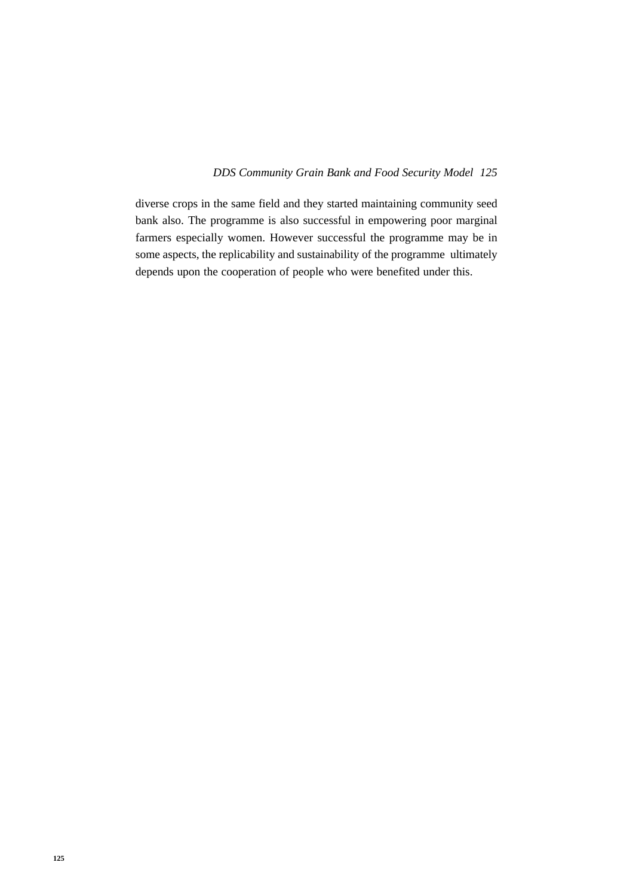diverse crops in the same field and they started maintaining community seed bank also. The programme is also successful in empowering poor marginal farmers especially women. However successful the programme may be in some aspects, the replicability and sustainability of the programme ultimately depends upon the cooperation of people who were benefited under this.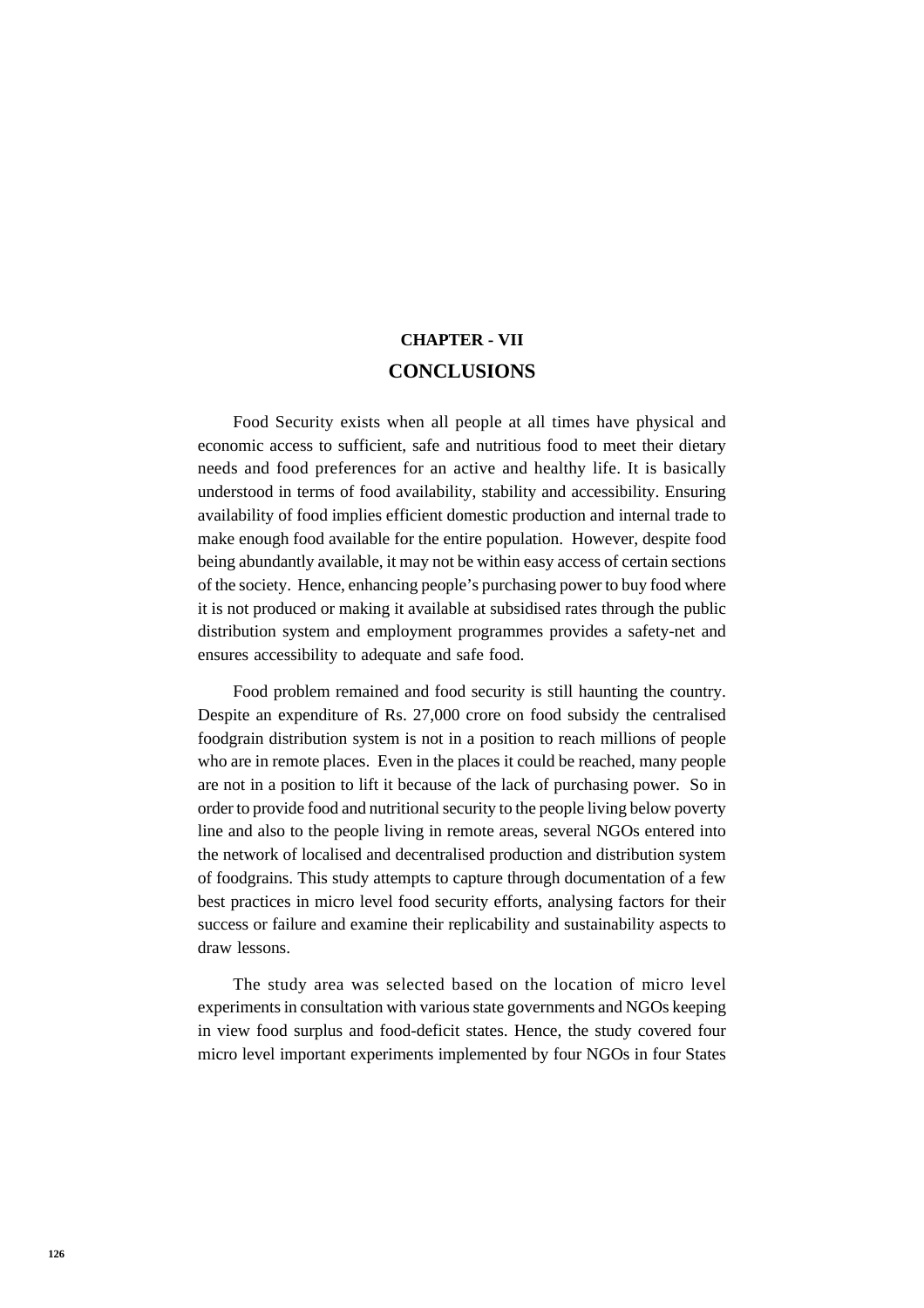# CHAPTER - VII

## CONCLUSIONS

Food Security exists when all people at all times have physical and economic access to sufficient, safe and nutritious food to meet their dietary needs and food preferences for an active and healthy life. It is basically understood in terms of food availability, stability and accessibility. Ensuring availability of food implies efficient domestic production and internal trade to make enough food available for the entire population. However, despite food being abundantly available, it may not be within easy access of certain sections of the society. Hence, enhancing people's purchasing power to buy food where it is not produced or making it available at subsidised rates through the public distribution system and employment programmes provides a safety-net and ensures accessibility to adequate and safe food.

Food problem remained and food security is still haunting the country. Despite an expenditure of Rs. 27,000 crore on food subsidy the centralised foodgrain distribution system is not in a position to reach millions of people who are in remote places. Even in the places it could be reached, many people are not in a position to lift it because of the lack of purchasing power. So in order to provide food and nutritional security to the people living below poverty line and also to the people living in remote areas, several NGOs entered into the network of localised and decentralised production and distribution system of foodgrains. This study attempts to capture through documentation of a few best practices in micro level food security efforts, analysing factors for their success or failure and examine their replicability and sustainability aspects to draw lessons.

The study area was selected based on the location of micro level experiments in consultation with various state governments and NGOs keeping in view food surplus and food-deficit states. Hence, the study covered four micro level important experiments implemented by four NGOs in four States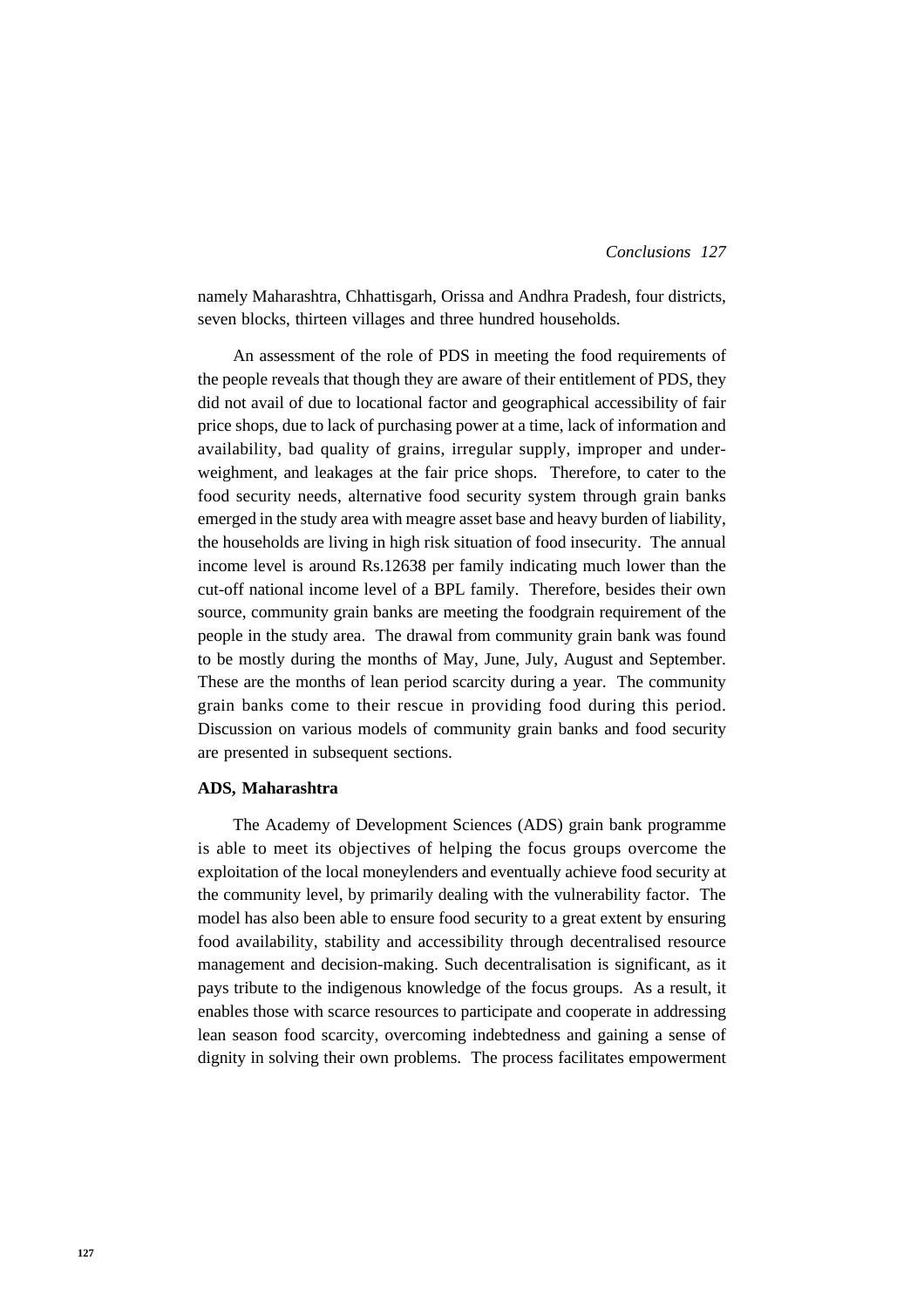namely Maharashtra, Chhattisgarh, Orissa and Andhra Pradesh, four districts, seven blocks, thirteen villages and three hundred households.

An assessment of the role of PDS in meeting the food requirements of the people reveals that though they are aware of their entitlement of PDS, they did not avail of due to locational factor and geographical accessibility of fair price shops, due to lack of purchasing power at a time, lack of information and availability, bad quality of grains, irregular supply, improper and under-weighment, and leakages at the fair price shops. Therefore, to cater to the food security needs, alternative food security system through grain banks emerged in the study area with meagre asset base and heavy burden of liability, the households are living in high risk situation of food insecurity. The annual income level is around Rs.12638 per family indicating much lower than the cut-off national income level of a BPL family. Therefore, besides their own source, community grain banks are meeting the foodgrain requirement of the people in the study area. The drawal from community grain bank was found to be mostly during the months of May, June, July, August and September. These are the months of lean period scarcity during a year. The community grain banks come to their rescue in providing food during this period. Discussion on various models of community grain banks and food security are presented in subsequent sections.

**ADS, Maharashtra**

The Academy of Development Sciences (ADS) grain bank programme is able to meet its objectives of helping the focus groups overcome the exploitation of the local moneylenders and eventually achieve food security at the community level, by primarily dealing with the vulnerability factor. The model has also been able to ensure food security to a great extent by ensuring food availability, stability and accessibility through decentralised resource management and decision-making. Such decentralisation is significant, as it pays tribute to the indigenous knowledge of the focus groups. As a result, it enables those with scarce resources to participate and cooperate in addressing lean season food scarcity, overcoming indebtedness and gaining a sense of dignity in solving their own problems. The process facilitates empowerment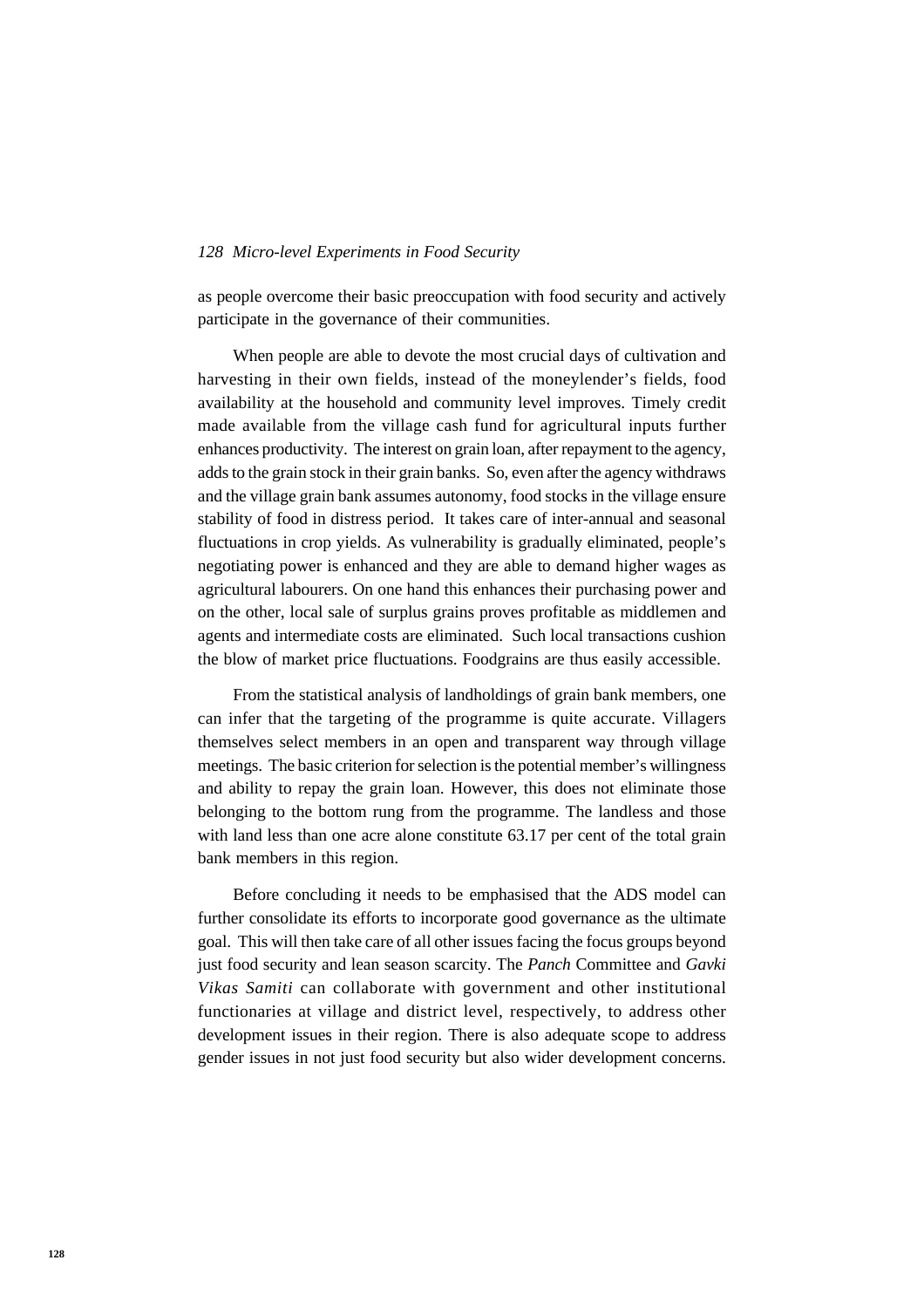as people overcome their basic preoccupation with food security and actively participate in the governance of their communities.

When people are able to devote the most crucial days of cultivation and harvesting in their own fields, instead of the moneylender's fields, food availability at the household and community level improves. Timely credit made available from the village cash fund for agricultural inputs further enhances productivity. The interest on grain loan, after repayment to the agency, adds to the grain stock in their grain banks. So, even after the agency withdraws and the village grain bank assumes autonomy, food stocks in the village ensure stability of food in distress period. It takes care of inter-annual and seasonal fluctuations in crop yields. As vulnerability is gradually eliminated, people's negotiating power is enhanced and they are able to demand higher wages as agricultural labourers. On one hand this enhances their purchasing power and on the other, local sale of surplus grains proves profitable as middlemen and agents and intermediate costs are eliminated. Such local transactions cushion the blow of market price fluctuations. Foodgrains are thus easily accessible.

From the statistical analysis of landholdings of grain bank members, one can infer that the targeting of the programme is quite accurate. Villagers themselves select members in an open and transparent way through village meetings. The basic criterion for selection is the potential member's willingness and ability to repay the grain loan. However, this does not eliminate those belonging to the bottom rung from the programme. The landless and those with land less than one acre alone constitute 63.17 per cent of the total grain bank members in this region.

Before concluding it needs to be emphasised that the ADS model can further consolidate its efforts to incorporate good governance as the ultimate goal. This will then take care of all other issues facing the focus groups beyond just food security and lean season scarcity. The *Panch* Committee and *Gavki Vikas Samiti* can collaborate with government and other institutional functionaries at village and district level, respectively, to address other development issues in their region. There is also adequate scope to address gender issues in not just food security but also wider development concerns.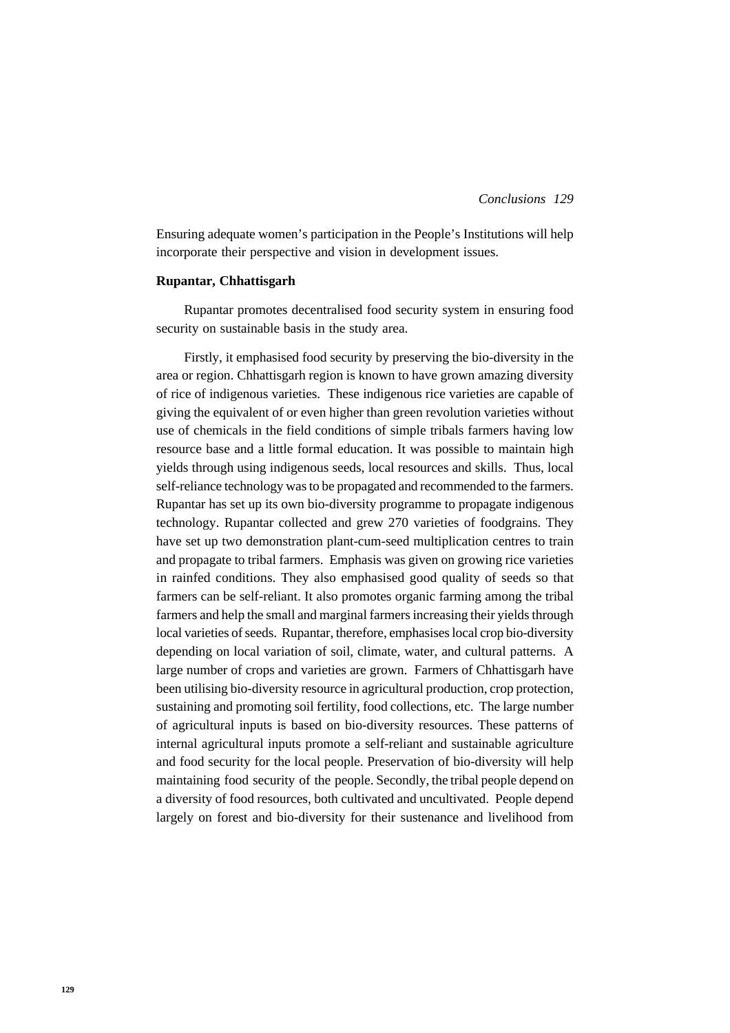Ensuring adequate women's participation in the People's Institutions will help incorporate their perspective and vision in development issues.

**Rupantar, Chhattisgarh**

Rupantar promotes decentralised food security system in ensuring food security on sustainable basis in the study area.

Firstly, it emphasised food security by preserving the bio-diversity in the area or region. Chhattisgarh region is known to have grown amazing diversity of rice of indigenous varieties. These indigenous rice varieties are capable of giving the equivalent of or even higher than green revolution varieties without use of chemicals in the field conditions of simple tribals farmers having low resource base and a little formal education. It was possible to maintain high yields through using indigenous seeds, local resources and skills. Thus, local self-reliance technology was to be propagated and recommended to the farmers. Rupantar has set up its own bio-diversity programme to propagate indigenous technology. Rupantar collected and grew 270 varieties of foodgrains. They have set up two demonstration plant-cum-seed multiplication centres to train and propagate to tribal farmers. Emphasis was given on growing rice varieties in rainfed conditions. They also emphasised good quality of seeds so that farmers can be self-reliant. It also promotes organic farming among the tribal farmers and help the small and marginal farmers increasing their yields through local varieties of seeds. Rupantar, therefore, emphasises local crop bio-diversity depending on local variation of soil, climate, water, and cultural patterns. A large number of crops and varieties are grown. Farmers of Chhattisgarh have been utilising bio-diversity resource in agricultural production, crop protection, sustaining and promoting soil fertility, food collections, etc. The large number of agricultural inputs is based on bio-diversity resources. These patterns of internal agricultural inputs promote a self-reliant and sustainable agriculture and food security for the local people. Preservation of bio-diversity will help maintaining food security of the people. Secondly, the tribal people depend on a diversity of food resources, both cultivated and uncultivated. People depend largely on forest and bio-diversity for their sustenance and livelihood from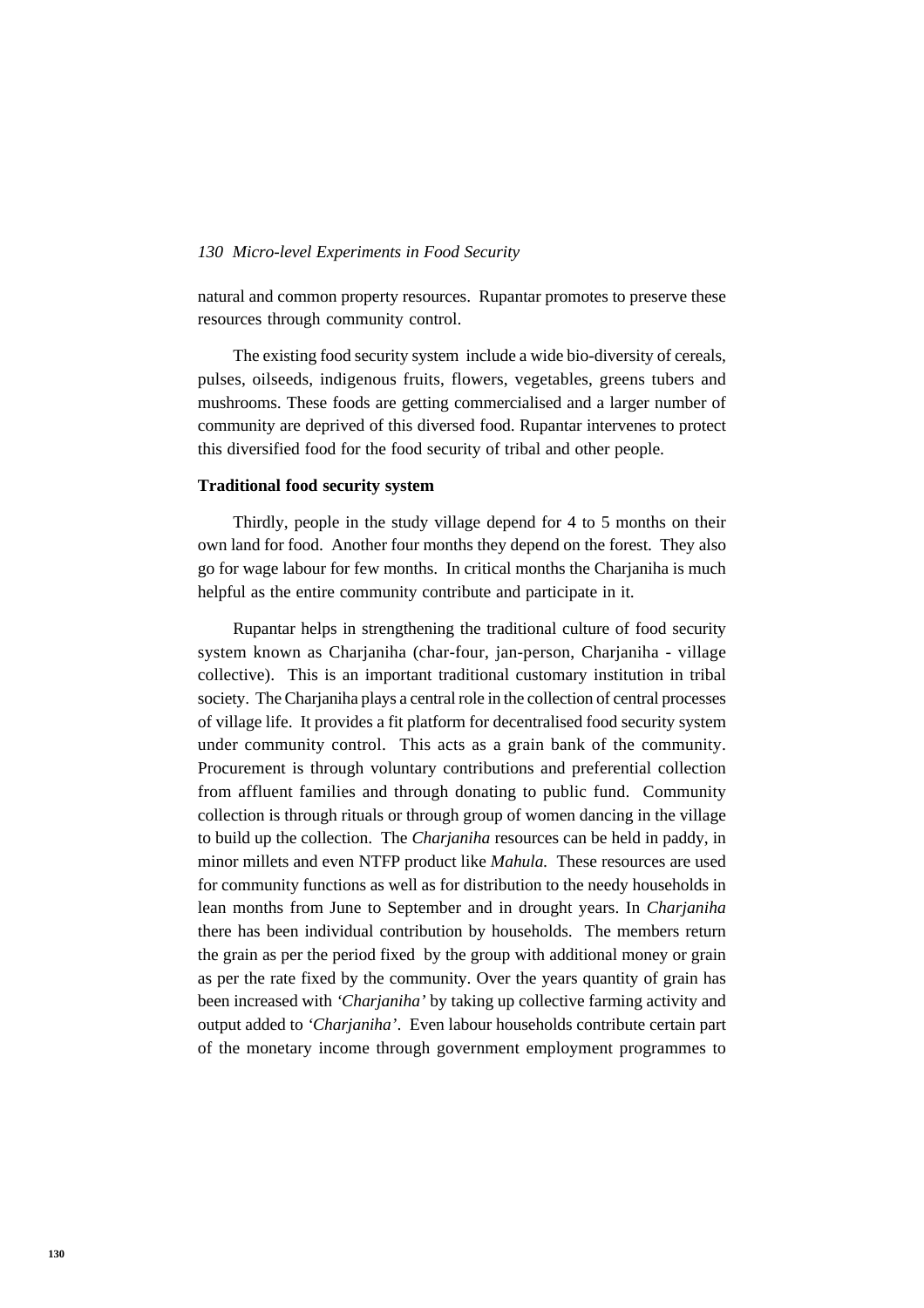natural and common property resources. Rupantar promotes to preserve these resources through community control.

The existing food security system include a wide bio-diversity of cereals, pulses, oilseeds, indigenous fruits, flowers, vegetables, greens tubers and mushrooms. These foods are getting commercialised and a larger number of community are deprived of this diversed food. Rupantar intervenes to protect this diversified food for the food security of tribal and other people.

**Traditional food security system**

Thirdly, people in the study village depend for 4 to 5 months on their own land for food. Another four months they depend on the forest. They also go for wage labour for few months. In critical months the Charjaniha is much helpful as the entire community contribute and participate in it.

Rupantar helps in strengthening the traditional culture of food security system known as Charjaniha (char-four, jan-person, Charjaniha - village collective). This is an important traditional customary institution in tribal society. The Charjaniha plays a central role in the collection of central processes of village life. It provides a fit platform for decentralised food security system under community control. This acts as a grain bank of the community. Procurement is through voluntary contributions and preferential collection from affluent families and through donating to public fund. Community collection is through rituals or through group of women dancing in the village to build up the collection. The *Charjaniha* resources can be held in paddy, in minor millets and even NTFP product like *Mahula.* These resources are used for community functions as well as for distribution to the needy households in lean months from June to September and in drought years. In *Charjaniha* there has been individual contribution by households. The members return the grain as per the period fixed by the group with additional money or grain as per the rate fixed by the community. Over the years quantity of grain has been increased with *'Charjaniha'* by taking up collective farming activity and output added to *'Charjaniha'*. Even labour households contribute certain part of the monetary income through government employment programmes to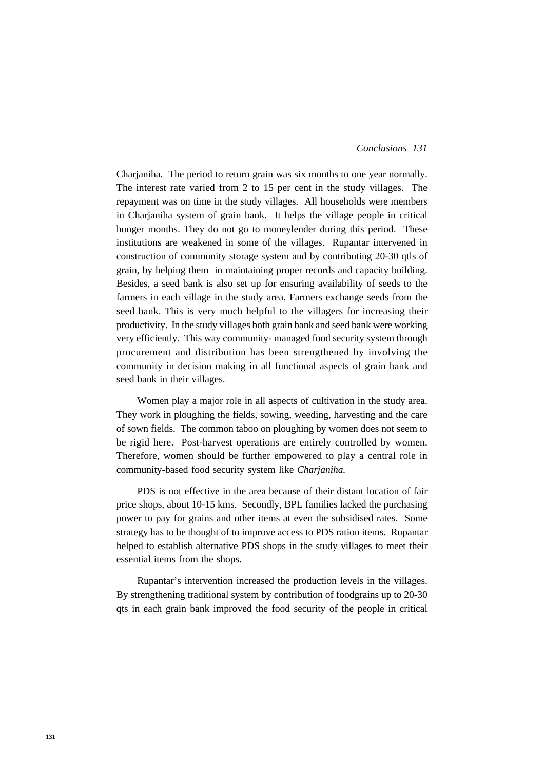Charjaniha. The period to return grain was six months to one year normally. The interest rate varied from 2 to 15 per cent in the study villages. The repayment was on time in the study villages. All households were members in Charjaniha system of grain bank. It helps the village people in critical hunger months. They do not go to moneylender during this period. These institutions are weakened in some of the villages. Rupantar intervened in construction of community storage system and by contributing 20-30 qtls of grain, by helping them in maintaining proper records and capacity building. Besides, a seed bank is also set up for ensuring availability of seeds to the farmers in each village in the study area. Farmers exchange seeds from the seed bank. This is very much helpful to the villagers for increasing their productivity. In the study villages both grain bank and seed bank were working very efficiently. This way community- managed food security system through procurement and distribution has been strengthened by involving the community in decision making in all functional aspects of grain bank and seed bank in their villages.

Women play a major role in all aspects of cultivation in the study area. They work in ploughing the fields, sowing, weeding, harvesting and the care of sown fields. The common taboo on ploughing by women does not seem to be rigid here. Post-harvest operations are entirely controlled by women. Therefore, women should be further empowered to play a central role in community-based food security system like *Charjaniha.*

PDS is not effective in the area because of their distant location of fair price shops, about 10-15 kms. Secondly, BPL families lacked the purchasing power to pay for grains and other items at even the subsidised rates. Some strategy has to be thought of to improve access to PDS ration items. Rupantar helped to establish alternative PDS shops in the study villages to meet their essential items from the shops.

Rupantar's intervention increased the production levels in the villages. By strengthening traditional system by contribution of foodgrains up to 20-30 qts in each grain bank improved the food security of the people in critical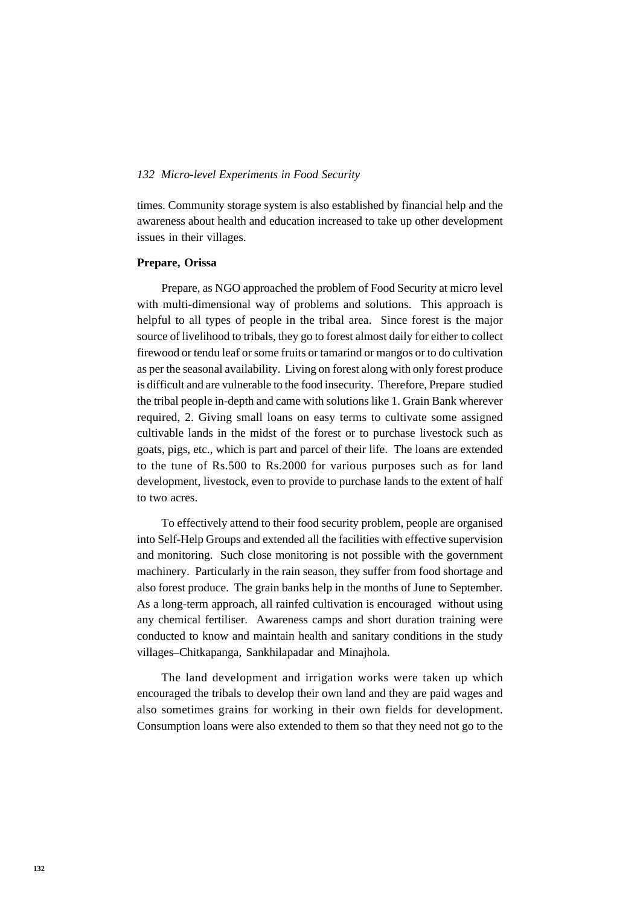times. Community storage system is also established by financial help and the awareness about health and education increased to take up other development issues in their villages.

**Prepare, Orissa**

Prepare, as NGO approached the problem of Food Security at micro level with multi-dimensional way of problems and solutions. This approach is helpful to all types of people in the tribal area. Since forest is the major source of livelihood to tribals, they go to forest almost daily for either to collect firewood or tendu leaf or some fruits or tamarind or mangos or to do cultivation as per the seasonal availability. Living on forest along with only forest produce is difficult and are vulnerable to the food insecurity. Therefore, Prepare studied the tribal people in-depth and came with solutions like 1. Grain Bank wherever required, 2. Giving small loans on easy terms to cultivate some assigned cultivable lands in the midst of the forest or to purchase livestock such as goats, pigs, etc., which is part and parcel of their life. The loans are extended to the tune of Rs.500 to Rs.2000 for various purposes such as for land development, livestock, even to provide to purchase lands to the extent of half to two acres.

To effectively attend to their food security problem, people are organised into Self-Help Groups and extended all the facilities with effective supervision and monitoring. Such close monitoring is not possible with the government machinery. Particularly in the rain season, they suffer from food shortage and also forest produce. The grain banks help in the months of June to September. As a long-term approach, all rainfed cultivation is encouraged without using any chemical fertiliser. Awareness camps and short duration training were conducted to know and maintain health and sanitary conditions in the study villages–Chitkapanga, Sankhilapadar and Minajhola.

The land development and irrigation works were taken up which encouraged the tribals to develop their own land and they are paid wages and also sometimes grains for working in their own fields for development. Consumption loans were also extended to them so that they need not go to the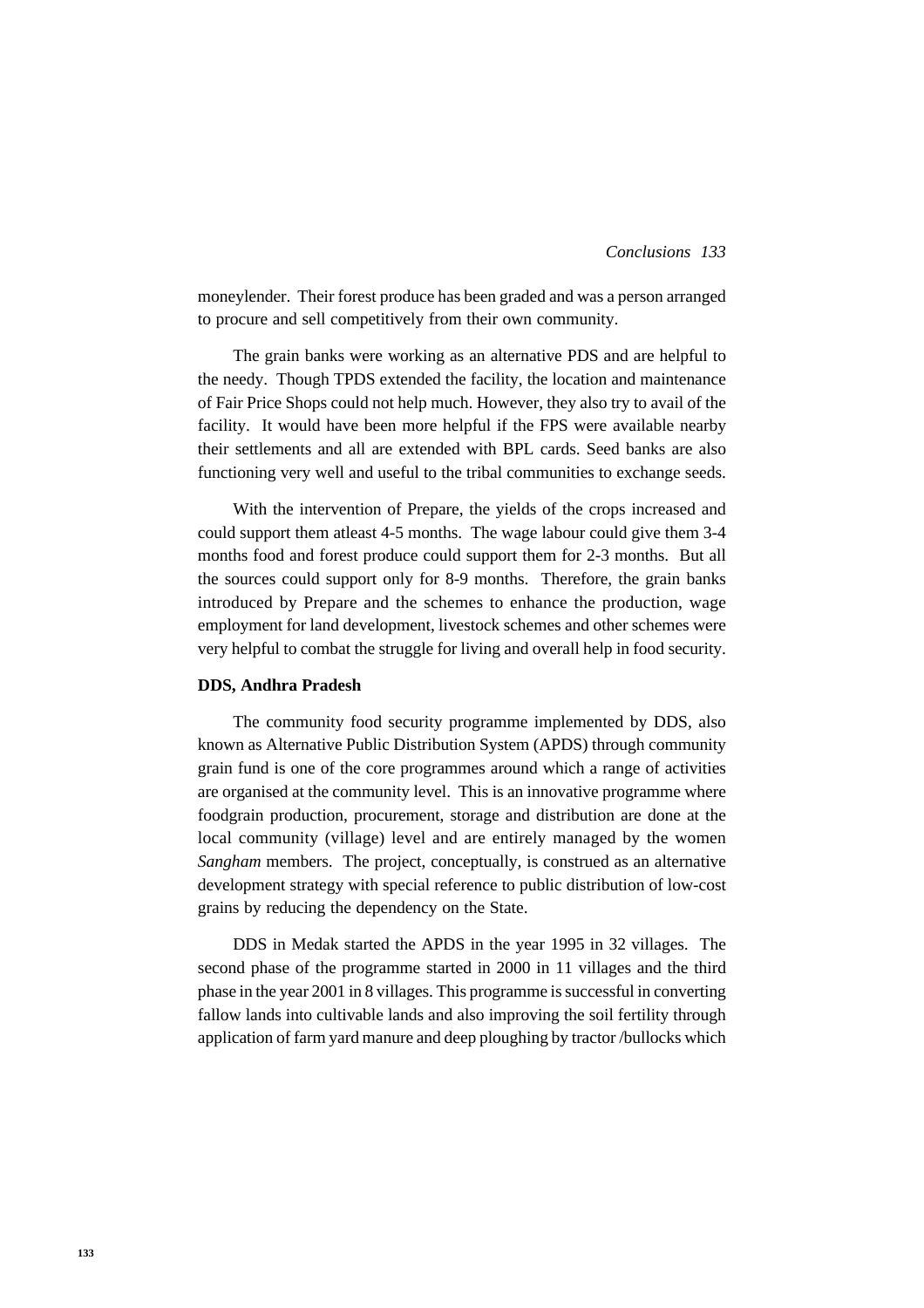moneylender. Their forest produce has been graded and was a person arranged to procure and sell competitively from their own community.

The grain banks were working as an alternative PDS and are helpful to the needy. Though TPDS extended the facility, the location and maintenance of Fair Price Shops could not help much. However, they also try to avail of the facility. It would have been more helpful if the FPS were available nearby their settlements and all are extended with BPL cards. Seed banks are also functioning very well and useful to the tribal communities to exchange seeds.

With the intervention of Prepare, the yields of the crops increased and could support them atleast 4-5 months. The wage labour could give them 3-4 months food and forest produce could support them for 2-3 months. But all the sources could support only for 8-9 months. Therefore, the grain banks introduced by Prepare and the schemes to enhance the production, wage employment for land development, livestock schemes and other schemes were very helpful to combat the struggle for living and overall help in food security.

**DDS, Andhra Pradesh**

The community food security programme implemented by DDS, also known as Alternative Public Distribution System (APDS) through community grain fund is one of the core programmes around which a range of activities are organised at the community level. This is an innovative programme where foodgrain production, procurement, storage and distribution are done at the local community (village) level and are entirely managed by the women *Sangham* members. The project, conceptually, is construed as an alternative development strategy with special reference to public distribution of low-cost grains by reducing the dependency on the State.

DDS in Medak started the APDS in the year 1995 in 32 villages. The second phase of the programme started in 2000 in 11 villages and the third phase in the year 2001 in 8 villages. This programme is successful in converting fallow lands into cultivable lands and also improving the soil fertility through application of farm yard manure and deep ploughing by tractor /bullocks which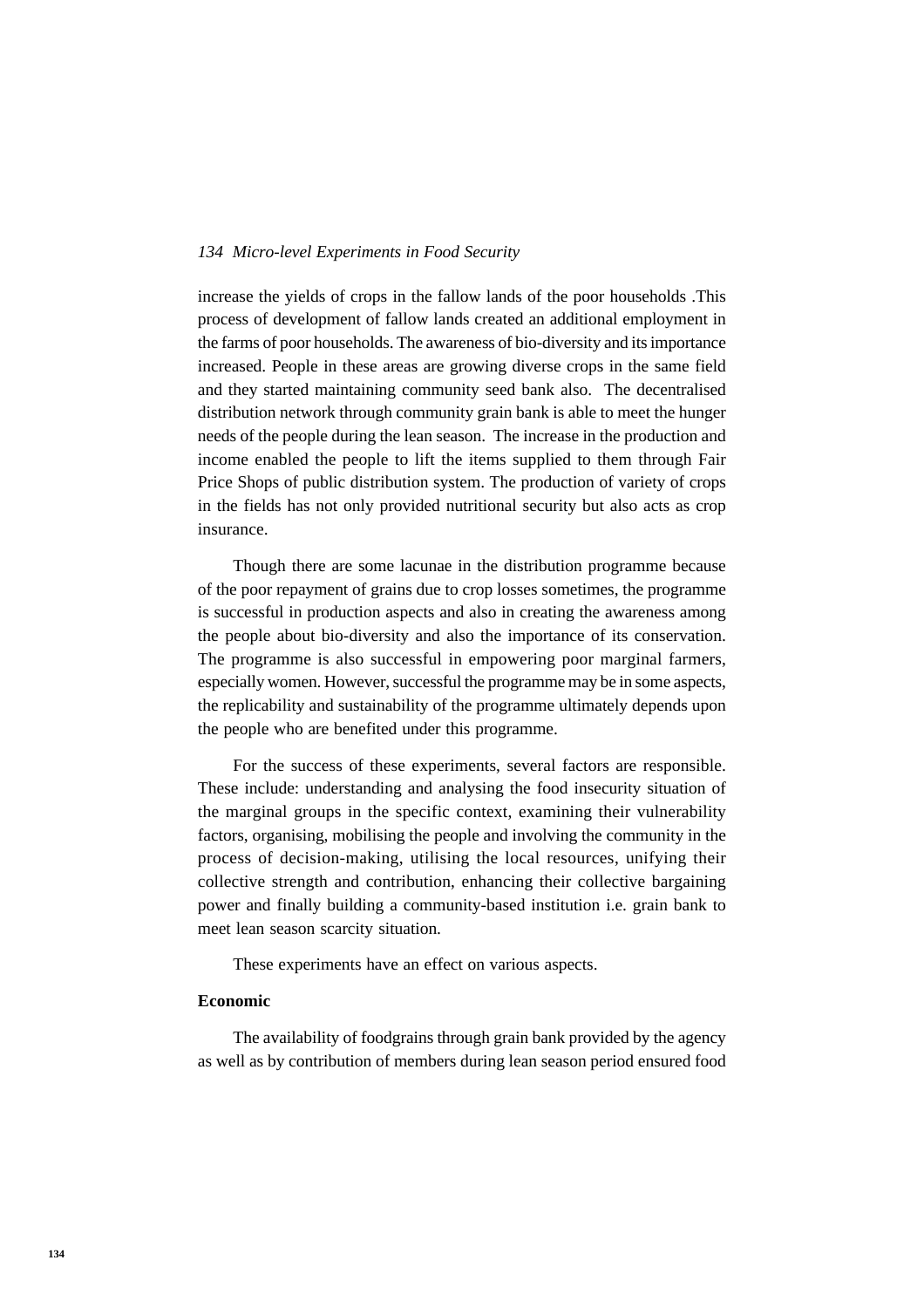increase the yields of crops in the fallow lands of the poor households .This process of development of fallow lands created an additional employment in the farms of poor households. The awareness of bio-diversity and its importance increased. People in these areas are growing diverse crops in the same field and they started maintaining community seed bank also. The decentralised distribution network through community grain bank is able to meet the hunger needs of the people during the lean season. The increase in the production and income enabled the people to lift the items supplied to them through Fair Price Shops of public distribution system. The production of variety of crops in the fields has not only provided nutritional security but also acts as crop insurance.

Though there are some lacunae in the distribution programme because of the poor repayment of grains due to crop losses sometimes, the programme is successful in production aspects and also in creating the awareness among the people about bio-diversity and also the importance of its conservation. The programme is also successful in empowering poor marginal farmers, especially women. However, successful the programme may be in some aspects, the replicability and sustainability of the programme ultimately depends upon the people who are benefited under this programme.

For the success of these experiments, several factors are responsible. These include: understanding and analysing the food insecurity situation of the marginal groups in the specific context, examining their vulnerability factors, organising, mobilising the people and involving the community in the process of decision-making, utilising the local resources, unifying their collective strength and contribution, enhancing their collective bargaining power and finally building a community-based institution i.e. grain bank to meet lean season scarcity situation.

These experiments have an effect on various aspects.

**Economic**

The availability of foodgrains through grain bank provided by the agency as well as by contribution of members during lean season period ensured food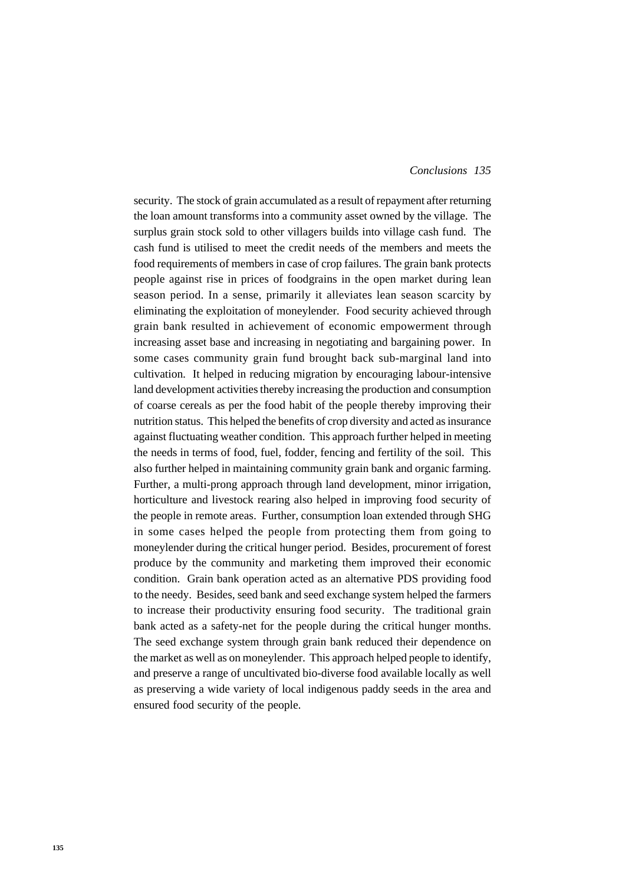security. The stock of grain accumulated as a result of repayment after returning the loan amount transforms into a community asset owned by the village. The surplus grain stock sold to other villagers builds into village cash fund. The cash fund is utilised to meet the credit needs of the members and meets the food requirements of members in case of crop failures. The grain bank protects people against rise in prices of foodgrains in the open market during lean season period. In a sense, primarily it alleviates lean season scarcity by eliminating the exploitation of moneylender. Food security achieved through grain bank resulted in achievement of economic empowerment through increasing asset base and increasing in negotiating and bargaining power. In some cases community grain fund brought back sub-marginal land into cultivation. It helped in reducing migration by encouraging labour-intensive land development activities thereby increasing the production and consumption of coarse cereals as per the food habit of the people thereby improving their nutrition status. This helped the benefits of crop diversity and acted as insurance against fluctuating weather condition. This approach further helped in meeting the needs in terms of food, fuel, fodder, fencing and fertility of the soil. This also further helped in maintaining community grain bank and organic farming. Further, a multi-prong approach through land development, minor irrigation, horticulture and livestock rearing also helped in improving food security of the people in remote areas. Further, consumption loan extended through SHG in some cases helped the people from protecting them from going to moneylender during the critical hunger period. Besides, procurement of forest produce by the community and marketing them improved their economic condition. Grain bank operation acted as an alternative PDS providing food to the needy. Besides, seed bank and seed exchange system helped the farmers to increase their productivity ensuring food security. The traditional grain bank acted as a safety-net for the people during the critical hunger months. The seed exchange system through grain bank reduced their dependence on the market as well as on moneylender. This approach helped people to identify, and preserve a range of uncultivated bio-diverse food available locally as well as preserving a wide variety of local indigenous paddy seeds in the area and ensured food security of the people.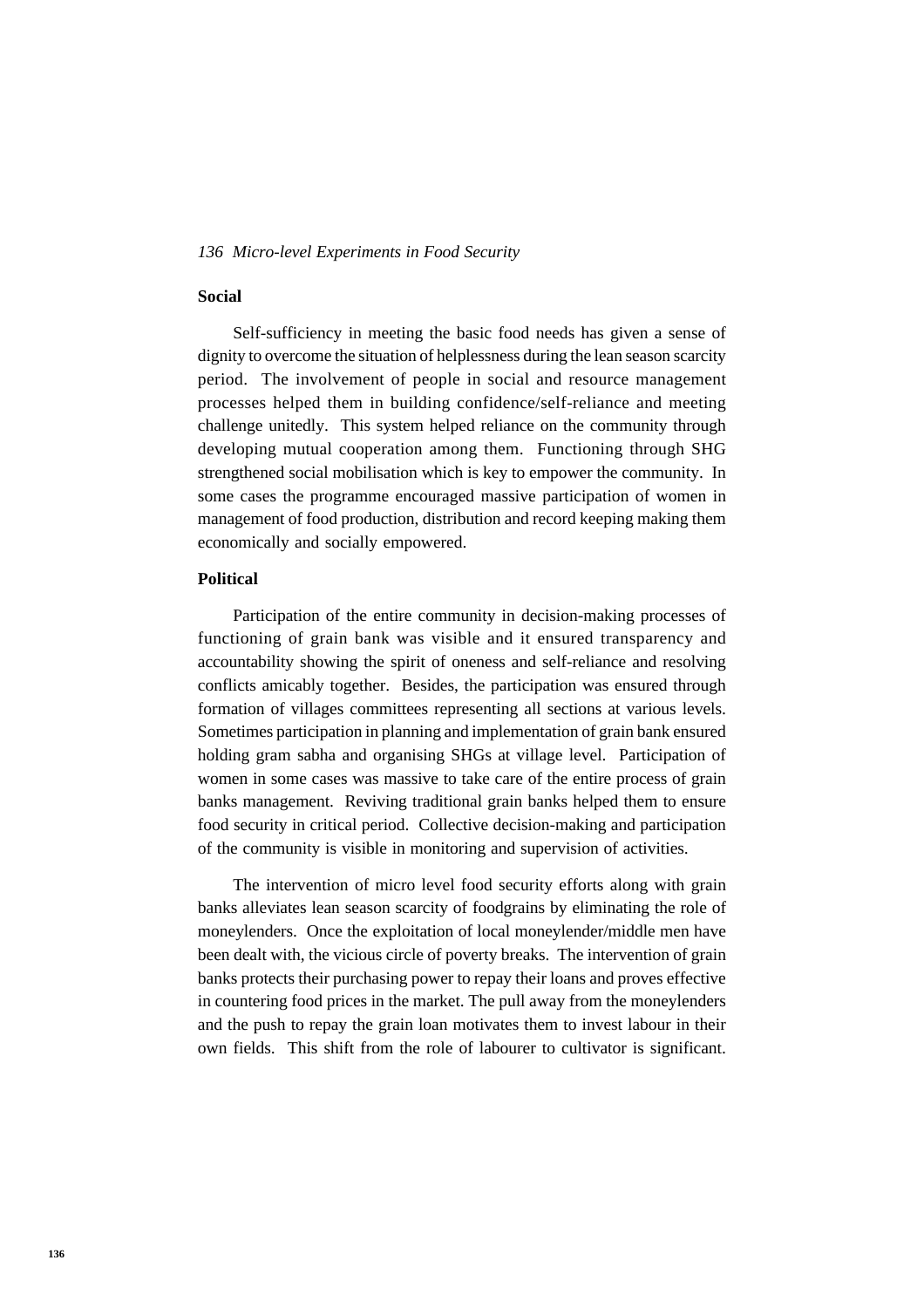**Social**

Self-sufficiency in meeting the basic food needs has given a sense of dignity to overcome the situation of helplessness during the lean season scarcity period. The involvement of people in social and resource management processes helped them in building confidence/self-reliance and meeting challenge unitedly. This system helped reliance on the community through developing mutual cooperation among them. Functioning through SHG strengthened social mobilisation which is key to empower the community. In some cases the programme encouraged massive participation of women in management of food production, distribution and record keeping making them economically and socially empowered.

**Political**

Participation of the entire community in decision-making processes of functioning of grain bank was visible and it ensured transparency and accountability showing the spirit of oneness and self-reliance and resolving conflicts amicably together. Besides, the participation was ensured through formation of villages committees representing all sections at various levels. Sometimes participation in planning and implementation of grain bank ensured holding gram sabha and organising SHGs at village level. Participation of women in some cases was massive to take care of the entire process of grain banks management. Reviving traditional grain banks helped them to ensure food security in critical period. Collective decision-making and participation of the community is visible in monitoring and supervision of activities.

The intervention of micro level food security efforts along with grain banks alleviates lean season scarcity of foodgrains by eliminating the role of moneylenders. Once the exploitation of local moneylender/middle men have been dealt with, the vicious circle of poverty breaks. The intervention of grain banks protects their purchasing power to repay their loans and proves effective in countering food prices in the market. The pull away from the moneylenders and the push to repay the grain loan motivates them to invest labour in their own fields. This shift from the role of labourer to cultivator is significant.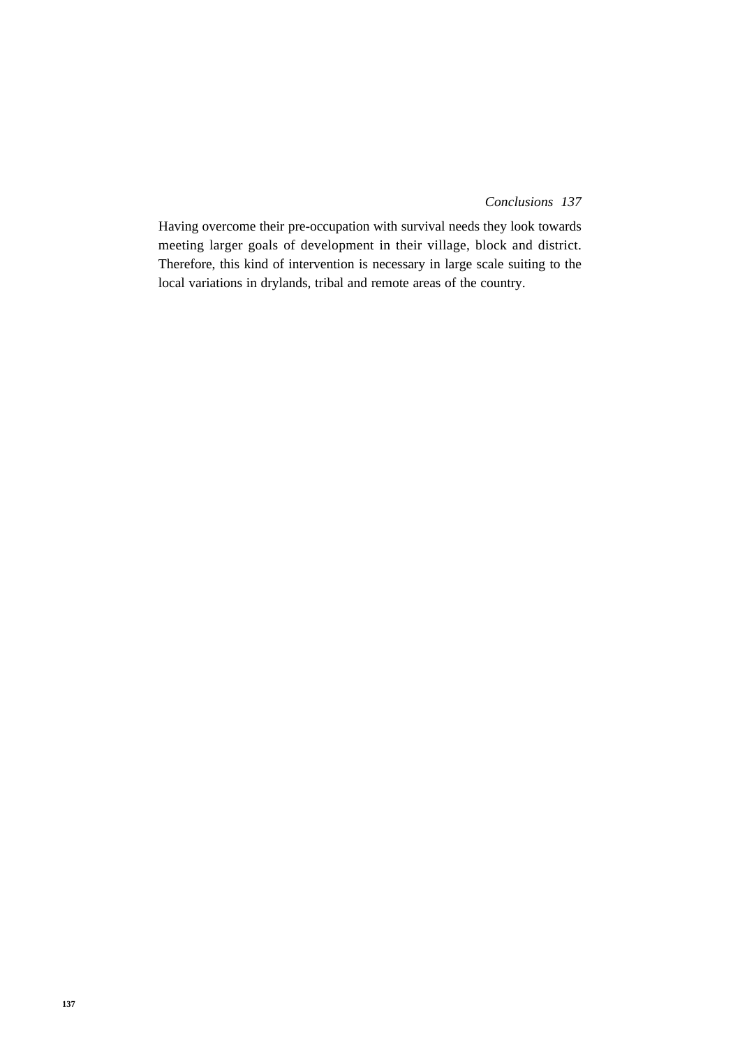Having overcome their pre-occupation with survival needs they look towards meeting larger goals of development in their village, block and district. Therefore, this kind of intervention is necessary in large scale suiting to the local variations in drylands, tribal and remote areas of the country.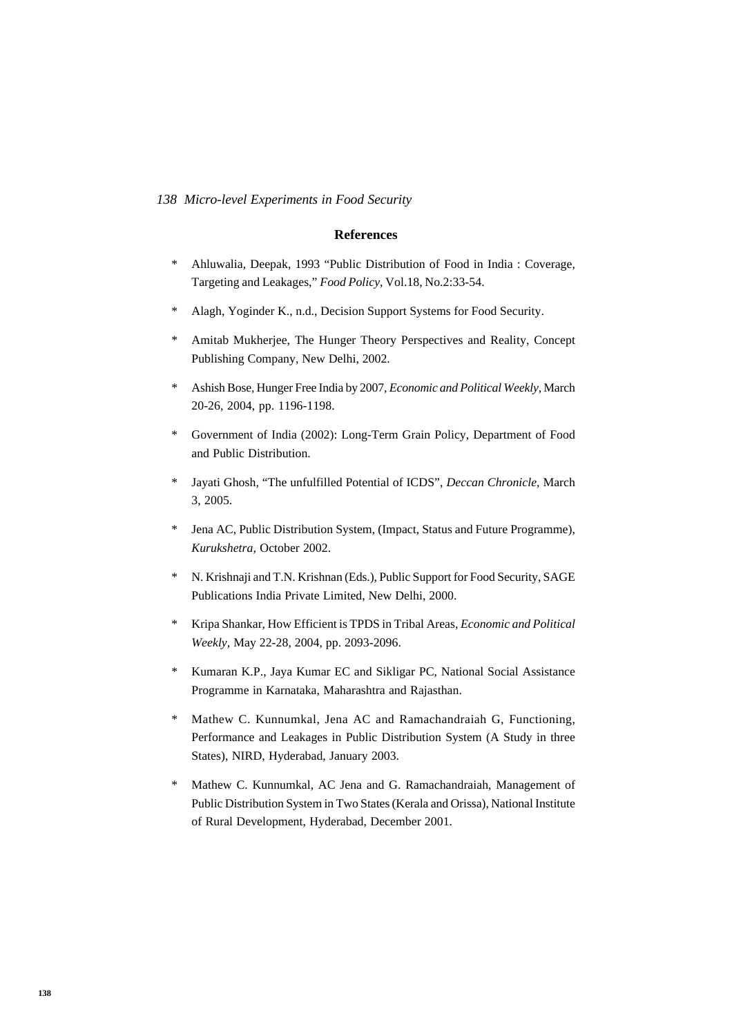## References

- Ahluwalia, Deepak, 1993 "Public Distribution of Food in India : Coverage, Targeting and Leakages," *Food Policy*, Vol.18, No.2:33-54.
- Alagh, Yoginder K., n.d., Decision Support Systems for Food Security.
- Amitab Mukherjee, The Hunger Theory Perspectives and Reality, Concept Publishing Company, New Delhi, 2002.
- Ashish Bose, Hunger Free India by 2007, *Economic and Political Weekly*, March 20-26, 2004, pp. 1196-1198.
- Government of India (2002): Long-Term Grain Policy, Department of Food and Public Distribution.
- Jayati Ghosh, "The unfulfilled Potential of ICDS", *Deccan Chronicle*, March 3, 2005.
- Jena AC, Public Distribution System, (Impact, Status and Future Programme), *Kurukshetra*, October 2002.
- N. Krishnaji and T.N. Krishnan (Eds.), Public Support for Food Security, SAGE Publications India Private Limited, New Delhi, 2000.
- Kripa Shankar, How Efficient is TPDS in Tribal Areas, *Economic and Political Weekly*, May 22-28, 2004, pp. 2093-2096.
- Kumaran K.P., Jaya Kumar EC and Sikligar PC, National Social Assistance Programme in Karnataka, Maharashtra and Rajasthan.
- Mathew C. Kunnumkal, Jena AC and Ramachandraiah G, Functioning, Performance and Leakages in Public Distribution System (A Study in three States), NIRD, Hyderabad, January 2003.
- Mathew C. Kunnumkal, AC Jena and G. Ramachandraiah, Management of Public Distribution System in Two States (Kerala and Orissa), National Institute of Rural Development, Hyderabad, December 2001.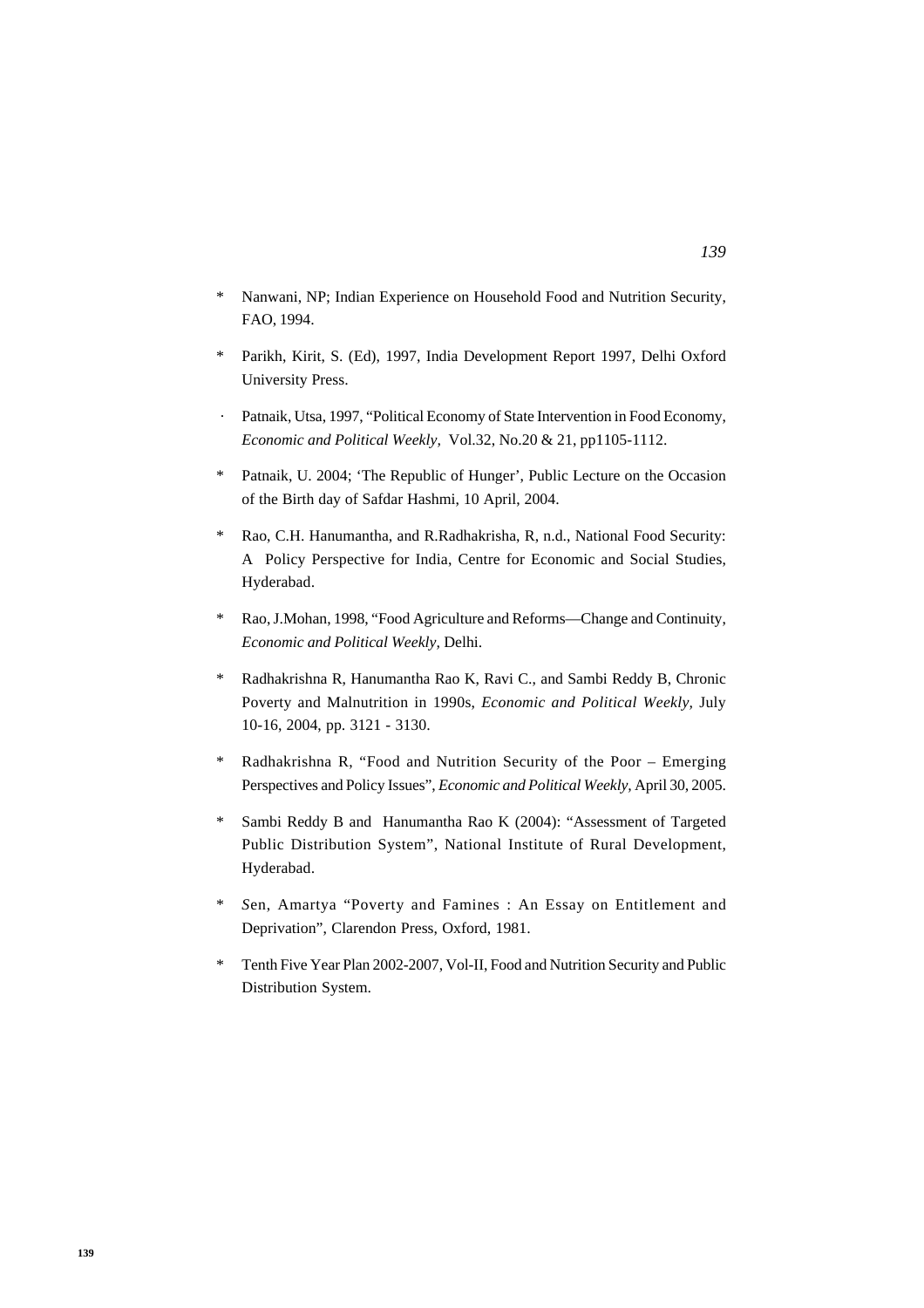* Nanwani, NP; Indian Experience on Household Food and Nutrition Security, FAO, 1994.

* Parikh, Kirit, S. (Ed), 1997, India Development Report 1997, Delhi Oxford University Press.

· Patnaik, Utsa, 1997, "Political Economy of State Intervention in Food Economy, *Economic and Political Weekly,* Vol.32, No.20 & 21, pp1105-1112.

* Patnaik, U. 2004; 'The Republic of Hunger', Public Lecture on the Occasion of the Birth day of Safdar Hashmi, 10 April, 2004.

* Rao, C.H. Hanumantha, and R.Radhakrisha, R, n.d., National Food Security: A Policy Perspective for India, Centre for Economic and Social Studies, Hyderabad.

* Rao, J.Mohan, 1998, "Food Agriculture and Reforms—Change and Continuity, *Economic and Political Weekly,* Delhi.

* Radhakrishna R, Hanumantha Rao K, Ravi C., and Sambi Reddy B, Chronic Poverty and Malnutrition in 1990s, *Economic and Political Weekly,* July 10-16, 2004, pp. 3121 - 3130.

* Radhakrishna R, "Food and Nutrition Security of the Poor – Emerging Perspectives and Policy Issues", *Economic and Political Weekly,* April 30, 2005.

* Sambi Reddy B and Hanumantha Rao K (2004): "Assessment of Targeted Public Distribution System", National Institute of Rural Development, Hyderabad.

* Sen, Amartya "Poverty and Famines : An Essay on Entitlement and Deprivation", Clarendon Press, Oxford, 1981.

* Tenth Five Year Plan 2002-2007, Vol-II, Food and Nutrition Security and Public Distribution System.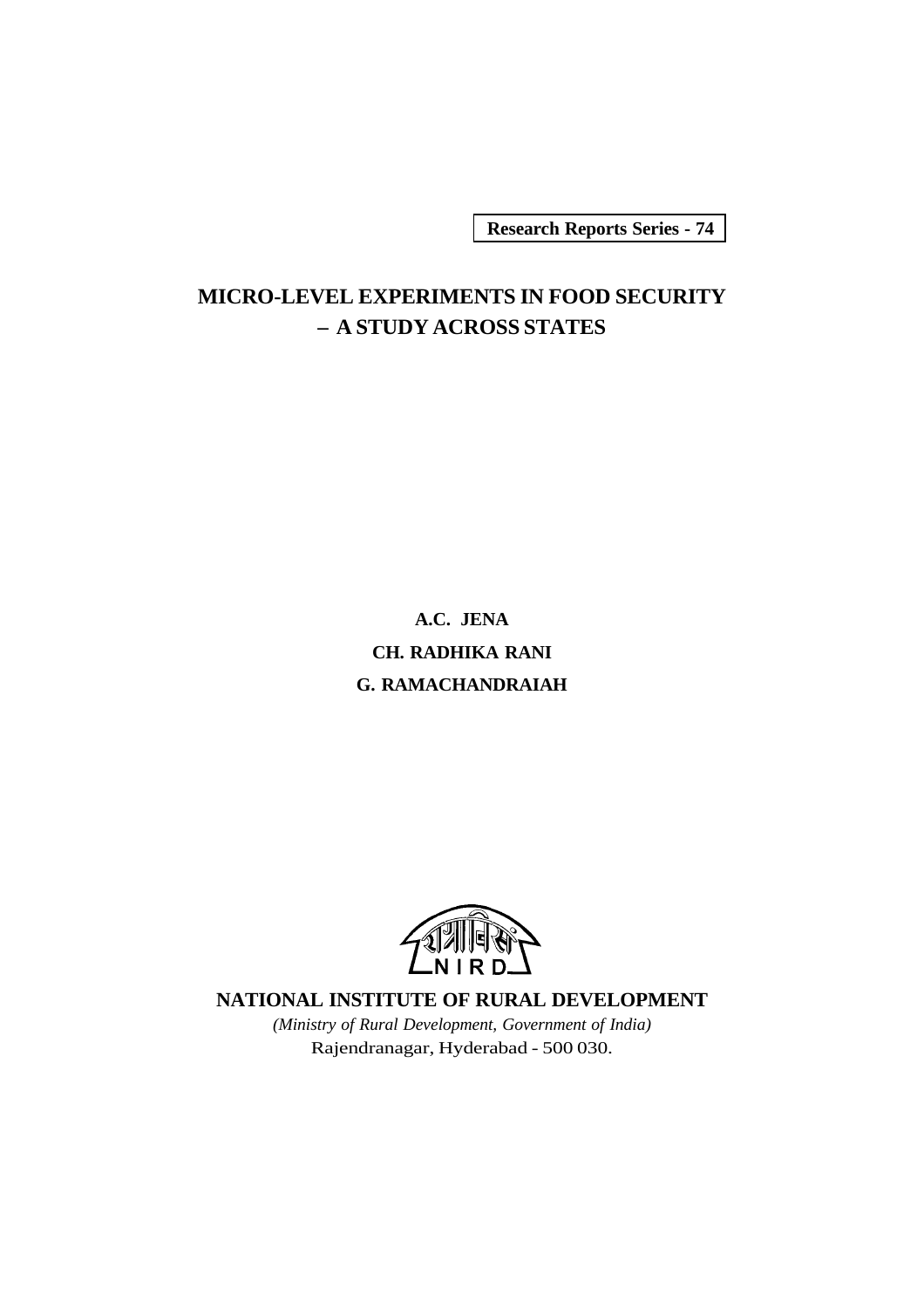Research Reports Series - 74

# MICRO-LEVEL EXPERIMENTS IN FOOD SECURITY – A STUDY ACROSS STATES

**A.C. JENA**

**CH. RADHIKA RANI**

**G. RAMACHANDRAIAH**

**NATIONAL INSTITUTE OF RURAL DEVELOPMENT**

*(Ministry of Rural Development, Government of India)*

Rajendranagar, Hyderabad - 500 030.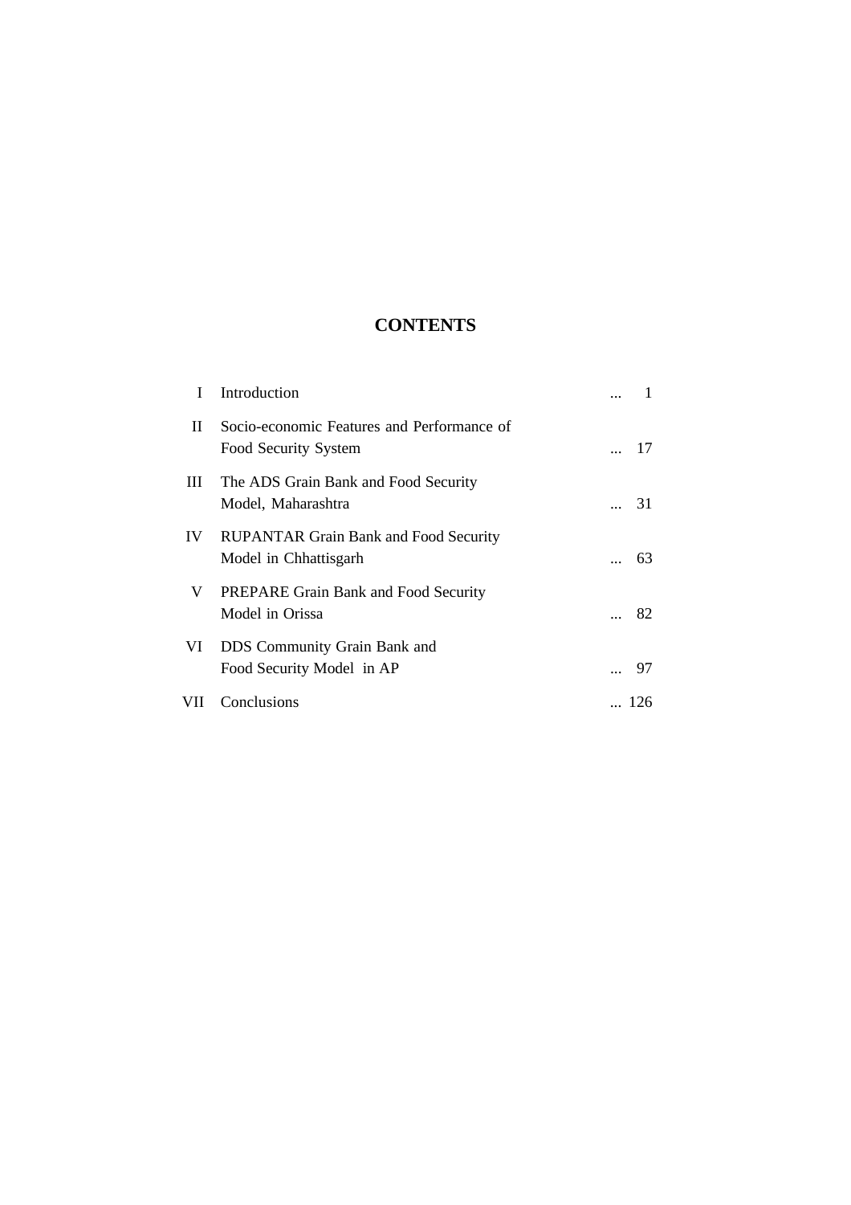# CONTENTS

| | | |
|---|---|---|
| I | Introduction | ... 1 |
| II | Socio-economic Features and Performance of Food Security System | ... 17 |
| III | The ADS Grain Bank and Food Security Model, Maharashtra | ... 31 |
| IV | RUPANTAR Grain Bank and Food Security Model in Chhattisgarh | ... 63 |
| V | PREPARE Grain Bank and Food Security Model in Orissa | ... 82 |
| VI | DDS Community Grain Bank and Food Security Model in AP | ... 97 |
| VII | Conclusions | ... 126 |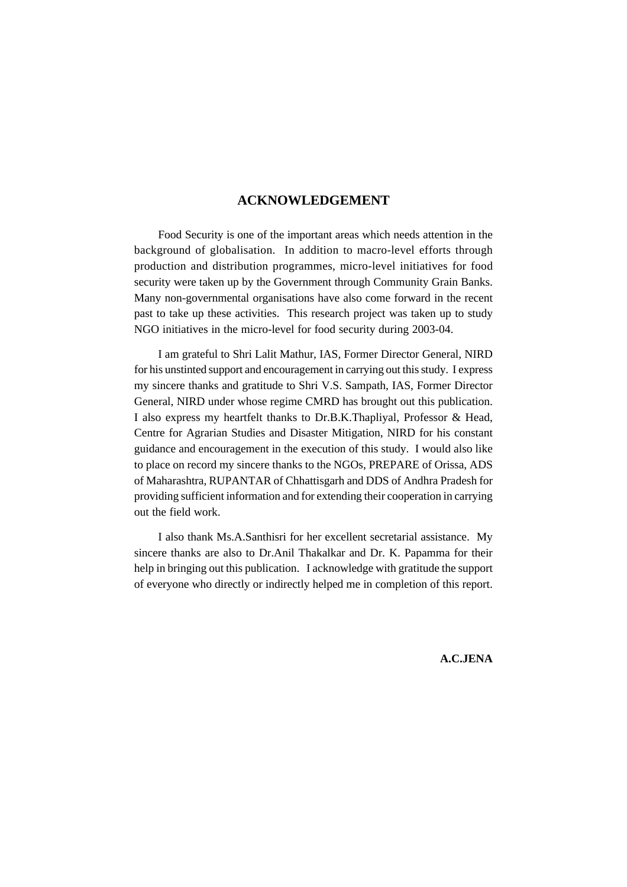## ACKNOWLEDGEMENT

Food Security is one of the important areas which needs attention in the background of globalisation. In addition to macro-level efforts through production and distribution programmes, micro-level initiatives for food security were taken up by the Government through Community Grain Banks. Many non-governmental organisations have also come forward in the recent past to take up these activities. This research project was taken up to study NGO initiatives in the micro-level for food security during 2003-04.

I am grateful to Shri Lalit Mathur, IAS, Former Director General, NIRD for his unstinted support and encouragement in carrying out this study. I express my sincere thanks and gratitude to Shri V.S. Sampath, IAS, Former Director General, NIRD under whose regime CMRD has brought out this publication. I also express my heartfelt thanks to Dr.B.K.Thapliyal, Professor & Head, Centre for Agrarian Studies and Disaster Mitigation, NIRD for his constant guidance and encouragement in the execution of this study. I would also like to place on record my sincere thanks to the NGOs, PREPARE of Orissa, ADS of Maharashtra, RUPANTAR of Chhattisgarh and DDS of Andhra Pradesh for providing sufficient information and for extending their cooperation in carrying out the field work.

I also thank Ms.A.Santhisri for her excellent secretarial assistance. My sincere thanks are also to Dr.Anil Thakalkar and Dr. K. Papamma for their help in bringing out this publication. I acknowledge with gratitude the support of everyone who directly or indirectly helped me in completion of this report.

**A.C.JENA**